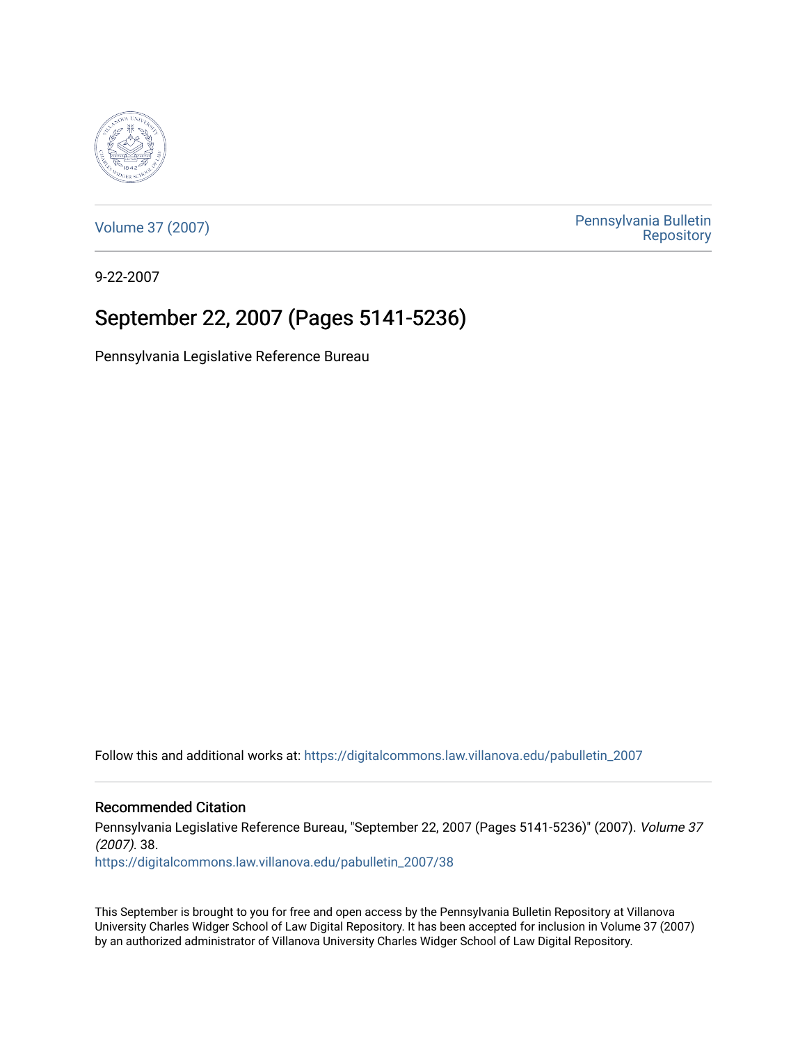Volume 37 (2007)

Pennsylvania Bulletin Repository

9-22-2007

# September 22, 2007 (Pages 5141-5236)

Pennsylvania Legislative Reference Bureau

Follow this and additional works at: https://digitalcommons.law.villanova.edu/pabulletin_2007

### Recommended Citation

Pennsylvania Legislative Reference Bureau, "September 22, 2007 (Pages 5141-5236)" (2007). *Volume 37 (2007)*. 38.
https://digitalcommons.law.villanova.edu/pabulletin_2007/38

This September is brought to you for free and open access by the Pennsylvania Bulletin Repository at Villanova University Charles Widger School of Law Digital Repository. It has been accepted for inclusion in Volume 37 (2007) by an authorized administrator of Villanova University Charles Widger School of Law Digital Repository.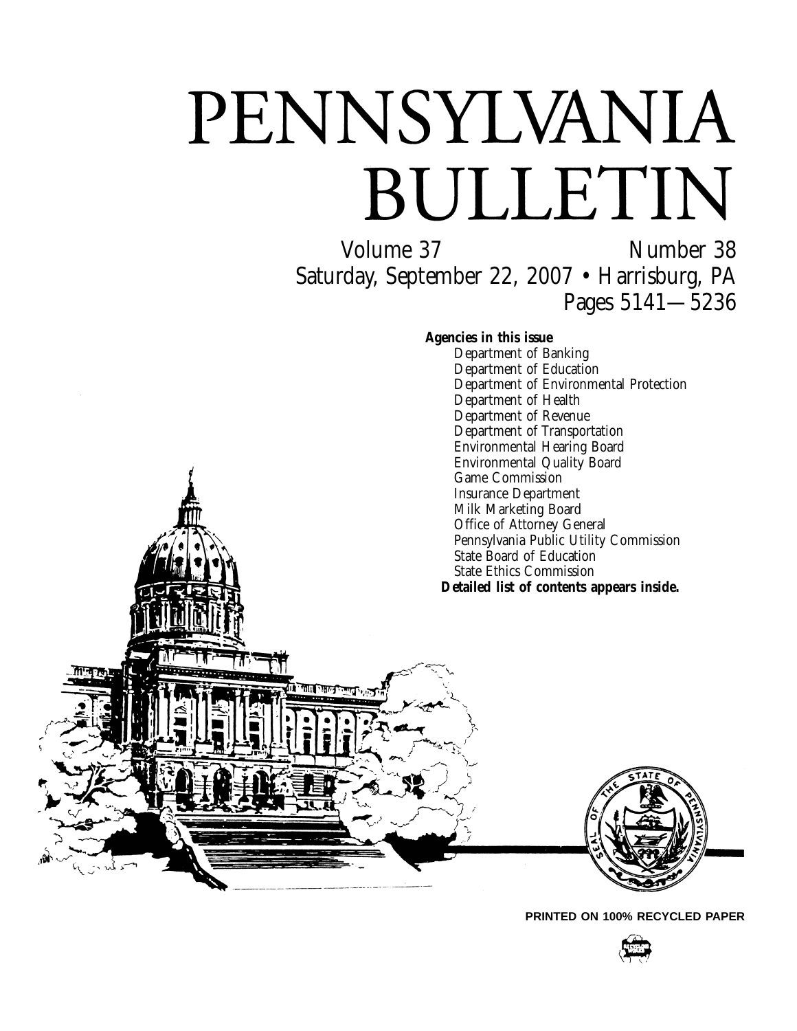# PENNSYLVANIA BULLETIN

Volume 37 Number 38

Saturday, September 22, 2007 • Harrisburg, PA

Pages 5141—5236

**Agencies in this issue**

- Department of Banking
- Department of Education
- Department of Environmental Protection
- Department of Health
- Department of Revenue
- Department of Transportation
- Environmental Hearing Board
- Environmental Quality Board
- Game Commission
- Insurance Department
- Milk Marketing Board
- Office of Attorney General
- Pennsylvania Public Utility Commission
- State Board of Education
- State Ethics Commission

**Detailed list of contents appears inside.**

**PRINTED ON 100% RECYCLED PAPER**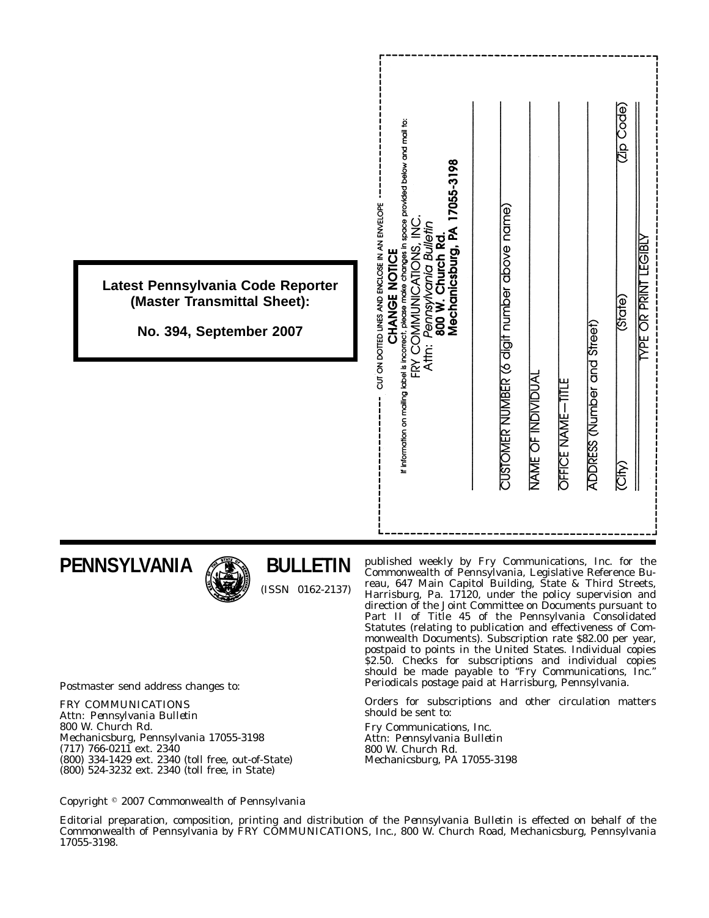**Latest Pennsylvania Code Reporter (Master Transmittal Sheet):**

**No. 394, September 2007**

CUT ON DOTTED LINES AND ENCLOSE IN AN ENVELOPE

**CHANGE NOTICE**

If information on mailing label is incorrect, please make changes in space provided below and mail to:

FRY COMMUNICATIONS, INC.
Attn: *Pennsylvania Bulletin*
**800 W. Church Rd.**
**Mechanicsburg, PA 17055-3198**

CUSTOMER NUMBER (6 digit number above name)

NAME OF INDIVIDUAL

OFFICE NAME—TITLE

ADDRESS (Number and Street)

(City) (State) (Zip Code)

TYPE OR PRINT LEGIBLY

# PENNSYLVANIA BULLETIN

(ISSN 0162-2137)

published weekly by Fry Communications, Inc. for the Commonwealth of Pennsylvania, Legislative Reference Bureau, 647 Main Capitol Building, State & Third Streets, Harrisburg, Pa. 17120, under the policy supervision and direction of the Joint Committee on Documents pursuant to Part II of Title 45 of the Pennsylvania Consolidated Statutes (relating to publication and effectiveness of Commonwealth Documents). Subscription rate $82.00 per year, postpaid to points in the United States. Individual copies $2.50. Checks for subscriptions and individual copies should be made payable to "Fry Communications, Inc." Periodicals postage paid at Harrisburg, Pennsylvania.

Orders for subscriptions and other circulation matters should be sent to:

Fry Communications, Inc.
Attn: *Pennsylvania Bulletin*
800 W. Church Rd.
Mechanicsburg, PA 17055-3198

Postmaster send address changes to:

FRY COMMUNICATIONS
Attn: *Pennsylvania Bulletin*
800 W. Church Rd.
Mechanicsburg, Pennsylvania 17055-3198
(717) 766-0211 ext. 2340
(800) 334-1429 ext. 2340 (toll free, out-of-State)
(800) 524-3232 ext. 2340 (toll free, in State)

Copyright © 2007 Commonwealth of Pennsylvania

Editorial preparation, composition, printing and distribution of the *Pennsylvania Bulletin* is effected on behalf of the Commonwealth of Pennsylvania by FRY COMMUNICATIONS, Inc., 800 W. Church Road, Mechanicsburg, Pennsylvania 17055-3198.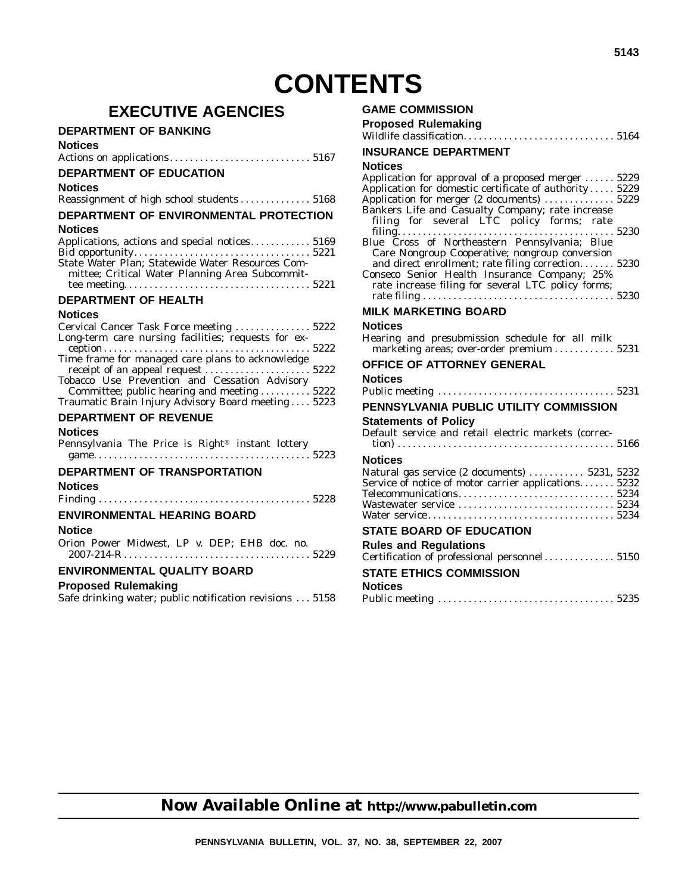# CONTENTS

## EXECUTIVE AGENCIES

### DEPARTMENT OF BANKING

**Notices**

Actions on applications . . . . . . . . . . . . . . . . . . . . . . . . . . . 5167

### DEPARTMENT OF EDUCATION

**Notices**

Reassignment of high school students . . . . . . . . . . . . . . 5168

### DEPARTMENT OF ENVIRONMENTAL PROTECTION

**Notices**

Applications, actions and special notices . . . . . . . . . . . . 5169
Bid opportunity . . . . . . . . . . . . . . . . . . . . . . . . . . . . . . . . . . . 5221
State Water Plan; Statewide Water Resources Committee; Critical Water Planning Area Subcommittee meeting . . . . . . . . . . . . . . . . . . . . . . . . . . . . . . . . . . . . 5221

### DEPARTMENT OF HEALTH

**Notices**

Cervical Cancer Task Force meeting . . . . . . . . . . . . . . . 5222
Long-term care nursing facilities; requests for exception . . . . . . . . . . . . . . . . . . . . . . . . . . . . . . . . . . . . . . . . . 5222
Time frame for managed care plans to acknowledge receipt of an appeal request . . . . . . . . . . . . . . . . . . . . 5222
Tobacco Use Prevention and Cessation Advisory Committee; public hearing and meeting . . . . . . . . . . 5222
Traumatic Brain Injury Advisory Board meeting . . . . 5223

### DEPARTMENT OF REVENUE

**Notices**

Pennsylvania The Price is Right® instant lottery game . . . . . . . . . . . . . . . . . . . . . . . . . . . . . . . . . . . . . . . . . . 5223

### DEPARTMENT OF TRANSPORTATION

**Notices**

Finding . . . . . . . . . . . . . . . . . . . . . . . . . . . . . . . . . . . . . . . . . 5228

### ENVIRONMENTAL HEARING BOARD

**Notice**

Orion Power Midwest, LP v. DEP; EHB doc. no. 2007-214-R . . . . . . . . . . . . . . . . . . . . . . . . . . . . . . . . . . . . 5229

### ENVIRONMENTAL QUALITY BOARD

**Proposed Rulemaking**

Safe drinking water; public notification revisions . . . 5158

### GAME COMMISSION

**Proposed Rulemaking**

Wildlife classification . . . . . . . . . . . . . . . . . . . . . . . . . . . . . 5164

### INSURANCE DEPARTMENT

**Notices**

Application for approval of a proposed merger . . . . . . 5229
Application for domestic certificate of authority . . . . . 5229
Application for merger (2 documents) . . . . . . . . . . . . . 5229
Bankers Life and Casualty Company; rate increase filing for several LTC policy forms; rate filing . . . . . . . . . . . . . . . . . . . . . . . . . . . . . . . . . . . . . . . . . 5230
Blue Cross of Northeastern Pennsylvania; Blue Care Nongroup Cooperative; nongroup conversion and direct enrollment; rate filing correction . . . . . . . 5230
Conseco Senior Health Insurance Company; 25% rate increase filing for several LTC policy forms; rate filing . . . . . . . . . . . . . . . . . . . . . . . . . . . . . . . . . . . . . 5230

### MILK MARKETING BOARD

**Notices**

Hearing and presubmission schedule for all milk marketing areas; over-order premium . . . . . . . . . . . . 5231

### OFFICE OF ATTORNEY GENERAL

**Notices**

Public meeting . . . . . . . . . . . . . . . . . . . . . . . . . . . . . . . . . . 5231

### PENNSYLVANIA PUBLIC UTILITY COMMISSION

**Statements of Policy**

Default service and retail electric markets (correction) . . . . . . . . . . . . . . . . . . . . . . . . . . . . . . . . . . . . . . . . . . 5166

**Notices**

Natural gas service (2 documents) . . . . . . . . . . . 5231, 5232
Service of notice of motor carrier applications . . . . . . . 5232
Telecommunications . . . . . . . . . . . . . . . . . . . . . . . . . . . . . . 5234
Wastewater service . . . . . . . . . . . . . . . . . . . . . . . . . . . . . . 5234
Water service . . . . . . . . . . . . . . . . . . . . . . . . . . . . . . . . . . . . 5234

### STATE BOARD OF EDUCATION

**Rules and Regulations**

Certification of professional personnel . . . . . . . . . . . . . 5150

### STATE ETHICS COMMISSION

**Notices**

Public meeting . . . . . . . . . . . . . . . . . . . . . . . . . . . . . . . . . . 5235

**Now Available Online at http://www.pabulletin.com**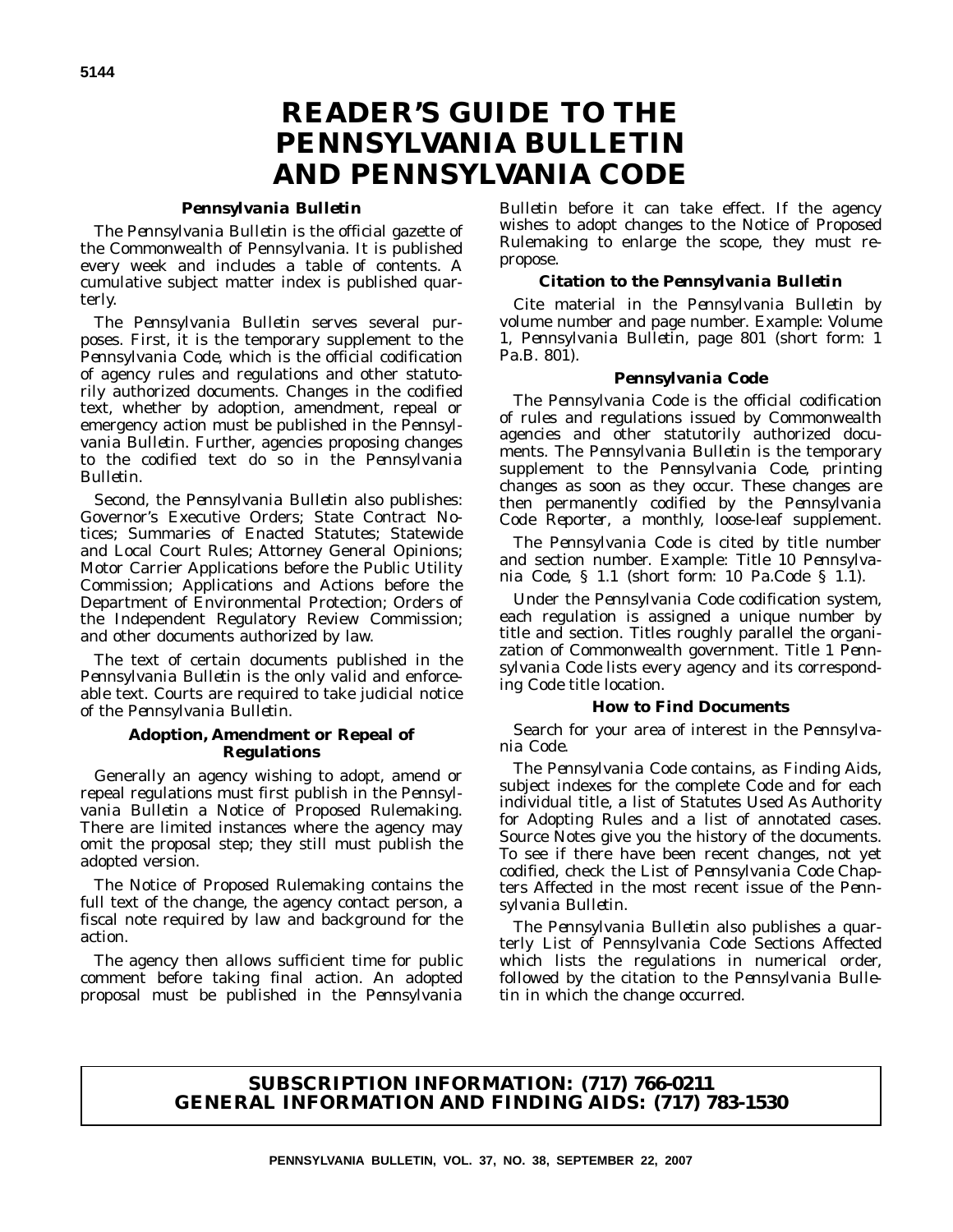# READER'S GUIDE TO THE PENNSYLVANIA BULLETIN AND PENNSYLVANIA CODE

### *Pennsylvania Bulletin*

The *Pennsylvania Bulletin* is the official gazette of the Commonwealth of Pennsylvania. It is published every week and includes a table of contents. A cumulative subject matter index is published quarterly.

The *Pennsylvania Bulletin* serves several purposes. First, it is the temporary supplement to the *Pennsylvania Code*, which is the official codification of agency rules and regulations and other statutorily authorized documents. Changes in the codified text, whether by adoption, amendment, repeal or emergency action must be published in the *Pennsylvania Bulletin*. Further, agencies proposing changes to the codified text do so in the *Pennsylvania Bulletin*.

Second, the *Pennsylvania Bulletin* also publishes: Governor's Executive Orders; State Contract Notices; Summaries of Enacted Statutes; Statewide and Local Court Rules; Attorney General Opinions; Motor Carrier Applications before the Public Utility Commission; Applications and Actions before the Department of Environmental Protection; Orders of the Independent Regulatory Review Commission; and other documents authorized by law.

The text of certain documents published in the *Pennsylvania Bulletin* is the only valid and enforceable text. Courts are required to take judicial notice of the *Pennsylvania Bulletin*.

### Adoption, Amendment or Repeal of Regulations

Generally an agency wishing to adopt, amend or repeal regulations must first publish in the *Pennsylvania Bulletin* a Notice of Proposed Rulemaking. There are limited instances where the agency may omit the proposal step; they still must publish the adopted version.

The Notice of Proposed Rulemaking contains the full text of the change, the agency contact person, a fiscal note required by law and background for the action.

The agency then allows sufficient time for public comment before taking final action. An adopted proposal must be published in the *Pennsylvania Bulletin* before it can take effect. If the agency wishes to adopt changes to the Notice of Proposed Rulemaking to enlarge the scope, they must repropose.

### Citation to the *Pennsylvania Bulletin*

Cite material in the *Pennsylvania Bulletin* by volume number and page number. Example: Volume 1, *Pennsylvania Bulletin*, page 801 (short form: 1 Pa.B. 801).

### *Pennsylvania Code*

The *Pennsylvania Code* is the official codification of rules and regulations issued by Commonwealth agencies and other statutorily authorized documents. The *Pennsylvania Bulletin* is the temporary supplement to the *Pennsylvania Code*, printing changes as soon as they occur. These changes are then permanently codified by the *Pennsylvania Code Reporter*, a monthly, loose-leaf supplement.

The *Pennsylvania Code* is cited by title number and section number. Example: Title 10 *Pennsylvania Code*, § 1.1 (short form: 10 Pa.Code § 1.1).

Under the *Pennsylvania Code* codification system, each regulation is assigned a unique number by title and section. Titles roughly parallel the organization of Commonwealth government. Title 1 *Pennsylvania Code* lists every agency and its corresponding Code title location.

### How to Find Documents

Search for your area of interest in the *Pennsylvania Code*.

The *Pennsylvania Code* contains, as Finding Aids, subject indexes for the complete Code and for each individual title, a list of Statutes Used As Authority for Adopting Rules and a list of annotated cases. Source Notes give you the history of the documents. To see if there have been recent changes, not yet codified, check the List of *Pennsylvania Code* Chapters Affected in the most recent issue of the *Pennsylvania Bulletin*.

The *Pennsylvania Bulletin* also publishes a quarterly List of Pennsylvania Code Sections Affected which lists the regulations in numerical order, followed by the citation to the *Pennsylvania Bulletin* in which the change occurred.

**SUBSCRIPTION INFORMATION: (717) 766-0211**
**GENERAL INFORMATION AND FINDING AIDS: (717) 783-1530**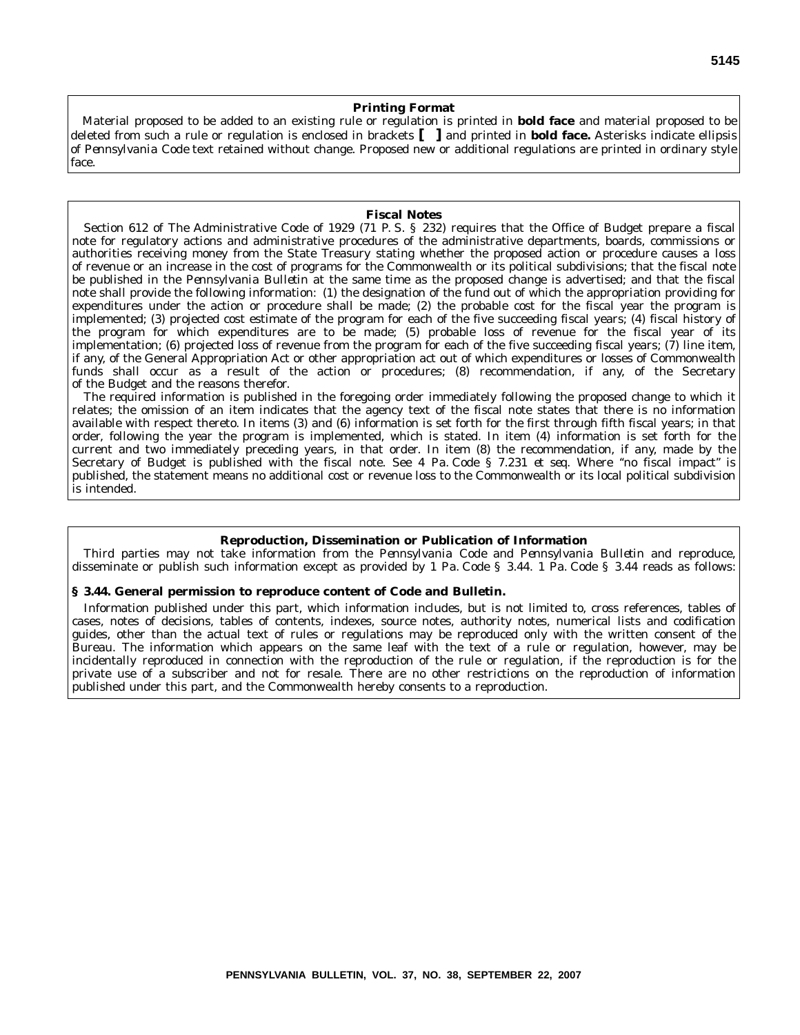## Printing Format

Material proposed to be added to an existing rule or regulation is printed in **bold face** and material proposed to be deleted from such a rule or regulation is enclosed in brackets **[ ]** and printed in **bold face.** Asterisks indicate ellipsis of *Pennsylvania Code* text retained without change. Proposed new or additional regulations are printed in ordinary style face.

## Fiscal Notes

Section 612 of The Administrative Code of 1929 (71 P. S. § 232) requires that the Office of Budget prepare a fiscal note for regulatory actions and administrative procedures of the administrative departments, boards, commissions or authorities receiving money from the State Treasury stating whether the proposed action or procedure causes a loss of revenue or an increase in the cost of programs for the Commonwealth or its political subdivisions; that the fiscal note be published in the *Pennsylvania Bulletin* at the same time as the proposed change is advertised; and that the fiscal note shall provide the following information: (1) the designation of the fund out of which the appropriation providing for expenditures under the action or procedure shall be made; (2) the probable cost for the fiscal year the program is implemented; (3) projected cost estimate of the program for each of the five succeeding fiscal years; (4) fiscal history of the program for which expenditures are to be made; (5) probable loss of revenue for the fiscal year of its implementation; (6) projected loss of revenue from the program for each of the five succeeding fiscal years; (7) line item, if any, of the General Appropriation Act or other appropriation act out of which expenditures or losses of Commonwealth funds shall occur as a result of the action or procedures; (8) recommendation, if any, of the Secretary of the Budget and the reasons therefor.

The required information is published in the foregoing order immediately following the proposed change to which it relates; the omission of an item indicates that the agency text of the fiscal note states that there is no information available with respect thereto. In items (3) and (6) information is set forth for the first through fifth fiscal years; in that order, following the year the program is implemented, which is stated. In item (4) information is set forth for the current and two immediately preceding years, in that order. In item (8) the recommendation, if any, made by the Secretary of Budget is published with the fiscal note. See 4 Pa. Code § 7.231 *et seq.* Where "no fiscal impact" is published, the statement means no additional cost or revenue loss to the Commonwealth or its local political subdivision is intended.

## Reproduction, Dissemination or Publication of Information

Third parties may not take information from the *Pennsylvania Code* and *Pennsylvania Bulletin* and reproduce, disseminate or publish such information except as provided by 1 Pa. Code § 3.44. 1 Pa. Code § 3.44 reads as follows:

### § 3.44. General permission to reproduce content of Code and Bulletin.

Information published under this part, which information includes, but is not limited to, cross references, tables of cases, notes of decisions, tables of contents, indexes, source notes, authority notes, numerical lists and codification guides, other than the actual text of rules or regulations may be reproduced only with the written consent of the Bureau. The information which appears on the same leaf with the text of a rule or regulation, however, may be incidentally reproduced in connection with the reproduction of the rule or regulation, if the reproduction is for the private use of a subscriber and not for resale. There are no other restrictions on the reproduction of information published under this part, and the Commonwealth hereby consents to a reproduction.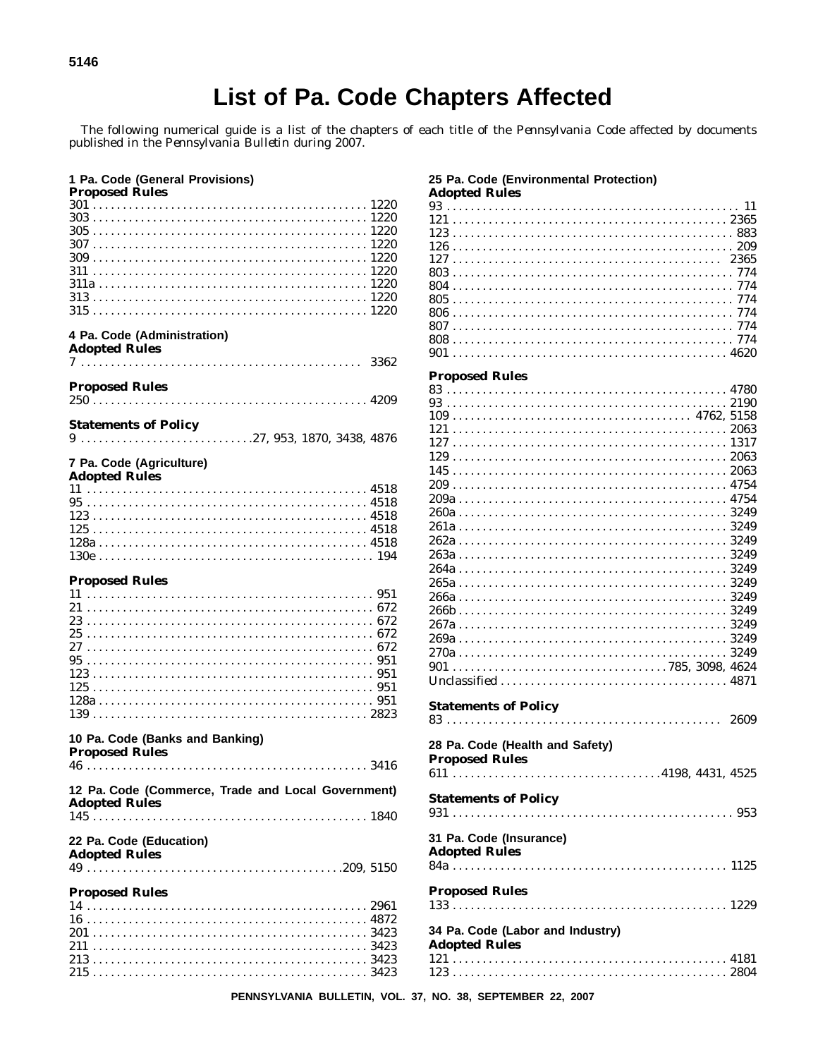# List of Pa. Code Chapters Affected

*The following numerical guide is a list of the chapters of each title of the* Pennsylvania Code *affected by documents published in the* Pennsylvania Bulletin *during 2007.*

### 1 Pa. Code (General Provisions)

**Proposed Rules**

301 . . . . . 1220
303 . . . . . 1220
305 . . . . . 1220
307 . . . . . 1220
309 . . . . . 1220
311 . . . . . 1220
311a . . . . . 1220
313 . . . . . 1220
315 . . . . . 1220

### 4 Pa. Code (Administration)

**Adopted Rules**

7 . . . . . 3362

**Proposed Rules**

250 . . . . . 4209

**Statements of Policy**

9 . . . . . 27, 953, 1870, 3438, 4876

### 7 Pa. Code (Agriculture)

**Adopted Rules**

11 . . . . . 4518
95 . . . . . 4518
123 . . . . . 4518
125 . . . . . 4518
128a . . . . . 4518
130e . . . . . 194

**Proposed Rules**

11 . . . . . 951
21 . . . . . 672
23 . . . . . 672
25 . . . . . 672
27 . . . . . 672
95 . . . . . 951
123 . . . . . 951
125 . . . . . 951
128a . . . . . 951
139 . . . . . 2823

### 10 Pa. Code (Banks and Banking)

**Proposed Rules**

46 . . . . . 3416

### 12 Pa. Code (Commerce, Trade and Local Government)

**Adopted Rules**

145 . . . . . 1840

### 22 Pa. Code (Education)

**Adopted Rules**

49 . . . . . 209, 5150

**Proposed Rules**

14 . . . . . 2961
16 . . . . . 4872
201 . . . . . 3423
211 . . . . . 3423
213 . . . . . 3423
215 . . . . . 3423

### 25 Pa. Code (Environmental Protection)

**Adopted Rules**

93 . . . . . 11
121 . . . . . 2365
123 . . . . . 883
126 . . . . . 209
127 . . . . . 2365
803 . . . . . 774
804 . . . . . 774
805 . . . . . 774
806 . . . . . 774
807 . . . . . 774
808 . . . . . 774
901 . . . . . 4620

**Proposed Rules**

83 . . . . . 4780
93 . . . . . 2190
109 . . . . . 4762, 5158
121 . . . . . 2063
127 . . . . . 1317
129 . . . . . 2063
145 . . . . . 2063
209 . . . . . 4754
209a . . . . . 4754
260a . . . . . 3249
261a . . . . . 3249
262a . . . . . 3249
263a . . . . . 3249
264a . . . . . 3249
265a . . . . . 3249
266a . . . . . 3249
266b . . . . . 3249
267a . . . . . 3249
269a . . . . . 3249
270a . . . . . 3249
901 . . . . . 785, 3098, 4624
Unclassified . . . . . 4871

**Statements of Policy**

83 . . . . . 2609

### 28 Pa. Code (Health and Safety)

**Proposed Rules**

611 . . . . . 4198, 4431, 4525

**Statements of Policy**

931 . . . . . 953

### 31 Pa. Code (Insurance)

**Adopted Rules**

84a . . . . . 1125

**Proposed Rules**

133 . . . . . 1229

### 34 Pa. Code (Labor and Industry)

**Adopted Rules**

121 . . . . . 4181
123 . . . . . 2804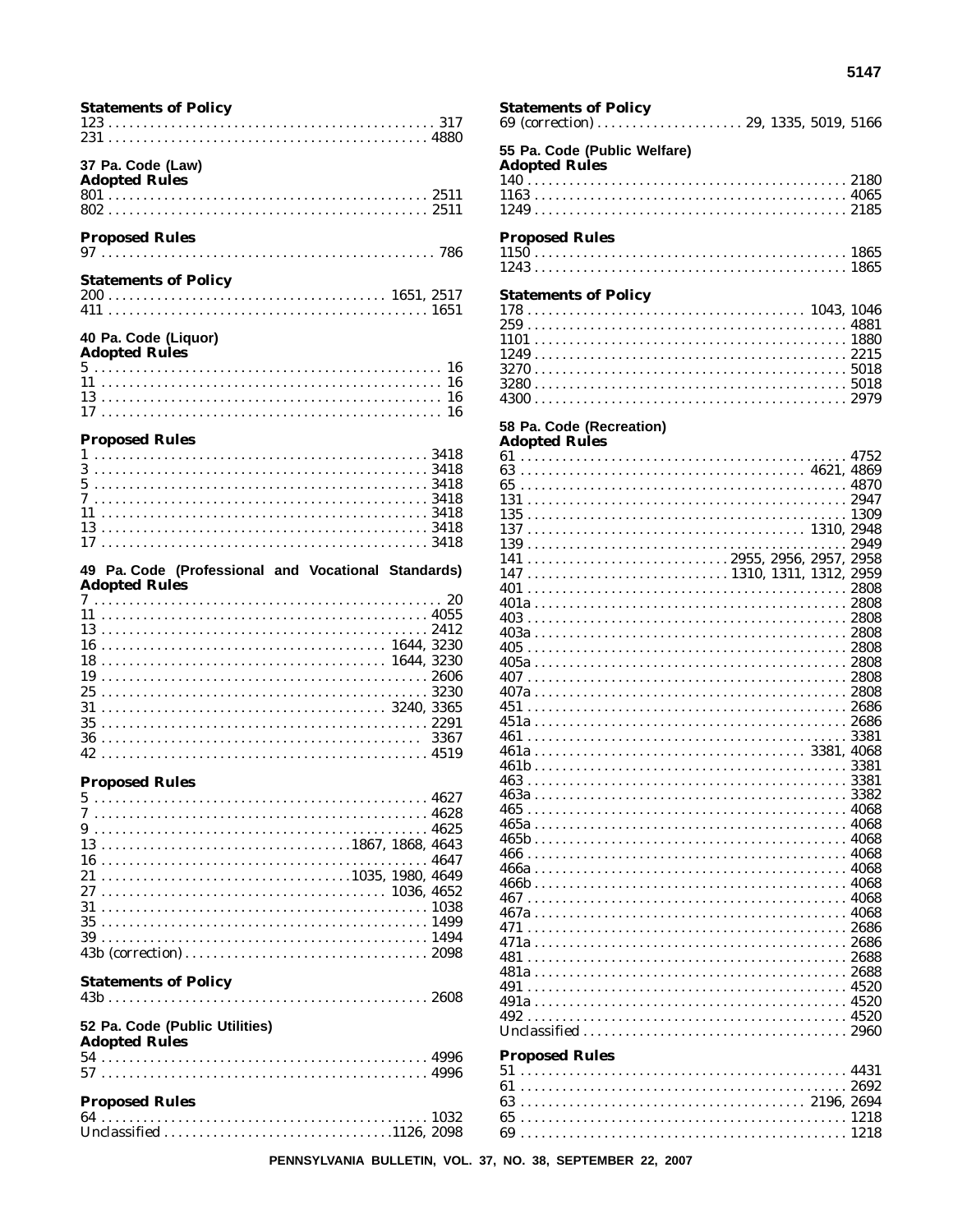**Statements of Policy**

123 . . . . . . . . . . . . . . . . . . . . . . . . . . . . . . . . . . . . . . . . . . . . . . 317
231 . . . . . . . . . . . . . . . . . . . . . . . . . . . . . . . . . . . . . . . . . . . . . 4880

**37 Pa. Code (Law)**

**Adopted Rules**

801 . . . . . . . . . . . . . . . . . . . . . . . . . . . . . . . . . . . . . . . . . . . . . 2511
802 . . . . . . . . . . . . . . . . . . . . . . . . . . . . . . . . . . . . . . . . . . . . . 2511

**Proposed Rules**

97 . . . . . . . . . . . . . . . . . . . . . . . . . . . . . . . . . . . . . . . . . . . . . . . 786

**Statements of Policy**

200 . . . . . . . . . . . . . . . . . . . . . . . . . . . . . . . . . . . . . . . 1651, 2517
411 . . . . . . . . . . . . . . . . . . . . . . . . . . . . . . . . . . . . . . . . . . . . . 1651

**40 Pa. Code (Liquor)**

**Adopted Rules**

5 . . . . . . . . . . . . . . . . . . . . . . . . . . . . . . . . . . . . . . . . . . . . . . . . . 16
11 . . . . . . . . . . . . . . . . . . . . . . . . . . . . . . . . . . . . . . . . . . . . . . . . 16
13 . . . . . . . . . . . . . . . . . . . . . . . . . . . . . . . . . . . . . . . . . . . . . . . . 16
17 . . . . . . . . . . . . . . . . . . . . . . . . . . . . . . . . . . . . . . . . . . . . . . . . 16

**Proposed Rules**

1 . . . . . . . . . . . . . . . . . . . . . . . . . . . . . . . . . . . . . . . . . . . . . . . 3418
3 . . . . . . . . . . . . . . . . . . . . . . . . . . . . . . . . . . . . . . . . . . . . . . . 3418
5 . . . . . . . . . . . . . . . . . . . . . . . . . . . . . . . . . . . . . . . . . . . . . . . 3418
7 . . . . . . . . . . . . . . . . . . . . . . . . . . . . . . . . . . . . . . . . . . . . . . . 3418
11 . . . . . . . . . . . . . . . . . . . . . . . . . . . . . . . . . . . . . . . . . . . . . . 3418
13 . . . . . . . . . . . . . . . . . . . . . . . . . . . . . . . . . . . . . . . . . . . . . . 3418
17 . . . . . . . . . . . . . . . . . . . . . . . . . . . . . . . . . . . . . . . . . . . . . . 3418

**49 Pa. Code (Professional and Vocational Standards)**

**Adopted Rules**

7 . . . . . . . . . . . . . . . . . . . . . . . . . . . . . . . . . . . . . . . . . . . . . . . . . 20
11 . . . . . . . . . . . . . . . . . . . . . . . . . . . . . . . . . . . . . . . . . . . . . . 4055
13 . . . . . . . . . . . . . . . . . . . . . . . . . . . . . . . . . . . . . . . . . . . . . . 2412
16 . . . . . . . . . . . . . . . . . . . . . . . . . . . . . . . . . . . . . . . . 1644, 3230
18 . . . . . . . . . . . . . . . . . . . . . . . . . . . . . . . . . . . . . . . . 1644, 3230
19 . . . . . . . . . . . . . . . . . . . . . . . . . . . . . . . . . . . . . . . . . . . . . . 2606
25 . . . . . . . . . . . . . . . . . . . . . . . . . . . . . . . . . . . . . . . . . . . . . . 3230
31 . . . . . . . . . . . . . . . . . . . . . . . . . . . . . . . . . . . . . . . . 3240, 3365
35 . . . . . . . . . . . . . . . . . . . . . . . . . . . . . . . . . . . . . . . . . . . . . . 2291
36 . . . . . . . . . . . . . . . . . . . . . . . . . . . . . . . . . . . . . . . . . . . . . . 3367
42 . . . . . . . . . . . . . . . . . . . . . . . . . . . . . . . . . . . . . . . . . . . . . . 4519

**Proposed Rules**

5 . . . . . . . . . . . . . . . . . . . . . . . . . . . . . . . . . . . . . . . . . . . . . . . 4627
7 . . . . . . . . . . . . . . . . . . . . . . . . . . . . . . . . . . . . . . . . . . . . . . . 4628
9 . . . . . . . . . . . . . . . . . . . . . . . . . . . . . . . . . . . . . . . . . . . . . . . 4625
13 . . . . . . . . . . . . . . . . . . . . . . . . . . . . . . . . . . . . 1867, 1868, 4643
16 . . . . . . . . . . . . . . . . . . . . . . . . . . . . . . . . . . . . . . . . . . . . . . 4647
21 . . . . . . . . . . . . . . . . . . . . . . . . . . . . . . . . . . . . 1035, 1980, 4649
27 . . . . . . . . . . . . . . . . . . . . . . . . . . . . . . . . . . . . . . . . 1036, 4652
31 . . . . . . . . . . . . . . . . . . . . . . . . . . . . . . . . . . . . . . . . . . . . . . 1038
35 . . . . . . . . . . . . . . . . . . . . . . . . . . . . . . . . . . . . . . . . . . . . . . 1499
39 . . . . . . . . . . . . . . . . . . . . . . . . . . . . . . . . . . . . . . . . . . . . . . 1494
43b (correction) . . . . . . . . . . . . . . . . . . . . . . . . . . . . . . . . . . . 2098

**Statements of Policy**

43b . . . . . . . . . . . . . . . . . . . . . . . . . . . . . . . . . . . . . . . . . . . . . 2608

**52 Pa. Code (Public Utilities)**

**Adopted Rules**

54 . . . . . . . . . . . . . . . . . . . . . . . . . . . . . . . . . . . . . . . . . . . . . . 4996
57 . . . . . . . . . . . . . . . . . . . . . . . . . . . . . . . . . . . . . . . . . . . . . . 4996

**Proposed Rules**

64 . . . . . . . . . . . . . . . . . . . . . . . . . . . . . . . . . . . . . . . . . . . . . . 1032
Unclassified . . . . . . . . . . . . . . . . . . . . . . . . . . . . . . . . . 1126, 2098

**Statements of Policy**

69 (correction) . . . . . . . . . . . . . . . . . . . . . . 29, 1335, 5019, 5166

**55 Pa. Code (Public Welfare)**

**Adopted Rules**

140 . . . . . . . . . . . . . . . . . . . . . . . . . . . . . . . . . . . . . . . . . . . . . 2180
1163 . . . . . . . . . . . . . . . . . . . . . . . . . . . . . . . . . . . . . . . . . . . . 4065
1249 . . . . . . . . . . . . . . . . . . . . . . . . . . . . . . . . . . . . . . . . . . . . 2185

**Proposed Rules**

1150 . . . . . . . . . . . . . . . . . . . . . . . . . . . . . . . . . . . . . . . . . . . . 1865
1243 . . . . . . . . . . . . . . . . . . . . . . . . . . . . . . . . . . . . . . . . . . . . 1865

**Statements of Policy**

178 . . . . . . . . . . . . . . . . . . . . . . . . . . . . . . . . . . . . . . . 1043, 1046
259 . . . . . . . . . . . . . . . . . . . . . . . . . . . . . . . . . . . . . . . . . . . . . 4881
1101 . . . . . . . . . . . . . . . . . . . . . . . . . . . . . . . . . . . . . . . . . . . . 1880
1249 . . . . . . . . . . . . . . . . . . . . . . . . . . . . . . . . . . . . . . . . . . . . 2215
3270 . . . . . . . . . . . . . . . . . . . . . . . . . . . . . . . . . . . . . . . . . . . . 5018
3280 . . . . . . . . . . . . . . . . . . . . . . . . . . . . . . . . . . . . . . . . . . . . 5018
4300 . . . . . . . . . . . . . . . . . . . . . . . . . . . . . . . . . . . . . . . . . . . . 2979

**58 Pa. Code (Recreation)**

**Adopted Rules**

61 . . . . . . . . . . . . . . . . . . . . . . . . . . . . . . . . . . . . . . . . . . . . . . 4752
63 . . . . . . . . . . . . . . . . . . . . . . . . . . . . . . . . . . . . . . . . 4621, 4869
65 . . . . . . . . . . . . . . . . . . . . . . . . . . . . . . . . . . . . . . . . . . . . . . 4870
131 . . . . . . . . . . . . . . . . . . . . . . . . . . . . . . . . . . . . . . . . . . . . . 2947
135 . . . . . . . . . . . . . . . . . . . . . . . . . . . . . . . . . . . . . . . . . . . . . 1309
137 . . . . . . . . . . . . . . . . . . . . . . . . . . . . . . . . . . . . . . . 1310, 2948
139 . . . . . . . . . . . . . . . . . . . . . . . . . . . . . . . . . . . . . . . . . . . . . 2949
141 . . . . . . . . . . . . . . . . . . . . . . . . . . . . . . . 2955, 2956, 2957, 2958
147 . . . . . . . . . . . . . . . . . . . . . . . . . . . . . . . 1310, 1311, 1312, 2959
401 . . . . . . . . . . . . . . . . . . . . . . . . . . . . . . . . . . . . . . . . . . . . . 2808
401a . . . . . . . . . . . . . . . . . . . . . . . . . . . . . . . . . . . . . . . . . . . . 2808
403 . . . . . . . . . . . . . . . . . . . . . . . . . . . . . . . . . . . . . . . . . . . . . 2808
403a . . . . . . . . . . . . . . . . . . . . . . . . . . . . . . . . . . . . . . . . . . . . 2808
405 . . . . . . . . . . . . . . . . . . . . . . . . . . . . . . . . . . . . . . . . . . . . . 2808
405a . . . . . . . . . . . . . . . . . . . . . . . . . . . . . . . . . . . . . . . . . . . . 2808
407 . . . . . . . . . . . . . . . . . . . . . . . . . . . . . . . . . . . . . . . . . . . . . 2808
407a . . . . . . . . . . . . . . . . . . . . . . . . . . . . . . . . . . . . . . . . . . . . 2808
451 . . . . . . . . . . . . . . . . . . . . . . . . . . . . . . . . . . . . . . . . . . . . . 2686
451a . . . . . . . . . . . . . . . . . . . . . . . . . . . . . . . . . . . . . . . . . . . . 2686
461 . . . . . . . . . . . . . . . . . . . . . . . . . . . . . . . . . . . . . . . . . . . . . 3381
461a . . . . . . . . . . . . . . . . . . . . . . . . . . . . . . . . . . . . . . . 3381, 4068
461b . . . . . . . . . . . . . . . . . . . . . . . . . . . . . . . . . . . . . . . . . . . . 3381
463 . . . . . . . . . . . . . . . . . . . . . . . . . . . . . . . . . . . . . . . . . . . . . 3381
463a . . . . . . . . . . . . . . . . . . . . . . . . . . . . . . . . . . . . . . . . . . . . 3382
465 . . . . . . . . . . . . . . . . . . . . . . . . . . . . . . . . . . . . . . . . . . . . . 4068
465a . . . . . . . . . . . . . . . . . . . . . . . . . . . . . . . . . . . . . . . . . . . . 4068
465b . . . . . . . . . . . . . . . . . . . . . . . . . . . . . . . . . . . . . . . . . . . . 4068
466 . . . . . . . . . . . . . . . . . . . . . . . . . . . . . . . . . . . . . . . . . . . . . 4068
466a . . . . . . . . . . . . . . . . . . . . . . . . . . . . . . . . . . . . . . . . . . . . 4068
466b . . . . . . . . . . . . . . . . . . . . . . . . . . . . . . . . . . . . . . . . . . . . 4068
467 . . . . . . . . . . . . . . . . . . . . . . . . . . . . . . . . . . . . . . . . . . . . . 4068
467a . . . . . . . . . . . . . . . . . . . . . . . . . . . . . . . . . . . . . . . . . . . . 4068
471 . . . . . . . . . . . . . . . . . . . . . . . . . . . . . . . . . . . . . . . . . . . . . 2686
471a . . . . . . . . . . . . . . . . . . . . . . . . . . . . . . . . . . . . . . . . . . . . 2686
481 . . . . . . . . . . . . . . . . . . . . . . . . . . . . . . . . . . . . . . . . . . . . . 2688
481a . . . . . . . . . . . . . . . . . . . . . . . . . . . . . . . . . . . . . . . . . . . . 2688
491 . . . . . . . . . . . . . . . . . . . . . . . . . . . . . . . . . . . . . . . . . . . . . 4520
491a . . . . . . . . . . . . . . . . . . . . . . . . . . . . . . . . . . . . . . . . . . . . 4520
492 . . . . . . . . . . . . . . . . . . . . . . . . . . . . . . . . . . . . . . . . . . . . . 4520
Unclassified . . . . . . . . . . . . . . . . . . . . . . . . . . . . . . . . . . . . . . 2960

**Proposed Rules**

51 . . . . . . . . . . . . . . . . . . . . . . . . . . . . . . . . . . . . . . . . . . . . . . 4431
61 . . . . . . . . . . . . . . . . . . . . . . . . . . . . . . . . . . . . . . . . . . . . . . 2692
63 . . . . . . . . . . . . . . . . . . . . . . . . . . . . . . . . . . . . . . . . 2196, 2694
65 . . . . . . . . . . . . . . . . . . . . . . . . . . . . . . . . . . . . . . . . . . . . . . 1218
69 . . . . . . . . . . . . . . . . . . . . . . . . . . . . . . . . . . . . . . . . . . . . . . 1218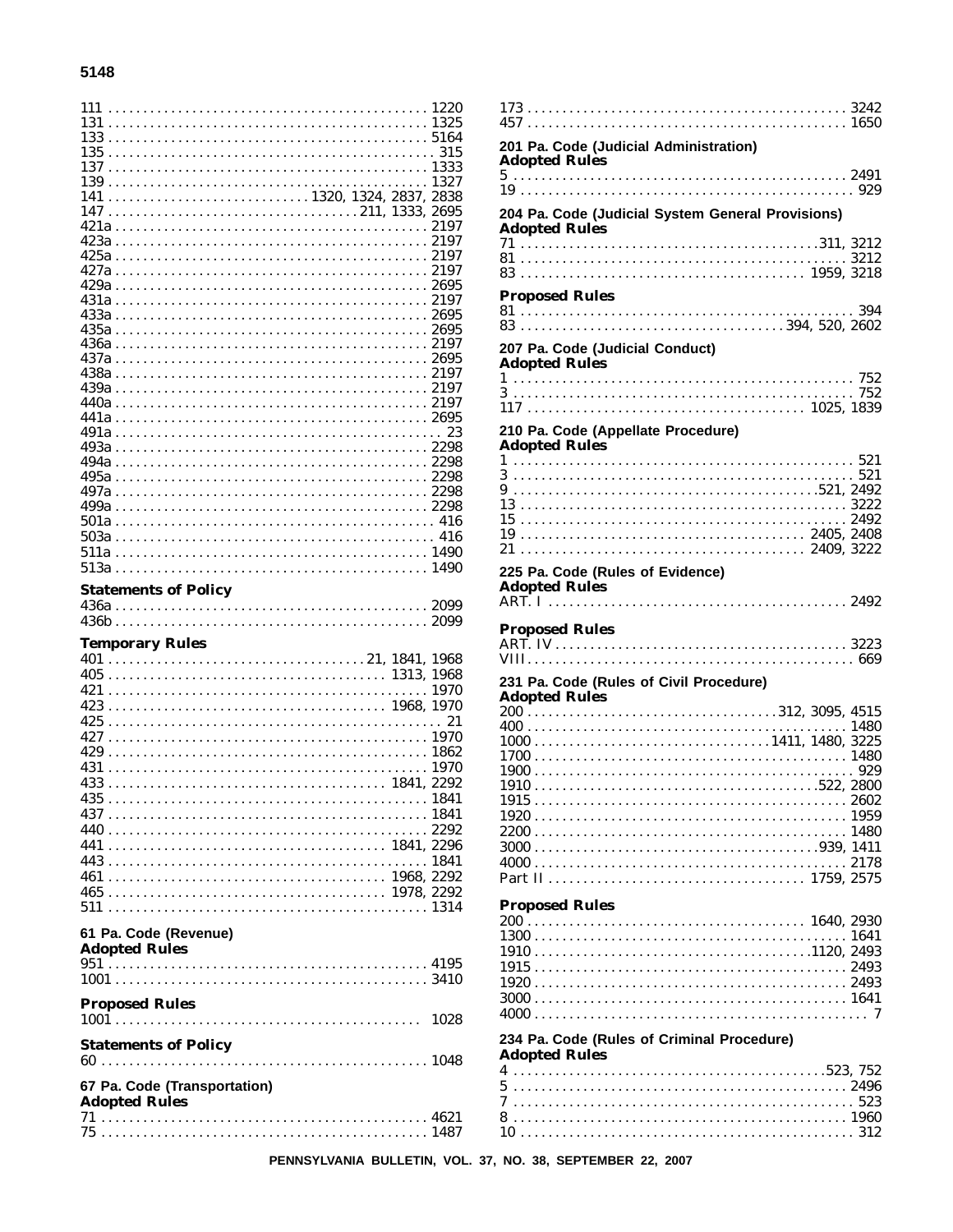111 . . . . . . . . . . . . . . . . . . . . . . . . . . . . . . . . . . . . . . . . . . . . . 1220
131 . . . . . . . . . . . . . . . . . . . . . . . . . . . . . . . . . . . . . . . . . . . . . 1325
133 . . . . . . . . . . . . . . . . . . . . . . . . . . . . . . . . . . . . . . . . . . . . . 5164
135 . . . . . . . . . . . . . . . . . . . . . . . . . . . . . . . . . . . . . . . . . . . . . . 315
137 . . . . . . . . . . . . . . . . . . . . . . . . . . . . . . . . . . . . . . . . . . . . . 1333
139 . . . . . . . . . . . . . . . . . . . . . . . . . . . . . . . . . . . . . . . . . . . . . 1327
141 . . . . . . . . . . . . . . . . . . . . . . . . . . . 1320, 1324, 2837, 2838
147 . . . . . . . . . . . . . . . . . . . . . . . . . . . . . . . . . . . 211, 1333, 2695
421a . . . . . . . . . . . . . . . . . . . . . . . . . . . . . . . . . . . . . . . . . . . . 2197
423a . . . . . . . . . . . . . . . . . . . . . . . . . . . . . . . . . . . . . . . . . . . . 2197
425a . . . . . . . . . . . . . . . . . . . . . . . . . . . . . . . . . . . . . . . . . . . . 2197
427a . . . . . . . . . . . . . . . . . . . . . . . . . . . . . . . . . . . . . . . . . . . . 2197
429a . . . . . . . . . . . . . . . . . . . . . . . . . . . . . . . . . . . . . . . . . . . . 2695
431a . . . . . . . . . . . . . . . . . . . . . . . . . . . . . . . . . . . . . . . . . . . . 2197
433a . . . . . . . . . . . . . . . . . . . . . . . . . . . . . . . . . . . . . . . . . . . . 2695
435a . . . . . . . . . . . . . . . . . . . . . . . . . . . . . . . . . . . . . . . . . . . . 2695
436a . . . . . . . . . . . . . . . . . . . . . . . . . . . . . . . . . . . . . . . . . . . . 2197
437a . . . . . . . . . . . . . . . . . . . . . . . . . . . . . . . . . . . . . . . . . . . . 2695
438a . . . . . . . . . . . . . . . . . . . . . . . . . . . . . . . . . . . . . . . . . . . . 2197
439a . . . . . . . . . . . . . . . . . . . . . . . . . . . . . . . . . . . . . . . . . . . . 2197
440a . . . . . . . . . . . . . . . . . . . . . . . . . . . . . . . . . . . . . . . . . . . . 2197
441a . . . . . . . . . . . . . . . . . . . . . . . . . . . . . . . . . . . . . . . . . . . . 2695
491a . . . . . . . . . . . . . . . . . . . . . . . . . . . . . . . . . . . . . . . . . . . . . . 23
493a . . . . . . . . . . . . . . . . . . . . . . . . . . . . . . . . . . . . . . . . . . . . 2298
494a . . . . . . . . . . . . . . . . . . . . . . . . . . . . . . . . . . . . . . . . . . . . 2298
495a . . . . . . . . . . . . . . . . . . . . . . . . . . . . . . . . . . . . . . . . . . . . 2298
497a . . . . . . . . . . . . . . . . . . . . . . . . . . . . . . . . . . . . . . . . . . . . 2298
499a . . . . . . . . . . . . . . . . . . . . . . . . . . . . . . . . . . . . . . . . . . . . 2298
501a . . . . . . . . . . . . . . . . . . . . . . . . . . . . . . . . . . . . . . . . . . . . . 416
503a . . . . . . . . . . . . . . . . . . . . . . . . . . . . . . . . . . . . . . . . . . . . . 416
511a . . . . . . . . . . . . . . . . . . . . . . . . . . . . . . . . . . . . . . . . . . . . 1490
513a . . . . . . . . . . . . . . . . . . . . . . . . . . . . . . . . . . . . . . . . . . . . 1490

**Statements of Policy**

436a . . . . . . . . . . . . . . . . . . . . . . . . . . . . . . . . . . . . . . . . . . . . 2099
436b . . . . . . . . . . . . . . . . . . . . . . . . . . . . . . . . . . . . . . . . . . . . 2099

**Temporary Rules**

401 . . . . . . . . . . . . . . . . . . . . . . . . . . . . . . . . . . . . . 21, 1841, 1968
405 . . . . . . . . . . . . . . . . . . . . . . . . . . . . . . . . . . . . . . . . 1313, 1968
421 . . . . . . . . . . . . . . . . . . . . . . . . . . . . . . . . . . . . . . . . . . . . . 1970
423 . . . . . . . . . . . . . . . . . . . . . . . . . . . . . . . . . . . . . . . . 1968, 1970
425 . . . . . . . . . . . . . . . . . . . . . . . . . . . . . . . . . . . . . . . . . . . . . . . 21
427 . . . . . . . . . . . . . . . . . . . . . . . . . . . . . . . . . . . . . . . . . . . . . 1970
429 . . . . . . . . . . . . . . . . . . . . . . . . . . . . . . . . . . . . . . . . . . . . . 1862
431 . . . . . . . . . . . . . . . . . . . . . . . . . . . . . . . . . . . . . . . . . . . . . 1970
433 . . . . . . . . . . . . . . . . . . . . . . . . . . . . . . . . . . . . . . . . 1841, 2292
435 . . . . . . . . . . . . . . . . . . . . . . . . . . . . . . . . . . . . . . . . . . . . . 1841
437 . . . . . . . . . . . . . . . . . . . . . . . . . . . . . . . . . . . . . . . . . . . . . 1841
440 . . . . . . . . . . . . . . . . . . . . . . . . . . . . . . . . . . . . . . . . . . . . . 2292
441 . . . . . . . . . . . . . . . . . . . . . . . . . . . . . . . . . . . . . . . . 1841, 2296
443 . . . . . . . . . . . . . . . . . . . . . . . . . . . . . . . . . . . . . . . . . . . . . 1841
461 . . . . . . . . . . . . . . . . . . . . . . . . . . . . . . . . . . . . . . . . 1968, 2292
465 . . . . . . . . . . . . . . . . . . . . . . . . . . . . . . . . . . . . . . . . 1978, 2292
511 . . . . . . . . . . . . . . . . . . . . . . . . . . . . . . . . . . . . . . . . . . . . . 1314

## 61 Pa. Code (Revenue)

**Adopted Rules**

951 . . . . . . . . . . . . . . . . . . . . . . . . . . . . . . . . . . . . . . . . . . . . . 4195
1001 . . . . . . . . . . . . . . . . . . . . . . . . . . . . . . . . . . . . . . . . . . . . 3410

**Proposed Rules**

1001 . . . . . . . . . . . . . . . . . . . . . . . . . . . . . . . . . . . . . . . . . . . . 1028

**Statements of Policy**

60 . . . . . . . . . . . . . . . . . . . . . . . . . . . . . . . . . . . . . . . . . . . . . . 1048

## 67 Pa. Code (Transportation)

**Adopted Rules**

71 . . . . . . . . . . . . . . . . . . . . . . . . . . . . . . . . . . . . . . . . . . . . . . 4621
75 . . . . . . . . . . . . . . . . . . . . . . . . . . . . . . . . . . . . . . . . . . . . . . 1487

173 . . . . . . . . . . . . . . . . . . . . . . . . . . . . . . . . . . . . . . . . . . . . . 3242
457 . . . . . . . . . . . . . . . . . . . . . . . . . . . . . . . . . . . . . . . . . . . . . 1650

## 201 Pa. Code (Judicial Administration)

**Adopted Rules**

5 . . . . . . . . . . . . . . . . . . . . . . . . . . . . . . . . . . . . . . . . . . . . . . . 2491
19 . . . . . . . . . . . . . . . . . . . . . . . . . . . . . . . . . . . . . . . . . . . . . . . 929

## 204 Pa. Code (Judicial System General Provisions)

**Adopted Rules**

71 . . . . . . . . . . . . . . . . . . . . . . . . . . . . . . . . . . . . . . . . . . . 311, 3212
81 . . . . . . . . . . . . . . . . . . . . . . . . . . . . . . . . . . . . . . . . . . . . . . 3212
83 . . . . . . . . . . . . . . . . . . . . . . . . . . . . . . . . . . . . . . . . . 1959, 3218

**Proposed Rules**

81 . . . . . . . . . . . . . . . . . . . . . . . . . . . . . . . . . . . . . . . . . . . . . . . 394
83 . . . . . . . . . . . . . . . . . . . . . . . . . . . . . . . . . . . . . . 394, 520, 2602

## 207 Pa. Code (Judicial Conduct)

**Adopted Rules**

1 . . . . . . . . . . . . . . . . . . . . . . . . . . . . . . . . . . . . . . . . . . . . . . . . 752
3 . . . . . . . . . . . . . . . . . . . . . . . . . . . . . . . . . . . . . . . . . . . . . . . . 752
117 . . . . . . . . . . . . . . . . . . . . . . . . . . . . . . . . . . . . . . . . . 1025, 1839

## 210 Pa. Code (Appellate Procedure)

**Adopted Rules**

1 . . . . . . . . . . . . . . . . . . . . . . . . . . . . . . . . . . . . . . . . . . . . . . . . 521
3 . . . . . . . . . . . . . . . . . . . . . . . . . . . . . . . . . . . . . . . . . . . . . . . . 521
9 . . . . . . . . . . . . . . . . . . . . . . . . . . . . . . . . . . . . . . . . . . . . 521, 2492
13 . . . . . . . . . . . . . . . . . . . . . . . . . . . . . . . . . . . . . . . . . . . . . . 3222
15 . . . . . . . . . . . . . . . . . . . . . . . . . . . . . . . . . . . . . . . . . . . . . . 2492
19 . . . . . . . . . . . . . . . . . . . . . . . . . . . . . . . . . . . . . . . . . 2405, 2408
21 . . . . . . . . . . . . . . . . . . . . . . . . . . . . . . . . . . . . . . . . . 2409, 3222

## 225 Pa. Code (Rules of Evidence)

**Adopted Rules**

ART. I . . . . . . . . . . . . . . . . . . . . . . . . . . . . . . . . . . . . . . . . . . . 2492

**Proposed Rules**

ART. IV . . . . . . . . . . . . . . . . . . . . . . . . . . . . . . . . . . . . . . . . . . 3223
VIII . . . . . . . . . . . . . . . . . . . . . . . . . . . . . . . . . . . . . . . . . . . . . . . 669

## 231 Pa. Code (Rules of Civil Procedure)

**Adopted Rules**

200 . . . . . . . . . . . . . . . . . . . . . . . . . . . . . . . . . . . . . 312, 3095, 4515
400 . . . . . . . . . . . . . . . . . . . . . . . . . . . . . . . . . . . . . . . . . . . . . 1480
1000 . . . . . . . . . . . . . . . . . . . . . . . . . . . . . . . . . . . . 1411, 1480, 3225
1700 . . . . . . . . . . . . . . . . . . . . . . . . . . . . . . . . . . . . . . . . . . . . 1480
1900 . . . . . . . . . . . . . . . . . . . . . . . . . . . . . . . . . . . . . . . . . . . . . 929
1910 . . . . . . . . . . . . . . . . . . . . . . . . . . . . . . . . . . . . . . . . . 522, 2800
1915 . . . . . . . . . . . . . . . . . . . . . . . . . . . . . . . . . . . . . . . . . . . . 2602
1920 . . . . . . . . . . . . . . . . . . . . . . . . . . . . . . . . . . . . . . . . . . . . 1959
2200 . . . . . . . . . . . . . . . . . . . . . . . . . . . . . . . . . . . . . . . . . . . . 1480
3000 . . . . . . . . . . . . . . . . . . . . . . . . . . . . . . . . . . . . . . . . . 939, 1411
4000 . . . . . . . . . . . . . . . . . . . . . . . . . . . . . . . . . . . . . . . . . . . . 2178
Part II . . . . . . . . . . . . . . . . . . . . . . . . . . . . . . . . . . . . . . . 1759, 2575

**Proposed Rules**

200 . . . . . . . . . . . . . . . . . . . . . . . . . . . . . . . . . . . . . . . . 1640, 2930
1300 . . . . . . . . . . . . . . . . . . . . . . . . . . . . . . . . . . . . . . . . . . . . 1641
1910 . . . . . . . . . . . . . . . . . . . . . . . . . . . . . . . . . . . . . . . . 1120, 2493
1915 . . . . . . . . . . . . . . . . . . . . . . . . . . . . . . . . . . . . . . . . . . . . 2493
1920 . . . . . . . . . . . . . . . . . . . . . . . . . . . . . . . . . . . . . . . . . . . . 2493
3000 . . . . . . . . . . . . . . . . . . . . . . . . . . . . . . . . . . . . . . . . . . . . 1641
4000 . . . . . . . . . . . . . . . . . . . . . . . . . . . . . . . . . . . . . . . . . . . . . . . 7

## 234 Pa. Code (Rules of Criminal Procedure)

**Adopted Rules**

4 . . . . . . . . . . . . . . . . . . . . . . . . . . . . . . . . . . . . . . . . . . . . 523, 752
5 . . . . . . . . . . . . . . . . . . . . . . . . . . . . . . . . . . . . . . . . . . . . . . . 2496
7 . . . . . . . . . . . . . . . . . . . . . . . . . . . . . . . . . . . . . . . . . . . . . . . . 523
8 . . . . . . . . . . . . . . . . . . . . . . . . . . . . . . . . . . . . . . . . . . . . . . . 1960
10 . . . . . . . . . . . . . . . . . . . . . . . . . . . . . . . . . . . . . . . . . . . . . . . 312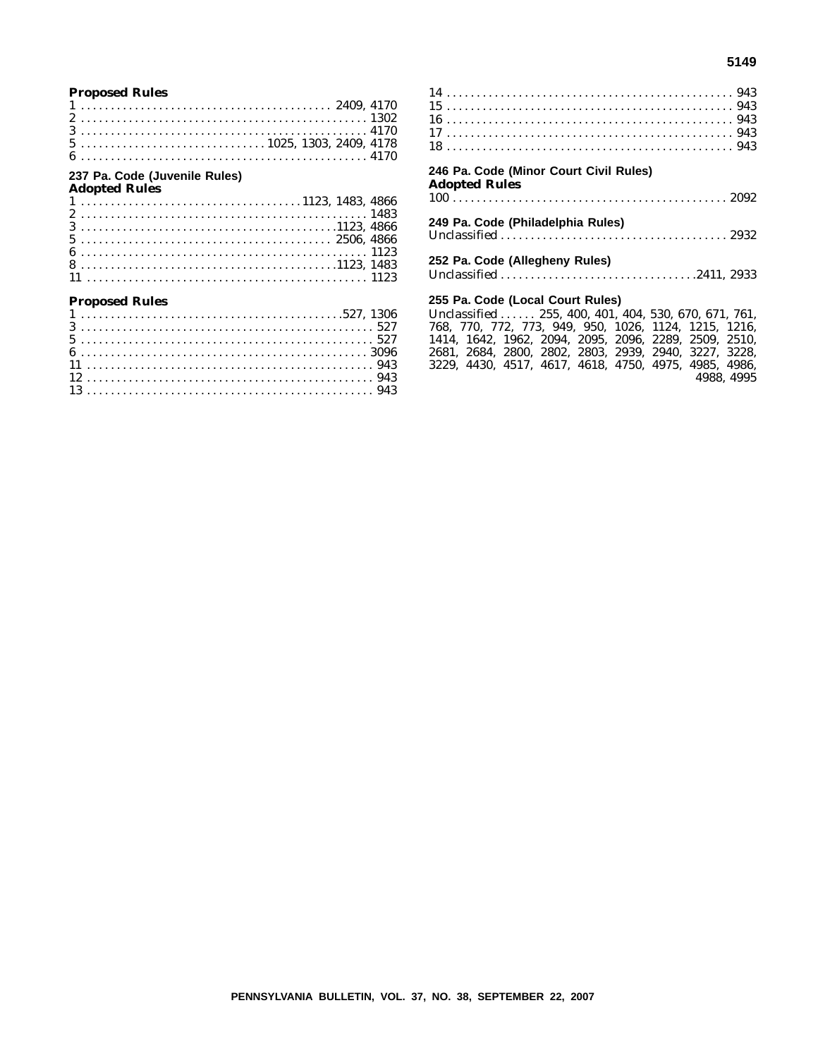**Proposed Rules**

1 . . . . . . . . . . . . . . . . . . . . . . . . . . . . . . . . . . . . . . . . . 2409, 4170
2 . . . . . . . . . . . . . . . . . . . . . . . . . . . . . . . . . . . . . . . . . . . . . . 1302
3 . . . . . . . . . . . . . . . . . . . . . . . . . . . . . . . . . . . . . . . . . . . . . . 4170
5 . . . . . . . . . . . . . . . . . . . . . . . . . . . . . 1025, 1303, 2409, 4178
6 . . . . . . . . . . . . . . . . . . . . . . . . . . . . . . . . . . . . . . . . . . . . . . 4170

**237 Pa. Code (Juvenile Rules)**

**Adopted Rules**

1 . . . . . . . . . . . . . . . . . . . . . . . . . . . . . . . . . . . 1123, 1483, 4866
2 . . . . . . . . . . . . . . . . . . . . . . . . . . . . . . . . . . . . . . . . . . . . . . 1483
3 . . . . . . . . . . . . . . . . . . . . . . . . . . . . . . . . . . . . . . . . . 1123, 4866
5 . . . . . . . . . . . . . . . . . . . . . . . . . . . . . . . . . . . . . . . . . 2506, 4866
6 . . . . . . . . . . . . . . . . . . . . . . . . . . . . . . . . . . . . . . . . . . . . . . 1123
8 . . . . . . . . . . . . . . . . . . . . . . . . . . . . . . . . . . . . . . . . . 1123, 1483
11 . . . . . . . . . . . . . . . . . . . . . . . . . . . . . . . . . . . . . . . . . . . . . 1123

**Proposed Rules**

1 . . . . . . . . . . . . . . . . . . . . . . . . . . . . . . . . . . . . . . . . . . . 527, 1306
3 . . . . . . . . . . . . . . . . . . . . . . . . . . . . . . . . . . . . . . . . . . . . . . . 527
5 . . . . . . . . . . . . . . . . . . . . . . . . . . . . . . . . . . . . . . . . . . . . . . . 527
6 . . . . . . . . . . . . . . . . . . . . . . . . . . . . . . . . . . . . . . . . . . . . . . 3096
11 . . . . . . . . . . . . . . . . . . . . . . . . . . . . . . . . . . . . . . . . . . . . . . 943
12 . . . . . . . . . . . . . . . . . . . . . . . . . . . . . . . . . . . . . . . . . . . . . . 943
13 . . . . . . . . . . . . . . . . . . . . . . . . . . . . . . . . . . . . . . . . . . . . . . 943
14 . . . . . . . . . . . . . . . . . . . . . . . . . . . . . . . . . . . . . . . . . . . . . . 943
15 . . . . . . . . . . . . . . . . . . . . . . . . . . . . . . . . . . . . . . . . . . . . . . 943
16 . . . . . . . . . . . . . . . . . . . . . . . . . . . . . . . . . . . . . . . . . . . . . . 943
17 . . . . . . . . . . . . . . . . . . . . . . . . . . . . . . . . . . . . . . . . . . . . . . 943
18 . . . . . . . . . . . . . . . . . . . . . . . . . . . . . . . . . . . . . . . . . . . . . . 943

**246 Pa. Code (Minor Court Civil Rules)**

**Adopted Rules**

100 . . . . . . . . . . . . . . . . . . . . . . . . . . . . . . . . . . . . . . . . . . . . . 2092

**249 Pa. Code (Philadelphia Rules)**

Unclassified . . . . . . . . . . . . . . . . . . . . . . . . . . . . . . . . . . . . . . 2932

**252 Pa. Code (Allegheny Rules)**

Unclassified . . . . . . . . . . . . . . . . . . . . . . . . . . . . . . . . . 2411, 2933

**255 Pa. Code (Local Court Rules)**

Unclassified . . . . . . 255, 400, 401, 404, 530, 670, 671, 761, 768, 770, 772, 773, 949, 950, 1026, 1124, 1215, 1216, 1414, 1642, 1962, 2094, 2095, 2096, 2289, 2509, 2510, 2681, 2684, 2800, 2802, 2803, 2939, 2940, 3227, 3228, 3229, 4430, 4517, 4617, 4618, 4750, 4975, 4985, 4986, 4988, 4995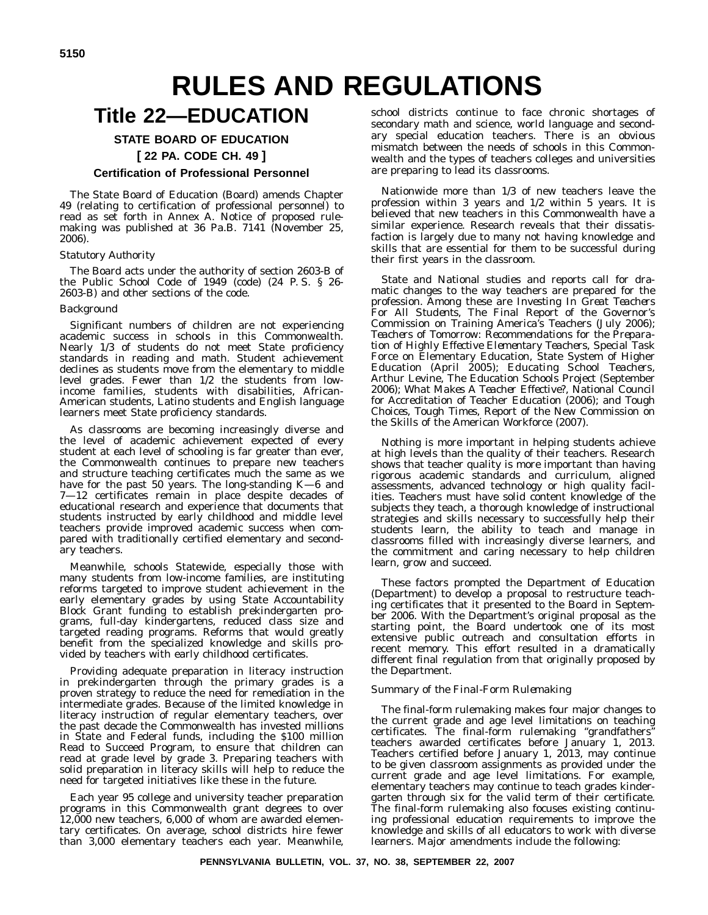# RULES AND REGULATIONS

## Title 22—EDUCATION

### STATE BOARD OF EDUCATION

### [ 22 PA. CODE CH. 49 ]

### Certification of Professional Personnel

The State Board of Education (Board) amends Chapter 49 (relating to certification of professional personnel) to read as set forth in Annex A. Notice of proposed rulemaking was published at 36 Pa.B. 7141 (November 25, 2006).

*Statutory Authority*

The Board acts under the authority of section 2603-B of the Public School Code of 1949 (code) (24 P. S. § 26-2603-B) and other sections of the code.

*Background*

Significant numbers of children are not experiencing academic success in schools in this Commonwealth. Nearly 1/3 of students do not meet State proficiency standards in reading and math. Student achievement declines as students move from the elementary to middle level grades. Fewer than 1/2 the students from low-income families, students with disabilities, African-American students, Latino students and English language learners meet State proficiency standards.

As classrooms are becoming increasingly diverse and the level of academic achievement expected of every student at each level of schooling is far greater than ever, the Commonwealth continues to prepare new teachers and structure teaching certificates much the same as we have for the past 50 years. The long-standing K—6 and 7—12 certificates remain in place despite decades of educational research and experience that documents that students instructed by early childhood and middle level teachers provide improved academic success when compared with traditionally certified elementary and secondary teachers.

Meanwhile, schools Statewide, especially those with many students from low-income families, are instituting reforms targeted to improve student achievement in the early elementary grades by using State Accountability Block Grant funding to establish prekindergarten programs, full-day kindergartens, reduced class size and targeted reading programs. Reforms that would greatly benefit from the specialized knowledge and skills provided by teachers with early childhood certificates.

Providing adequate preparation in literacy instruction in prekindergarten through the primary grades is a proven strategy to reduce the need for remediation in the intermediate grades. Because of the limited knowledge in literacy instruction of regular elementary teachers, over the past decade the Commonwealth has invested millions in State and Federal funds, including the $100 million Read to Succeed Program, to ensure that children can read at grade level by grade 3. Preparing teachers with solid preparation in literacy skills will help to reduce the need for targeted initiatives like these in the future.

Each year 95 college and university teacher preparation programs in this Commonwealth grant degrees to over 12,000 new teachers, 6,000 of whom are awarded elementary certificates. On average, school districts hire fewer than 3,000 elementary teachers each year. Meanwhile, school districts continue to face chronic shortages of secondary math and science, world language and secondary special education teachers. There is an obvious mismatch between the needs of schools in this Commonwealth and the types of teachers colleges and universities are preparing to lead its classrooms.

Nationwide more than 1/3 of new teachers leave the profession within 3 years and 1/2 within 5 years. It is believed that new teachers in this Commonwealth have a similar experience. Research reveals that their dissatisfaction is largely due to many not having knowledge and skills that are essential for them to be successful during their first years in the classroom.

State and National studies and reports call for dramatic changes to the way teachers are prepared for the profession. Among these are *Investing In Great Teachers For All Students*, The Final Report of the Governor's Commission on Training America's Teachers (July 2006); *Teachers of Tomorrow: Recommendations for the Preparation of Highly Effective Elementary Teachers*, Special Task Force on Elementary Education, State System of Higher Education (April 2005); *Educating School Teachers*, Arthur Levine, The Education Schools Project (September 2006); *What Makes A Teacher Effective?*, National Council for Accreditation of Teacher Education (2006); and *Tough Choices, Tough Times*, Report of the New Commission on the Skills of the American Workforce (2007).

Nothing is more important in helping students achieve at high levels than the quality of their teachers. Research shows that teacher quality is more important than having rigorous academic standards and curriculum, aligned assessments, advanced technology or high quality facilities. Teachers must have solid content knowledge of the subjects they teach, a thorough knowledge of instructional strategies and skills necessary to successfully help their students learn, the ability to teach and manage in classrooms filled with increasingly diverse learners, and the commitment and caring necessary to help children learn, grow and succeed.

These factors prompted the Department of Education (Department) to develop a proposal to restructure teaching certificates that it presented to the Board in September 2006. With the Department's original proposal as the starting point, the Board undertook one of its most extensive public outreach and consultation efforts in recent memory. This effort resulted in a dramatically different final regulation from that originally proposed by the Department.

*Summary of the Final-Form Rulemaking*

The final-form rulemaking makes four major changes to the current grade and age level limitations on teaching certificates. The final-form rulemaking "grandfathers" teachers awarded certificates before January 1, 2013. Teachers certified before January 1, 2013, may continue to be given classroom assignments as provided under the current grade and age level limitations. For example, elementary teachers may continue to teach grades kindergarten through six for the valid term of their certificate. The final-form rulemaking also focuses existing continuing professional education requirements to improve the knowledge and skills of all educators to work with diverse learners. Major amendments include the following: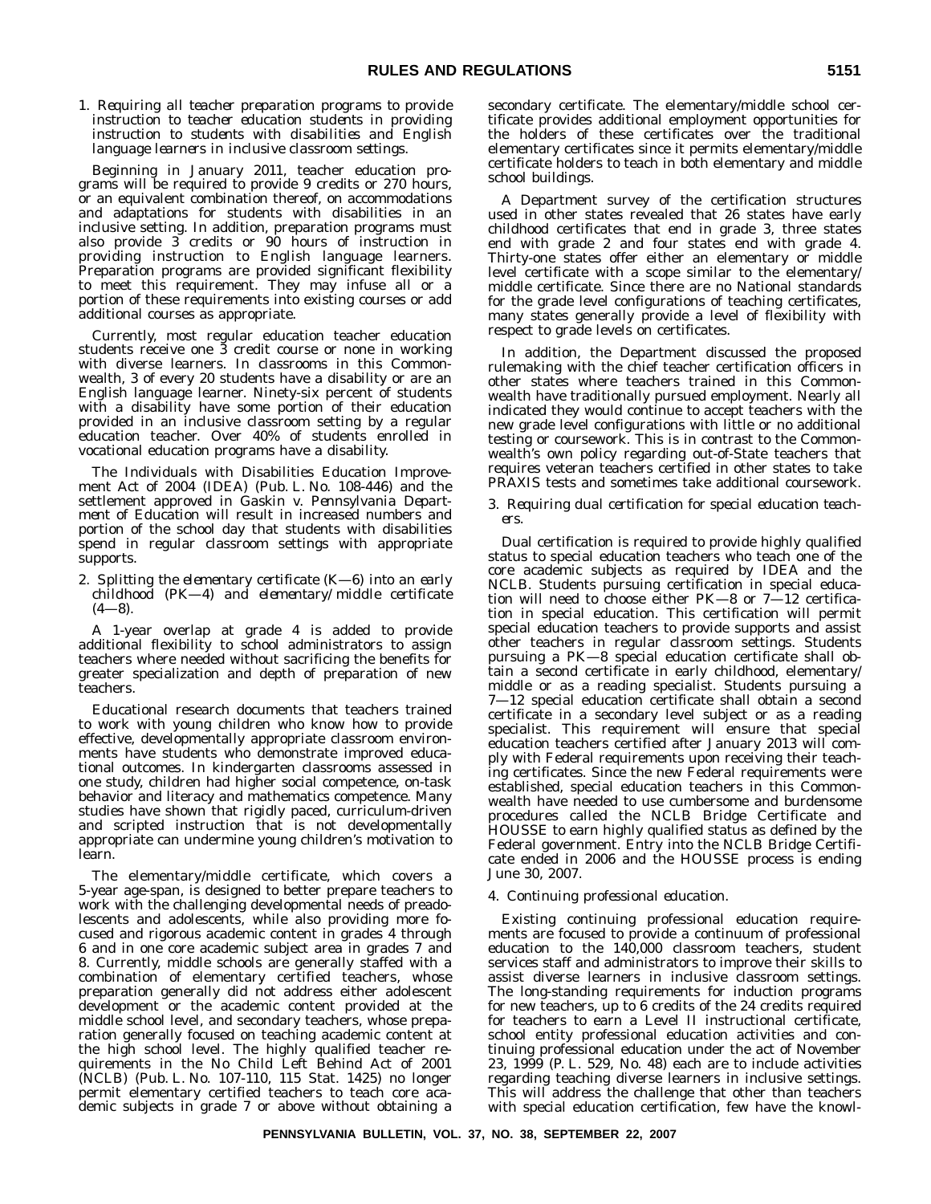1. *Requiring all teacher preparation programs to provide instruction to teacher education students in providing instruction to students with disabilities and English language learners in inclusive classroom settings.*

Beginning in January 2011, teacher education programs will be required to provide 9 credits or 270 hours, or an equivalent combination thereof, on accommodations and adaptations for students with disabilities in an inclusive setting. In addition, preparation programs must also provide 3 credits or 90 hours of instruction in providing instruction to English language learners. Preparation programs are provided significant flexibility to meet this requirement. They may infuse all or a portion of these requirements into existing courses or add additional courses as appropriate.

Currently, most regular education teacher education students receive one 3 credit course or none in working with diverse learners. In classrooms in this Commonwealth, 3 of every 20 students have a disability or are an English language learner. Ninety-six percent of students with a disability have some portion of their education provided in an inclusive classroom setting by a regular education teacher. Over 40% of students enrolled in vocational education programs have a disability.

The Individuals with Disabilities Education Improvement Act of 2004 (IDEA) (Pub. L. No. 108-446) and the settlement approved in *Gaskin v. Pennsylvania Department of Education* will result in increased numbers and portion of the school day that students with disabilities spend in regular classroom settings with appropriate supports.

2. *Splitting the elementary certificate (K—6) into an early childhood (PK—4) and elementary/middle certificate (4—8).*

A 1-year overlap at grade 4 is added to provide additional flexibility to school administrators to assign teachers where needed without sacrificing the benefits for greater specialization and depth of preparation of new teachers.

Educational research documents that teachers trained to work with young children who know how to provide effective, developmentally appropriate classroom environments have students who demonstrate improved educational outcomes. In kindergarten classrooms assessed in one study, children had higher social competence, on-task behavior and literacy and mathematics competence. Many studies have shown that rigidly paced, curriculum-driven and scripted instruction that is not developmentally appropriate can undermine young children's motivation to learn.

The elementary/middle certificate, which covers a 5-year age-span, is designed to better prepare teachers to work with the challenging developmental needs of preadolescents and adolescents, while also providing more focused and rigorous academic content in grades 4 through 6 and in one core academic subject area in grades 7 and 8. Currently, middle schools are generally staffed with a combination of elementary certified teachers, whose preparation generally did not address either adolescent development or the academic content provided at the middle school level, and secondary teachers, whose preparation generally focused on teaching academic content at the high school level. The highly qualified teacher requirements in the No Child Left Behind Act of 2001 (NCLB) (Pub. L. No. 107-110, 115 Stat. 1425) no longer permit elementary certified teachers to teach core academic subjects in grade 7 or above without obtaining a secondary certificate. The elementary/middle school certificate provides additional employment opportunities for the holders of these certificates over the traditional elementary certificates since it permits elementary/middle certificate holders to teach in both elementary and middle school buildings.

A Department survey of the certification structures used in other states revealed that 26 states have early childhood certificates that end in grade 3, three states end with grade 2 and four states end with grade 4. Thirty-one states offer either an elementary or middle level certificate with a scope similar to the elementary/middle certificate. Since there are no National standards for the grade level configurations of teaching certificates, many states generally provide a level of flexibility with respect to grade levels on certificates.

In addition, the Department discussed the proposed rulemaking with the chief teacher certification officers in other states where teachers trained in this Commonwealth have traditionally pursued employment. Nearly all indicated they would continue to accept teachers with the new grade level configurations with little or no additional testing or coursework. This is in contrast to the Commonwealth's own policy regarding out-of-State teachers that requires veteran teachers certified in other states to take PRAXIS tests and sometimes take additional coursework.

3. *Requiring dual certification for special education teachers.*

Dual certification is required to provide highly qualified status to special education teachers who teach one of the core academic subjects as required by IDEA and the NCLB. Students pursuing certification in special education will need to choose either PK—8 or 7—12 certification in special education. This certification will permit special education teachers to provide supports and assist other teachers in regular classroom settings. Students pursuing a PK—8 special education certificate shall obtain a second certificate in early childhood, elementary/middle or as a reading specialist. Students pursuing a 7—12 special education certificate shall obtain a second certificate in a secondary level subject or as a reading specialist. This requirement will ensure that special education teachers certified after January 2013 will comply with Federal requirements upon receiving their teaching certificates. Since the new Federal requirements were established, special education teachers in this Commonwealth have needed to use cumbersome and burdensome procedures called the NCLB Bridge Certificate and HOUSSE to earn highly qualified status as defined by the Federal government. Entry into the NCLB Bridge Certificate ended in 2006 and the HOUSSE process is ending June 30, 2007.

4. *Continuing professional education.*

Existing continuing professional education requirements are focused to provide a continuum of professional education to the 140,000 classroom teachers, student services staff and administrators to improve their skills to assist diverse learners in inclusive classroom settings. The long-standing requirements for induction programs for new teachers, up to 6 credits of the 24 credits required for teachers to earn a Level II instructional certificate, school entity professional education activities and continuing professional education under the act of November 23, 1999 (P. L. 529, No. 48) each are to include activities regarding teaching diverse learners in inclusive settings. This will address the challenge that other than teachers with special education certification, few have the knowl-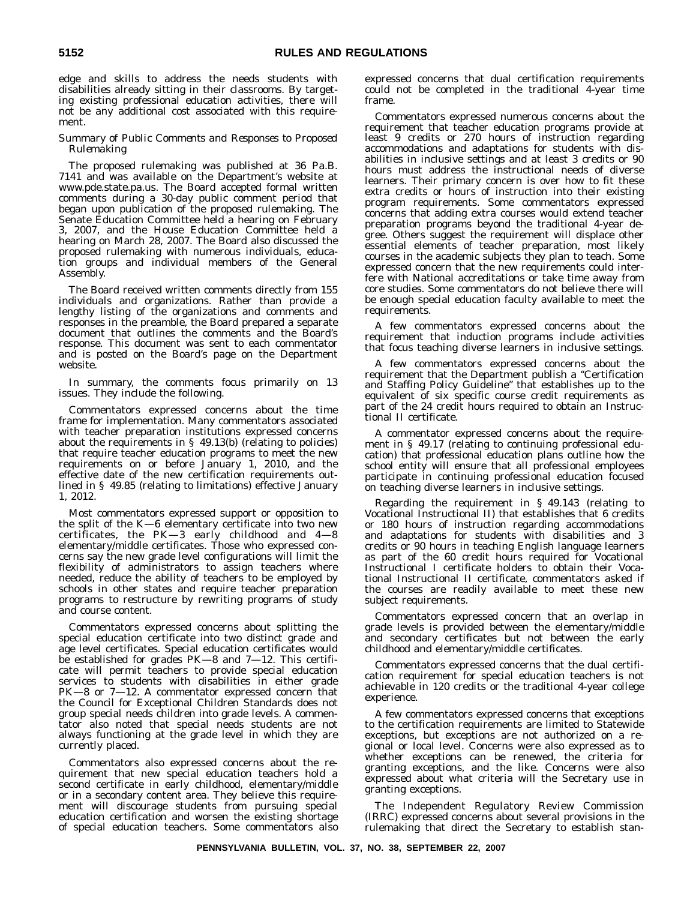edge and skills to address the needs students with disabilities already sitting in their classrooms. By targeting existing professional education activities, there will not be any additional cost associated with this requirement.

*Summary of Public Comments and Responses to Proposed Rulemaking*

The proposed rulemaking was published at 36 Pa.B. 7141 and was available on the Department's website at www.pde.state.pa.us. The Board accepted formal written comments during a 30-day public comment period that began upon publication of the proposed rulemaking. The Senate Education Committee held a hearing on February 3, 2007, and the House Education Committee held a hearing on March 28, 2007. The Board also discussed the proposed rulemaking with numerous individuals, education groups and individual members of the General Assembly.

The Board received written comments directly from 155 individuals and organizations. Rather than provide a lengthy listing of the organizations and comments and responses in the preamble, the Board prepared a separate document that outlines the comments and the Board's response. This document was sent to each commentator and is posted on the Board's page on the Department website.

In summary, the comments focus primarily on 13 issues. They include the following.

Commentators expressed concerns about the time frame for implementation. Many commentators associated with teacher preparation institutions expressed concerns about the requirements in § 49.13(b) (relating to policies) that require teacher education programs to meet the new requirements on or before January 1, 2010, and the effective date of the new certification requirements outlined in § 49.85 (relating to limitations) effective January 1, 2012.

Most commentators expressed support or opposition to the split of the K—6 elementary certificate into two new certificates, the PK—3 early childhood and 4—8 elementary/middle certificates. Those who expressed concerns say the new grade level configurations will limit the flexibility of administrators to assign teachers where needed, reduce the ability of teachers to be employed by schools in other states and require teacher preparation programs to restructure by rewriting programs of study and course content.

Commentators expressed concerns about splitting the special education certificate into two distinct grade and age level certificates. Special education certificates would be established for grades PK—8 and 7—12. This certificate will permit teachers to provide special education services to students with disabilities in either grade PK—8 or 7—12. A commentator expressed concern that the Council for Exceptional Children Standards does not group special needs children into grade levels. A commentator also noted that special needs students are not always functioning at the grade level in which they are currently placed.

Commentators also expressed concerns about the requirement that new special education teachers hold a second certificate in early childhood, elementary/middle or in a secondary content area. They believe this requirement will discourage students from pursuing special education certification and worsen the existing shortage of special education teachers. Some commentators also expressed concerns that dual certification requirements could not be completed in the traditional 4-year time frame.

Commentators expressed numerous concerns about the requirement that teacher education programs provide at least 9 credits or 270 hours of instruction regarding accommodations and adaptations for students with disabilities in inclusive settings and at least 3 credits or 90 hours must address the instructional needs of diverse learners. Their primary concern is over how to fit these extra credits or hours of instruction into their existing program requirements. Some commentators expressed concerns that adding extra courses would extend teacher preparation programs beyond the traditional 4-year degree. Others suggest the requirement will displace other essential elements of teacher preparation, most likely courses in the academic subjects they plan to teach. Some expressed concern that the new requirements could interfere with National accreditations or take time away from core studies. Some commentators do not believe there will be enough special education faculty available to meet the requirements.

A few commentators expressed concerns about the requirement that induction programs include activities that focus teaching diverse learners in inclusive settings.

A few commentators expressed concerns about the requirement that the Department publish a "Certification and Staffing Policy Guideline" that establishes up to the equivalent of six specific course credit requirements as part of the 24 credit hours required to obtain an Instructional II certificate.

A commentator expressed concerns about the requirement in § 49.17 (relating to continuing professional education) that professional education plans outline how the school entity will ensure that all professional employees participate in continuing professional education focused on teaching diverse learners in inclusive settings.

Regarding the requirement in § 49.143 (relating to Vocational Instructional II) that establishes that 6 credits or 180 hours of instruction regarding accommodations and adaptations for students with disabilities and 3 credits or 90 hours in teaching English language learners as part of the 60 credit hours required for Vocational Instructional I certificate holders to obtain their Vocational Instructional II certificate, commentators asked if the courses are readily available to meet these new subject requirements.

Commentators expressed concern that an overlap in grade levels is provided between the elementary/middle and secondary certificates but not between the early childhood and elementary/middle certificates.

Commentators expressed concerns that the dual certification requirement for special education teachers is not achievable in 120 credits or the traditional 4-year college experience.

A few commentators expressed concerns that exceptions to the certification requirements are limited to Statewide exceptions, but exceptions are not authorized on a regional or local level. Concerns were also expressed as to whether exceptions can be renewed, the criteria for granting exceptions, and the like. Concerns were also expressed about what criteria will the Secretary use in granting exceptions.

The Independent Regulatory Review Commission (IRRC) expressed concerns about several provisions in the rulemaking that direct the Secretary to establish stan-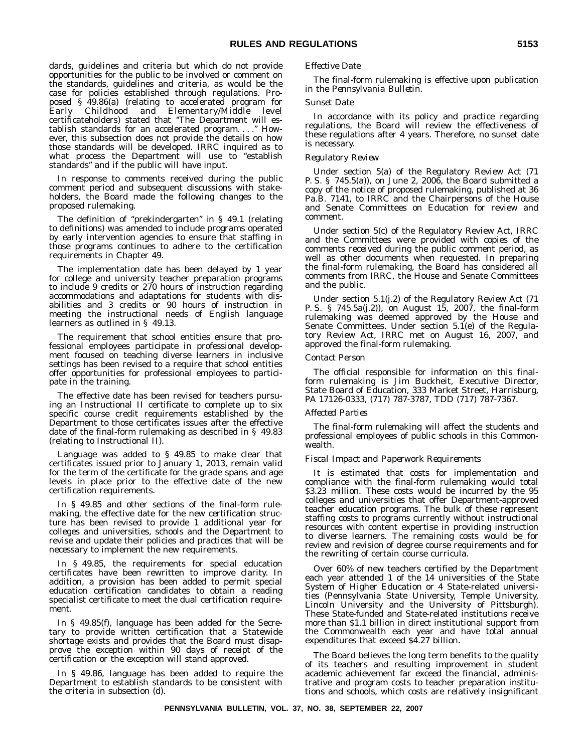dards, guidelines and criteria but which do not provide opportunities for the public to be involved or comment on the standards, guidelines and criteria, as would be the case for policies established through regulations. Proposed § 49.86(a) (relating to accelerated program for Early Childhood and Elementary/Middle level certificateholders) stated that "The Department will establish standards for an accelerated program. . . ." However, this subsection does not provide the details on how those standards will be developed. IRRC inquired as to what process the Department will use to "establish standards" and if the public will have input.

In response to comments received during the public comment period and subsequent discussions with stakeholders, the Board made the following changes to the proposed rulemaking.

The definition of "prekindergarten" in § 49.1 (relating to definitions) was amended to include programs operated by early intervention agencies to ensure that staffing in those programs continues to adhere to the certification requirements in Chapter 49.

The implementation date has been delayed by 1 year for college and university teacher preparation programs to include 9 credits or 270 hours of instruction regarding accommodations and adaptations for students with disabilities and 3 credits or 90 hours of instruction in meeting the instructional needs of English language learners as outlined in § 49.13.

The requirement that school entities ensure that professional employees participate in professional development focused on teaching diverse learners in inclusive settings has been revised to a require that school entities offer opportunities for professional employees to participate in the training.

The effective date has been revised for teachers pursuing an Instructional II certificate to complete up to six specific course credit requirements established by the Department to those certificates issues after the effective date of the final-form rulemaking as described in § 49.83 (relating to Instructional II).

Language was added to § 49.85 to make clear that certificates issued prior to January 1, 2013, remain valid for the term of the certificate for the grade spans and age levels in place prior to the effective date of the new certification requirements.

In § 49.85 and other sections of the final-form rulemaking, the effective date for the new certification structure has been revised to provide 1 additional year for colleges and universities, schools and the Department to revise and update their policies and practices that will be necessary to implement the new requirements.

In § 49.85, the requirements for special education certificates have been rewritten to improve clarity. In addition, a provision has been added to permit special education certification candidates to obtain a reading specialist certificate to meet the dual certification requirement.

In § 49.85(f), language has been added for the Secretary to provide written certification that a Statewide shortage exists and provides that the Board must disapprove the exception within 90 days of receipt of the certification or the exception will stand approved.

In § 49.86, language has been added to require the Department to establish standards to be consistent with the criteria in subsection (d).

*Effective Date*

The final-form rulemaking is effective upon publication in the *Pennsylvania Bulletin*.

*Sunset Date*

In accordance with its policy and practice regarding regulations, the Board will review the effectiveness of these regulations after 4 years. Therefore, no sunset date is necessary.

*Regulatory Review*

Under section 5(a) of the Regulatory Review Act (71 P. S. § 745.5(a)), on June 2, 2006, the Board submitted a copy of the notice of proposed rulemaking, published at 36 Pa.B. 7141, to IRRC and the Chairpersons of the House and Senate Committees on Education for review and comment.

Under section 5(c) of the Regulatory Review Act, IRRC and the Committees were provided with copies of the comments received during the public comment period, as well as other documents when requested. In preparing the final-form rulemaking, the Board has considered all comments from IRRC, the House and Senate Committees and the public.

Under section 5.1(j.2) of the Regulatory Review Act (71 P. S. § 745.5a(j.2)), on August 15, 2007, the final-form rulemaking was deemed approved by the House and Senate Committees. Under section 5.1(e) of the Regulatory Review Act, IRRC met on August 16, 2007, and approved the final-form rulemaking.

*Contact Person*

The official responsible for information on this final-form rulemaking is Jim Buckheit, Executive Director, State Board of Education, 333 Market Street, Harrisburg, PA 17126-0333, (717) 787-3787, TDD (717) 787-7367.

*Affected Parties*

The final-form rulemaking will affect the students and professional employees of public schools in this Commonwealth.

*Fiscal Impact and Paperwork Requirements*

It is estimated that costs for implementation and compliance with the final-form rulemaking would total $3.23 million. These costs would be incurred by the 95 colleges and universities that offer Department-approved teacher education programs. The bulk of these represent staffing costs to programs currently without instructional resources with content expertise in providing instruction to diverse learners. The remaining costs would be for review and revision of degree course requirements and for the rewriting of certain course curricula.

Over 60% of new teachers certified by the Department each year attended 1 of the 14 universities of the State System of Higher Education or 4 State-related universities (Pennsylvania State University, Temple University, Lincoln University and the University of Pittsburgh). These State-funded and State-related institutions receive more than $1.1 billion in direct institutional support from the Commonwealth each year and have total annual expenditures that exceed $4.27 billion.

The Board believes the long term benefits to the quality of its teachers and resulting improvement in student academic achievement far exceed the financial, administrative and program costs to teacher preparation institutions and schools, which costs are relatively insignificant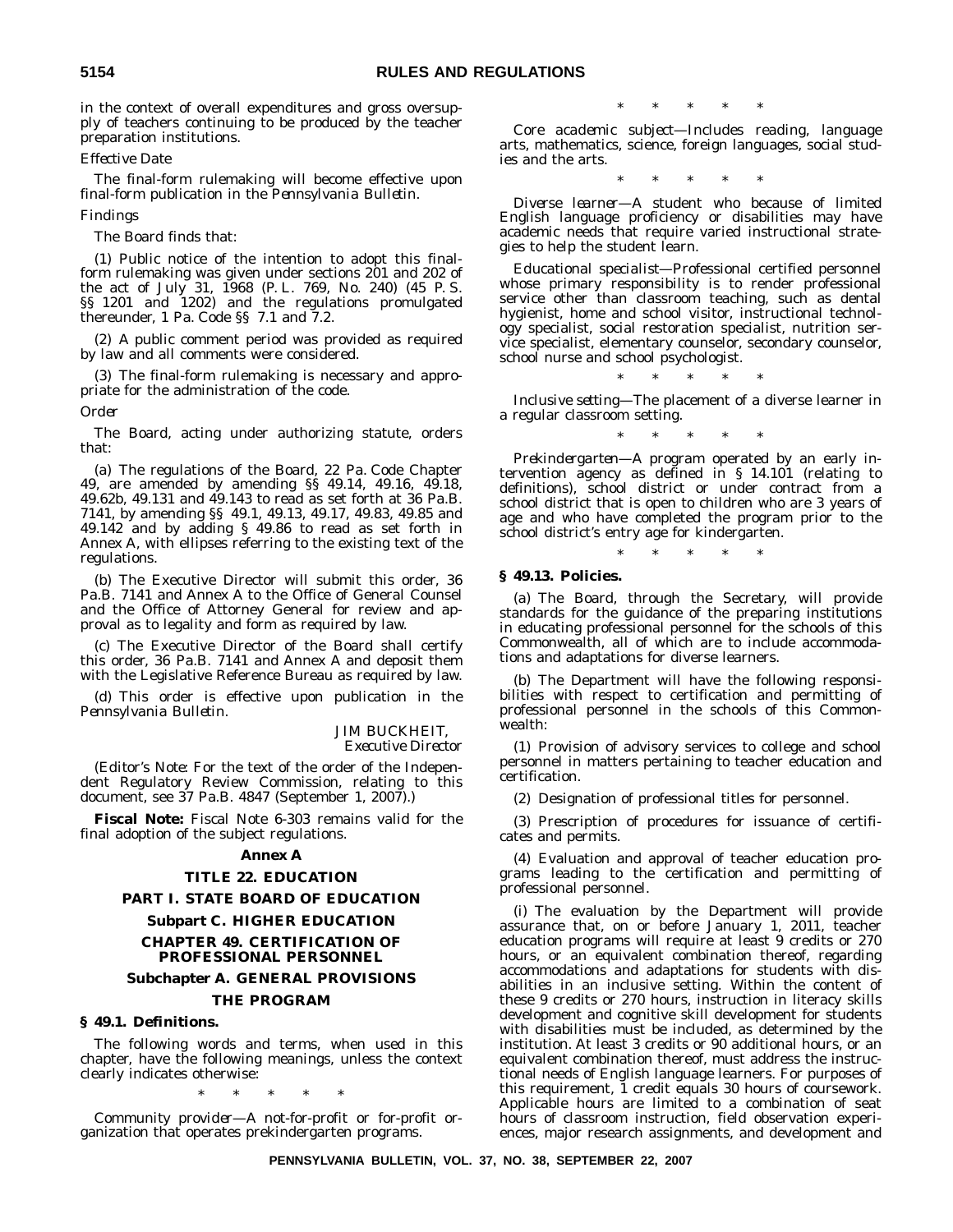in the context of overall expenditures and gross oversupply of teachers continuing to be produced by the teacher preparation institutions.

*Effective Date*

The final-form rulemaking will become effective upon final-form publication in the *Pennsylvania Bulletin*.

*Findings*

The Board finds that:

(1) Public notice of the intention to adopt this final-form rulemaking was given under sections 201 and 202 of the act of July 31, 1968 (P. L. 769, No. 240) (45 P. S. §§ 1201 and 1202) and the regulations promulgated thereunder, 1 Pa. Code §§ 7.1 and 7.2.

(2) A public comment period was provided as required by law and all comments were considered.

(3) The final-form rulemaking is necessary and appropriate for the administration of the code.

*Order*

The Board, acting under authorizing statute, orders that:

(a) The regulations of the Board, 22 Pa. Code Chapter 49, are amended by amending §§ 49.14, 49.16, 49.18, 49.62b, 49.131 and 49.143 to read as set forth at 36 Pa.B. 7141, by amending §§ 49.1, 49.13, 49.17, 49.83, 49.85 and 49.142 and by adding § 49.86 to read as set forth in Annex A, with ellipses referring to the existing text of the regulations.

(b) The Executive Director will submit this order, 36 Pa.B. 7141 and Annex A to the Office of General Counsel and the Office of Attorney General for review and approval as to legality and form as required by law.

(c) The Executive Director of the Board shall certify this order, 36 Pa.B. 7141 and Annex A and deposit them with the Legislative Reference Bureau as required by law.

(d) This order is effective upon publication in the *Pennsylvania Bulletin*.

JIM BUCKHEIT,
*Executive Director*

(*Editor's Note*: For the text of the order of the Independent Regulatory Review Commission, relating to this document, see 37 Pa.B. 4847 (September 1, 2007).)

**Fiscal Note:** Fiscal Note 6-303 remains valid for the final adoption of the subject regulations.

## Annex A

## TITLE 22. EDUCATION

## PART I. STATE BOARD OF EDUCATION

### Subpart C. HIGHER EDUCATION

### CHAPTER 49. CERTIFICATION OF PROFESSIONAL PERSONNEL

### Subchapter A. GENERAL PROVISIONS

### THE PROGRAM

**§ 49.1. Definitions.**

The following words and terms, when used in this chapter, have the following meanings, unless the context clearly indicates otherwise:

\* \* \* \* \*

*Community provider*—A not-for-profit or for-profit organization that operates prekindergarten programs.

\* \* \* \* \*

*Core academic subject*—Includes reading, language arts, mathematics, science, foreign languages, social studies and the arts.

\* \* \* \* \*

*Diverse learner*—A student who because of limited English language proficiency or disabilities may have academic needs that require varied instructional strategies to help the student learn.

*Educational specialist*—Professional certified personnel whose primary responsibility is to render professional service other than classroom teaching, such as dental hygienist, home and school visitor, instructional technology specialist, social restoration specialist, nutrition service specialist, elementary counselor, secondary counselor, school nurse and school psychologist.

\* \* \* \* \*

*Inclusive setting*—The placement of a diverse learner in a regular classroom setting.

\* \* \* \* \*

*Prekindergarten*—A program operated by an early intervention agency as defined in § 14.101 (relating to definitions), school district or under contract from a school district that is open to children who are 3 years of age and who have completed the program prior to the school district's entry age for kindergarten.

\* \* \* \* \*

**§ 49.13. Policies.**

(a) The Board, through the Secretary, will provide standards for the guidance of the preparing institutions in educating professional personnel for the schools of this Commonwealth, all of which are to include accommodations and adaptations for diverse learners.

(b) The Department will have the following responsibilities with respect to certification and permitting of professional personnel in the schools of this Commonwealth:

(1) Provision of advisory services to college and school personnel in matters pertaining to teacher education and certification.

(2) Designation of professional titles for personnel.

(3) Prescription of procedures for issuance of certificates and permits.

(4) Evaluation and approval of teacher education programs leading to the certification and permitting of professional personnel.

(i) The evaluation by the Department will provide assurance that, on or before January 1, 2011, teacher education programs will require at least 9 credits or 270 hours, or an equivalent combination thereof, regarding accommodations and adaptations for students with disabilities in an inclusive setting. Within the content of these 9 credits or 270 hours, instruction in literacy skills development and cognitive skill development for students with disabilities must be included, as determined by the institution. At least 3 credits or 90 additional hours, or an equivalent combination thereof, must address the instructional needs of English language learners. For purposes of this requirement, 1 credit equals 30 hours of coursework. Applicable hours are limited to a combination of seat hours of classroom instruction, field observation experiences, major research assignments, and development and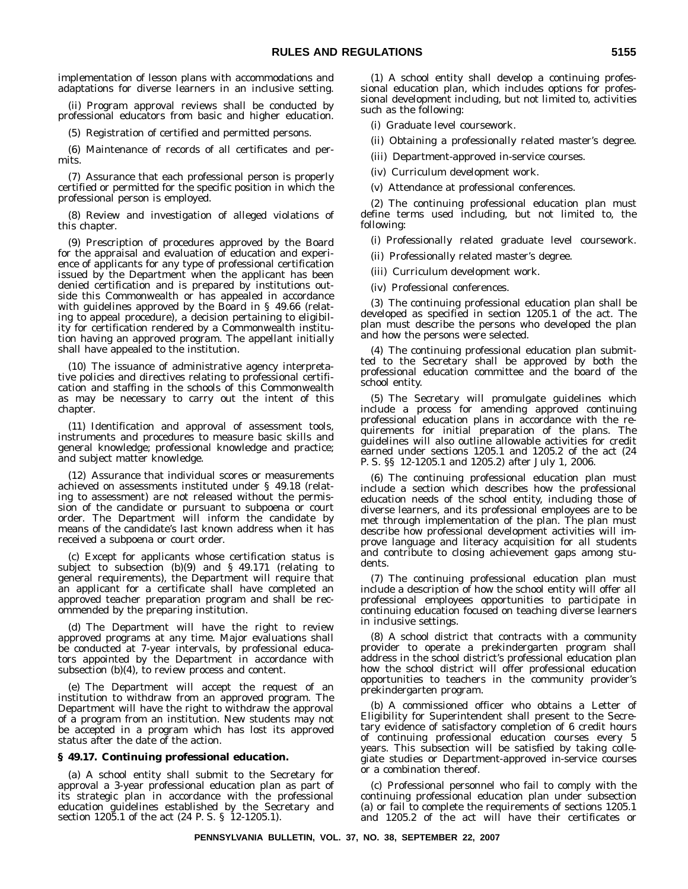implementation of lesson plans with accommodations and adaptations for diverse learners in an inclusive setting.

(ii) Program approval reviews shall be conducted by professional educators from basic and higher education.

(5) Registration of certified and permitted persons.

(6) Maintenance of records of all certificates and permits.

(7) Assurance that each professional person is properly certified or permitted for the specific position in which the professional person is employed.

(8) Review and investigation of alleged violations of this chapter.

(9) Prescription of procedures approved by the Board for the appraisal and evaluation of education and experience of applicants for any type of professional certification issued by the Department when the applicant has been denied certification and is prepared by institutions outside this Commonwealth or has appealed in accordance with guidelines approved by the Board in § 49.66 (relating to appeal procedure), a decision pertaining to eligibility for certification rendered by a Commonwealth institution having an approved program. The appellant initially shall have appealed to the institution.

(10) The issuance of administrative agency interpretative policies and directives relating to professional certification and staffing in the schools of this Commonwealth as may be necessary to carry out the intent of this chapter.

(11) Identification and approval of assessment tools, instruments and procedures to measure basic skills and general knowledge; professional knowledge and practice; and subject matter knowledge.

(12) Assurance that individual scores or measurements achieved on assessments instituted under § 49.18 (relating to assessment) are not released without the permission of the candidate or pursuant to subpoena or court order. The Department will inform the candidate by means of the candidate's last known address when it has received a subpoena or court order.

(c) Except for applicants whose certification status is subject to subsection (b)(9) and § 49.171 (relating to general requirements), the Department will require that an applicant for a certificate shall have completed an approved teacher preparation program and shall be recommended by the preparing institution.

(d) The Department will have the right to review approved programs at any time. Major evaluations shall be conducted at 7-year intervals, by professional educators appointed by the Department in accordance with subsection (b)(4), to review process and content.

(e) The Department will accept the request of an institution to withdraw from an approved program. The Department will have the right to withdraw the approval of a program from an institution. New students may not be accepted in a program which has lost its approved status after the date of the action.

### § 49.17. Continuing professional education.

(a) A school entity shall submit to the Secretary for approval a 3-year professional education plan as part of its strategic plan in accordance with the professional education guidelines established by the Secretary and section 1205.1 of the act (24 P. S. § 12-1205.1).

(1) A school entity shall develop a continuing professional education plan, which includes options for professional development including, but not limited to, activities such as the following:

(i) Graduate level coursework.

(ii) Obtaining a professionally related master's degree.

(iii) Department-approved in-service courses.

(iv) Curriculum development work.

(v) Attendance at professional conferences.

(2) The continuing professional education plan must define terms used including, but not limited to, the following:

(i) Professionally related graduate level coursework.

(ii) Professionally related master's degree.

(iii) Curriculum development work.

(iv) Professional conferences.

(3) The continuing professional education plan shall be developed as specified in section 1205.1 of the act. The plan must describe the persons who developed the plan and how the persons were selected.

(4) The continuing professional education plan submitted to the Secretary shall be approved by both the professional education committee and the board of the school entity.

(5) The Secretary will promulgate guidelines which include a process for amending approved continuing professional education plans in accordance with the requirements for initial preparation of the plans. The guidelines will also outline allowable activities for credit earned under sections 1205.1 and 1205.2 of the act (24 P. S. §§ 12-1205.1 and 1205.2) after July 1, 2006.

(6) The continuing professional education plan must include a section which describes how the professional education needs of the school entity, including those of diverse learners, and its professional employees are to be met through implementation of the plan. The plan must describe how professional development activities will improve language and literacy acquisition for all students and contribute to closing achievement gaps among students.

(7) The continuing professional education plan must include a description of how the school entity will offer all professional employees opportunities to participate in continuing education focused on teaching diverse learners in inclusive settings.

(8) A school district that contracts with a community provider to operate a prekindergarten program shall address in the school district's professional education plan how the school district will offer professional education opportunities to teachers in the community provider's prekindergarten program.

(b) A commissioned officer who obtains a Letter of Eligibility for Superintendent shall present to the Secretary evidence of satisfactory completion of 6 credit hours of continuing professional education courses every 5 years. This subsection will be satisfied by taking collegiate studies or Department-approved in-service courses or a combination thereof.

(c) Professional personnel who fail to comply with the continuing professional education plan under subsection (a) or fail to complete the requirements of sections 1205.1 and 1205.2 of the act will have their certificates or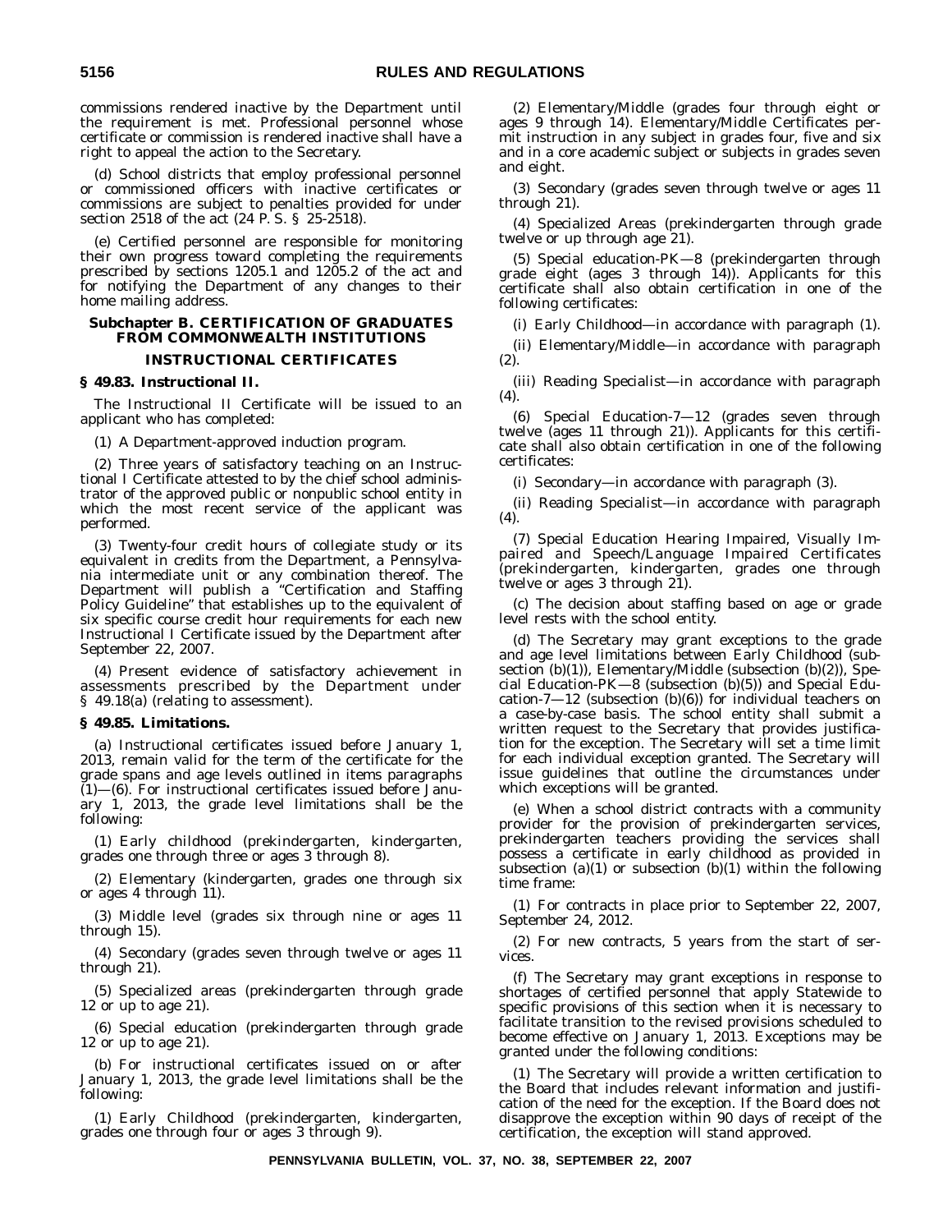commissions rendered inactive by the Department until the requirement is met. Professional personnel whose certificate or commission is rendered inactive shall have a right to appeal the action to the Secretary.

(d) School districts that employ professional personnel or commissioned officers with inactive certificates or commissions are subject to penalties provided for under section 2518 of the act (24 P. S. § 25-2518).

(e) Certified personnel are responsible for monitoring their own progress toward completing the requirements prescribed by sections 1205.1 and 1205.2 of the act and for notifying the Department of any changes to their home mailing address.

## Subchapter B. CERTIFICATION OF GRADUATES FROM COMMONWEALTH INSTITUTIONS

### INSTRUCTIONAL CERTIFICATES

**§ 49.83. Instructional II.**

The Instructional II Certificate will be issued to an applicant who has completed:

(1) A Department-approved induction program.

(2) Three years of satisfactory teaching on an Instructional I Certificate attested to by the chief school administrator of the approved public or nonpublic school entity in which the most recent service of the applicant was performed.

(3) Twenty-four credit hours of collegiate study or its equivalent in credits from the Department, a Pennsylvania intermediate unit or any combination thereof. The Department will publish a "Certification and Staffing Policy Guideline" that establishes up to the equivalent of six specific course credit hour requirements for each new Instructional I Certificate issued by the Department after September 22, 2007.

(4) Present evidence of satisfactory achievement in assessments prescribed by the Department under § 49.18(a) (relating to assessment).

**§ 49.85. Limitations.**

(a) Instructional certificates issued before January 1, 2013, remain valid for the term of the certificate for the grade spans and age levels outlined in items paragraphs (1)—(6). For instructional certificates issued before January 1, 2013, the grade level limitations shall be the following:

(1) Early childhood (prekindergarten, kindergarten, grades one through three or ages 3 through 8).

(2) Elementary (kindergarten, grades one through six or ages 4 through 11).

(3) Middle level (grades six through nine or ages 11 through 15).

(4) Secondary (grades seven through twelve or ages 11 through 21).

(5) Specialized areas (prekindergarten through grade 12 or up to age 21).

(6) Special education (prekindergarten through grade 12 or up to age 21).

(b) For instructional certificates issued on or after January 1, 2013, the grade level limitations shall be the following:

(1) Early Childhood (prekindergarten, kindergarten, grades one through four or ages 3 through 9).

(2) Elementary/Middle (grades four through eight or ages 9 through 14). Elementary/Middle Certificates permit instruction in any subject in grades four, five and six and in a core academic subject or subjects in grades seven and eight.

(3) Secondary (grades seven through twelve or ages 11 through 21).

(4) Specialized Areas (prekindergarten through grade twelve or up through age 21).

(5) Special education-PK—8 (prekindergarten through grade eight (ages 3 through 14)). Applicants for this certificate shall also obtain certification in one of the following certificates:

(i) Early Childhood—in accordance with paragraph (1).

(ii) Elementary/Middle—in accordance with paragraph (2).

(iii) Reading Specialist—in accordance with paragraph (4).

(6) Special Education-7—12 (grades seven through twelve (ages 11 through 21)). Applicants for this certificate shall also obtain certification in one of the following certificates:

(i) Secondary—in accordance with paragraph (3).

(ii) Reading Specialist—in accordance with paragraph (4).

(7) Special Education Hearing Impaired, Visually Impaired and Speech/Language Impaired Certificates (prekindergarten, kindergarten, grades one through twelve or ages 3 through 21).

(c) The decision about staffing based on age or grade level rests with the school entity.

(d) The Secretary may grant exceptions to the grade and age level limitations between Early Childhood (subsection (b)(1)), Elementary/Middle (subsection (b)(2)), Special Education-PK—8 (subsection (b)(5)) and Special Education-7—12 (subsection (b)(6)) for individual teachers on a case-by-case basis. The school entity shall submit a written request to the Secretary that provides justification for the exception. The Secretary will set a time limit for each individual exception granted. The Secretary will issue guidelines that outline the circumstances under which exceptions will be granted.

(e) When a school district contracts with a community provider for the provision of prekindergarten services, prekindergarten teachers providing the services shall possess a certificate in early childhood as provided in subsection (a)(1) or subsection (b)(1) within the following time frame:

(1) For contracts in place prior to September 22, 2007, September 24, 2012.

(2) For new contracts, 5 years from the start of services.

(f) The Secretary may grant exceptions in response to shortages of certified personnel that apply Statewide to specific provisions of this section when it is necessary to facilitate transition to the revised provisions scheduled to become effective on January 1, 2013. Exceptions may be granted under the following conditions:

(1) The Secretary will provide a written certification to the Board that includes relevant information and justification of the need for the exception. If the Board does not disapprove the exception within 90 days of receipt of the certification, the exception will stand approved.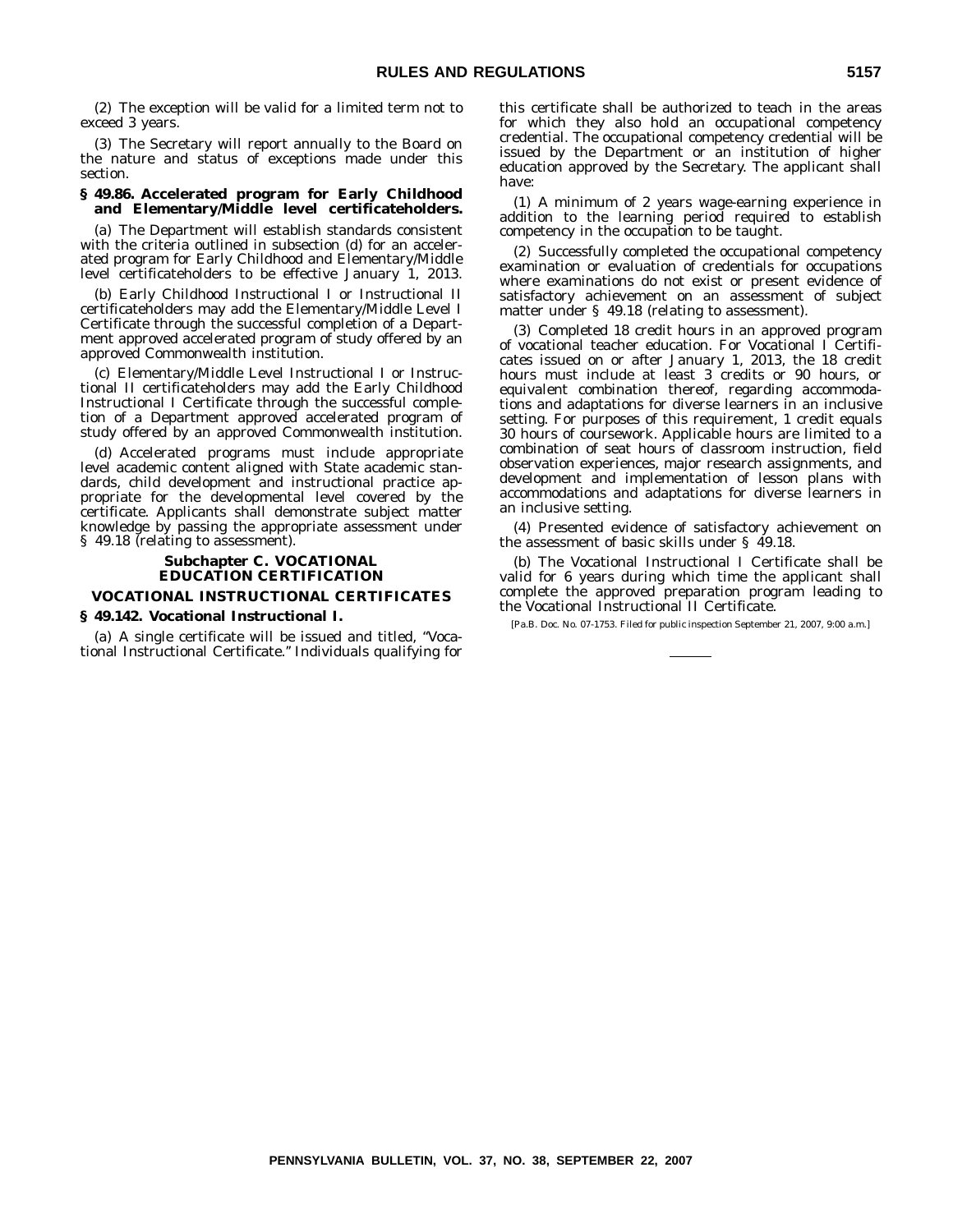(2) The exception will be valid for a limited term not to exceed 3 years.

(3) The Secretary will report annually to the Board on the nature and status of exceptions made under this section.

**§ 49.86. Accelerated program for Early Childhood and Elementary/Middle level certificateholders.**

(a) The Department will establish standards consistent with the criteria outlined in subsection (d) for an accelerated program for Early Childhood and Elementary/Middle level certificateholders to be effective January 1, 2013.

(b) Early Childhood Instructional I or Instructional II certificateholders may add the Elementary/Middle Level I Certificate through the successful completion of a Department approved accelerated program of study offered by an approved Commonwealth institution.

(c) Elementary/Middle Level Instructional I or Instructional II certificateholders may add the Early Childhood Instructional I Certificate through the successful completion of a Department approved accelerated program of study offered by an approved Commonwealth institution.

(d) Accelerated programs must include appropriate level academic content aligned with State academic standards, child development and instructional practice appropriate for the developmental level covered by the certificate. Applicants shall demonstrate subject matter knowledge by passing the appropriate assessment under § 49.18 (relating to assessment).

### Subchapter C. VOCATIONAL EDUCATION CERTIFICATION

### VOCATIONAL INSTRUCTIONAL CERTIFICATES

**§ 49.142. Vocational Instructional I.**

(a) A single certificate will be issued and titled, "Vocational Instructional Certificate." Individuals qualifying for this certificate shall be authorized to teach in the areas for which they also hold an occupational competency credential. The occupational competency credential will be issued by the Department or an institution of higher education approved by the Secretary. The applicant shall have:

(1) A minimum of 2 years wage-earning experience in addition to the learning period required to establish competency in the occupation to be taught.

(2) Successfully completed the occupational competency examination or evaluation of credentials for occupations where examinations do not exist or present evidence of satisfactory achievement on an assessment of subject matter under § 49.18 (relating to assessment).

(3) Completed 18 credit hours in an approved program of vocational teacher education. For Vocational I Certificates issued on or after January 1, 2013, the 18 credit hours must include at least 3 credits or 90 hours, or equivalent combination thereof, regarding accommodations and adaptations for diverse learners in an inclusive setting. For purposes of this requirement, 1 credit equals 30 hours of coursework. Applicable hours are limited to a combination of seat hours of classroom instruction, field observation experiences, major research assignments, and development and implementation of lesson plans with accommodations and adaptations for diverse learners in an inclusive setting.

(4) Presented evidence of satisfactory achievement on the assessment of basic skills under § 49.18.

(b) The Vocational Instructional I Certificate shall be valid for 6 years during which time the applicant shall complete the approved preparation program leading to the Vocational Instructional II Certificate.

[Pa.B. Doc. No. 07-1753. Filed for public inspection September 21, 2007, 9:00 a.m.]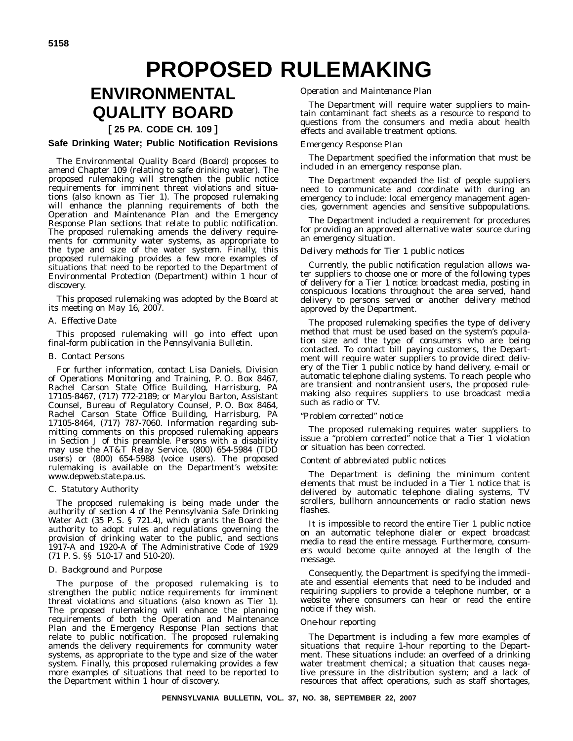# PROPOSED RULEMAKING

## ENVIRONMENTAL QUALITY BOARD

**[ 25 PA. CODE CH. 109 ]**

### Safe Drinking Water; Public Notification Revisions

The Environmental Quality Board (Board) proposes to amend Chapter 109 (relating to safe drinking water). The proposed rulemaking will strengthen the public notice requirements for imminent threat violations and situations (also known as Tier 1). The proposed rulemaking will enhance the planning requirements of both the Operation and Maintenance Plan and the Emergency Response Plan sections that relate to public notification. The proposed rulemaking amends the delivery requirements for community water systems, as appropriate to the type and size of the water system. Finally, this proposed rulemaking provides a few more examples of situations that need to be reported to the Department of Environmental Protection (Department) within 1 hour of discovery.

This proposed rulemaking was adopted by the Board at its meeting on May 16, 2007.

*A. Effective Date*

This proposed rulemaking will go into effect upon final-form publication in the *Pennsylvania Bulletin*.

*B. Contact Persons*

For further information, contact Lisa Daniels, Division of Operations Monitoring and Training, P. O. Box 8467, Rachel Carson State Office Building, Harrisburg, PA 17105-8467, (717) 772-2189; or Marylou Barton, Assistant Counsel, Bureau of Regulatory Counsel, P. O. Box 8464, Rachel Carson State Office Building, Harrisburg, PA 17105-8464, (717) 787-7060. Information regarding submitting comments on this proposed rulemaking appears in Section J of this preamble. Persons with a disability may use the AT&T Relay Service, (800) 654-5984 (TDD users) or (800) 654-5988 (voice users). The proposed rulemaking is available on the Department's website: www.depweb.state.pa.us.

*C. Statutory Authority*

The proposed rulemaking is being made under the authority of section 4 of the Pennsylvania Safe Drinking Water Act (35 P. S. § 721.4), which grants the Board the authority to adopt rules and regulations governing the provision of drinking water to the public, and sections 1917-A and 1920-A of The Administrative Code of 1929 (71 P. S. §§ 510-17 and 510-20).

*D. Background and Purpose*

The purpose of the proposed rulemaking is to strengthen the public notice requirements for imminent threat violations and situations (also known as Tier 1). The proposed rulemaking will enhance the planning requirements of both the Operation and Maintenance Plan and the Emergency Response Plan sections that relate to public notification. The proposed rulemaking amends the delivery requirements for community water systems, as appropriate to the type and size of the water system. Finally, this proposed rulemaking provides a few more examples of situations that need to be reported to the Department within 1 hour of discovery.

*Operation and Maintenance Plan*

The Department will require water suppliers to maintain contaminant fact sheets as a resource to respond to questions from the consumers and media about health effects and available treatment options.

*Emergency Response Plan*

The Department specified the information that must be included in an emergency response plan.

The Department expanded the list of people suppliers need to communicate and coordinate with during an emergency to include: local emergency management agencies, government agencies and sensitive subpopulations.

The Department included a requirement for procedures for providing an approved alternative water source during an emergency situation.

*Delivery methods for Tier 1 public notices*

Currently, the public notification regulation allows water suppliers to choose one or more of the following types of delivery for a Tier 1 notice: broadcast media, posting in conspicuous locations throughout the area served, hand delivery to persons served or another delivery method approved by the Department.

The proposed rulemaking specifies the type of delivery method that must be used based on the system's population size and the type of consumers who are being contacted. To contact bill paying customers, the Department will require water suppliers to provide direct delivery of the Tier 1 public notice by hand delivery, e-mail or automatic telephone dialing systems. To reach people who are transient and nontransient users, the proposed rulemaking also requires suppliers to use broadcast media such as radio or TV.

*"Problem corrected" notice*

The proposed rulemaking requires water suppliers to issue a "problem corrected" notice that a Tier 1 violation or situation has been corrected.

*Content of abbreviated public notices*

The Department is defining the minimum content elements that must be included in a Tier 1 notice that is delivered by automatic telephone dialing systems, TV scrollers, bullhorn announcements or radio station news flashes.

It is impossible to record the entire Tier 1 public notice on an automatic telephone dialer or expect broadcast media to read the entire message. Furthermore, consumers would become quite annoyed at the length of the message.

Consequently, the Department is specifying the immediate and essential elements that need to be included and requiring suppliers to provide a telephone number, or a website where consumers can hear or read the entire notice if they wish.

*One-hour reporting*

The Department is including a few more examples of situations that require 1-hour reporting to the Department. These situations include: an overfeed of a drinking water treatment chemical; a situation that causes negative pressure in the distribution system; and a lack of resources that affect operations, such as staff shortages,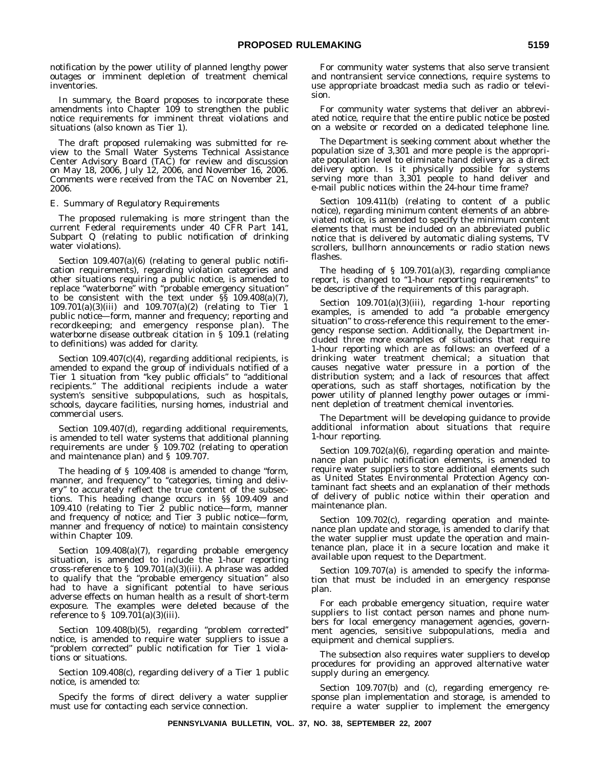notification by the power utility of planned lengthy power outages or imminent depletion of treatment chemical inventories.

In summary, the Board proposes to incorporate these amendments into Chapter 109 to strengthen the public notice requirements for imminent threat violations and situations (also known as Tier 1).

The draft proposed rulemaking was submitted for review to the Small Water Systems Technical Assistance Center Advisory Board (TAC) for review and discussion on May 18, 2006, July 12, 2006, and November 16, 2006. Comments were received from the TAC on November 21, 2006.

*E. Summary of Regulatory Requirements*

The proposed rulemaking is more stringent than the current Federal requirements under 40 CFR Part 141, Subpart Q (relating to public notification of drinking water violations).

Section 109.407(a)(6) (relating to general public notification requirements), regarding violation categories and other situations requiring a public notice, is amended to replace "waterborne" with "probable emergency situation" to be consistent with the text under §§ 109.408(a)(7), 109.701(a)(3)(iii) and 109.707(a)(2) (relating to Tier 1 public notice—form, manner and frequency; reporting and recordkeeping; and emergency response plan). The waterborne disease outbreak citation in § 109.1 (relating to definitions) was added for clarity.

Section 109.407(c)(4), regarding additional recipients, is amended to expand the group of individuals notified of a Tier 1 situation from "key public officials" to "additional recipients." The additional recipients include a water system's sensitive subpopulations, such as hospitals, schools, daycare facilities, nursing homes, industrial and commercial users.

Section 109.407(d), regarding additional requirements, is amended to tell water systems that additional planning requirements are under § 109.702 (relating to operation and maintenance plan) and § 109.707.

The heading of § 109.408 is amended to change "form, manner, and frequency" to "categories, timing and delivery" to accurately reflect the true content of the subsections. This heading change occurs in §§ 109.409 and 109.410 (relating to Tier 2 public notice—form, manner and frequency of notice; and Tier 3 public notice—form, manner and frequency of notice) to maintain consistency within Chapter 109.

Section 109.408(a)(7), regarding probable emergency situation, is amended to include the 1-hour reporting cross-reference to § 109.701(a)(3)(iii). A phrase was added to qualify that the "probable emergency situation" also had to have a significant potential to have serious adverse effects on human health as a result of short-term exposure. The examples were deleted because of the reference to § 109.701(a)(3)(iii).

Section 109.408(b)(5), regarding "problem corrected" notice, is amended to require water suppliers to issue a "problem corrected" public notification for Tier 1 violations or situations.

Section 109.408(c), regarding delivery of a Tier 1 public notice, is amended to:

Specify the forms of direct delivery a water supplier must use for contacting each service connection.

For community water systems that also serve transient and nontransient service connections, require systems to use appropriate broadcast media such as radio or television.

For community water systems that deliver an abbreviated notice, require that the entire public notice be posted on a website or recorded on a dedicated telephone line.

The Department is seeking comment about whether the population size of 3,301 and more people is the appropriate population level to eliminate hand delivery as a direct delivery option. Is it physically possible for systems serving more than 3,301 people to hand deliver and e-mail public notices within the 24-hour time frame?

Section 109.411(b) (relating to content of a public notice), regarding minimum content elements of an abbreviated notice, is amended to specify the minimum content elements that must be included on an abbreviated public notice that is delivered by automatic dialing systems, TV scrollers, bullhorn announcements or radio station news flashes.

The heading of § 109.701(a)(3), regarding compliance report, is changed to "1-hour reporting requirements" to be descriptive of the requirements of this paragraph.

Section 109.701(a)(3)(iii), regarding 1-hour reporting examples, is amended to add "a probable emergency situation" to cross-reference this requirement to the emergency response section. Additionally, the Department included three more examples of situations that require 1-hour reporting which are as follows: an overfeed of a drinking water treatment chemical; a situation that causes negative water pressure in a portion of the distribution system; and a lack of resources that affect operations, such as staff shortages, notification by the power utility of planned lengthy power outages or imminent depletion of treatment chemical inventories.

The Department will be developing guidance to provide additional information about situations that require 1-hour reporting.

Section 109.702(a)(6), regarding operation and maintenance plan public notification elements, is amended to require water suppliers to store additional elements such as United States Environmental Protection Agency contaminant fact sheets and an explanation of their methods of delivery of public notice within their operation and maintenance plan.

Section 109.702(c), regarding operation and maintenance plan update and storage, is amended to clarify that the water supplier must update the operation and maintenance plan, place it in a secure location and make it available upon request to the Department.

Section 109.707(a) is amended to specify the information that must be included in an emergency response plan.

For each probable emergency situation, require water suppliers to list contact person names and phone numbers for local emergency management agencies, government agencies, sensitive subpopulations, media and equipment and chemical suppliers.

The subsection also requires water suppliers to develop procedures for providing an approved alternative water supply during an emergency.

Section 109.707(b) and (c), regarding emergency response plan implementation and storage, is amended to require a water supplier to implement the emergency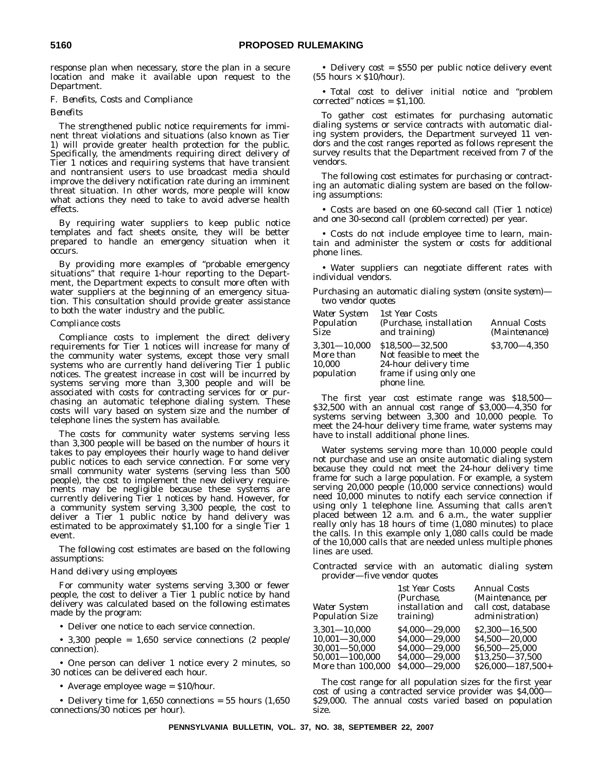response plan when necessary, store the plan in a secure location and make it available upon request to the Department.

*F. Benefits, Costs and Compliance*

*Benefits*

The strengthened public notice requirements for imminent threat violations and situations (also known as Tier 1) will provide greater health protection for the public. Specifically, the amendments requiring direct delivery of Tier 1 notices and requiring systems that have transient and nontransient users to use broadcast media should improve the delivery notification rate during an imminent threat situation. In other words, more people will know what actions they need to take to avoid adverse health effects.

By requiring water suppliers to keep public notice templates and fact sheets onsite, they will be better prepared to handle an emergency situation when it occurs.

By providing more examples of "probable emergency situations" that require 1-hour reporting to the Department, the Department expects to consult more often with water suppliers at the beginning of an emergency situation. This consultation should provide greater assistance to both the water industry and the public.

*Compliance costs*

Compliance costs to implement the direct delivery requirements for Tier 1 notices will increase for many of the community water systems, except those very small systems who are currently hand delivering Tier 1 public notices. The greatest increase in cost will be incurred by systems serving more than 3,300 people and will be associated with costs for contracting services for or purchasing an automatic telephone dialing system. These costs will vary based on system size and the number of telephone lines the system has available.

The costs for community water systems serving less than 3,300 people will be based on the number of hours it takes to pay employees their hourly wage to hand deliver public notices to each service connection. For some very small community water systems (serving less than 500 people), the cost to implement the new delivery requirements may be negligible because these systems are currently delivering Tier 1 notices by hand. However, for a community system serving 3,300 people, the cost to deliver a Tier 1 public notice by hand delivery was estimated to be approximately $1,100 for a single Tier 1 event.

The following cost estimates are based on the following assumptions:

*Hand delivery using employees*

For community water systems serving 3,300 or fewer people, the cost to deliver a Tier 1 public notice by hand delivery was calculated based on the following estimates made by the program:

- Deliver one notice to each service connection.
- 3,300 people = 1,650 service connections (2 people/connection).
- One person can deliver 1 notice every 2 minutes, so 30 notices can be delivered each hour.
- Average employee wage = $10/hour.
- Delivery time for 1,650 connections = 55 hours (1,650 connections/30 notices per hour).
- Delivery cost = $550 per public notice delivery event (55 hours × $10/hour).
- Total cost to deliver initial notice and "problem corrected" notices = $1,100.

To gather cost estimates for purchasing automatic dialing systems or service contracts with automatic dialing system providers, the Department surveyed 11 vendors and the cost ranges reported as follows represent the survey results that the Department received from 7 of the vendors.

The following cost estimates for purchasing or contracting an automatic dialing system are based on the following assumptions:

- Costs are based on one 60-second call (Tier 1 notice) and one 30-second call (problem corrected) per year.
- Costs do not include employee time to learn, maintain and administer the system or costs for additional phone lines.
- Water suppliers can negotiate different rates with individual vendors.

*Purchasing an automatic dialing system (onsite system)—two vendor quotes*

| *Water System Population Size* | *1st Year Costs (Purchase, installation and training)* | *Annual Costs (Maintenance)* |
|---|---|---|
| 3,301—10,000 | $18,500—32,500 | $3,700—4,350 |
| More than 10,000 population | Not feasible to meet the 24-hour delivery time frame if using only one phone line. | |

The first year cost estimate range was $18,500—$32,500 with an annual cost range of $3,000—4,350 for systems serving between 3,300 and 10,000 people. To meet the 24-hour delivery time frame, water systems may have to install additional phone lines.

Water systems serving more than 10,000 people could not purchase and use an onsite automatic dialing system because they could not meet the 24-hour delivery time frame for such a large population. For example, a system serving 20,000 people (10,000 service connections) would need 10,000 minutes to notify each service connection if using only 1 telephone line. Assuming that calls aren't placed between 12 a.m. and 6 a.m., the water supplier really only has 18 hours of time (1,080 minutes) to place the calls. In this example only 1,080 calls could be made of the 10,000 calls that are needed unless multiple phones lines are used.

*Contracted service with an automatic dialing system provider—five vendor quotes*

| *Water System Population Size* | *1st Year Costs (Purchase, installation and training)* | *Annual Costs (Maintenance, per call cost, database administration)* |
|---|---|---|
| 3,301—10,000 | $4,000—29,000 | $2,300—16,500 |
| 10,001—30,000 | $4,000—29,000 | $4,500—20,000 |
| 30,001—50,000 | $4,000—29,000 | $6,500—25,000 |
| 50,001—100,000 | $4,000—29,000 | $13,250—37,500 |
| More than 100,000 | $4,000—29,000 | $26,000—187,500+ |

The cost range for all population sizes for the first year cost of using a contracted service provider was $4,000—$29,000. The annual costs varied based on population size.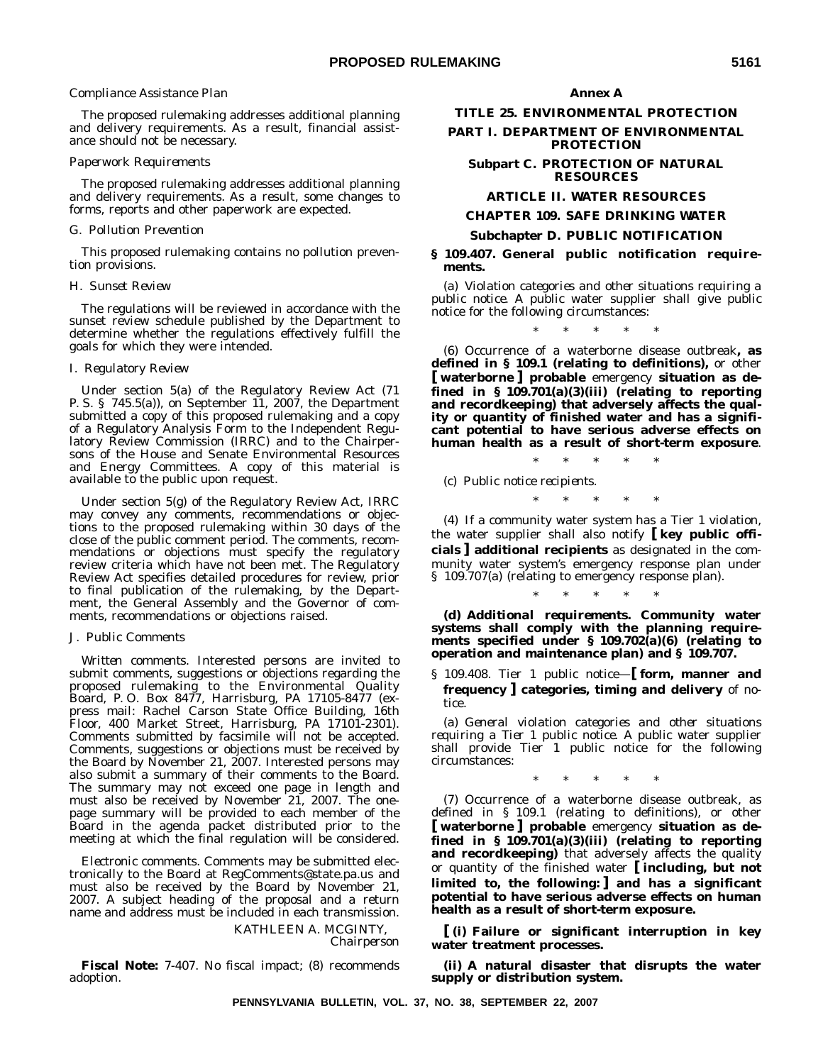*Compliance Assistance Plan*

The proposed rulemaking addresses additional planning and delivery requirements. As a result, financial assistance should not be necessary.

*Paperwork Requirements*

The proposed rulemaking addresses additional planning and delivery requirements. As a result, some changes to forms, reports and other paperwork are expected.

*G. Pollution Prevention*

This proposed rulemaking contains no pollution prevention provisions.

*H. Sunset Review*

The regulations will be reviewed in accordance with the sunset review schedule published by the Department to determine whether the regulations effectively fulfill the goals for which they were intended.

*I. Regulatory Review*

Under section 5(a) of the Regulatory Review Act (71 P. S. § 745.5(a)), on September 11, 2007, the Department submitted a copy of this proposed rulemaking and a copy of a Regulatory Analysis Form to the Independent Regulatory Review Commission (IRRC) and to the Chairpersons of the House and Senate Environmental Resources and Energy Committees. A copy of this material is available to the public upon request.

Under section 5(g) of the Regulatory Review Act, IRRC may convey any comments, recommendations or objections to the proposed rulemaking within 30 days of the close of the public comment period. The comments, recommendations or objections must specify the regulatory review criteria which have not been met. The Regulatory Review Act specifies detailed procedures for review, prior to final publication of the rulemaking, by the Department, the General Assembly and the Governor of comments, recommendations or objections raised.

*J. Public Comments*

*Written comments*. Interested persons are invited to submit comments, suggestions or objections regarding the proposed rulemaking to the Environmental Quality Board, P. O. Box 8477, Harrisburg, PA 17105-8477 (express mail: Rachel Carson State Office Building, 16th Floor, 400 Market Street, Harrisburg, PA 17101-2301). Comments submitted by facsimile will not be accepted. Comments, suggestions or objections must be received by the Board by November 21, 2007. Interested persons may also submit a summary of their comments to the Board. The summary may not exceed one page in length and must also be received by November 21, 2007. The one-page summary will be provided to each member of the Board in the agenda packet distributed prior to the meeting at which the final regulation will be considered.

*Electronic comments*. Comments may be submitted electronically to the Board at RegComments@state.pa.us and must also be received by the Board by November 21, 2007. A subject heading of the proposal and a return name and address must be included in each transmission.

KATHLEEN A. MCGINTY,
*Chairperson*

**Fiscal Note:** 7-407. No fiscal impact; (8) recommends adoption.

**Annex A**

**TITLE 25. ENVIRONMENTAL PROTECTION**

**PART I. DEPARTMENT OF ENVIRONMENTAL PROTECTION**

**Subpart C. PROTECTION OF NATURAL RESOURCES**

**ARTICLE II. WATER RESOURCES**

**CHAPTER 109. SAFE DRINKING WATER**

**Subchapter D. PUBLIC NOTIFICATION**

**§ 109.407. General public notification requirements.**

(a) *Violation categories and other situations requiring a public notice.* A public water supplier shall give public notice for the following circumstances:

\* \* \* \* \*

(6) Occurrence of a waterborne disease outbreak**, as defined in § 109.1 (relating to definitions),** or other **[ waterborne ] probable** emergency **situation as defined in § 109.701(a)(3)(iii) (relating to reporting and recordkeeping) that adversely affects the quality or quantity of finished water and has a significant potential to have serious adverse effects on human health as a result of short-term exposure**.

\* \* \* \* \*

(c) *Public notice recipients.*

\* \* \* \* \*

(4) If a community water system has a Tier 1 violation, the water supplier shall also notify **[ key public officials ] additional recipients** as designated in the community water system's emergency response plan under § 109.707(a) (relating to emergency response plan).

\* \* \* \* \*

***(d) Additional requirements.* Community water systems shall comply with the planning requirements specified under § 109.702(a)(6) (relating to operation and maintenance plan) and § 109.707.**

§ 109.408. Tier 1 public notice—**[ form, manner and frequency ] categories, timing and delivery** of notice.

(a) *General violation categories and other situations requiring a Tier 1 public notice.* A public water supplier shall provide Tier 1 public notice for the following circumstances:

\* \* \* \* \*

(7) Occurrence of a waterborne disease outbreak, as defined in § 109.1 (relating to definitions), or other **[ waterborne ] probable** emergency **situation as defined in § 109.701(a)(3)(iii) (relating to reporting and recordkeeping)** that adversely affects the quality or quantity of the finished water **[ including, but not limited to, the following: ] and has a significant potential to have serious adverse effects on human health as a result of short-term exposure.**

**[ (i) Failure or significant interruption in key water treatment processes.**

**(ii) A natural disaster that disrupts the water supply or distribution system.**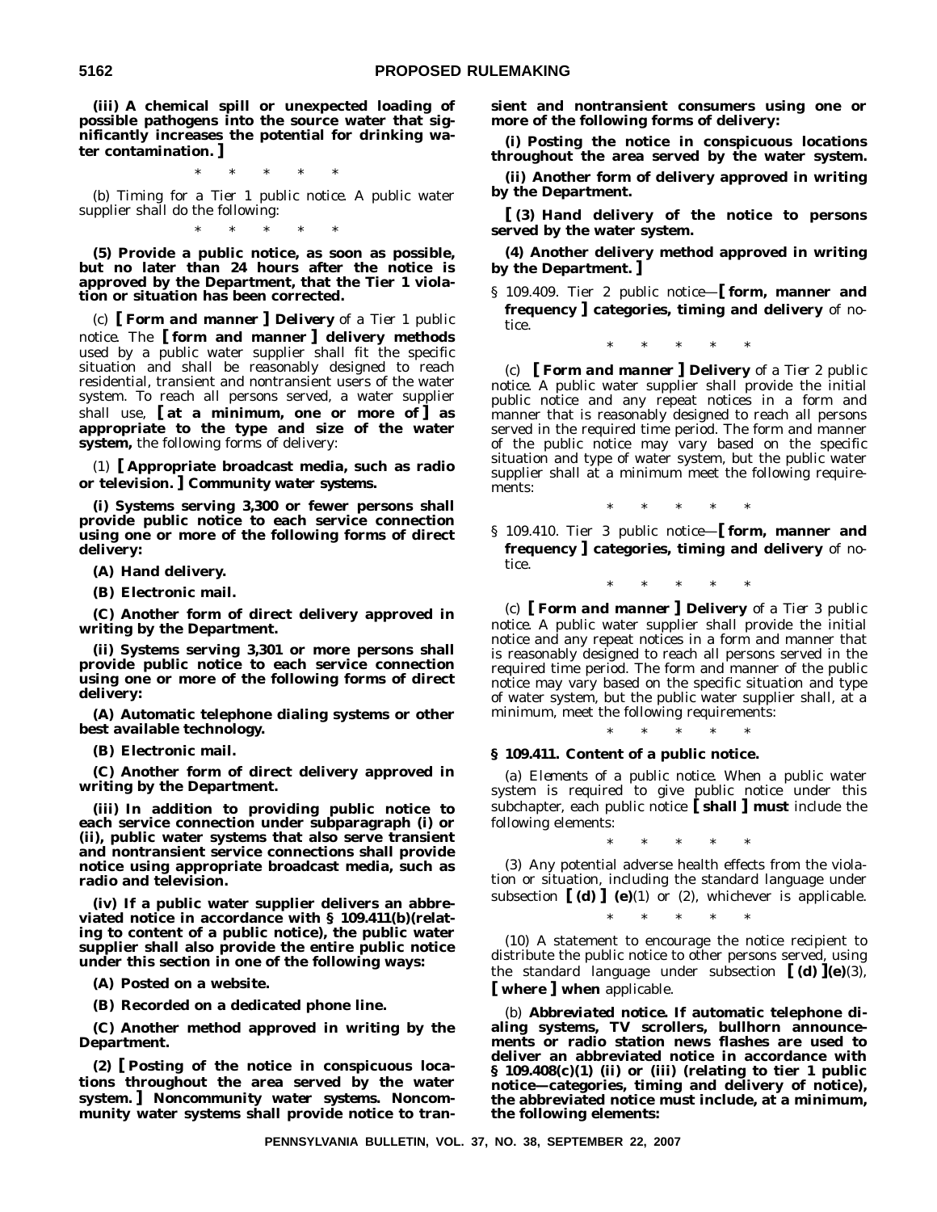**(iii) A chemical spill or unexpected loading of possible pathogens into the source water that significantly increases the potential for drinking water contamination. ]**

\* \* \* \* \*

(b) *Timing for a Tier 1 public notice.* A public water supplier shall do the following:

\* \* \* \* \*

**(5) Provide a public notice, as soon as possible, but no later than 24 hours after the notice is approved by the Department, that the Tier 1 violation or situation has been corrected.**

(c) **[** ***Form and manner*** **]** ***Delivery*** *of a Tier 1 public notice.* The **[ form and manner ] delivery methods** used by a public water supplier shall fit the specific situation and shall be reasonably designed to reach residential, transient and nontransient users of the water system. To reach all persons served, a water supplier shall use, **[ at a minimum, one or more of ] as appropriate to the type and size of the water system,** the following forms of delivery:

(1) **[ Appropriate broadcast media, such as radio or television. ]** ***Community water systems.***

**(i) Systems serving 3,300 or fewer persons shall provide public notice to each service connection using one or more of the following forms of direct delivery:**

**(A) Hand delivery.**

**(B) Electronic mail.**

**(C) Another form of direct delivery approved in writing by the Department.**

**(ii) Systems serving 3,301 or more persons shall provide public notice to each service connection using one or more of the following forms of direct delivery:**

**(A) Automatic telephone dialing systems or other best available technology.**

**(B) Electronic mail.**

**(C) Another form of direct delivery approved in writing by the Department.**

**(iii) In addition to providing public notice to each service connection under subparagraph (i) or (ii), public water systems that also serve transient and nontransient service connections shall provide notice using appropriate broadcast media, such as radio and television.**

**(iv) If a public water supplier delivers an abbreviated notice in accordance with § 109.411(b)(relating to content of a public notice), the public water supplier shall also provide the entire public notice under this section in one of the following ways:**

**(A) Posted on a website.**

**(B) Recorded on a dedicated phone line.**

**(C) Another method approved in writing by the Department.**

**(2) [ Posting of the notice in conspicuous locations throughout the area served by the water system. ]** ***Noncommunity water systems.*** **Noncommunity water systems shall provide notice to transient and nontransient consumers using one or more of the following forms of delivery:**

**(i) Posting the notice in conspicuous locations throughout the area served by the water system.**

**(ii) Another form of delivery approved in writing by the Department.**

**[ (3) Hand delivery of the notice to persons served by the water system.**

**(4) Another delivery method approved in writing by the Department. ]**

§ 109.409. Tier 2 public notice—**[ form, manner and frequency ] categories, timing and delivery** of notice.

\* \* \* \* \*

(c) **[** ***Form and manner*** **]** ***Delivery*** *of a Tier 2 public notice.* A public water supplier shall provide the initial public notice and any repeat notices in a form and manner that is reasonably designed to reach all persons served in the required time period. The form and manner of the public notice may vary based on the specific situation and type of water system, but the public water supplier shall at a minimum meet the following requirements:

\* \* \* \* \*

§ 109.410. Tier 3 public notice—**[ form, manner and frequency ] categories, timing and delivery** of notice.

\* \* \* \* \*

(c) **[** ***Form and manner*** **]** ***Delivery*** *of a Tier 3 public notice.* A public water supplier shall provide the initial notice and any repeat notices in a form and manner that is reasonably designed to reach all persons served in the required time period. The form and manner of the public notice may vary based on the specific situation and type of water system, but the public water supplier shall, at a minimum, meet the following requirements:

\* \* \* \* \*

**§ 109.411. Content of a public notice.**

(a) *Elements of a public notice.* When a public water system is required to give public notice under this subchapter, each public notice **[ shall ] must** include the following elements:

\* \* \* \* \*

(3) Any potential adverse health effects from the violation or situation, including the standard language under subsection **[ (d) ] (e)**(1) or (2), whichever is applicable.

\* \* \* \* \*

(10) A statement to encourage the notice recipient to distribute the public notice to other persons served, using the standard language under subsection **[ (d) ](e)**(3), **[ where ] when** applicable.

(b) ***Abbreviated notice.*** **If automatic telephone dialing systems, TV scrollers, bullhorn announcements or radio station news flashes are used to deliver an abbreviated notice in accordance with § 109.408(c)(1) (ii) or (iii) (relating to tier 1 public notice—categories, timing and delivery of notice), the abbreviated notice must include, at a minimum, the following elements:**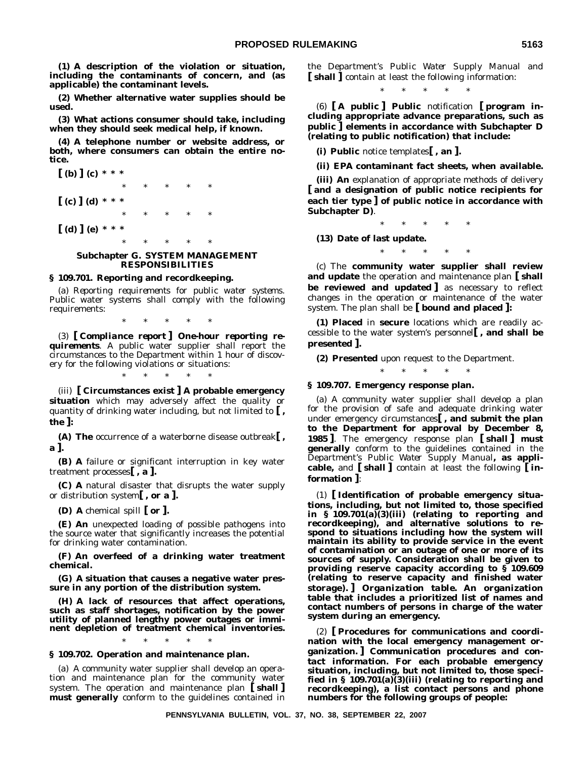**(1) A description of the violation or situation, including the contaminants of concern, and (as applicable) the contaminant levels.**

**(2) Whether alternative water supplies should be used.**

**(3) What actions consumer should take, including when they should seek medical help, if known.**

**(4) A telephone number or website address, or both, where consumers can obtain the entire notice.**

**[ (b) ] (c) * * ***

\* \* \* \* \*

**[ (c) ] (d) * * ***

\* \* \* \* \*

**[ (d) ] (e) * * ***

\* \* \* \* \*

### Subchapter G. SYSTEM MANAGEMENT RESPONSIBILITIES

#### § 109.701. Reporting and recordkeeping.

(a) *Reporting requirements for public water systems.* Public water systems shall comply with the following requirements:

\* \* \* \* \*

(3) ***[ Compliance report ] One-hour reporting requirements***. A public water supplier shall report the circumstances to the Department within 1 hour of discovery for the following violations or situations:

\* \* \* \* \*

(iii) **[ Circumstances exist ] A probable emergency situation** which may adversely affect the quality or quantity of drinking water including, but not limited to **[ , the ]:**

**(A) The** occurrence of a waterborne disease outbreak**[ , a ].**

**(B) A** failure or significant interruption in key water treatment processes**[ , a ].**

**(C) A** natural disaster that disrupts the water supply or distribution system**[ , or a ].**

**(D) A** chemical spill **[ or ].**

**(E) An** unexpected loading of possible pathogens into the source water that significantly increases the potential for drinking water contamination.

**(F) An overfeed of a drinking water treatment chemical.**

**(G) A situation that causes a negative water pressure in any portion of the distribution system.**

**(H) A lack of resources that affect operations, such as staff shortages, notification by the power utility of planned lengthy power outages or imminent depletion of treatment chemical inventories.**

\* \* \* \* \*

#### § 109.702. Operation and maintenance plan.

(a) A community water supplier shall develop an operation and maintenance plan for the community water system. The operation and maintenance plan **[ shall ] must generally** conform to the guidelines contained in the Department's Public Water Supply Manual and **[ shall ]** contain at least the following information:

\* \* \* \* \*

(6) **[ A public ] Public** notification **[ program including appropriate advance preparations, such as public ] elements in accordance with Subchapter D (relating to public notification) that include:**

**(i) Public** notice templates**[ , an ].**

**(ii) EPA contaminant fact sheets, when available.**

**(iii) An** explanation of appropriate methods of delivery **[ and a designation of public notice recipients for each tier type ] of public notice in accordance with Subchapter D)**.

\* \* \* \* \*

**(13) Date of last update.**

\* \* \* \* \*

(c) The **community water supplier shall review and update** the operation and maintenance plan **[ shall be reviewed and updated ]** as necessary to reflect changes in the operation or maintenance of the water system. The plan shall be **[ bound and placed ]:**

**(1) Placed** in **secure** locations which are readily accessible to the water system's personnel**[ , and shall be presented ].**

**(2) Presented** upon request to the Department.

\* \* \* \* \*

#### § 109.707. Emergency response plan.

(a) A community water supplier shall develop a plan for the provision of safe and adequate drinking water under emergency circumstances**[ , and submit the plan to the Department for approval by December 8, 1985 ]**. The emergency response plan **[ shall ] must generally** conform to the guidelines contained in the Department's Public Water Supply Manual**, as applicable,** and **[ shall ]** contain at least the following **[ information ]**:

(1) **[ Identification of probable emergency situations, including, but not limited to, those specified in § 109.701(a)(3)(iii) (relating to reporting and recordkeeping), and alternative solutions to respond to situations including how the system will maintain its ability to provide service in the event of contamination or an outage of one or more of its sources of supply. Consideration shall be given to providing reserve capacity according to § 109.609 (relating to reserve capacity and finished water storage). ]** ***Organization table.* An organization table that includes a prioritized list of names and contact numbers of persons in charge of the water system during an emergency.**

(2) **[ Procedures for communications and coordination with the local emergency management organization. ]** ***Communication procedures and contact information.* For each probable emergency situation, including, but not limited to, those specified in § 109.701(a)(3)(iii) (relating to reporting and recordkeeping), a list contact persons and phone numbers for the following groups of people:**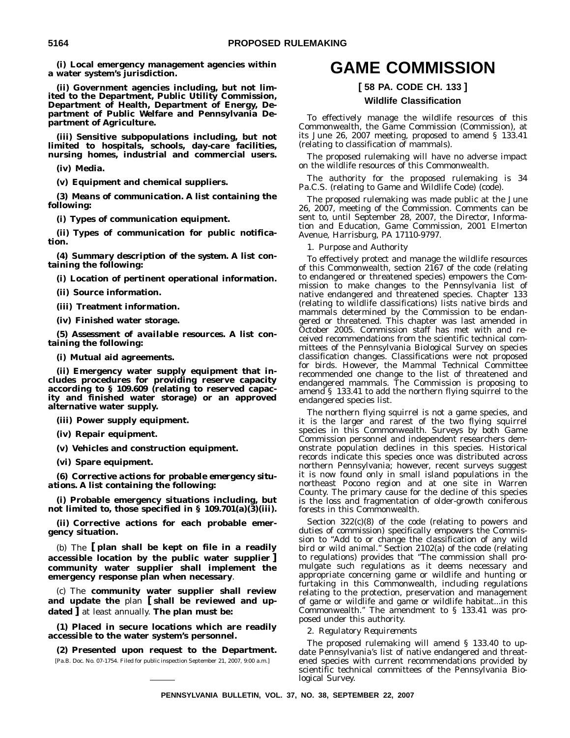**(i) Local emergency management agencies within a water system's jurisdiction.**

**(ii) Government agencies including, but not limited to the Department, Public Utility Commission, Department of Health, Department of Energy, Department of Public Welfare and Pennsylvania Department of Agriculture.**

**(iii) Sensitive subpopulations including, but not limited to hospitals, schools, day-care facilities, nursing homes, industrial and commercial users.**

**(iv) Media.**

**(v) Equipment and chemical suppliers.**

**(3) *Means of communication.* A list containing the following:**

**(i) Types of communication equipment.**

**(ii) Types of communication for public notification.**

**(4) *Summary description of the system.* A list containing the following:**

**(i) Location of pertinent operational information.**

**(ii) Source information.**

**(iii) Treatment information.**

**(iv) Finished water storage.**

**(5) *Assessment of available resources.* A list containing the following:**

**(i) Mutual aid agreements.**

**(ii) Emergency water supply equipment that includes procedures for providing reserve capacity according to § 109.609 (relating to reserved capacity and finished water storage) or an approved alternative water supply.**

**(iii) Power supply equipment.**

**(iv) Repair equipment.**

**(v) Vehicles and construction equipment.**

**(vi) Spare equipment.**

**(6) *Corrective actions for probable emergency situations.* A list containing the following:**

**(i) Probable emergency situations including, but not limited to, those specified in § 109.701(a)(3)(iii).**

**(ii) Corrective actions for each probable emergency situation.**

(b) The **[ plan shall be kept on file in a readily accessible location by the public water supplier ] community water supplier shall implement the emergency response plan when necessary**.

(c) The **community water supplier shall review and update the** plan **[ shall be reviewed and updated ]** at least annually. **The plan must be:**

**(1) Placed in secure locations which are readily accessible to the water system's personnel.**

**(2) Presented upon request to the Department.**

[Pa.B. Doc. No. 07-1754. Filed for public inspection September 21, 2007, 9:00 a.m.]

# GAME COMMISSION

## [ 58 PA. CODE CH. 133 ]

### Wildlife Classification

To effectively manage the wildlife resources of this Commonwealth, the Game Commission (Commission), at its June 26, 2007 meeting, proposed to amend § 133.41 (relating to classification of mammals).

The proposed rulemaking will have no adverse impact on the wildlife resources of this Commonwealth.

The authority for the proposed rulemaking is 34 Pa.C.S. (relating to Game and Wildlife Code) (code).

The proposed rulemaking was made public at the June 26, 2007, meeting of the Commission. Comments can be sent to, until September 28, 2007, the Director, Information and Education, Game Commission, 2001 Elmerton Avenue, Harrisburg, PA 17110-9797.

*1. Purpose and Authority*

To effectively protect and manage the wildlife resources of this Commonwealth, section 2167 of the code (relating to endangered or threatened species) empowers the Commission to make changes to the Pennsylvania list of native endangered and threatened species. Chapter 133 (relating to wildlife classifications) lists native birds and mammals determined by the Commission to be endangered or threatened. This chapter was last amended in October 2005. Commission staff has met with and received recommendations from the scientific technical committees of the Pennsylvania Biological Survey on species classification changes. Classifications were not proposed for birds. However, the Mammal Technical Committee recommended one change to the list of threatened and endangered mammals. The Commission is proposing to amend § 133.41 to add the northern flying squirrel to the endangered species list.

The northern flying squirrel is not a game species, and it is the larger and rarest of the two flying squirrel species in this Commonwealth. Surveys by both Game Commission personnel and independent researchers demonstrate population declines in this species. Historical records indicate this species once was distributed across northern Pennsylvania; however, recent surveys suggest it is now found only in small island populations in the northeast Pocono region and at one site in Warren County. The primary cause for the decline of this species is the loss and fragmentation of older-growth coniferous forests in this Commonwealth.

Section 322(c)(8) of the code (relating to powers and duties of commission) specifically empowers the Commission to "Add to or change the classification of any wild bird or wild animal." Section 2102(a) of the code (relating to regulations) provides that "The commission shall promulgate such regulations as it deems necessary and appropriate concerning game or wildlife and hunting or furtaking in this Commonwealth, including regulations relating to the protection, preservation and management of game or wildlife and game or wildlife habitat...in this Commonwealth." The amendment to § 133.41 was proposed under this authority.

*2. Regulatory Requirements*

The proposed rulemaking will amend § 133.40 to update Pennsylvania's list of native endangered and threatened species with current recommendations provided by scientific technical committees of the Pennsylvania Biological Survey.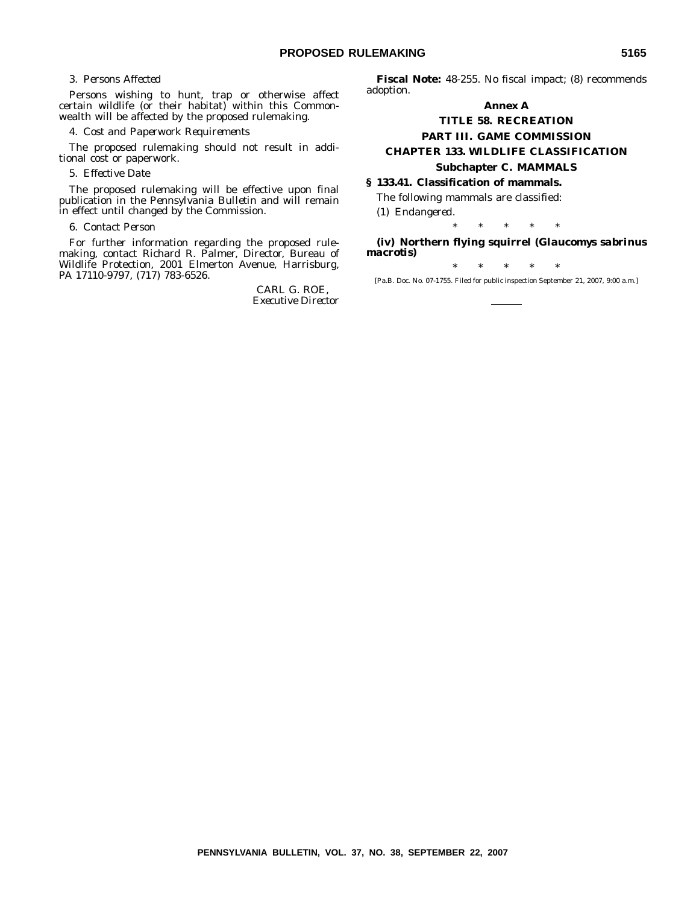3. *Persons Affected*

Persons wishing to hunt, trap or otherwise affect certain wildlife (or their habitat) within this Commonwealth will be affected by the proposed rulemaking.

4. *Cost and Paperwork Requirements*

The proposed rulemaking should not result in additional cost or paperwork.

5. *Effective Date*

The proposed rulemaking will be effective upon final publication in the *Pennsylvania Bulletin* and will remain in effect until changed by the Commission.

6. *Contact Person*

For further information regarding the proposed rulemaking, contact Richard R. Palmer, Director, Bureau of Wildlife Protection, 2001 Elmerton Avenue, Harrisburg, PA 17110-9797, (717) 783-6526.

CARL G. ROE,
*Executive Director*

**Fiscal Note:** 48-255. No fiscal impact; (8) recommends adoption.

**Annex A**

**TITLE 58. RECREATION**

**PART III. GAME COMMISSION**

**CHAPTER 133. WILDLIFE CLASSIFICATION**

**Subchapter C. MAMMALS**

**§ 133.41. Classification of mammals.**

The following mammals are classified:

(1) *Endangered.*

\* \* \* \* \*

***(iv) Northern flying squirrel (Glaucomys sabrinus macrotis)***

\* \* \* \* \*

[Pa.B. Doc. No. 07-1755. Filed for public inspection September 21, 2007, 9:00 a.m.]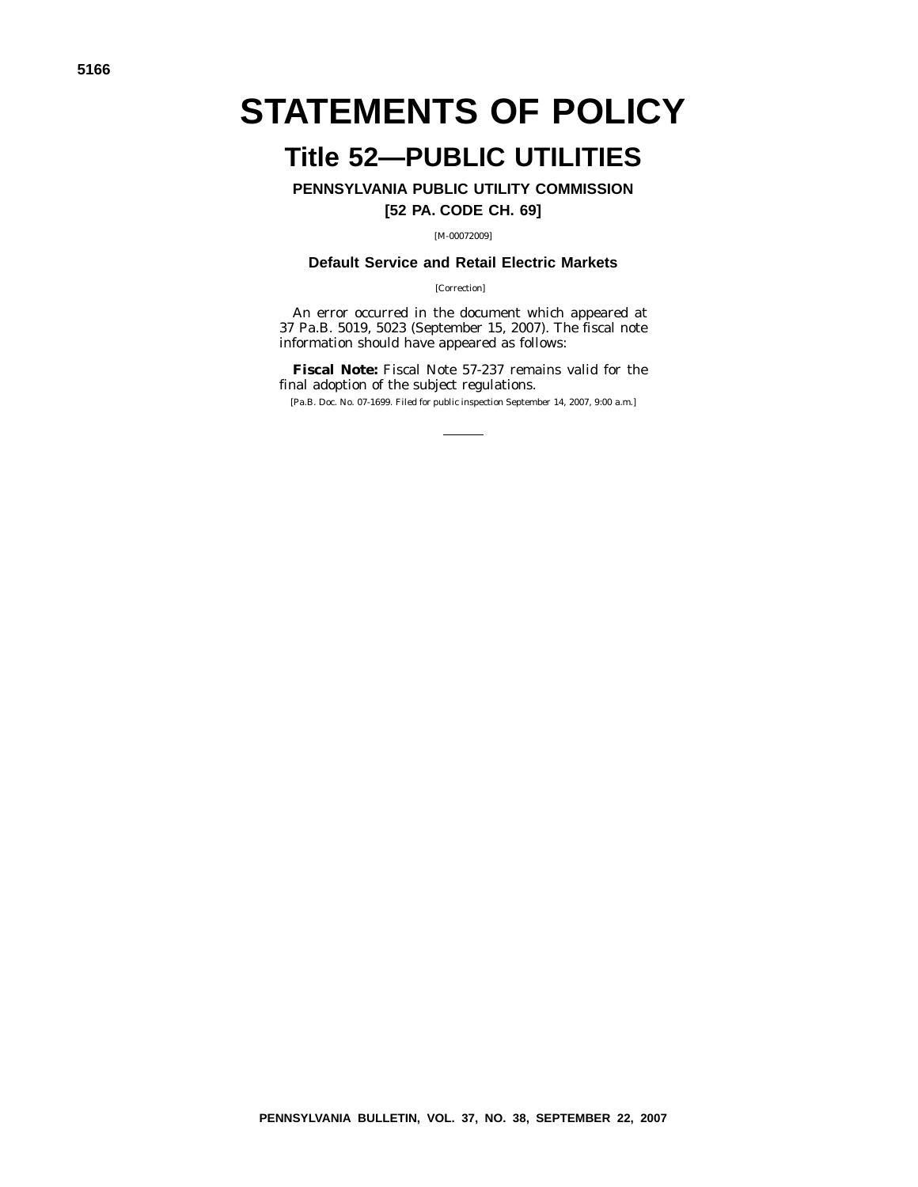# STATEMENTS OF POLICY

## Title 52—PUBLIC UTILITIES

### PENNSYLVANIA PUBLIC UTILITY COMMISSION

### [52 PA. CODE CH. 69]

[M-00072009]

### Default Service and Retail Electric Markets

[Correction]

An error occurred in the document which appeared at 37 Pa.B. 5019, 5023 (September 15, 2007). The fiscal note information should have appeared as follows:

**Fiscal Note:** Fiscal Note 57-237 remains valid for the final adoption of the subject regulations.

[Pa.B. Doc. No. 07-1699. Filed for public inspection September 14, 2007, 9:00 a.m.]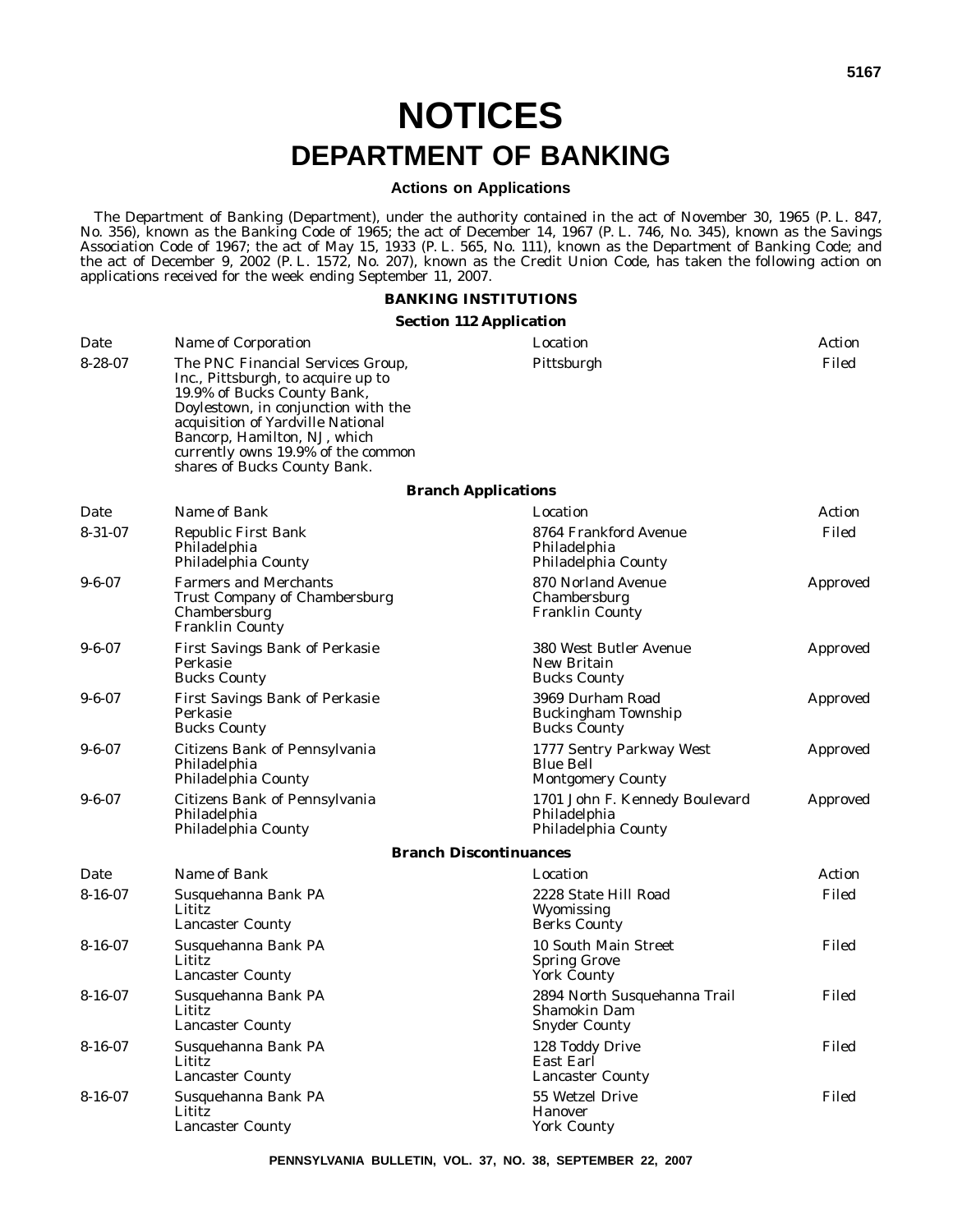# NOTICES

# DEPARTMENT OF BANKING

### Actions on Applications

The Department of Banking (Department), under the authority contained in the act of November 30, 1965 (P. L. 847, No. 356), known as the Banking Code of 1965; the act of December 14, 1967 (P. L. 746, No. 345), known as the Savings Association Code of 1967; the act of May 15, 1933 (P. L. 565, No. 111), known as the Department of Banking Code; and the act of December 9, 2002 (P. L. 1572, No. 207), known as the Credit Union Code, has taken the following action on applications received for the week ending September 11, 2007.

**BANKING INSTITUTIONS**

**Section 112 Application**

| Date | Name of Corporation | Location | Action |
|---|---|---|---|
| 8-28-07 | The PNC Financial Services Group, Inc., Pittsburgh, to acquire up to 19.9% of Bucks County Bank, Doylestown, in conjunction with the acquisition of Yardville National Bancorp, Hamilton, NJ, which currently owns 19.9% of the common shares of Bucks County Bank. | Pittsburgh | Filed |

**Branch Applications**

| Date | Name of Bank | Location | Action |
|---|---|---|---|
| 8-31-07 | Republic First Bank<br>Philadelphia<br>Philadelphia County | 8764 Frankford Avenue<br>Philadelphia<br>Philadelphia County | Filed |
| 9-6-07 | Farmers and Merchants<br>Trust Company of Chambersburg<br>Chambersburg<br>Franklin County | 870 Norland Avenue<br>Chambersburg<br>Franklin County | Approved |
| 9-6-07 | First Savings Bank of Perkasie<br>Perkasie<br>Bucks County | 380 West Butler Avenue<br>New Britain<br>Bucks County | Approved |
| 9-6-07 | First Savings Bank of Perkasie<br>Perkasie<br>Bucks County | 3969 Durham Road<br>Buckingham Township<br>Bucks County | Approved |
| 9-6-07 | Citizens Bank of Pennsylvania<br>Philadelphia<br>Philadelphia County | 1777 Sentry Parkway West<br>Blue Bell<br>Montgomery County | Approved |
| 9-6-07 | Citizens Bank of Pennsylvania<br>Philadelphia<br>Philadelphia County | 1701 John F. Kennedy Boulevard<br>Philadelphia<br>Philadelphia County | Approved |

**Branch Discontinuances**

| Date | Name of Bank | Location | Action |
|---|---|---|---|
| 8-16-07 | Susquehanna Bank PA<br>Lititz<br>Lancaster County | 2228 State Hill Road<br>Wyomissing<br>Berks County | Filed |
| 8-16-07 | Susquehanna Bank PA<br>Lititz<br>Lancaster County | 10 South Main Street<br>Spring Grove<br>York County | Filed |
| 8-16-07 | Susquehanna Bank PA<br>Lititz<br>Lancaster County | 2894 North Susquehanna Trail<br>Shamokin Dam<br>Snyder County | Filed |
| 8-16-07 | Susquehanna Bank PA<br>Lititz<br>Lancaster County | 128 Toddy Drive<br>East Earl<br>Lancaster County | Filed |
| 8-16-07 | Susquehanna Bank PA<br>Lititz<br>Lancaster County | 55 Wetzel Drive<br>Hanover<br>York County | Filed |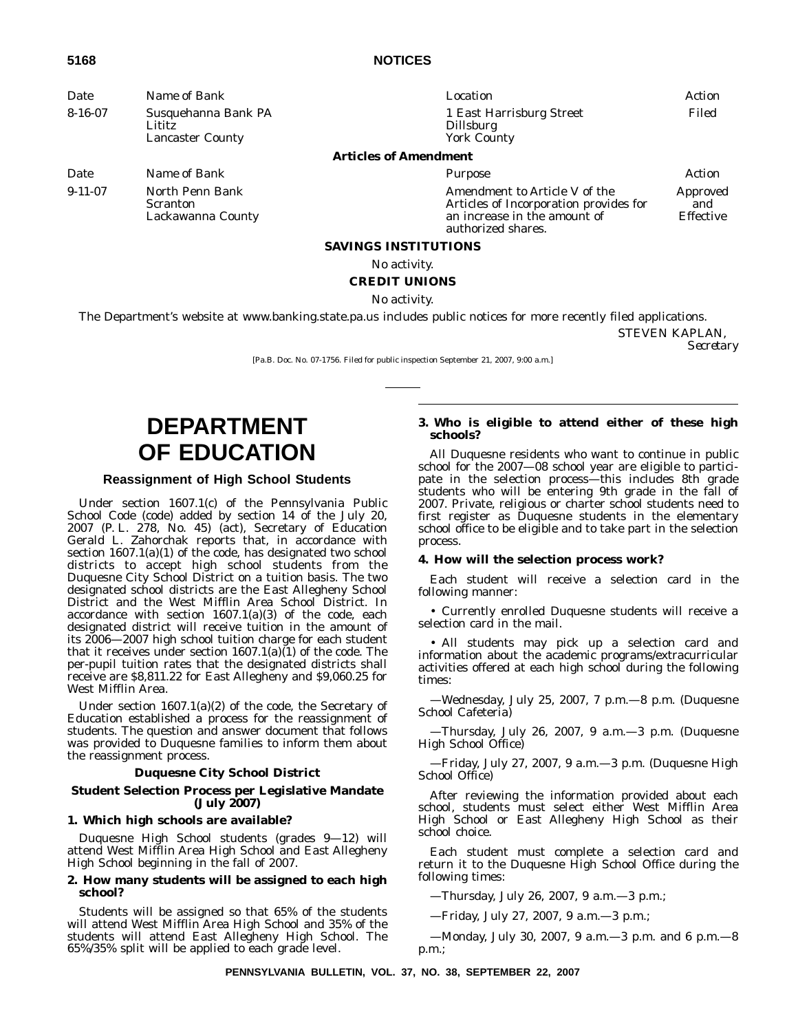| Date | Name of Bank | Location | Action |
|---|---|---|---|
| 8-16-07 | Susquehanna Bank PA<br>Lititz<br>Lancaster County | 1 East Harrisburg Street<br>Dillsburg<br>York County | Filed |

**Articles of Amendment**

| Date | Name of Bank | Purpose | Action |
|---|---|---|---|
| 9-11-07 | North Penn Bank<br>Scranton<br>Lackawanna County | Amendment to Article V of the Articles of Incorporation provides for an increase in the amount of authorized shares. | Approved and Effective |

**SAVINGS INSTITUTIONS**

*No activity.*

**CREDIT UNIONS**

*No activity.*

The Department's website at www.banking.state.pa.us includes public notices for more recently filed applications.

STEVEN KAPLAN,
*Secretary*

[Pa.B. Doc. No. 07-1756. Filed for public inspection September 21, 2007, 9:00 a.m.]

# DEPARTMENT OF EDUCATION

## Reassignment of High School Students

Under section 1607.1(c) of the Pennsylvania Public School Code (code) added by section 14 of the July 20, 2007 (P. L. 278, No. 45) (act), Secretary of Education Gerald L. Zahorchak reports that, in accordance with section 1607.1(a)(1) of the code, has designated two school districts to accept high school students from the Duquesne City School District on a tuition basis. The two designated school districts are the East Allegheny School District and the West Mifflin Area School District. In accordance with section 1607.1(a)(3) of the code, each designated district will receive tuition in the amount of its 2006—2007 high school tuition charge for each student that it receives under section 1607.1(a)(1) of the code. The per-pupil tuition rates that the designated districts shall receive are $8,811.22 for East Allegheny and $9,060.25 for West Mifflin Area.

Under section 1607.1(a)(2) of the code, the Secretary of Education established a process for the reassignment of students. The question and answer document that follows was provided to Duquesne families to inform them about the reassignment process.

### Duquesne City School District

### Student Selection Process per Legislative Mandate (July 2007)

**1. Which high schools are available?**

Duquesne High School students (grades 9—12) will attend West Mifflin Area High School and East Allegheny High School beginning in the fall of 2007.

**2. How many students will be assigned to each high school?**

Students will be assigned so that 65% of the students will attend West Mifflin Area High School and 35% of the students will attend East Allegheny High School. The 65%/35% split will be applied to each grade level.

**3. Who is eligible to attend either of these high schools?**

All Duquesne residents who want to continue in public school for the 2007—08 school year are eligible to participate in the selection process—this includes 8th grade students who will be entering 9th grade in the fall of 2007. Private, religious or charter school students need to first register as Duquesne students in the elementary school office to be eligible and to take part in the selection process.

**4. How will the selection process work?**

Each student will receive a selection card in the following manner:

• Currently enrolled Duquesne students will receive a selection card in the mail.

• All students may pick up a selection card and information about the academic programs/extracurricular activities offered at each high school during the following times:

—Wednesday, July 25, 2007, 7 p.m.—8 p.m. (Duquesne School Cafeteria)

—Thursday, July 26, 2007, 9 a.m.—3 p.m. (Duquesne High School Office)

—Friday, July 27, 2007, 9 a.m.—3 p.m. (Duquesne High School Office)

After reviewing the information provided about each school, students must select either West Mifflin Area High School or East Allegheny High School as their school choice.

Each student must complete a selection card and return it to the Duquesne High School Office during the following times:

—Thursday, July 26, 2007, 9 a.m.—3 p.m.;

—Friday, July 27, 2007, 9 a.m.—3 p.m.;

—Monday, July 30, 2007, 9 a.m.—3 p.m. and 6 p.m.—8 p.m.;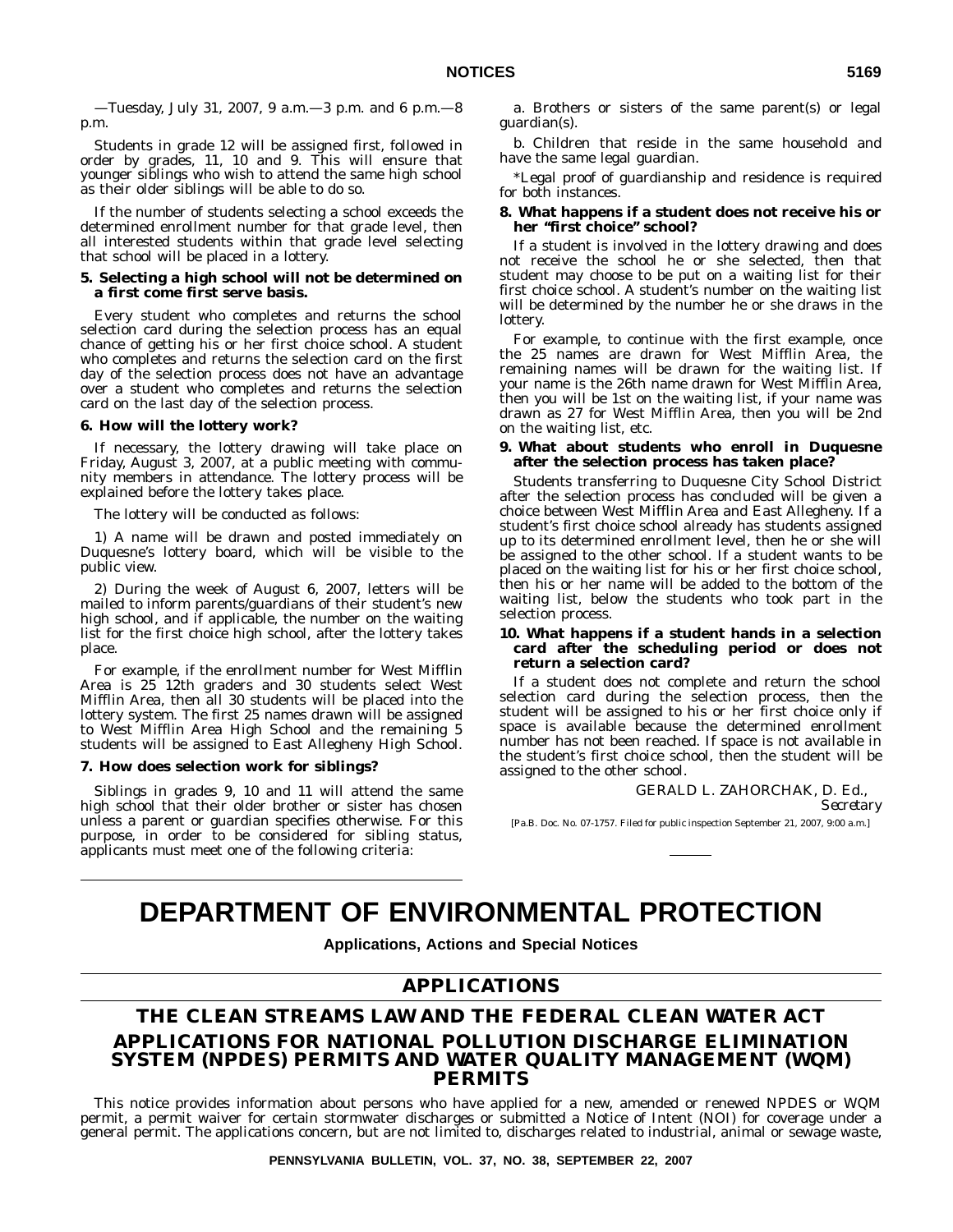—Tuesday, July 31, 2007, 9 a.m.—3 p.m. and 6 p.m.—8 p.m.

Students in grade 12 will be assigned first, followed in order by grades, 11, 10 and 9. This will ensure that younger siblings who wish to attend the same high school as their older siblings will be able to do so.

If the number of students selecting a school exceeds the determined enrollment number for that grade level, then all interested students within that grade level selecting that school will be placed in a lottery.

**5. Selecting a high school will not be determined on a first come first serve basis.**

Every student who completes and returns the school selection card during the selection process has an equal chance of getting his or her first choice school. A student who completes and returns the selection card on the first day of the selection process does not have an advantage over a student who completes and returns the selection card on the last day of the selection process.

**6. How will the lottery work?**

If necessary, the lottery drawing will take place on Friday, August 3, 2007, at a public meeting with community members in attendance. The lottery process will be explained before the lottery takes place.

The lottery will be conducted as follows:

1) A name will be drawn and posted immediately on Duquesne's lottery board, which will be visible to the public view.

2) During the week of August 6, 2007, letters will be mailed to inform parents/guardians of their student's new high school, and if applicable, the number on the waiting list for the first choice high school, after the lottery takes place.

For example, if the enrollment number for West Mifflin Area is 25 12th graders and 30 students select West Mifflin Area, then all 30 students will be placed into the lottery system. The first 25 names drawn will be assigned to West Mifflin Area High School and the remaining 5 students will be assigned to East Allegheny High School.

**7. How does selection work for siblings?**

Siblings in grades 9, 10 and 11 will attend the same high school that their older brother or sister has chosen unless a parent or guardian specifies otherwise. For this purpose, in order to be considered for sibling status, applicants must meet one of the following criteria:

a. Brothers or sisters of the same parent(s) or legal guardian(s).

b. Children that reside in the same household and have the same legal guardian.

*Legal proof of guardianship and residence is required for both instances.

**8. What happens if a student does not receive his or her "first choice" school?**

If a student is involved in the lottery drawing and does not receive the school he or she selected, then that student may choose to be put on a waiting list for their first choice school. A student's number on the waiting list will be determined by the number he or she draws in the lottery.

For example, to continue with the first example, once the 25 names are drawn for West Mifflin Area, the remaining names will be drawn for the waiting list. If your name is the 26th name drawn for West Mifflin Area, then you will be 1st on the waiting list, if your name was drawn as 27 for West Mifflin Area, then you will be 2nd on the waiting list, etc.

**9. What about students who enroll in Duquesne after the selection process has taken place?**

Students transferring to Duquesne City School District after the selection process has concluded will be given a choice between West Mifflin Area and East Allegheny. If a student's first choice school already has students assigned up to its determined enrollment level, then he or she will be assigned to the other school. If a student wants to be placed on the waiting list for his or her first choice school, then his or her name will be added to the bottom of the waiting list, below the students who took part in the selection process.

**10. What happens if a student hands in a selection card after the scheduling period or does not return a selection card?**

If a student does not complete and return the school selection card during the selection process, then the student will be assigned to his or her first choice only if space is available because the determined enrollment number has not been reached. If space is not available in the student's first choice school, then the student will be assigned to the other school.

GERALD L. ZAHORCHAK, D. Ed.,
*Secretary*

[Pa.B. Doc. No. 07-1757. Filed for public inspection September 21, 2007, 9:00 a.m.]

# DEPARTMENT OF ENVIRONMENTAL PROTECTION

**Applications, Actions and Special Notices**

## APPLICATIONS

## THE CLEAN STREAMS LAW AND THE FEDERAL CLEAN WATER ACT

## APPLICATIONS FOR NATIONAL POLLUTION DISCHARGE ELIMINATION SYSTEM (NPDES) PERMITS AND WATER QUALITY MANAGEMENT (WQM) PERMITS

This notice provides information about persons who have applied for a new, amended or renewed NPDES or WQM permit, a permit waiver for certain stormwater discharges or submitted a Notice of Intent (NOI) for coverage under a general permit. The applications concern, but are not limited to, discharges related to industrial, animal or sewage waste,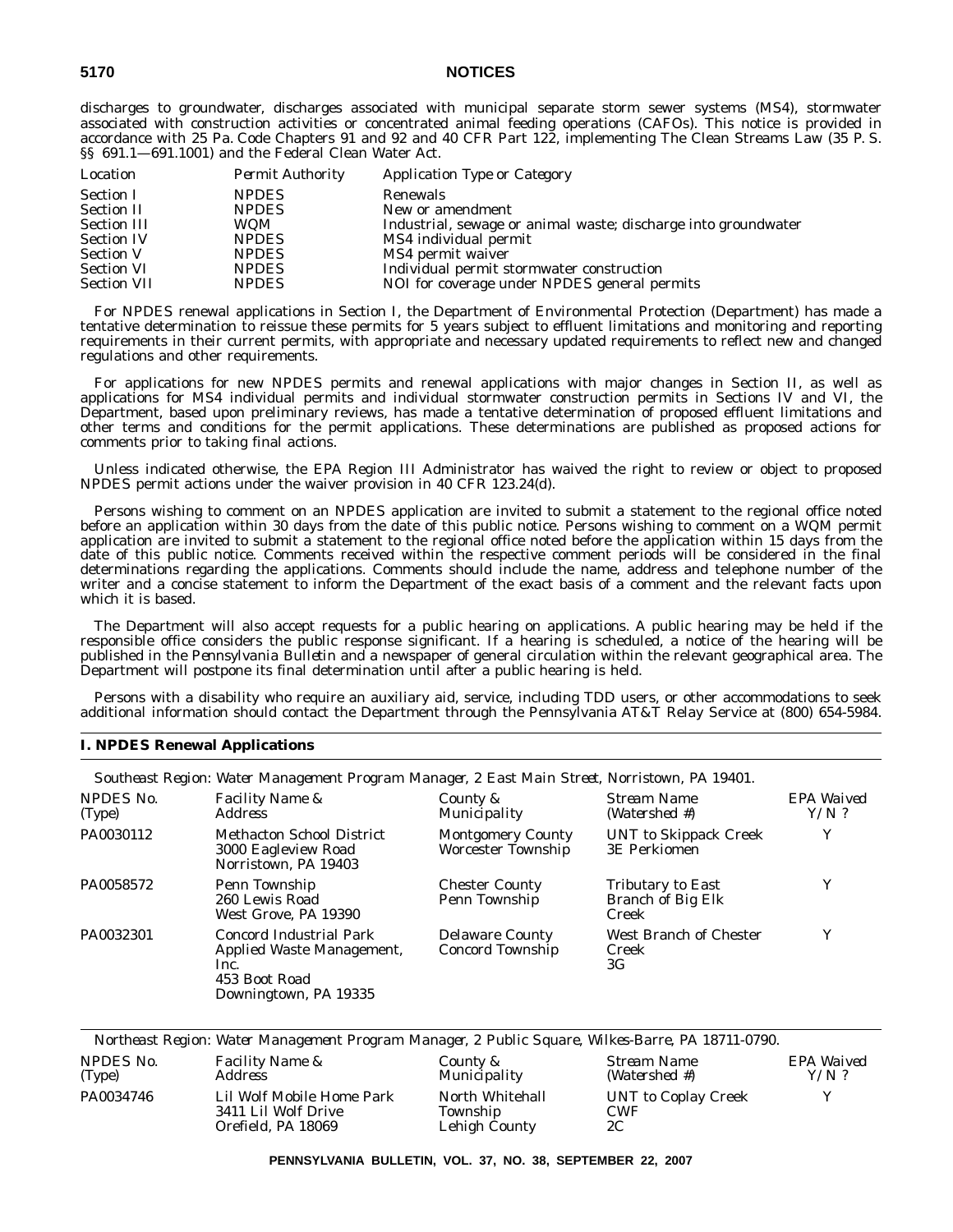discharges to groundwater, discharges associated with municipal separate storm sewer systems (MS4), stormwater associated with construction activities or concentrated animal feeding operations (CAFOs). This notice is provided in accordance with 25 Pa. Code Chapters 91 and 92 and 40 CFR Part 122, implementing The Clean Streams Law (35 P. S. §§ 691.1—691.1001) and the Federal Clean Water Act.

| *Location* | *Permit Authority* | *Application Type or Category* |
|---|---|---|
| Section I | NPDES | Renewals |
| Section II | NPDES | New or amendment |
| Section III | WQM | Industrial, sewage or animal waste; discharge into groundwater |
| Section IV | NPDES | MS4 individual permit |
| Section V | NPDES | MS4 permit waiver |
| Section VI | NPDES | Individual permit stormwater construction |
| Section VII | NPDES | NOI for coverage under NPDES general permits |

For NPDES renewal applications in Section I, the Department of Environmental Protection (Department) has made a tentative determination to reissue these permits for 5 years subject to effluent limitations and monitoring and reporting requirements in their current permits, with appropriate and necessary updated requirements to reflect new and changed regulations and other requirements.

For applications for new NPDES permits and renewal applications with major changes in Section II, as well as applications for MS4 individual permits and individual stormwater construction permits in Sections IV and VI, the Department, based upon preliminary reviews, has made a tentative determination of proposed effluent limitations and other terms and conditions for the permit applications. These determinations are published as proposed actions for comments prior to taking final actions.

Unless indicated otherwise, the EPA Region III Administrator has waived the right to review or object to proposed NPDES permit actions under the waiver provision in 40 CFR 123.24(d).

Persons wishing to comment on an NPDES application are invited to submit a statement to the regional office noted before an application within 30 days from the date of this public notice. Persons wishing to comment on a WQM permit application are invited to submit a statement to the regional office noted before the application within 15 days from the date of this public notice. Comments received within the respective comment periods will be considered in the final determinations regarding the applications. Comments should include the name, address and telephone number of the writer and a concise statement to inform the Department of the exact basis of a comment and the relevant facts upon which it is based.

The Department will also accept requests for a public hearing on applications. A public hearing may be held if the responsible office considers the public response significant. If a hearing is scheduled, a notice of the hearing will be published in the *Pennsylvania Bulletin* and a newspaper of general circulation within the relevant geographical area. The Department will postpone its final determination until after a public hearing is held.

Persons with a disability who require an auxiliary aid, service, including TDD users, or other accommodations to seek additional information should contact the Department through the Pennsylvania AT&T Relay Service at (800) 654-5984.

## I. NPDES Renewal Applications

*Southeast Region: Water Management Program Manager, 2 East Main Street, Norristown, PA 19401.*

| *NPDES No. (Type)* | *Facility Name & Address* | *County & Municipality* | *Stream Name (Watershed #)* | *EPA Waived Y/N ?* |
|---|---|---|---|---|
| PA0030112 | Methacton School District<br>3000 Eagleview Road<br>Norristown, PA 19403 | Montgomery County<br>Worcester Township | UNT to Skippack Creek<br>3E Perkiomen | Y |
| PA0058572 | Penn Township<br>260 Lewis Road<br>West Grove, PA 19390 | Chester County<br>Penn Township | Tributary to East Branch of Big Elk Creek | Y |
| PA0032301 | Concord Industrial Park<br>Applied Waste Management, Inc.<br>453 Boot Road<br>Downingtown, PA 19335 | Delaware County<br>Concord Township | West Branch of Chester Creek<br>3G | Y |

*Northeast Region: Water Management Program Manager, 2 Public Square, Wilkes-Barre, PA 18711-0790.*

| *NPDES No. (Type)* | *Facility Name & Address* | *County & Municipality* | *Stream Name (Watershed #)* | *EPA Waived Y/N ?* |
|---|---|---|---|---|
| PA0034746 | Lil Wolf Mobile Home Park<br>3411 Lil Wolf Drive<br>Orefield, PA 18069 | North Whitehall Township<br>Lehigh County | UNT to Coplay Creek<br>CWF<br>2C | Y |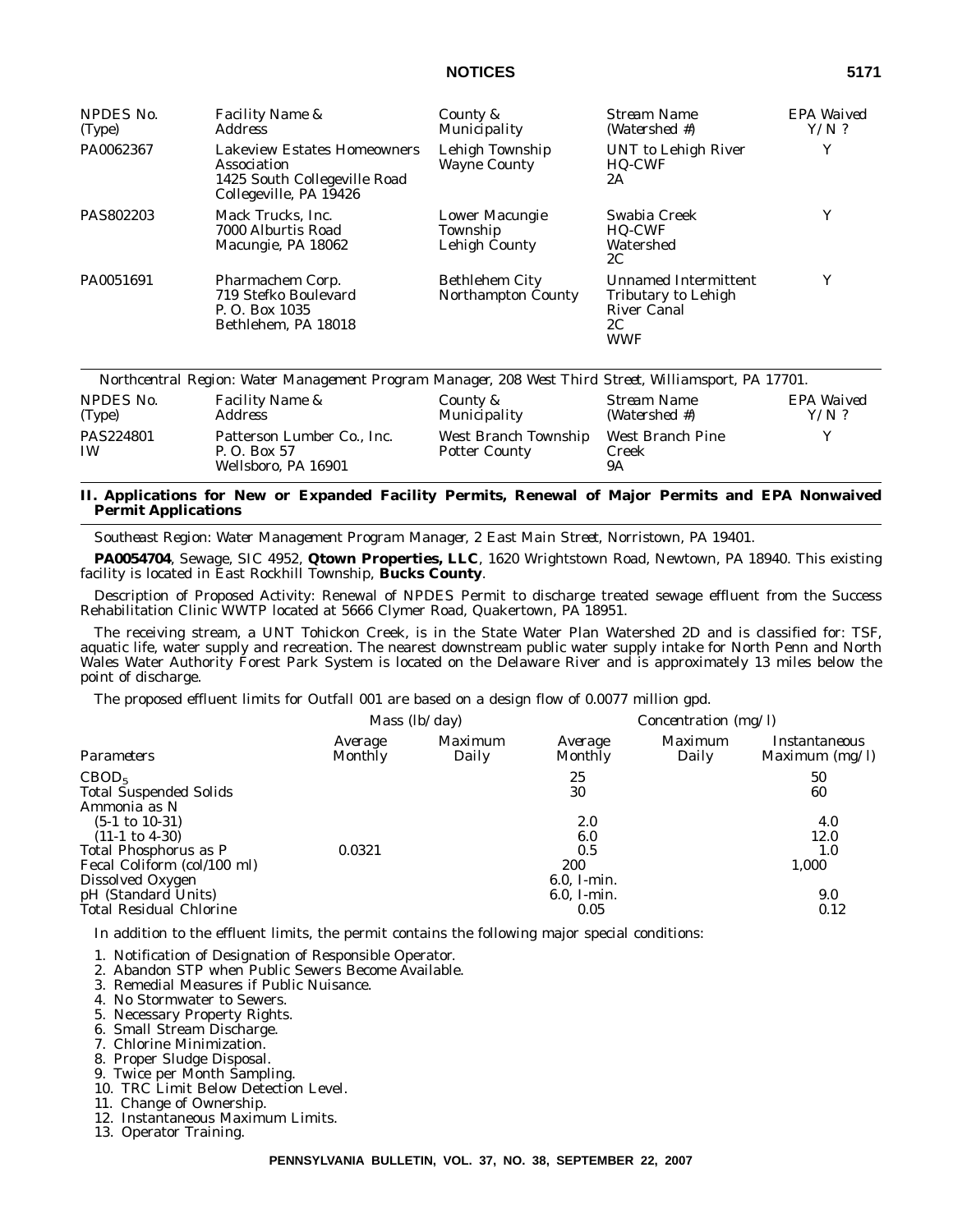| NPDES No. (Type) | Facility Name & Address | County & Municipality | Stream Name (Watershed #) | EPA Waived Y/N ? |
|---|---|---|---|---|
| PA0062367 | Lakeview Estates Homeowners Association 1425 South Collegeville Road Collegeville, PA 19426 | Lehigh Township Wayne County | UNT to Lehigh River HQ-CWF 2A | Y |
| PAS802203 | Mack Trucks, Inc. 7000 Alburtis Road Macungie, PA 18062 | Lower Macungie Township Lehigh County | Swabia Creek HQ-CWF Watershed 2C | Y |
| PA0051691 | Pharmachem Corp. 719 Stefko Boulevard P. O. Box 1035 Bethlehem, PA 18018 | Bethlehem City Northampton County | Unnamed Intermittent Tributary to Lehigh River Canal 2C WWF | Y |

*Northcentral Region: Water Management Program Manager, 208 West Third Street, Williamsport, PA 17701.*

| NPDES No. (Type) | Facility Name & Address | County & Municipality | Stream Name (Watershed #) | EPA Waived Y/N ? |
|---|---|---|---|---|
| PAS224801 IW | Patterson Lumber Co., Inc. P. O. Box 57 Wellsboro, PA 16901 | West Branch Township Potter County | West Branch Pine Creek 9A | Y |

## II. Applications for New or Expanded Facility Permits, Renewal of Major Permits and EPA Nonwaived Permit Applications

*Southeast Region: Water Management Program Manager, 2 East Main Street, Norristown, PA 19401.*

**PA0054704**, Sewage, SIC 4952, **Qtown Properties, LLC**, 1620 Wrightstown Road, Newtown, PA 18940. This existing facility is located in East Rockhill Township, **Bucks County**.

Description of Proposed Activity: Renewal of NPDES Permit to discharge treated sewage effluent from the Success Rehabilitation Clinic WWTP located at 5666 Clymer Road, Quakertown, PA 18951.

The receiving stream, a UNT Tohickon Creek, is in the State Water Plan Watershed 2D and is classified for: TSF, aquatic life, water supply and recreation. The nearest downstream public water supply intake for North Penn and North Wales Water Authority Forest Park System is located on the Delaware River and is approximately 13 miles below the point of discharge.

The proposed effluent limits for Outfall 001 are based on a design flow of 0.0077 million gpd.

| | Mass (lb/day) | | Concentration (mg/l) | | |
|---|---|---|---|---|---|
| *Parameters* | *Average Monthly* | *Maximum Daily* | *Average Monthly* | *Maximum Daily* | *Instantaneous Maximum (mg/l)* |
| $CBOD_5$ | | | 25 | | 50 |
| Total Suspended Solids | | | 30 | | 60 |
| Ammonia as N | | | | | |
| (5-1 to 10-31) | | | 2.0 | | 4.0 |
| (11-1 to 4-30) | | | 6.0 | | 12.0 |
| Total Phosphorus as P | 0.0321 | | 0.5 | | 1.0 |
| Fecal Coliform (col/100 ml) | | | 200 | | 1,000 |
| Dissolved Oxygen | | | 6.0, I-min. | | |
| pH (Standard Units) | | | 6.0, I-min. | | 9.0 |
| Total Residual Chlorine | | | 0.05 | | 0.12 |

In addition to the effluent limits, the permit contains the following major special conditions:

1. Notification of Designation of Responsible Operator.
2. Abandon STP when Public Sewers Become Available.
3. Remedial Measures if Public Nuisance.
4. No Stormwater to Sewers.
5. Necessary Property Rights.
6. Small Stream Discharge.
7. Chlorine Minimization.
8. Proper Sludge Disposal.
9. Twice per Month Sampling.
10. TRC Limit Below Detection Level.
11. Change of Ownership.
12. Instantaneous Maximum Limits.
13. Operator Training.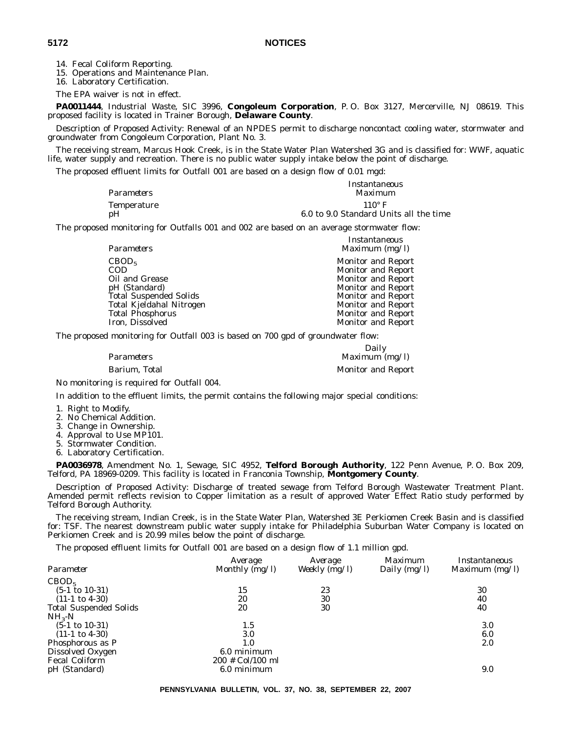14. Fecal Coliform Reporting.
15. Operations and Maintenance Plan.
16. Laboratory Certification.

The EPA waiver is not in effect.

**PA0011444**, Industrial Waste, SIC 3996, **Congoleum Corporation**, P. O. Box 3127, Mercerville, NJ 08619. This proposed facility is located in Trainer Borough, **Delaware County**.

Description of Proposed Activity: Renewal of an NPDES permit to discharge noncontact cooling water, stormwater and groundwater from Congoleum Corporation, Plant No. 3.

The receiving stream, Marcus Hook Creek, is in the State Water Plan Watershed 3G and is classified for: WWF, aquatic life, water supply and recreation. There is no public water supply intake below the point of discharge.

The proposed effluent limits for Outfall 001 are based on a design flow of 0.01 mgd:

| Parameters | Instantaneous Maximum |
|---|---|
| Temperature | 110° F |
| pH | 6.0 to 9.0 Standard Units all the time |

The proposed monitoring for Outfalls 001 and 002 are based on an average stormwater flow:

| Parameters | Instantaneous Maximum (mg/l) |
|---|---|
| $CBOD_5$ | Monitor and Report |
| COD | Monitor and Report |
| Oil and Grease | Monitor and Report |
| pH (Standard) | Monitor and Report |
| Total Suspended Solids | Monitor and Report |
| Total Kjeldahal Nitrogen | Monitor and Report |
| Total Phosphorus | Monitor and Report |
| Iron, Dissolved | Monitor and Report |

The proposed monitoring for Outfall 003 is based on 700 gpd of groundwater flow:

| Parameters | Daily Maximum (mg/l) |
|---|---|
| Barium, Total | Monitor and Report |

No monitoring is required for Outfall 004.

In addition to the effluent limits, the permit contains the following major special conditions:

1. Right to Modify.
2. No Chemical Addition.
3. Change in Ownership.
4. Approval to Use MP101.
5. Stormwater Condition.
6. Laboratory Certification.

**PA0036978**, Amendment No. 1, Sewage, SIC 4952, **Telford Borough Authority**, 122 Penn Avenue, P. O. Box 209, Telford, PA 18969-0209. This facility is located in Franconia Township, **Montgomery County**.

Description of Proposed Activity: Discharge of treated sewage from Telford Borough Wastewater Treatment Plant. Amended permit reflects revision to Copper limitation as a result of approved Water Effect Ratio study performed by Telford Borough Authority.

The receiving stream, Indian Creek, is in the State Water Plan, Watershed 3E Perkiomen Creek Basin and is classified for: TSF. The nearest downstream public water supply intake for Philadelphia Suburban Water Company is located on Perkiomen Creek and is 20.99 miles below the point of discharge.

The proposed effluent limits for Outfall 001 are based on a design flow of 1.1 million gpd.

| Parameter | Average Monthly (mg/l) | Average Weekly (mg/l) | Maximum Daily (mg/l) | Instantaneous Maximum (mg/l) |
|---|---|---|---|---|
| $CBOD_5$ | | | | |
| (5-1 to 10-31) | 15 | 23 | | 30 |
| (11-1 to 4-30) | 20 | 30 | | 40 |
| Total Suspended Solids | 20 | 30 | | 40 |
| $NH_3$-N | | | | |
| (5-1 to 10-31) | 1.5 | | | 3.0 |
| (11-1 to 4-30) | 3.0 | | | 6.0 |
| Phosphorous as P | 1.0 | | | 2.0 |
| Dissolved Oxygen | 6.0 minimum | | | |
| Fecal Coliform | 200 # Col/100 ml | | | |
| pH (Standard) | 6.0 minimum | | | 9.0 |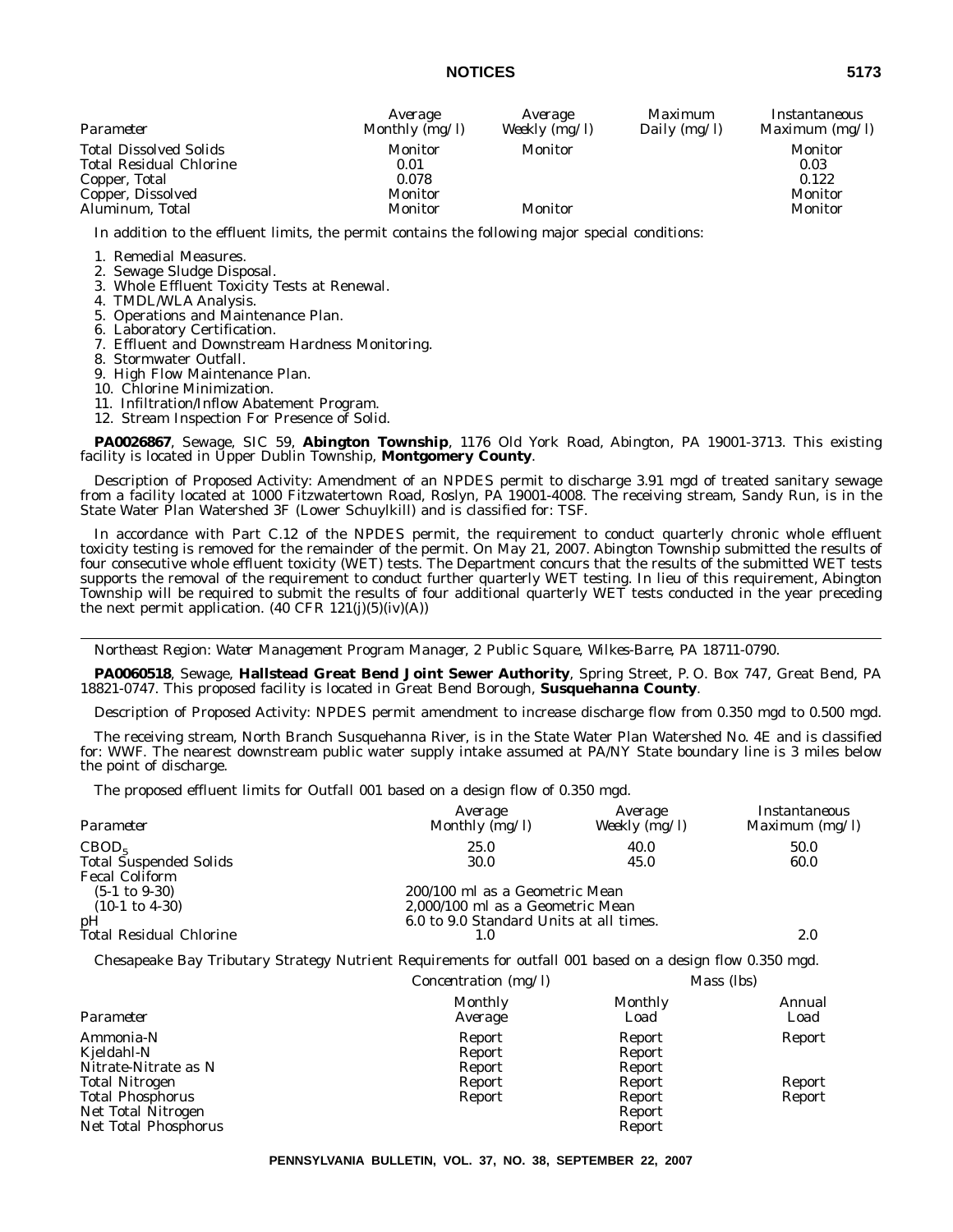| Parameter | Average Monthly (mg/l) | Average Weekly (mg/l) | Maximum Daily (mg/l) | Instantaneous Maximum (mg/l) |
|---|---|---|---|---|
| Total Dissolved Solids | Monitor | Monitor | | Monitor |
| Total Residual Chlorine | 0.01 | | | 0.03 |
| Copper, Total | 0.078 | | | 0.122 |
| Copper, Dissolved | Monitor | | | Monitor |
| Aluminum, Total | Monitor | Monitor | | Monitor |

In addition to the effluent limits, the permit contains the following major special conditions:

1. Remedial Measures.
2. Sewage Sludge Disposal.
3. Whole Effluent Toxicity Tests at Renewal.
4. TMDL/WLA Analysis.
5. Operations and Maintenance Plan.
6. Laboratory Certification.
7. Effluent and Downstream Hardness Monitoring.
8. Stormwater Outfall.
9. High Flow Maintenance Plan.
10. Chlorine Minimization.
11. Infiltration/Inflow Abatement Program.
12. Stream Inspection For Presence of Solid.

**PA0026867**, Sewage, SIC 59, **Abington Township**, 1176 Old York Road, Abington, PA 19001-3713. This existing facility is located in Upper Dublin Township, **Montgomery County**.

Description of Proposed Activity: Amendment of an NPDES permit to discharge 3.91 mgd of treated sanitary sewage from a facility located at 1000 Fitzwatertown Road, Roslyn, PA 19001-4008. The receiving stream, Sandy Run, is in the State Water Plan Watershed 3F (Lower Schuylkill) and is classified for: TSF.

In accordance with Part C.12 of the NPDES permit, the requirement to conduct quarterly chronic whole effluent toxicity testing is removed for the remainder of the permit. On May 21, 2007. Abington Township submitted the results of four consecutive whole effluent toxicity (WET) tests. The Department concurs that the results of the submitted WET tests supports the removal of the requirement to conduct further quarterly WET testing. In lieu of this requirement, Abington Township will be required to submit the results of four additional quarterly WET tests conducted in the year preceding the next permit application. (40 CFR 121(j)(5)(iv)(A))

---

*Northeast Region: Water Management Program Manager, 2 Public Square, Wilkes-Barre, PA 18711-0790.*

**PA0060518**, Sewage, **Hallstead Great Bend Joint Sewer Authority**, Spring Street, P. O. Box 747, Great Bend, PA 18821-0747. This proposed facility is located in Great Bend Borough, **Susquehanna County**.

Description of Proposed Activity: NPDES permit amendment to increase discharge flow from 0.350 mgd to 0.500 mgd.

The receiving stream, North Branch Susquehanna River, is in the State Water Plan Watershed No. 4E and is classified for: WWF. The nearest downstream public water supply intake assumed at PA/NY State boundary line is 3 miles below the point of discharge.

The proposed effluent limits for Outfall 001 based on a design flow of 0.350 mgd.

| Parameter | Average Monthly (mg/l) | Average Weekly (mg/l) | Instantaneous Maximum (mg/l) |
|---|---|---|---|
| $CBOD_5$ | 25.0 | 40.0 | 50.0 |
| Total Suspended Solids | 30.0 | 45.0 | 60.0 |
| Fecal Coliform | | | |
| (5-1 to 9-30) | 200/100 ml as a Geometric Mean | | |
| (10-1 to 4-30) | 2,000/100 ml as a Geometric Mean | | |
| pH | 6.0 to 9.0 Standard Units at all times. | | |
| Total Residual Chlorine | 1.0 | | 2.0 |

Chesapeake Bay Tributary Strategy Nutrient Requirements for outfall 001 based on a design flow 0.350 mgd.

| | Concentration (mg/l) | Mass (lbs) | |
|---|---|---|---|
| Parameter | Monthly Average | Monthly Load | Annual Load |
| Ammonia-N | Report | Report | Report |
| Kjeldahl-N | Report | Report | |
| Nitrate-Nitrate as N | Report | Report | |
| Total Nitrogen | Report | Report | Report |
| Total Phosphorus | Report | Report | Report |
| Net Total Nitrogen | | Report | |
| Net Total Phosphorus | | Report | |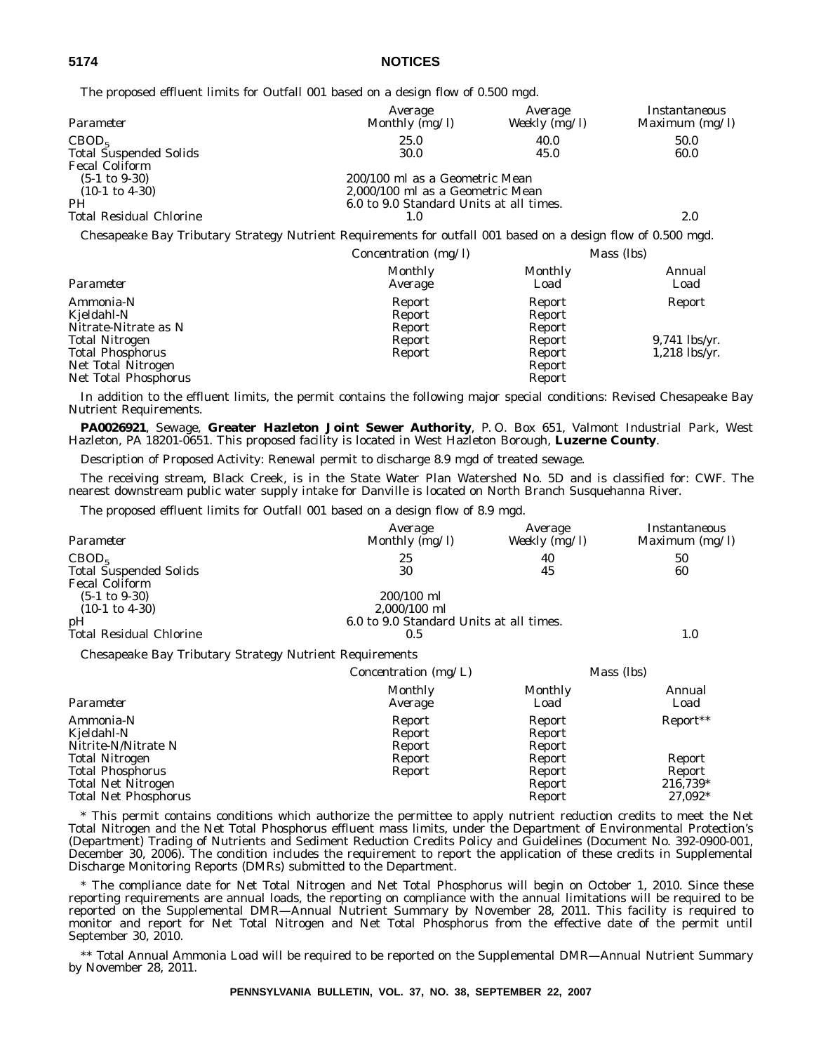The proposed effluent limits for Outfall 001 based on a design flow of 0.500 mgd.

| Parameter | Average Monthly (mg/l) | Average Weekly (mg/l) | Instantaneous Maximum (mg/l) |
|---|---|---|---|
| $CBOD_5$ | 25.0 | 40.0 | 50.0 |
| Total Suspended Solids | 30.0 | 45.0 | 60.0 |
| Fecal Coliform | | | |
| (5-1 to 9-30) | 200/100 ml as a Geometric Mean | | |
| (10-1 to 4-30) | 2,000/100 ml as a Geometric Mean | | |
| PH | 6.0 to 9.0 Standard Units at all times. | | |
| Total Residual Chlorine | 1.0 | | 2.0 |

Chesapeake Bay Tributary Strategy Nutrient Requirements for outfall 001 based on a design flow of 0.500 mgd.

| | Concentration (mg/l) | Mass (lbs) | |
|---|---|---|---|
| Parameter | Monthly Average | Monthly Load | Annual Load |
| Ammonia-N | Report | Report | Report |
| Kjeldahl-N | Report | Report | |
| Nitrate-Nitrate as N | Report | Report | |
| Total Nitrogen | Report | Report | 9,741 lbs/yr. |
| Total Phosphorus | Report | Report | 1,218 lbs/yr. |
| Net Total Nitrogen | | Report | |
| Net Total Phosphorus | | Report | |

In addition to the effluent limits, the permit contains the following major special conditions: Revised Chesapeake Bay Nutrient Requirements.

**PA0026921**, Sewage, **Greater Hazleton Joint Sewer Authority**, P. O. Box 651, Valmont Industrial Park, West Hazleton, PA 18201-0651. This proposed facility is located in West Hazleton Borough, **Luzerne County**.

Description of Proposed Activity: Renewal permit to discharge 8.9 mgd of treated sewage.

The receiving stream, Black Creek, is in the State Water Plan Watershed No. 5D and is classified for: CWF. The nearest downstream public water supply intake for Danville is located on North Branch Susquehanna River.

The proposed effluent limits for Outfall 001 based on a design flow of 8.9 mgd.

| Parameter | Average Monthly (mg/l) | Average Weekly (mg/l) | Instantaneous Maximum (mg/l) |
|---|---|---|---|
| $CBOD_5$ | 25 | 40 | 50 |
| Total Suspended Solids | 30 | 45 | 60 |
| Fecal Coliform | | | |
| (5-1 to 9-30) | 200/100 ml | | |
| (10-1 to 4-30) | 2,000/100 ml | | |
| pH | 6.0 to 9.0 Standard Units at all times. | | |
| Total Residual Chlorine | 0.5 | | 1.0 |

Chesapeake Bay Tributary Strategy Nutrient Requirements

| | Concentration (mg/L) | Mass (lbs) | |
|---|---|---|---|
| Parameter | Monthly Average | Monthly Load | Annual Load |
| Ammonia-N | Report | Report | Report** |
| Kjeldahl-N | Report | Report | |
| Nitrite-N/Nitrate N | Report | Report | |
| Total Nitrogen | Report | Report | Report |
| Total Phosphorus | Report | Report | Report |
| Total Net Nitrogen | | Report | 216,739* |
| Total Net Phosphorus | | Report | 27,092* |

* This permit contains conditions which authorize the permittee to apply nutrient reduction credits to meet the Net Total Nitrogen and the Net Total Phosphorus effluent mass limits, under the Department of Environmental Protection's (Department) Trading of Nutrients and Sediment Reduction Credits Policy and Guidelines (Document No. 392-0900-001, December 30, 2006). The condition includes the requirement to report the application of these credits in Supplemental Discharge Monitoring Reports (DMRs) submitted to the Department.

* The compliance date for Net Total Nitrogen and Net Total Phosphorus will begin on October 1, 2010. Since these reporting requirements are annual loads, the reporting on compliance with the annual limitations will be required to be reported on the Supplemental DMR—Annual Nutrient Summary by November 28, 2011. This facility is required to monitor and report for Net Total Nitrogen and Net Total Phosphorus from the effective date of the permit until September 30, 2010.

** Total Annual Ammonia Load will be required to be reported on the Supplemental DMR—Annual Nutrient Summary by November 28, 2011.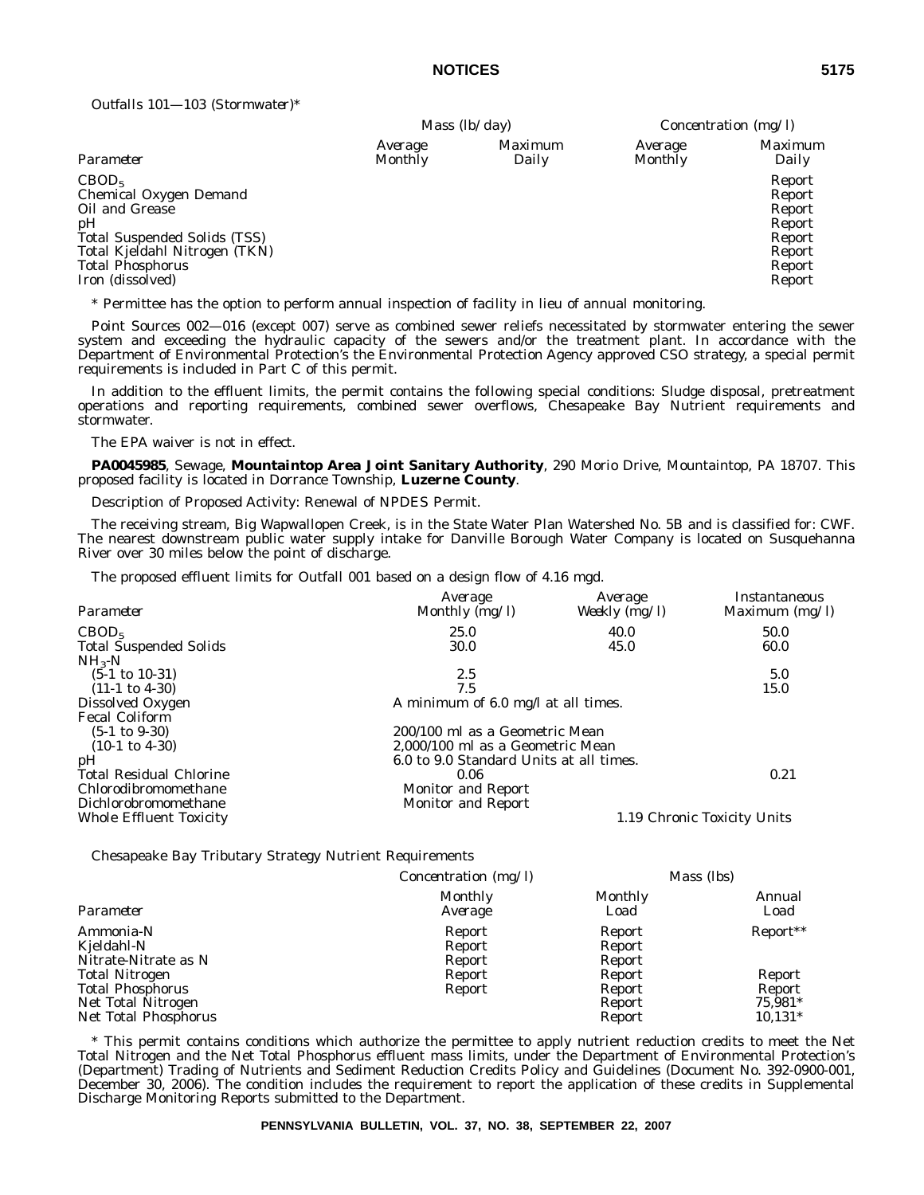Outfalls 101—103 (Stormwater)*

| | Mass (lb/day) | | Concentration (mg/l) | |
|---|---|---|---|---|
| *Parameter* | *Average Monthly* | *Maximum Daily* | *Average Monthly* | *Maximum Daily* |
| $CBOD_5$ | | | | Report |
| Chemical Oxygen Demand | | | | Report |
| Oil and Grease | | | | Report |
| pH | | | | Report |
| Total Suspended Solids (TSS) | | | | Report |
| Total Kjeldahl Nitrogen (TKN) | | | | Report |
| Total Phosphorus | | | | Report |
| Iron (dissolved) | | | | Report |

* Permittee has the option to perform annual inspection of facility in lieu of annual monitoring.

Point Sources 002—016 (except 007) serve as combined sewer reliefs necessitated by stormwater entering the sewer system and exceeding the hydraulic capacity of the sewers and/or the treatment plant. In accordance with the Department of Environmental Protection's the Environmental Protection Agency approved CSO strategy, a special permit requirements is included in Part C of this permit.

In addition to the effluent limits, the permit contains the following special conditions: Sludge disposal, pretreatment operations and reporting requirements, combined sewer overflows, Chesapeake Bay Nutrient requirements and stormwater.

The EPA waiver is not in effect.

**PA0045985**, Sewage, **Mountaintop Area Joint Sanitary Authority**, 290 Morio Drive, Mountaintop, PA 18707. This proposed facility is located in Dorrance Township, **Luzerne County**.

Description of Proposed Activity: Renewal of NPDES Permit.

The receiving stream, Big Wapwallopen Creek, is in the State Water Plan Watershed No. 5B and is classified for: CWF. The nearest downstream public water supply intake for Danville Borough Water Company is located on Susquehanna River over 30 miles below the point of discharge.

The proposed effluent limits for Outfall 001 based on a design flow of 4.16 mgd.

| *Parameter* | *Average Monthly (mg/l)* | *Average Weekly (mg/l)* | *Instantaneous Maximum (mg/l)* |
|---|---|---|---|
| $CBOD_5$ | 25.0 | 40.0 | 50.0 |
| Total Suspended Solids | 30.0 | 45.0 | 60.0 |
| $NH_3$-N | | | |
| (5-1 to 10-31) | 2.5 | | 5.0 |
| (11-1 to 4-30) | 7.5 | | 15.0 |
| Dissolved Oxygen | A minimum of 6.0 mg/l at all times. | | |
| Fecal Coliform | | | |
| (5-1 to 9-30) | 200/100 ml as a Geometric Mean | | |
| (10-1 to 4-30) | 2,000/100 ml as a Geometric Mean | | |
| pH | 6.0 to 9.0 Standard Units at all times. | | |
| Total Residual Chlorine | 0.06 | | 0.21 |
| Chlorodibromomethane | Monitor and Report | | |
| Dichlorobromomethane | Monitor and Report | | |
| Whole Effluent Toxicity | | 1.19 Chronic Toxicity Units | |

Chesapeake Bay Tributary Strategy Nutrient Requirements

| | Concentration (mg/l) | Mass (lbs) | |
|---|---|---|---|
| *Parameter* | *Monthly Average* | *Monthly Load* | *Annual Load* |
| Ammonia-N | Report | Report | Report** |
| Kjeldahl-N | Report | Report | |
| Nitrate-Nitrate as N | Report | Report | |
| Total Nitrogen | Report | Report | Report |
| Total Phosphorus | Report | Report | Report |
| Net Total Nitrogen | | Report | 75,981* |
| Net Total Phosphorus | | Report | 10,131* |

* This permit contains conditions which authorize the permittee to apply nutrient reduction credits to meet the Net Total Nitrogen and the Net Total Phosphorus effluent mass limits, under the Department of Environmental Protection's (Department) Trading of Nutrients and Sediment Reduction Credits Policy and Guidelines (Document No. 392-0900-001, December 30, 2006). The condition includes the requirement to report the application of these credits in Supplemental Discharge Monitoring Reports submitted to the Department.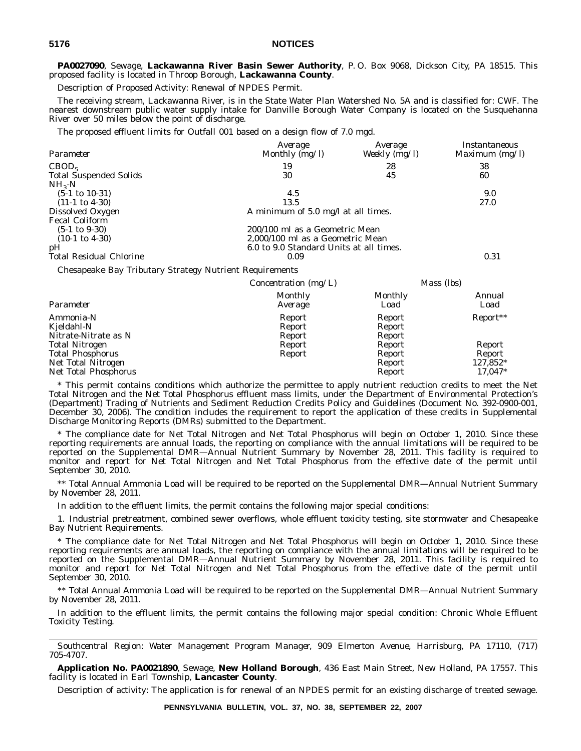**PA0027090**, Sewage, **Lackawanna River Basin Sewer Authority**, P. O. Box 9068, Dickson City, PA 18515. This proposed facility is located in Throop Borough, **Lackawanna County**.

Description of Proposed Activity: Renewal of NPDES Permit.

The receiving stream, Lackawanna River, is in the State Water Plan Watershed No. 5A and is classified for: CWF. The nearest downstream public water supply intake for Danville Borough Water Company is located on the Susquehanna River over 50 miles below the point of discharge.

The proposed effluent limits for Outfall 001 based on a design flow of 7.0 mgd.

| *Parameter* | *Average Monthly (mg/l)* | *Average Weekly (mg/l)* | *Instantaneous Maximum (mg/l)* |
|---|---|---|---|
| $CBOD_5$ | 19 | 28 | 38 |
| Total Suspended Solids | 30 | 45 | 60 |
| $NH_3$-N | | | |
| (5-1 to 10-31) | 4.5 | | 9.0 |
| (11-1 to 4-30) | 13.5 | | 27.0 |
| Dissolved Oxygen | A minimum of 5.0 mg/l at all times. | | |
| Fecal Coliform | | | |
| (5-1 to 9-30) | 200/100 ml as a Geometric Mean | | |
| (10-1 to 4-30) | 2,000/100 ml as a Geometric Mean | | |
| pH | 6.0 to 9.0 Standard Units at all times. | | |
| Total Residual Chlorine | 0.09 | | 0.31 |

Chesapeake Bay Tributary Strategy Nutrient Requirements

| | *Concentration (mg/L)* | *Mass (lbs)* | |
|---|---|---|---|
| *Parameter* | *Monthly Average* | *Monthly Load* | *Annual Load* |
| Ammonia-N | Report | Report | Report** |
| Kjeldahl-N | Report | Report | |
| Nitrate-Nitrate as N | Report | Report | |
| Total Nitrogen | Report | Report | Report |
| Total Phosphorus | Report | Report | Report |
| Net Total Nitrogen | | Report | 127,852* |
| Net Total Phosphorus | | Report | 17,047* |

* This permit contains conditions which authorize the permittee to apply nutrient reduction credits to meet the Net Total Nitrogen and the Net Total Phosphorus effluent mass limits, under the Department of Environmental Protection's (Department) Trading of Nutrients and Sediment Reduction Credits Policy and Guidelines (Document No. 392-0900-001, December 30, 2006). The condition includes the requirement to report the application of these credits in Supplemental Discharge Monitoring Reports (DMRs) submitted to the Department.

* The compliance date for Net Total Nitrogen and Net Total Phosphorus will begin on October 1, 2010. Since these reporting requirements are annual loads, the reporting on compliance with the annual limitations will be required to be reported on the Supplemental DMR—Annual Nutrient Summary by November 28, 2011. This facility is required to monitor and report for Net Total Nitrogen and Net Total Phosphorus from the effective date of the permit until September 30, 2010.

** Total Annual Ammonia Load will be required to be reported on the Supplemental DMR—Annual Nutrient Summary by November 28, 2011.

In addition to the effluent limits, the permit contains the following major special conditions:

1. Industrial pretreatment, combined sewer overflows, whole effluent toxicity testing, site stormwater and Chesapeake Bay Nutrient Requirements.

* The compliance date for Net Total Nitrogen and Net Total Phosphorus will begin on October 1, 2010. Since these reporting requirements are annual loads, the reporting on compliance with the annual limitations will be required to be reported on the Supplemental DMR—Annual Nutrient Summary by November 28, 2011. This facility is required to monitor and report for Net Total Nitrogen and Net Total Phosphorus from the effective date of the permit until September 30, 2010.

** Total Annual Ammonia Load will be required to be reported on the Supplemental DMR—Annual Nutrient Summary by November 28, 2011.

In addition to the effluent limits, the permit contains the following major special condition: Chronic Whole Effluent Toxicity Testing.

---

*Southcentral Region: Water Management Program Manager, 909 Elmerton Avenue, Harrisburg, PA 17110, (717) 705-4707.*

**Application No. PA0021890**, Sewage, **New Holland Borough**, 436 East Main Street, New Holland, PA 17557. This facility is located in Earl Township, **Lancaster County**.

Description of activity: The application is for renewal of an NPDES permit for an existing discharge of treated sewage.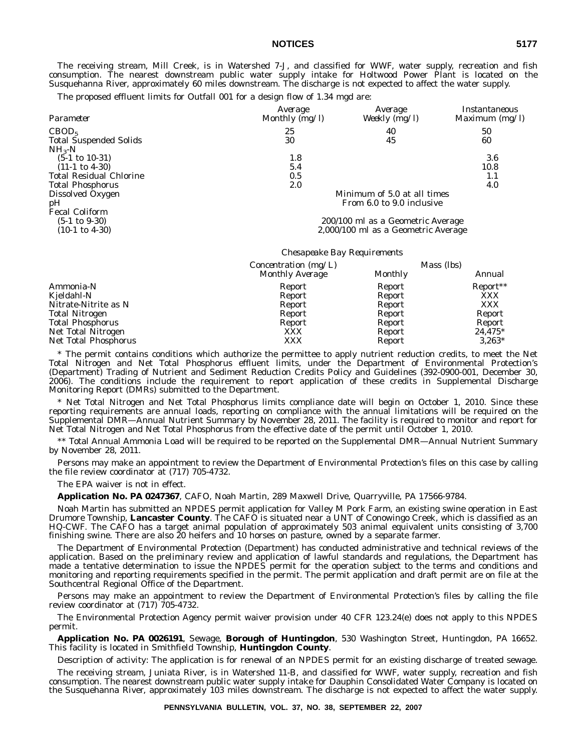The receiving stream, Mill Creek, is in Watershed 7-J, and classified for WWF, water supply, recreation and fish consumption. The nearest downstream public water supply intake for Holtwood Power Plant is located on the Susquehanna River, approximately 60 miles downstream. The discharge is not expected to affect the water supply.

The proposed effluent limits for Outfall 001 for a design flow of 1.34 mgd are:

| *Parameter* | *Average Monthly (mg/l)* | *Average Weekly (mg/l)* | *Instantaneous Maximum (mg/l)* |
|---|---|---|---|
| $CBOD_5$ | 25 | 40 | 50 |
| Total Suspended Solids | 30 | 45 | 60 |
| $NH_3$-N | | | |
| (5-1 to 10-31) | 1.8 | | 3.6 |
| (11-1 to 4-30) | 5.4 | | 10.8 |
| Total Residual Chlorine | 0.5 | | 1.1 |
| Total Phosphorus | 2.0 | | 4.0 |
| Dissolved Oxygen | Minimum of 5.0 at all times | | |
| pH | From 6.0 to 9.0 inclusive | | |
| Fecal Coliform | | | |
| (5-1 to 9-30) | 200/100 ml as a Geometric Average | | |
| (10-1 to 4-30) | 2,000/100 ml as a Geometric Average | | |

*Chesapeake Bay Requirements*

| | *Concentration (mg/L)* | *Mass (lbs)* | |
|---|---|---|---|
| | *Monthly Average* | *Monthly* | *Annual* |
| Ammonia-N | Report | Report | Report** |
| Kjeldahl-N | Report | Report | XXX |
| Nitrate-Nitrite as N | Report | Report | XXX |
| Total Nitrogen | Report | Report | Report |
| Total Phosphorus | Report | Report | Report |
| Net Total Nitrogen | XXX | Report | 24,475* |
| Net Total Phosphorus | XXX | Report | 3,263* |

* The permit contains conditions which authorize the permittee to apply nutrient reduction credits, to meet the Net Total Nitrogen and Net Total Phosphorus effluent limits, under the Department of Environmental Protection's (Department) Trading of Nutrient and Sediment Reduction Credits Policy and Guidelines (392-0900-001, December 30, 2006). The conditions include the requirement to report application of these credits in Supplemental Discharge Monitoring Report (DMRs) submitted to the Department.

* Net Total Nitrogen and Net Total Phosphorus limits compliance date will begin on October 1, 2010. Since these reporting requirements are annual loads, reporting on compliance with the annual limitations will be required on the Supplemental DMR—Annual Nutrient Summary by November 28, 2011. The facility is required to monitor and report for Net Total Nitrogen and Net Total Phosphorus from the effective date of the permit until October 1, 2010.

** Total Annual Ammonia Load will be required to be reported on the Supplemental DMR—Annual Nutrient Summary by November 28, 2011.

Persons may make an appointment to review the Department of Environmental Protection's files on this case by calling the file review coordinator at (717) 705-4732.

The EPA waiver is not in effect.

**Application No. PA 0247367**, CAFO, Noah Martin, 289 Maxwell Drive, Quarryville, PA 17566-9784.

Noah Martin has submitted an NPDES permit application for Valley M Pork Farm, an existing swine operation in East Drumore Township, **Lancaster County**. The CAFO is situated near a UNT of Conowingo Creek, which is classified as an HQ-CWF. The CAFO has a target animal population of approximately 503 animal equivalent units consisting of 3,700 finishing swine. There are also 20 heifers and 10 horses on pasture, owned by a separate farmer.

The Department of Environmental Protection (Department) has conducted administrative and technical reviews of the application. Based on the preliminary review and application of lawful standards and regulations, the Department has made a tentative determination to issue the NPDES permit for the operation subject to the terms and conditions and monitoring and reporting requirements specified in the permit. The permit application and draft permit are on file at the Southcentral Regional Office of the Department.

Persons may make an appointment to review the Department of Environmental Protection's files by calling the file review coordinator at (717) 705-4732.

The Environmental Protection Agency permit waiver provision under 40 CFR 123.24(e) does not apply to this NPDES permit.

**Application No. PA 0026191**, Sewage, **Borough of Huntingdon**, 530 Washington Street, Huntingdon, PA 16652. This facility is located in Smithfield Township, **Huntingdon County**.

Description of activity: The application is for renewal of an NPDES permit for an existing discharge of treated sewage.

The receiving stream, Juniata River, is in Watershed 11-B, and classified for WWF, water supply, recreation and fish consumption. The nearest downstream public water supply intake for Dauphin Consolidated Water Company is located on the Susquehanna River, approximately 103 miles downstream. The discharge is not expected to affect the water supply.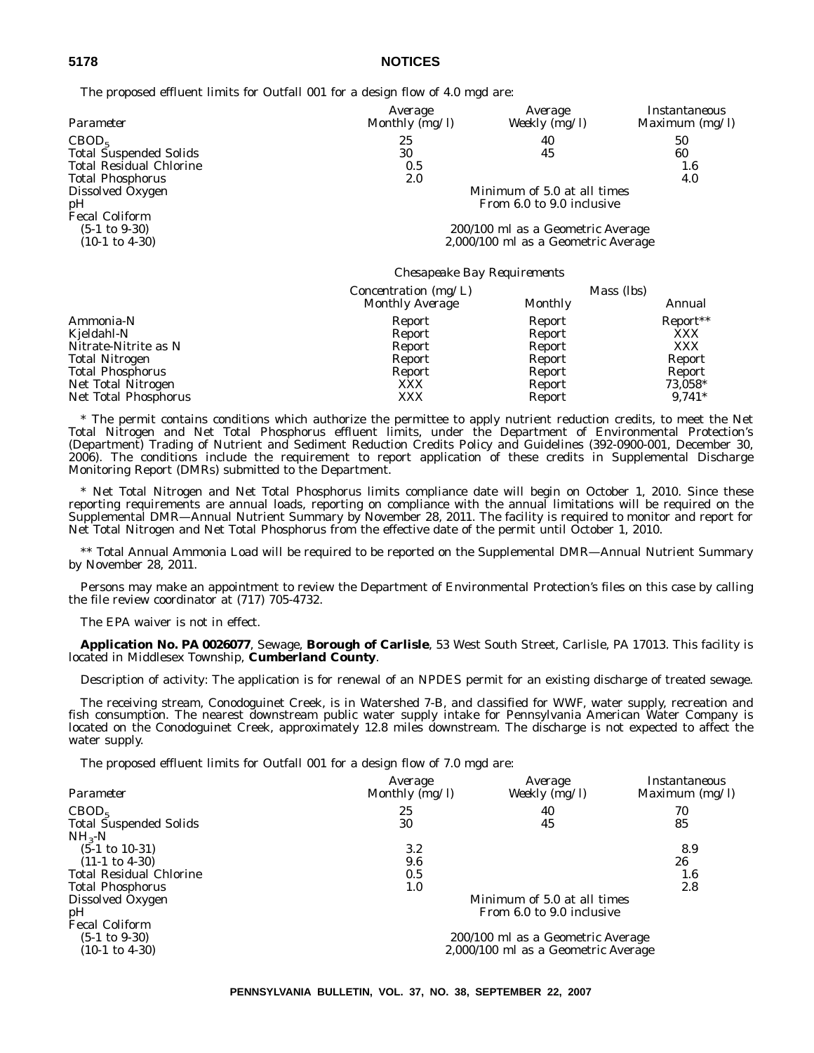The proposed effluent limits for Outfall 001 for a design flow of 4.0 mgd are:

| Parameter | Average Monthly (mg/l) | Average Weekly (mg/l) | Instantaneous Maximum (mg/l) |
|---|---|---|---|
| $CBOD_5$ | 25 | 40 | 50 |
| Total Suspended Solids | 30 | 45 | 60 |
| Total Residual Chlorine | 0.5 | | 1.6 |
| Total Phosphorus | 2.0 | | 4.0 |
| Dissolved Oxygen | Minimum of 5.0 at all times | | |
| pH | From 6.0 to 9.0 inclusive | | |
| Fecal Coliform | | | |
| (5-1 to 9-30) | 200/100 ml as a Geometric Average | | |
| (10-1 to 4-30) | 2,000/100 ml as a Geometric Average | | |

*Chesapeake Bay Requirements*

| | Concentration (mg/L) | Mass (lbs) | |
|---|---|---|---|
| | Monthly Average | Monthly | Annual |
| Ammonia-N | Report | Report | Report** |
| Kjeldahl-N | Report | Report | XXX |
| Nitrate-Nitrite as N | Report | Report | XXX |
| Total Nitrogen | Report | Report | Report |
| Total Phosphorus | Report | Report | Report |
| Net Total Nitrogen | XXX | Report | 73,058* |
| Net Total Phosphorus | XXX | Report | 9,741* |

* The permit contains conditions which authorize the permittee to apply nutrient reduction credits, to meet the Net Total Nitrogen and Net Total Phosphorus effluent limits, under the Department of Environmental Protection's (Department) Trading of Nutrient and Sediment Reduction Credits Policy and Guidelines (392-0900-001, December 30, 2006). The conditions include the requirement to report application of these credits in Supplemental Discharge Monitoring Report (DMRs) submitted to the Department.

* Net Total Nitrogen and Net Total Phosphorus limits compliance date will begin on October 1, 2010. Since these reporting requirements are annual loads, reporting on compliance with the annual limitations will be required on the Supplemental DMR—Annual Nutrient Summary by November 28, 2011. The facility is required to monitor and report for Net Total Nitrogen and Net Total Phosphorus from the effective date of the permit until October 1, 2010.

** Total Annual Ammonia Load will be required to be reported on the Supplemental DMR—Annual Nutrient Summary by November 28, 2011.

Persons may make an appointment to review the Department of Environmental Protection's files on this case by calling the file review coordinator at (717) 705-4732.

The EPA waiver is not in effect.

**Application No. PA 0026077**, Sewage, **Borough of Carlisle**, 53 West South Street, Carlisle, PA 17013. This facility is located in Middlesex Township, **Cumberland County**.

Description of activity: The application is for renewal of an NPDES permit for an existing discharge of treated sewage.

The receiving stream, Conodoguinet Creek, is in Watershed 7-B, and classified for WWF, water supply, recreation and fish consumption. The nearest downstream public water supply intake for Pennsylvania American Water Company is located on the Conodoguinet Creek, approximately 12.8 miles downstream. The discharge is not expected to affect the water supply.

The proposed effluent limits for Outfall 001 for a design flow of 7.0 mgd are:

| Parameter | Average Monthly (mg/l) | Average Weekly (mg/l) | Instantaneous Maximum (mg/l) |
|---|---|---|---|
| $CBOD_5$ | 25 | 40 | 70 |
| Total Suspended Solids | 30 | 45 | 85 |
| $NH_3$-N | | | |
| (5-1 to 10-31) | 3.2 | | 8.9 |
| (11-1 to 4-30) | 9.6 | | 26 |
| Total Residual Chlorine | 0.5 | | 1.6 |
| Total Phosphorus | 1.0 | | 2.8 |
| Dissolved Oxygen | Minimum of 5.0 at all times | | |
| pH | From 6.0 to 9.0 inclusive | | |
| Fecal Coliform | | | |
| (5-1 to 9-30) | 200/100 ml as a Geometric Average | | |
| (10-1 to 4-30) | 2,000/100 ml as a Geometric Average | | |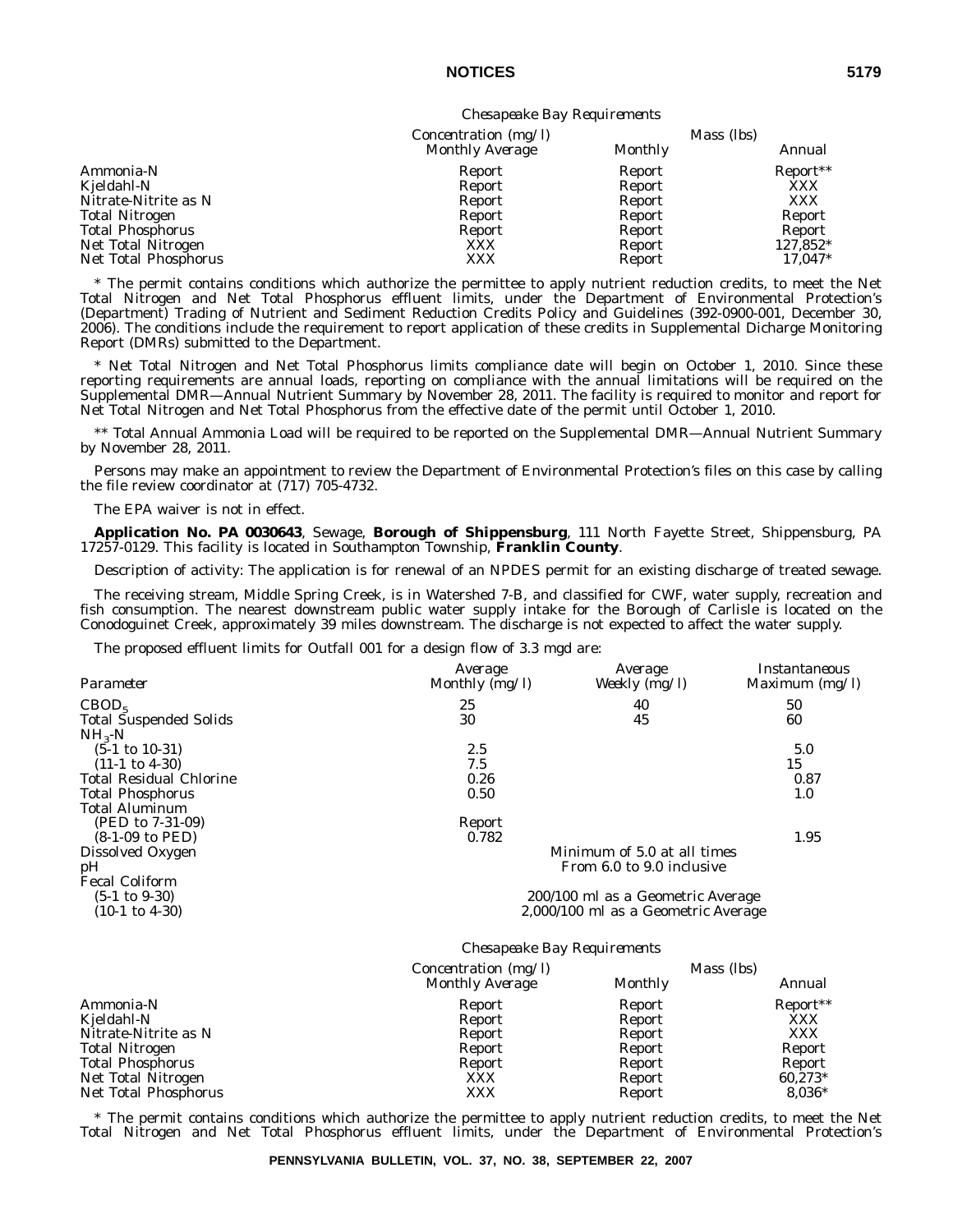*Chesapeake Bay Requirements*

| | Concentration (mg/l) | Mass (lbs) | |
|---|---|---|---|
| | Monthly Average | Monthly | Annual |
| Ammonia-N | Report | Report | Report** |
| Kjeldahl-N | Report | Report | XXX |
| Nitrate-Nitrite as N | Report | Report | XXX |
| Total Nitrogen | Report | Report | Report |
| Total Phosphorus | Report | Report | Report |
| Net Total Nitrogen | XXX | Report | 127,852* |
| Net Total Phosphorus | XXX | Report | 17,047* |

* The permit contains conditions which authorize the permittee to apply nutrient reduction credits, to meet the Net Total Nitrogen and Net Total Phosphorus effluent limits, under the Department of Environmental Protection's (Department) Trading of Nutrient and Sediment Reduction Credits Policy and Guidelines (392-0900-001, December 30, 2006). The conditions include the requirement to report application of these credits in Supplemental Dicharge Monitoring Report (DMRs) submitted to the Department.

* Net Total Nitrogen and Net Total Phosphorus limits compliance date will begin on October 1, 2010. Since these reporting requirements are annual loads, reporting on compliance with the annual limitations will be required on the Supplemental DMR—Annual Nutrient Summary by November 28, 2011. The facility is required to monitor and report for Net Total Nitrogen and Net Total Phosphorus from the effective date of the permit until October 1, 2010.

** Total Annual Ammonia Load will be required to be reported on the Supplemental DMR—Annual Nutrient Summary by November 28, 2011.

Persons may make an appointment to review the Department of Environmental Protection's files on this case by calling the file review coordinator at (717) 705-4732.

The EPA waiver is not in effect.

**Application No. PA 0030643**, Sewage, **Borough of Shippensburg**, 111 North Fayette Street, Shippensburg, PA 17257-0129. This facility is located in Southampton Township, **Franklin County**.

Description of activity: The application is for renewal of an NPDES permit for an existing discharge of treated sewage.

The receiving stream, Middle Spring Creek, is in Watershed 7-B, and classified for CWF, water supply, recreation and fish consumption. The nearest downstream public water supply intake for the Borough of Carlisle is located on the Conodoguinet Creek, approximately 39 miles downstream. The discharge is not expected to affect the water supply.

The proposed effluent limits for Outfall 001 for a design flow of 3.3 mgd are:

| Parameter | Average Monthly (mg/l) | Average Weekly (mg/l) | Instantaneous Maximum (mg/l) |
|---|---|---|---|
| $CBOD_5$ | 25 | 40 | 50 |
| Total Suspended Solids | 30 | 45 | 60 |
| $NH_3$-N | | | |
| (5-1 to 10-31) | 2.5 | | 5.0 |
| (11-1 to 4-30) | 7.5 | | 15 |
| Total Residual Chlorine | 0.26 | | 0.87 |
| Total Phosphorus | 0.50 | | 1.0 |
| Total Aluminum | | | |
| (PED to 7-31-09) | Report | | |
| (8-1-09 to PED) | 0.782 | | 1.95 |
| Dissolved Oxygen | Minimum of 5.0 at all times | | |
| pH | From 6.0 to 9.0 inclusive | | |
| Fecal Coliform | | | |
| (5-1 to 9-30) | 200/100 ml as a Geometric Average | | |
| (10-1 to 4-30) | 2,000/100 ml as a Geometric Average | | |

*Chesapeake Bay Requirements*

| | Concentration (mg/l) | Mass (lbs) | |
|---|---|---|---|
| | Monthly Average | Monthly | Annual |
| Ammonia-N | Report | Report | Report** |
| Kjeldahl-N | Report | Report | XXX |
| Nitrate-Nitrite as N | Report | Report | XXX |
| Total Nitrogen | Report | Report | Report |
| Total Phosphorus | Report | Report | Report |
| Net Total Nitrogen | XXX | Report | 60,273* |
| Net Total Phosphorus | XXX | Report | 8,036* |

* The permit contains conditions which authorize the permittee to apply nutrient reduction credits, to meet the Net Total Nitrogen and Net Total Phosphorus effluent limits, under the Department of Environmental Protection's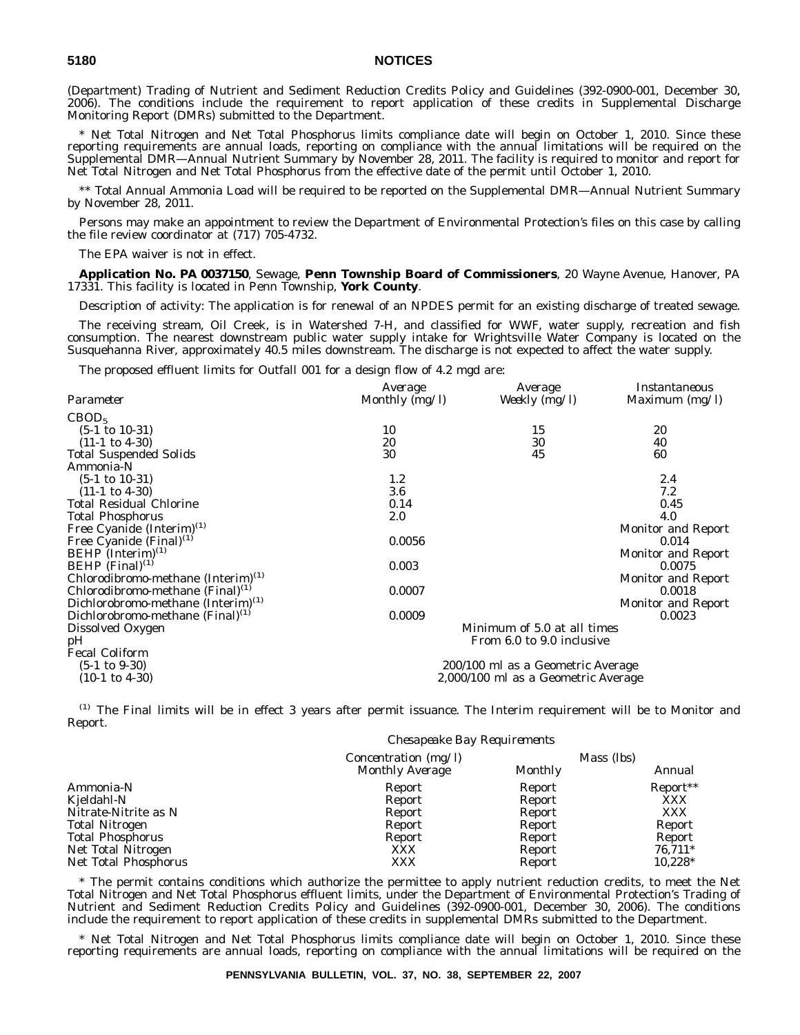(Department) Trading of Nutrient and Sediment Reduction Credits Policy and Guidelines (392-0900-001, December 30, 2006). The conditions include the requirement to report application of these credits in Supplemental Discharge Monitoring Report (DMRs) submitted to the Department.

* Net Total Nitrogen and Net Total Phosphorus limits compliance date will begin on October 1, 2010. Since these reporting requirements are annual loads, reporting on compliance with the annual limitations will be required on the Supplemental DMR—Annual Nutrient Summary by November 28, 2011. The facility is required to monitor and report for Net Total Nitrogen and Net Total Phosphorus from the effective date of the permit until October 1, 2010.

** Total Annual Ammonia Load will be required to be reported on the Supplemental DMR—Annual Nutrient Summary by November 28, 2011.

Persons may make an appointment to review the Department of Environmental Protection's files on this case by calling the file review coordinator at (717) 705-4732.

The EPA waiver is not in effect.

**Application No. PA 0037150**, Sewage, **Penn Township Board of Commissioners**, 20 Wayne Avenue, Hanover, PA 17331. This facility is located in Penn Township, **York County**.

Description of activity: The application is for renewal of an NPDES permit for an existing discharge of treated sewage.

The receiving stream, Oil Creek, is in Watershed 7-H, and classified for WWF, water supply, recreation and fish consumption. The nearest downstream public water supply intake for Wrightsville Water Company is located on the Susquehanna River, approximately 40.5 miles downstream. The discharge is not expected to affect the water supply.

The proposed effluent limits for Outfall 001 for a design flow of 4.2 mgd are:

| *Parameter* | *Average Monthly (mg/l)* | *Average Weekly (mg/l)* | *Instantaneous Maximum (mg/l)* |
|---|---|---|---|
| $CBOD_5$ | | | |
| (5-1 to 10-31) | 10 | 15 | 20 |
| (11-1 to 4-30) | 20 | 30 | 40 |
| Total Suspended Solids | 30 | 45 | 60 |
| Ammonia-N | | | |
| (5-1 to 10-31) | 1.2 | | 2.4 |
| (11-1 to 4-30) | 3.6 | | 7.2 |
| Total Residual Chlorine | 0.14 | | 0.45 |
| Total Phosphorus | 2.0 | | 4.0 |
| Free Cyanide (Interim)(1) | | | Monitor and Report |
| Free Cyanide (Final)(1) | 0.0056 | | 0.014 |
| BEHP (Interim)(1) | | | Monitor and Report |
| BEHP (Final)(1) | 0.003 | | 0.0075 |
| Chlorodibromo-methane (Interim)(1) | | | Monitor and Report |
| Chlorodibromo-methane (Final)(1) | 0.0007 | | 0.0018 |
| Dichlorobromo-methane (Interim)(1) | | | Monitor and Report |
| Dichlorobromo-methane (Final)(1) | 0.0009 | | 0.0023 |
| Dissolved Oxygen | Minimum of 5.0 at all times | | |
| pH | From 6.0 to 9.0 inclusive | | |
| Fecal Coliform | | | |
| (5-1 to 9-30) | 200/100 ml as a Geometric Average | | |
| (10-1 to 4-30) | 2,000/100 ml as a Geometric Average | | |

(1) The Final limits will be in effect 3 years after permit issuance. The Interim requirement will be to Monitor and Report.

*Chesapeake Bay Requirements*

| | *Concentration (mg/l)* | *Mass (lbs)* | |
|---|---|---|---|
| | *Monthly Average* | *Monthly* | *Annual* |
| Ammonia-N | Report | Report | Report** |
| Kjeldahl-N | Report | Report | XXX |
| Nitrate-Nitrite as N | Report | Report | XXX |
| Total Nitrogen | Report | Report | Report |
| Total Phosphorus | Report | Report | Report |
| Net Total Nitrogen | XXX | Report | 76,711* |
| Net Total Phosphorus | XXX | Report | 10,228* |

* The permit contains conditions which authorize the permittee to apply nutrient reduction credits, to meet the Net Total Nitrogen and Net Total Phosphorus effluent limits, under the Department of Environmental Protection's Trading of Nutrient and Sediment Reduction Credits Policy and Guidelines (392-0900-001, December 30, 2006). The conditions include the requirement to report application of these credits in supplemental DMRs submitted to the Department.

* Net Total Nitrogen and Net Total Phosphorus limits compliance date will begin on October 1, 2010. Since these reporting requirements are annual loads, reporting on compliance with the annual limitations will be required on the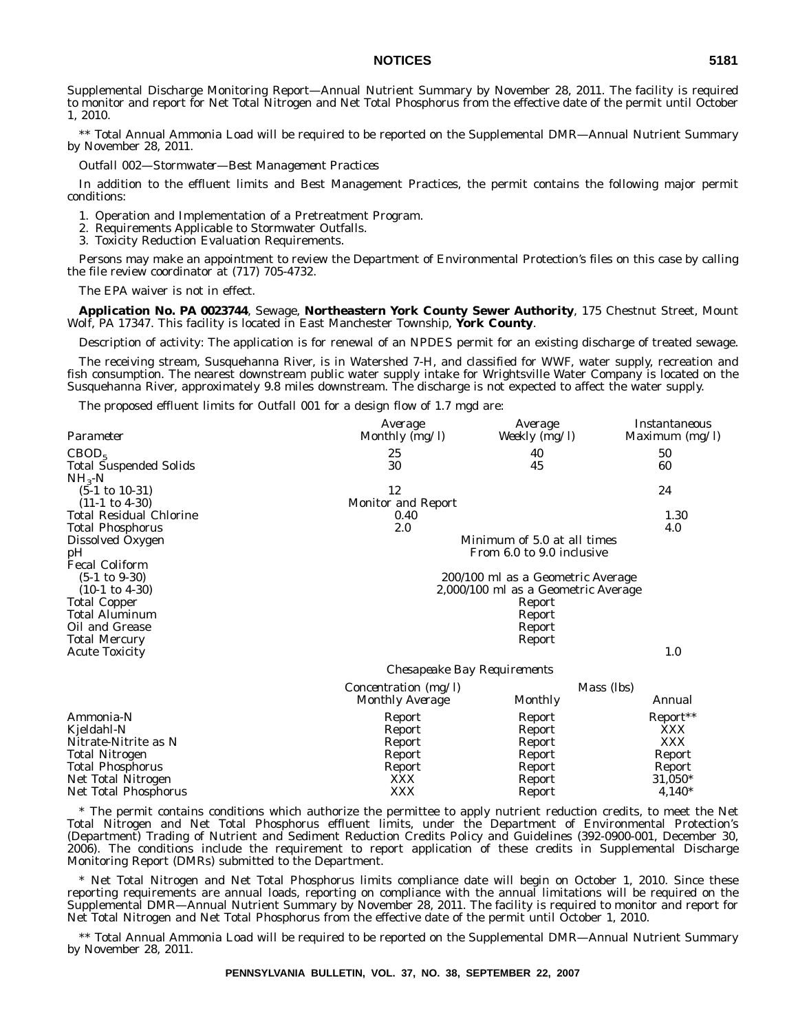Supplemental Discharge Monitoring Report—Annual Nutrient Summary by November 28, 2011. The facility is required to monitor and report for Net Total Nitrogen and Net Total Phosphorus from the effective date of the permit until October 1, 2010.

** Total Annual Ammonia Load will be required to be reported on the Supplemental DMR—Annual Nutrient Summary by November 28, 2011.

*Outfall 002—Stormwater—Best Management Practices*

In addition to the effluent limits and Best Management Practices, the permit contains the following major permit conditions:

1. Operation and Implementation of a Pretreatment Program.
2. Requirements Applicable to Stormwater Outfalls.
3. Toxicity Reduction Evaluation Requirements.

Persons may make an appointment to review the Department of Environmental Protection's files on this case by calling the file review coordinator at (717) 705-4732.

The EPA waiver is not in effect.

**Application No. PA 0023744**, Sewage, **Northeastern York County Sewer Authority**, 175 Chestnut Street, Mount Wolf, PA 17347. This facility is located in East Manchester Township, **York County**.

Description of activity: The application is for renewal of an NPDES permit for an existing discharge of treated sewage.

The receiving stream, Susquehanna River, is in Watershed 7-H, and classified for WWF, water supply, recreation and fish consumption. The nearest downstream public water supply intake for Wrightsville Water Company is located on the Susquehanna River, approximately 9.8 miles downstream. The discharge is not expected to affect the water supply.

The proposed effluent limits for Outfall 001 for a design flow of 1.7 mgd are:

| *Parameter* | *Average Monthly (mg/l)* | *Average Weekly (mg/l)* | *Instantaneous Maximum (mg/l)* |
|---|---|---|---|
| $CBOD_5$ | 25 | 40 | 50 |
| Total Suspended Solids | 30 | 45 | 60 |
| $NH_3$-N | | | |
| (5-1 to 10-31) | 12 | | 24 |
| (11-1 to 4-30) | Monitor and Report | | |
| Total Residual Chlorine | 0.40 | | 1.30 |
| Total Phosphorus | 2.0 | | 4.0 |
| Dissolved Oxygen | Minimum of 5.0 at all times | | |
| pH | From 6.0 to 9.0 inclusive | | |
| Fecal Coliform | | | |
| (5-1 to 9-30) | 200/100 ml as a Geometric Average | | |
| (10-1 to 4-30) | 2,000/100 ml as a Geometric Average | | |
| Total Copper | Report | | |
| Total Aluminum | Report | | |
| Oil and Grease | Report | | |
| Total Mercury | Report | | |
| Acute Toxicity | | | 1.0 |

*Chesapeake Bay Requirements*

| | *Concentration (mg/l)* | *Mass (lbs)* | |
|---|---|---|---|
| | *Monthly Average* | *Monthly* | *Annual* |
| Ammonia-N | Report | Report | Report** |
| Kjeldahl-N | Report | Report | XXX |
| Nitrate-Nitrite as N | Report | Report | XXX |
| Total Nitrogen | Report | Report | Report |
| Total Phosphorus | Report | Report | Report |
| Net Total Nitrogen | XXX | Report | 31,050* |
| Net Total Phosphorus | XXX | Report | 4,140* |

* The permit contains conditions which authorize the permittee to apply nutrient reduction credits, to meet the Net Total Nitrogen and Net Total Phosphorus effluent limits, under the Department of Environmental Protection's (Department) Trading of Nutrient and Sediment Reduction Credits Policy and Guidelines (392-0900-001, December 30, 2006). The conditions include the requirement to report application of these credits in Supplemental Discharge Monitoring Report (DMRs) submitted to the Department.

* Net Total Nitrogen and Net Total Phosphorus limits compliance date will begin on October 1, 2010. Since these reporting requirements are annual loads, reporting on compliance with the annual limitations will be required on the Supplemental DMR—Annual Nutrient Summary by November 28, 2011. The facility is required to monitor and report for Net Total Nitrogen and Net Total Phosphorus from the effective date of the permit until October 1, 2010.

** Total Annual Ammonia Load will be required to be reported on the Supplemental DMR—Annual Nutrient Summary by November 28, 2011.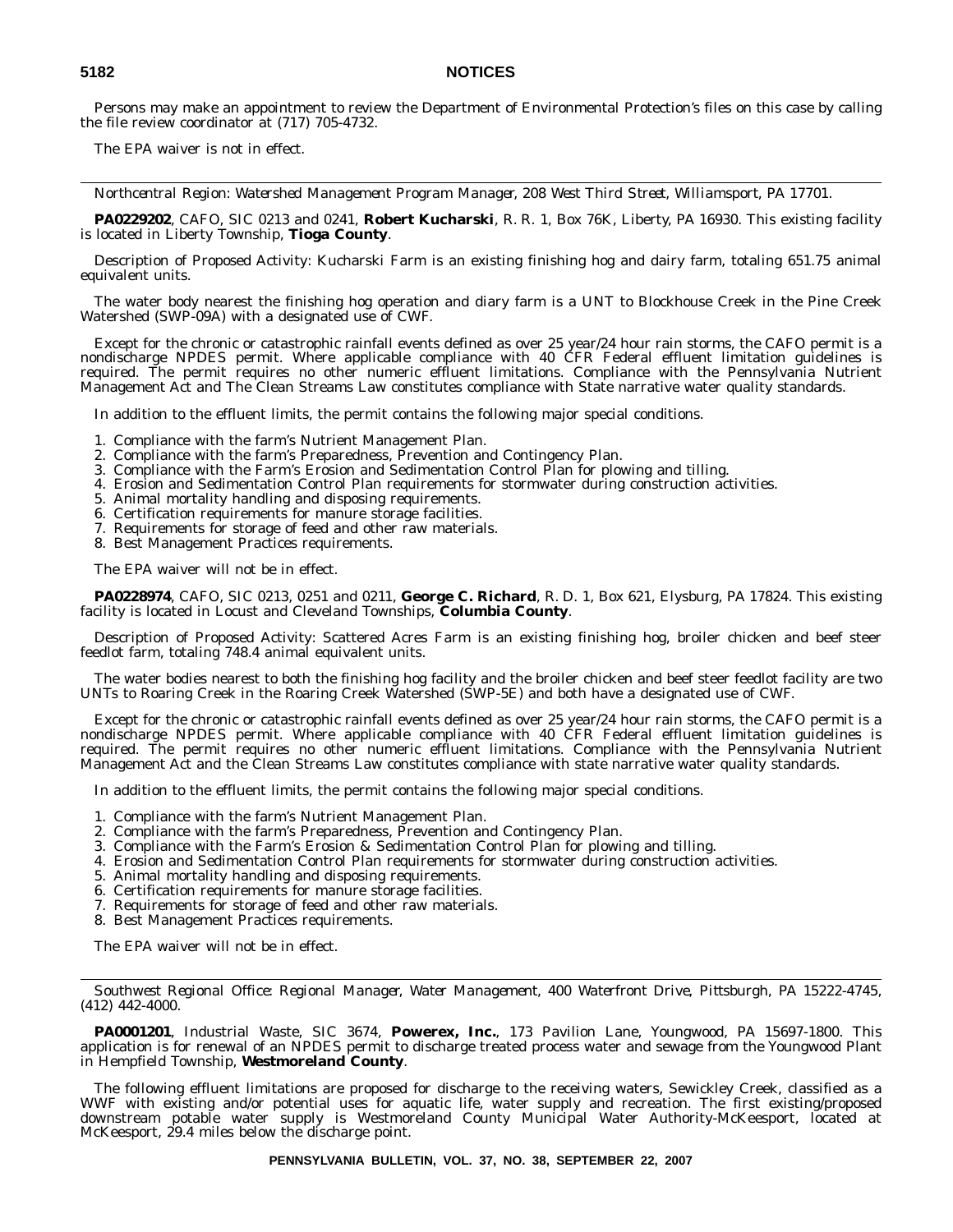Persons may make an appointment to review the Department of Environmental Protection's files on this case by calling the file review coordinator at (717) 705-4732.

The EPA waiver is not in effect.

---

*Northcentral Region: Watershed Management Program Manager, 208 West Third Street, Williamsport, PA 17701.*

**PA0229202**, CAFO, SIC 0213 and 0241, **Robert Kucharski**, R. R. 1, Box 76K, Liberty, PA 16930. This existing facility is located in Liberty Township, **Tioga County**.

Description of Proposed Activity: Kucharski Farm is an existing finishing hog and dairy farm, totaling 651.75 animal equivalent units.

The water body nearest the finishing hog operation and diary farm is a UNT to Blockhouse Creek in the Pine Creek Watershed (SWP-09A) with a designated use of CWF.

Except for the chronic or catastrophic rainfall events defined as over 25 year/24 hour rain storms, the CAFO permit is a nondischarge NPDES permit. Where applicable compliance with 40 CFR Federal effluent limitation guidelines is required. The permit requires no other numeric effluent limitations. Compliance with the Pennsylvania Nutrient Management Act and The Clean Streams Law constitutes compliance with State narrative water quality standards.

In addition to the effluent limits, the permit contains the following major special conditions.

1. Compliance with the farm's Nutrient Management Plan.
2. Compliance with the farm's Preparedness, Prevention and Contingency Plan.
3. Compliance with the Farm's Erosion and Sedimentation Control Plan for plowing and tilling.
4. Erosion and Sedimentation Control Plan requirements for stormwater during construction activities.
5. Animal mortality handling and disposing requirements.
6. Certification requirements for manure storage facilities.
7. Requirements for storage of feed and other raw materials.
8. Best Management Practices requirements.

The EPA waiver will not be in effect.

**PA0228974**, CAFO, SIC 0213, 0251 and 0211, **George C. Richard**, R. D. 1, Box 621, Elysburg, PA 17824. This existing facility is located in Locust and Cleveland Townships, **Columbia County**.

Description of Proposed Activity: Scattered Acres Farm is an existing finishing hog, broiler chicken and beef steer feedlot farm, totaling 748.4 animal equivalent units.

The water bodies nearest to both the finishing hog facility and the broiler chicken and beef steer feedlot facility are two UNTs to Roaring Creek in the Roaring Creek Watershed (SWP-5E) and both have a designated use of CWF.

Except for the chronic or catastrophic rainfall events defined as over 25 year/24 hour rain storms, the CAFO permit is a nondischarge NPDES permit. Where applicable compliance with 40 CFR Federal effluent limitation guidelines is required. The permit requires no other numeric effluent limitations. Compliance with the Pennsylvania Nutrient Management Act and the Clean Streams Law constitutes compliance with state narrative water quality standards.

In addition to the effluent limits, the permit contains the following major special conditions.

1. Compliance with the farm's Nutrient Management Plan.
2. Compliance with the farm's Preparedness, Prevention and Contingency Plan.
3. Compliance with the Farm's Erosion & Sedimentation Control Plan for plowing and tilling.
4. Erosion and Sedimentation Control Plan requirements for stormwater during construction activities.
5. Animal mortality handling and disposing requirements.
6. Certification requirements for manure storage facilities.
7. Requirements for storage of feed and other raw materials.
8. Best Management Practices requirements.

The EPA waiver will not be in effect.

---

*Southwest Regional Office: Regional Manager, Water Management, 400 Waterfront Drive, Pittsburgh, PA 15222-4745, (412) 442-4000.*

**PA0001201**, Industrial Waste, SIC 3674, **Powerex, Inc.**, 173 Pavilion Lane, Youngwood, PA 15697-1800. This application is for renewal of an NPDES permit to discharge treated process water and sewage from the Youngwood Plant in Hempfield Township, **Westmoreland County**.

The following effluent limitations are proposed for discharge to the receiving waters, Sewickley Creek, classified as a WWF with existing and/or potential uses for aquatic life, water supply and recreation. The first existing/proposed downstream potable water supply is Westmoreland County Municipal Water Authority-McKeesport, located at McKeesport, 29.4 miles below the discharge point.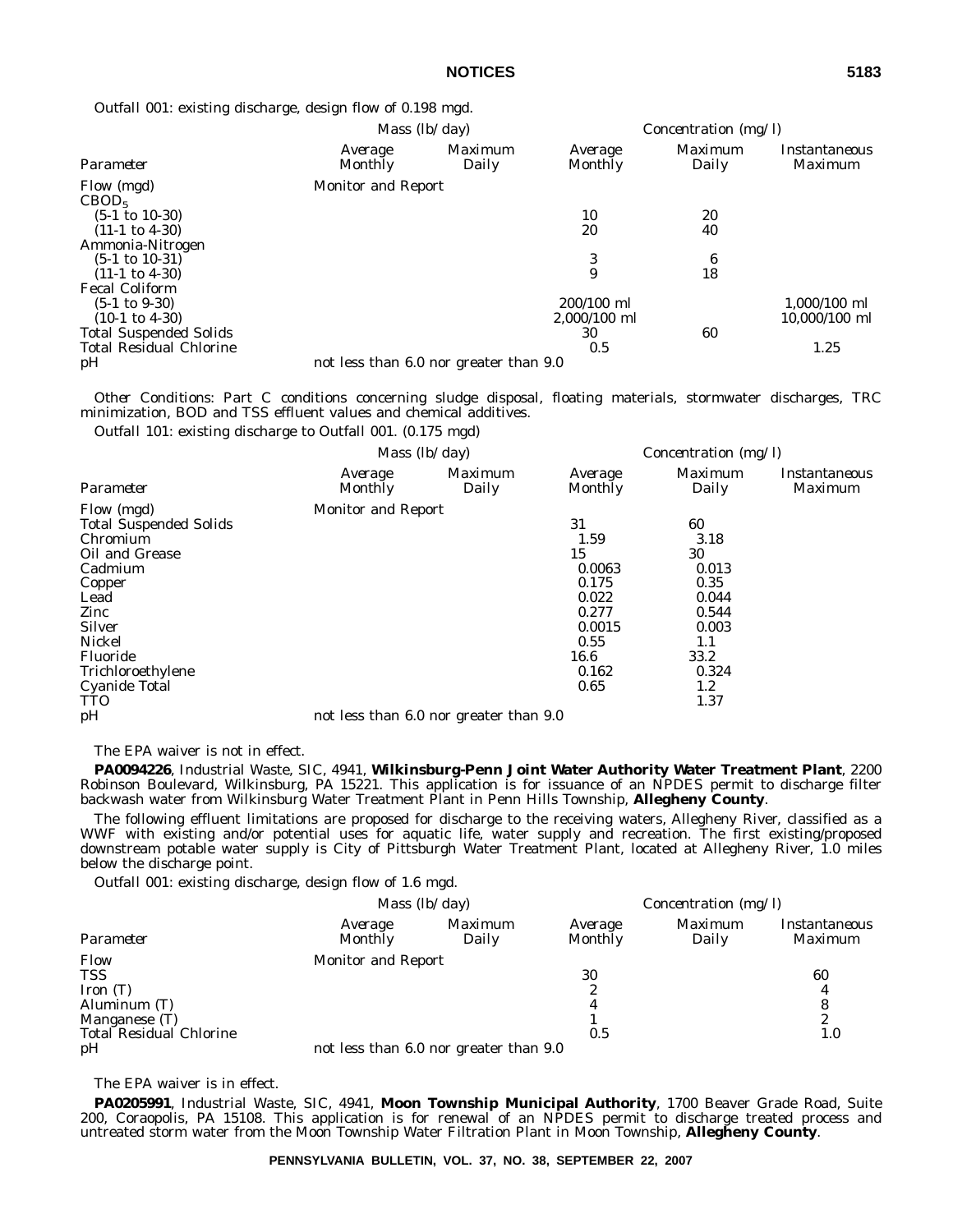Outfall 001: existing discharge, design flow of 0.198 mgd.

| | Mass (lb/day) | | Concentration (mg/l) | | |
|---|---|---|---|---|---|
| Parameter | Average Monthly | Maximum Daily | Average Monthly | Maximum Daily | Instantaneous Maximum |
| Flow (mgd) | Monitor and Report | | | | |
| $CBOD_5$ | | | | | |
| (5-1 to 10-30) | | | 10 | 20 | |
| (11-1 to 4-30) | | | 20 | 40 | |
| Ammonia-Nitrogen | | | | | |
| (5-1 to 10-31) | | | 3 | 6 | |
| (11-1 to 4-30) | | | 9 | 18 | |
| Fecal Coliform | | | | | |
| (5-1 to 9-30) | | | 200/100 ml | | 1,000/100 ml |
| (10-1 to 4-30) | | | 2,000/100 ml | | 10,000/100 ml |
| Total Suspended Solids | | | 30 | 60 | |
| Total Residual Chlorine | | | 0.5 | | 1.25 |
| pH | not less than 6.0 nor greater than 9.0 | | | | |

Other Conditions: Part C conditions concerning sludge disposal, floating materials, stormwater discharges, TRC minimization, BOD and TSS effluent values and chemical additives.

Outfall 101: existing discharge to Outfall 001. (0.175 mgd)

| | Mass (lb/day) | | Concentration (mg/l) | | |
|---|---|---|---|---|---|
| Parameter | Average Monthly | Maximum Daily | Average Monthly | Maximum Daily | Instantaneous Maximum |
| Flow (mgd) | Monitor and Report | | | | |
| Total Suspended Solids | | | 31 | 60 | |
| Chromium | | | 1.59 | 3.18 | |
| Oil and Grease | | | 15 | 30 | |
| Cadmium | | | 0.0063 | 0.013 | |
| Copper | | | 0.175 | 0.35 | |
| Lead | | | 0.022 | 0.044 | |
| Zinc | | | 0.277 | 0.544 | |
| Silver | | | 0.0015 | 0.003 | |
| Nickel | | | 0.55 | 1.1 | |
| Fluoride | | | 16.6 | 33.2 | |
| Trichloroethylene | | | 0.162 | 0.324 | |
| Cyanide Total | | | 0.65 | 1.2 | |
| TTO | | | | 1.37 | |
| pH | not less than 6.0 nor greater than 9.0 | | | | |

The EPA waiver is not in effect.

**PA0094226**, Industrial Waste, SIC, 4941, **Wilkinsburg-Penn Joint Water Authority Water Treatment Plant**, 2200 Robinson Boulevard, Wilkinsburg, PA 15221. This application is for issuance of an NPDES permit to discharge filter backwash water from Wilkinsburg Water Treatment Plant in Penn Hills Township, **Allegheny County**.

The following effluent limitations are proposed for discharge to the receiving waters, Allegheny River, classified as a WWF with existing and/or potential uses for aquatic life, water supply and recreation. The first existing/proposed downstream potable water supply is City of Pittsburgh Water Treatment Plant, located at Allegheny River, 1.0 miles below the discharge point.

Outfall 001: existing discharge, design flow of 1.6 mgd.

| | Mass (lb/day) | | Concentration (mg/l) | | |
|---|---|---|---|---|---|
| Parameter | Average Monthly | Maximum Daily | Average Monthly | Maximum Daily | Instantaneous Maximum |
| Flow | Monitor and Report | | | | |
| TSS | | | 30 | | 60 |
| Iron (T) | | | 2 | | 4 |
| Aluminum (T) | | | 4 | | 8 |
| Manganese (T) | | | 1 | | 2 |
| Total Residual Chlorine | | | 0.5 | | 1.0 |
| pH | not less than 6.0 nor greater than 9.0 | | | | |

The EPA waiver is in effect.

**PA0205991**, Industrial Waste, SIC, 4941, **Moon Township Municipal Authority**, 1700 Beaver Grade Road, Suite 200, Coraopolis, PA 15108. This application is for renewal of an NPDES permit to discharge treated process and untreated storm water from the Moon Township Water Filtration Plant in Moon Township, **Allegheny County**.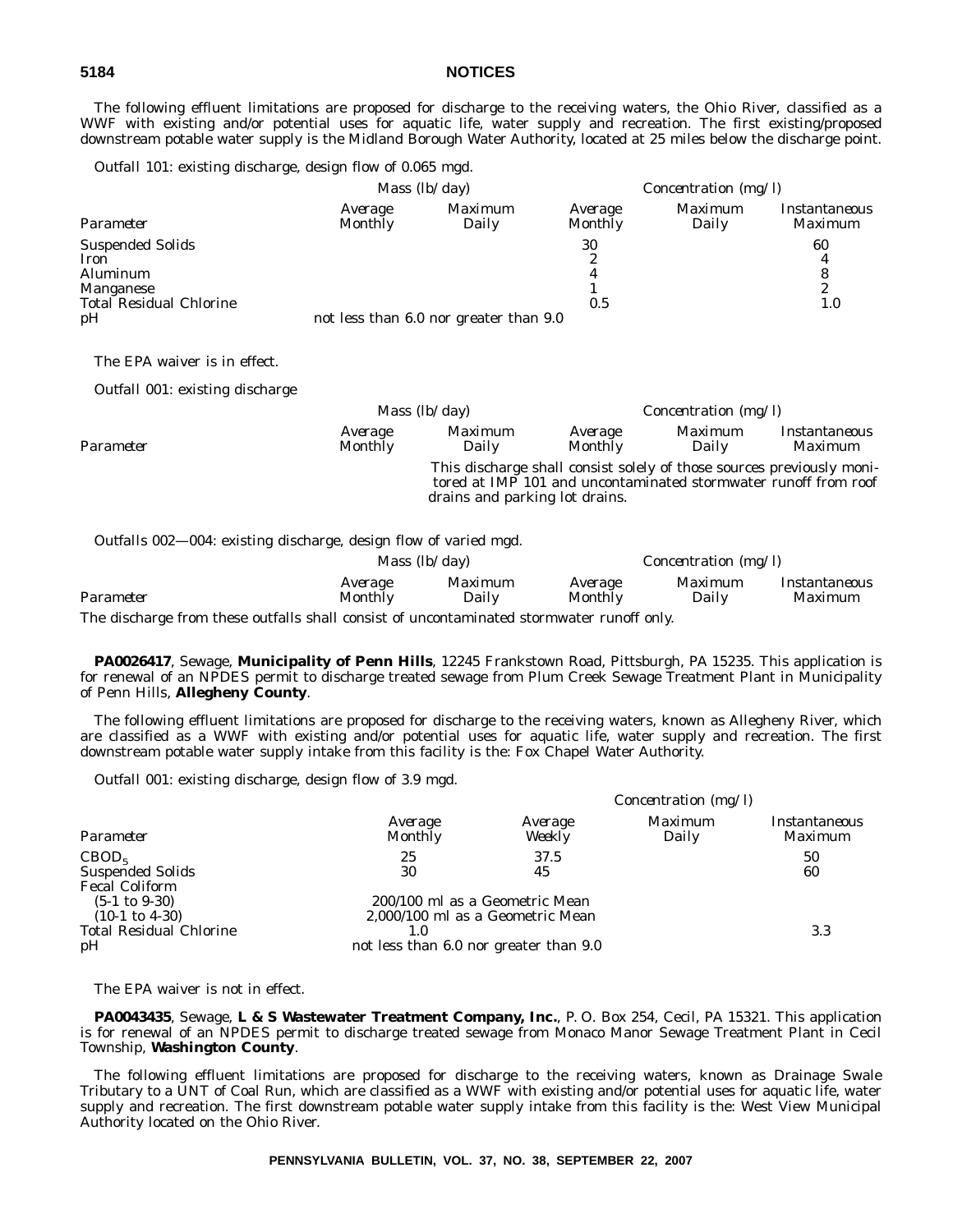The following effluent limitations are proposed for discharge to the receiving waters, the Ohio River, classified as a WWF with existing and/or potential uses for aquatic life, water supply and recreation. The first existing/proposed downstream potable water supply is the Midland Borough Water Authority, located at 25 miles below the discharge point.

Outfall 101: existing discharge, design flow of 0.065 mgd.

| | Mass (lb/day) | | Concentration (mg/l) | | |
|---|---|---|---|---|---|
| Parameter | Average Monthly | Maximum Daily | Average Monthly | Maximum Daily | Instantaneous Maximum |
| Suspended Solids | | | 30 | | 60 |
| Iron | | | 2 | | 4 |
| Aluminum | | | 4 | | 8 |
| Manganese | | | 1 | | 2 |
| Total Residual Chlorine | | | 0.5 | | 1.0 |
| pH | not less than 6.0 nor greater than 9.0 | | | | |

The EPA waiver is in effect.

Outfall 001: existing discharge

| | Mass (lb/day) | | Concentration (mg/l) | | |
|---|---|---|---|---|---|
| Parameter | Average Monthly | Maximum Daily | Average Monthly | Maximum Daily | Instantaneous Maximum |

This discharge shall consist solely of those sources previously monitored at IMP 101 and uncontaminated stormwater runoff from roof drains and parking lot drains.

Outfalls 002—004: existing discharge, design flow of varied mgd.

| | Mass (lb/day) | | Concentration (mg/l) | | |
|---|---|---|---|---|---|
| Parameter | Average Monthly | Maximum Daily | Average Monthly | Maximum Daily | Instantaneous Maximum |

The discharge from these outfalls shall consist of uncontaminated stormwater runoff only.

**PA0026417**, Sewage, **Municipality of Penn Hills**, 12245 Frankstown Road, Pittsburgh, PA 15235. This application is for renewal of an NPDES permit to discharge treated sewage from Plum Creek Sewage Treatment Plant in Municipality of Penn Hills, **Allegheny County**.

The following effluent limitations are proposed for discharge to the receiving waters, known as Allegheny River, which are classified as a WWF with existing and/or potential uses for aquatic life, water supply and recreation. The first downstream potable water supply intake from this facility is the: Fox Chapel Water Authority.

Outfall 001: existing discharge, design flow of 3.9 mgd.

| | Concentration (mg/l) | | | |
|---|---|---|---|---|
| Parameter | Average Monthly | Average Weekly | Maximum Daily | Instantaneous Maximum |
| $CBOD_5$ | 25 | 37.5 | | 50 |
| Suspended Solids | 30 | 45 | | 60 |
| Fecal Coliform | | | | |
| (5-1 to 9-30) | 200/100 ml as a Geometric Mean | | | |
| (10-1 to 4-30) | 2,000/100 ml as a Geometric Mean | | | |
| Total Residual Chlorine | 1.0 | | | 3.3 |
| pH | not less than 6.0 nor greater than 9.0 | | | |

The EPA waiver is not in effect.

**PA0043435**, Sewage, **L & S Wastewater Treatment Company, Inc.**, P. O. Box 254, Cecil, PA 15321. This application is for renewal of an NPDES permit to discharge treated sewage from Monaco Manor Sewage Treatment Plant in Cecil Township, **Washington County**.

The following effluent limitations are proposed for discharge to the receiving waters, known as Drainage Swale Tributary to a UNT of Coal Run, which are classified as a WWF with existing and/or potential uses for aquatic life, water supply and recreation. The first downstream potable water supply intake from this facility is the: West View Municipal Authority located on the Ohio River.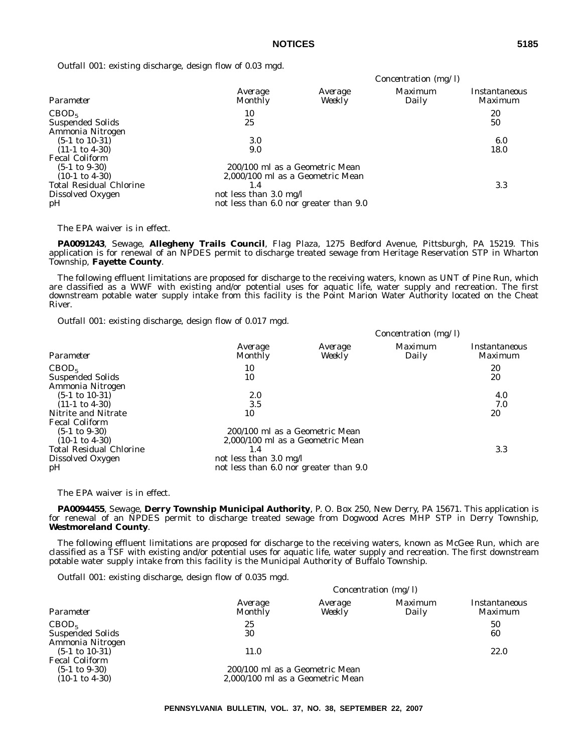Outfall 001: existing discharge, design flow of 0.03 mgd.

| | Concentration (mg/l) | | | |
|---|---|---|---|---|
| *Parameter* | *Average Monthly* | *Average Weekly* | *Maximum Daily* | *Instantaneous Maximum* |
| $CBOD_5$ | 10 | | | 20 |
| Suspended Solids | 25 | | | 50 |
| Ammonia Nitrogen | | | | |
| (5-1 to 10-31) | 3.0 | | | 6.0 |
| (11-1 to 4-30) | 9.0 | | | 18.0 |
| Fecal Coliform | | | | |
| (5-1 to 9-30) | 200/100 ml as a Geometric Mean | | | |
| (10-1 to 4-30) | 2,000/100 ml as a Geometric Mean | | | |
| Total Residual Chlorine | 1.4 | | | 3.3 |
| Dissolved Oxygen | not less than 3.0 mg/l | | | |
| pH | not less than 6.0 nor greater than 9.0 | | | |

The EPA waiver is in effect.

**PA0091243**, Sewage, **Allegheny Trails Council**, Flag Plaza, 1275 Bedford Avenue, Pittsburgh, PA 15219. This application is for renewal of an NPDES permit to discharge treated sewage from Heritage Reservation STP in Wharton Township, **Fayette County**.

The following effluent limitations are proposed for discharge to the receiving waters, known as UNT of Pine Run, which are classified as a WWF with existing and/or potential uses for aquatic life, water supply and recreation. The first downstream potable water supply intake from this facility is the Point Marion Water Authority located on the Cheat River.

Outfall 001: existing discharge, design flow of 0.017 mgd.

| | Concentration (mg/l) | | | |
|---|---|---|---|---|
| *Parameter* | *Average Monthly* | *Average Weekly* | *Maximum Daily* | *Instantaneous Maximum* |
| $CBOD_5$ | 10 | | | 20 |
| Suspended Solids | 10 | | | 20 |
| Ammonia Nitrogen | | | | |
| (5-1 to 10-31) | 2.0 | | | 4.0 |
| (11-1 to 4-30) | 3.5 | | | 7.0 |
| Nitrite and Nitrate | 10 | | | 20 |
| Fecal Coliform | | | | |
| (5-1 to 9-30) | 200/100 ml as a Geometric Mean | | | |
| (10-1 to 4-30) | 2,000/100 ml as a Geometric Mean | | | |
| Total Residual Chlorine | 1.4 | | | 3.3 |
| Dissolved Oxygen | not less than 3.0 mg/l | | | |
| pH | not less than 6.0 nor greater than 9.0 | | | |

The EPA waiver is in effect.

**PA0094455**, Sewage, **Derry Township Municipal Authority**, P. O. Box 250, New Derry, PA 15671. This application is for renewal of an NPDES permit to discharge treated sewage from Dogwood Acres MHP STP in Derry Township, **Westmoreland County**.

The following effluent limitations are proposed for discharge to the receiving waters, known as McGee Run, which are classified as a TSF with existing and/or potential uses for aquatic life, water supply and recreation. The first downstream potable water supply intake from this facility is the Municipal Authority of Buffalo Township.

Outfall 001: existing discharge, design flow of 0.035 mgd.

| | Concentration (mg/l) | | | |
|---|---|---|---|---|
| *Parameter* | *Average Monthly* | *Average Weekly* | *Maximum Daily* | *Instantaneous Maximum* |
| $CBOD_5$ | 25 | | | 50 |
| Suspended Solids | 30 | | | 60 |
| Ammonia Nitrogen | | | | |
| (5-1 to 10-31) | 11.0 | | | 22.0 |
| Fecal Coliform | | | | |
| (5-1 to 9-30) | 200/100 ml as a Geometric Mean | | | |
| (10-1 to 4-30) | 2,000/100 ml as a Geometric Mean | | | |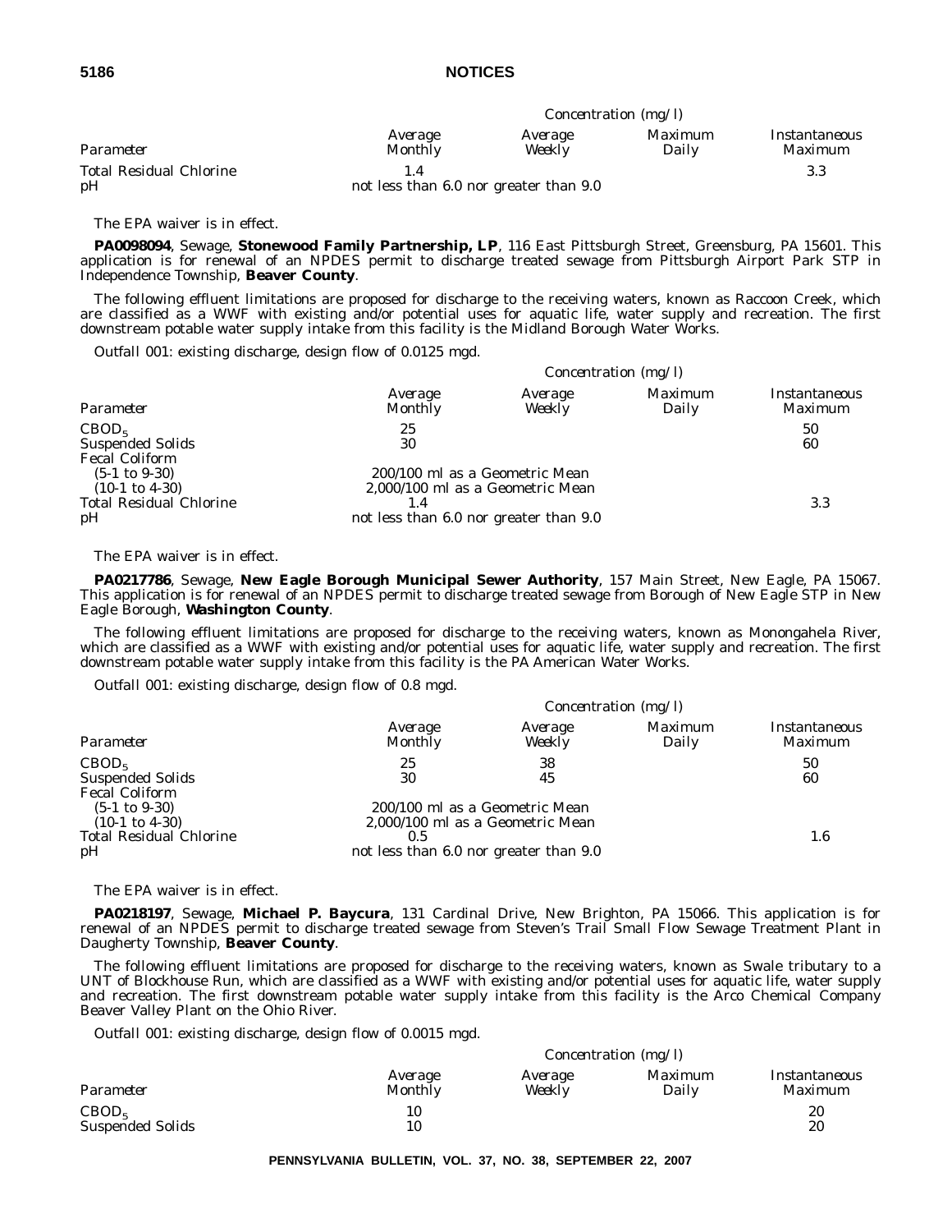| Parameter | Concentration (mg/l) Average Monthly | Average Weekly | Maximum Daily | Instantaneous Maximum |
|---|---|---|---|---|
| Total Residual Chlorine | 1.4 | | | 3.3 |
| pH | not less than 6.0 nor greater than 9.0 | | | |

The EPA waiver is in effect.

**PA0098094**, Sewage, **Stonewood Family Partnership, LP**, 116 East Pittsburgh Street, Greensburg, PA 15601. This application is for renewal of an NPDES permit to discharge treated sewage from Pittsburgh Airport Park STP in Independence Township, **Beaver County**.

The following effluent limitations are proposed for discharge to the receiving waters, known as Raccoon Creek, which are classified as a WWF with existing and/or potential uses for aquatic life, water supply and recreation. The first downstream potable water supply intake from this facility is the Midland Borough Water Works.

Outfall 001: existing discharge, design flow of 0.0125 mgd.

| Parameter | Concentration (mg/l) Average Monthly | Average Weekly | Maximum Daily | Instantaneous Maximum |
|---|---|---|---|---|
| $CBOD_5$ | 25 | | | 50 |
| Suspended Solids | 30 | | | 60 |
| Fecal Coliform | | | | |
| (5-1 to 9-30) | 200/100 ml as a Geometric Mean | | | |
| (10-1 to 4-30) | 2,000/100 ml as a Geometric Mean | | | |
| Total Residual Chlorine | 1.4 | | | 3.3 |
| pH | not less than 6.0 nor greater than 9.0 | | | |

The EPA waiver is in effect.

**PA0217786**, Sewage, **New Eagle Borough Municipal Sewer Authority**, 157 Main Street, New Eagle, PA 15067. This application is for renewal of an NPDES permit to discharge treated sewage from Borough of New Eagle STP in New Eagle Borough, **Washington County**.

The following effluent limitations are proposed for discharge to the receiving waters, known as Monongahela River, which are classified as a WWF with existing and/or potential uses for aquatic life, water supply and recreation. The first downstream potable water supply intake from this facility is the PA American Water Works.

Outfall 001: existing discharge, design flow of 0.8 mgd.

| Parameter | Concentration (mg/l) Average Monthly | Average Weekly | Maximum Daily | Instantaneous Maximum |
|---|---|---|---|---|
| $CBOD_5$ | 25 | 38 | | 50 |
| Suspended Solids | 30 | 45 | | 60 |
| Fecal Coliform | | | | |
| (5-1 to 9-30) | 200/100 ml as a Geometric Mean | | | |
| (10-1 to 4-30) | 2,000/100 ml as a Geometric Mean | | | |
| Total Residual Chlorine | 0.5 | | | 1.6 |
| pH | not less than 6.0 nor greater than 9.0 | | | |

The EPA waiver is in effect.

**PA0218197**, Sewage, **Michael P. Baycura**, 131 Cardinal Drive, New Brighton, PA 15066. This application is for renewal of an NPDES permit to discharge treated sewage from Steven's Trail Small Flow Sewage Treatment Plant in Daugherty Township, **Beaver County**.

The following effluent limitations are proposed for discharge to the receiving waters, known as Swale tributary to a UNT of Blockhouse Run, which are classified as a WWF with existing and/or potential uses for aquatic life, water supply and recreation. The first downstream potable water supply intake from this facility is the Arco Chemical Company Beaver Valley Plant on the Ohio River.

Outfall 001: existing discharge, design flow of 0.0015 mgd.

| Parameter | Concentration (mg/l) Average Monthly | Average Weekly | Maximum Daily | Instantaneous Maximum |
|---|---|---|---|---|
| $CBOD_5$ | 10 | | | 20 |
| Suspended Solids | 10 | | | 20 |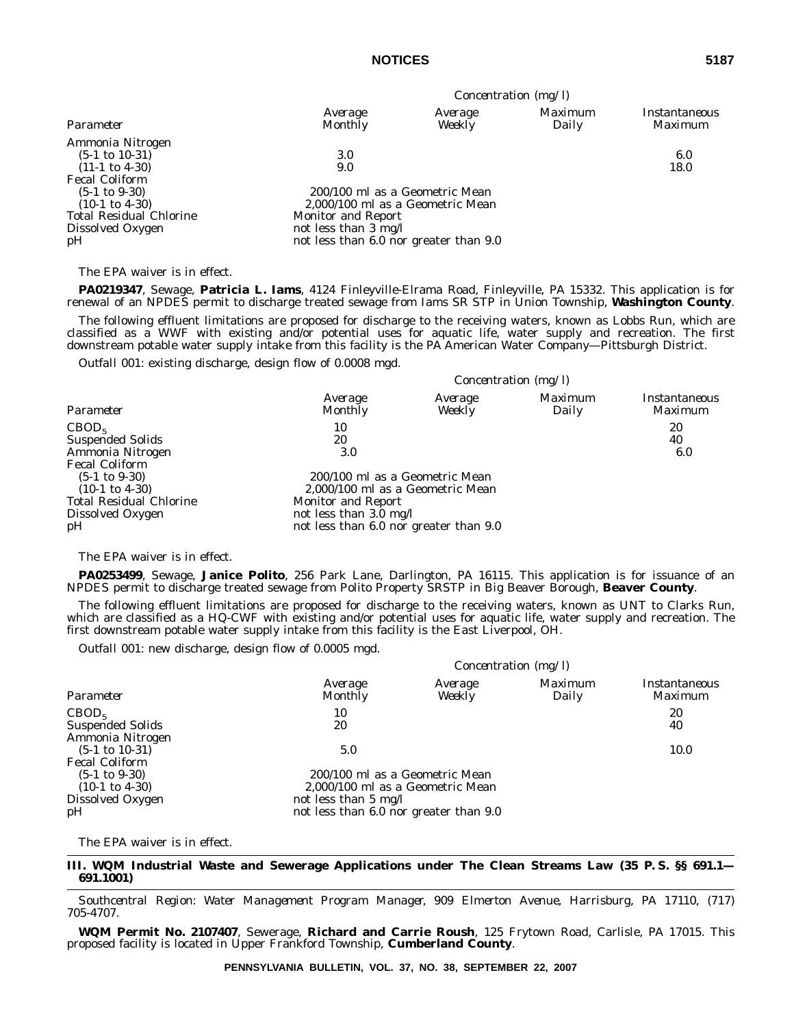| Parameter | Concentration (mg/l) | | | |
|---|---|---|---|---|
| | Average Monthly | Average Weekly | Maximum Daily | Instantaneous Maximum |
| Ammonia Nitrogen | | | | |
| (5-1 to 10-31) | 3.0 | | | 6.0 |
| (11-1 to 4-30) | 9.0 | | | 18.0 |
| Fecal Coliform | | | | |
| (5-1 to 9-30) | 200/100 ml as a Geometric Mean | | | |
| (10-1 to 4-30) | 2,000/100 ml as a Geometric Mean | | | |
| Total Residual Chlorine | Monitor and Report | | | |
| Dissolved Oxygen | not less than 3 mg/l | | | |
| pH | not less than 6.0 nor greater than 9.0 | | | |

The EPA waiver is in effect.

**PA0219347**, Sewage, **Patricia L. Iams**, 4124 Finleyville-Elrama Road, Finleyville, PA 15332. This application is for renewal of an NPDES permit to discharge treated sewage from Iams SR STP in Union Township, **Washington County**.

The following effluent limitations are proposed for discharge to the receiving waters, known as Lobbs Run, which are classified as a WWF with existing and/or potential uses for aquatic life, water supply and recreation. The first downstream potable water supply intake from this facility is the PA American Water Company—Pittsburgh District.

Outfall 001: existing discharge, design flow of 0.0008 mgd.

| Parameter | Concentration (mg/l) | | | |
|---|---|---|---|---|
| | Average Monthly | Average Weekly | Maximum Daily | Instantaneous Maximum |
| $CBOD_5$ | 10 | | | 20 |
| Suspended Solids | 20 | | | 40 |
| Ammonia Nitrogen | 3.0 | | | 6.0 |
| Fecal Coliform | | | | |
| (5-1 to 9-30) | 200/100 ml as a Geometric Mean | | | |
| (10-1 to 4-30) | 2,000/100 ml as a Geometric Mean | | | |
| Total Residual Chlorine | Monitor and Report | | | |
| Dissolved Oxygen | not less than 3.0 mg/l | | | |
| pH | not less than 6.0 nor greater than 9.0 | | | |

The EPA waiver is in effect.

**PA0253499**, Sewage, **Janice Polito**, 256 Park Lane, Darlington, PA 16115. This application is for issuance of an NPDES permit to discharge treated sewage from Polito Property SRSTP in Big Beaver Borough, **Beaver County**.

The following effluent limitations are proposed for discharge to the receiving waters, known as UNT to Clarks Run, which are classified as a HQ-CWF with existing and/or potential uses for aquatic life, water supply and recreation. The first downstream potable water supply intake from this facility is the East Liverpool, OH.

Outfall 001: new discharge, design flow of 0.0005 mgd.

| Parameter | Concentration (mg/l) | | | |
|---|---|---|---|---|
| | Average Monthly | Average Weekly | Maximum Daily | Instantaneous Maximum |
| $CBOD_5$ | 10 | | | 20 |
| Suspended Solids | 20 | | | 40 |
| Ammonia Nitrogen | | | | |
| (5-1 to 10-31) | 5.0 | | | 10.0 |
| Fecal Coliform | | | | |
| (5-1 to 9-30) | 200/100 ml as a Geometric Mean | | | |
| (10-1 to 4-30) | 2,000/100 ml as a Geometric Mean | | | |
| Dissolved Oxygen | not less than 5 mg/l | | | |
| pH | not less than 6.0 nor greater than 9.0 | | | |

The EPA waiver is in effect.

## III. WQM Industrial Waste and Sewerage Applications under The Clean Streams Law (35 P. S. §§ 691.1—691.1001)

*Southcentral Region: Water Management Program Manager, 909 Elmerton Avenue, Harrisburg, PA 17110, (717) 705-4707.*

**WQM Permit No. 2107407**, Sewerage, **Richard and Carrie Roush**, 125 Frytown Road, Carlisle, PA 17015. This proposed facility is located in Upper Frankford Township, **Cumberland County**.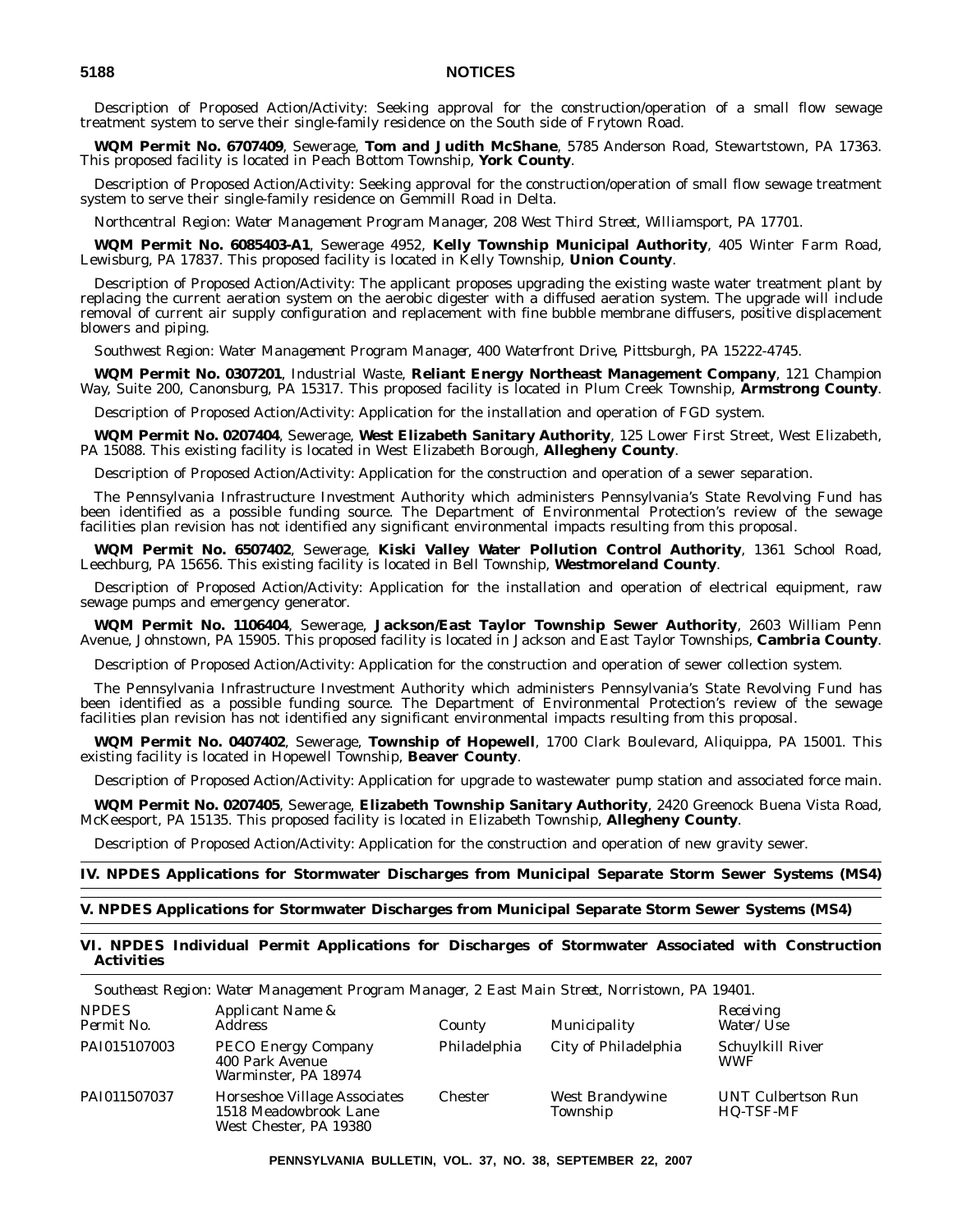Description of Proposed Action/Activity: Seeking approval for the construction/operation of a small flow sewage treatment system to serve their single-family residence on the South side of Frytown Road.

**WQM Permit No. 6707409**, Sewerage, **Tom and Judith McShane**, 5785 Anderson Road, Stewartstown, PA 17363. This proposed facility is located in Peach Bottom Township, **York County**.

Description of Proposed Action/Activity: Seeking approval for the construction/operation of small flow sewage treatment system to serve their single-family residence on Gemmill Road in Delta.

*Northcentral Region: Water Management Program Manager, 208 West Third Street, Williamsport, PA 17701.*

**WQM Permit No. 6085403-A1**, Sewerage 4952, **Kelly Township Municipal Authority**, 405 Winter Farm Road, Lewisburg, PA 17837. This proposed facility is located in Kelly Township, **Union County**.

Description of Proposed Action/Activity: The applicant proposes upgrading the existing waste water treatment plant by replacing the current aeration system on the aerobic digester with a diffused aeration system. The upgrade will include removal of current air supply configuration and replacement with fine bubble membrane diffusers, positive displacement blowers and piping.

*Southwest Region: Water Management Program Manager, 400 Waterfront Drive, Pittsburgh, PA 15222-4745.*

**WQM Permit No. 0307201**, Industrial Waste, **Reliant Energy Northeast Management Company**, 121 Champion Way, Suite 200, Canonsburg, PA 15317. This proposed facility is located in Plum Creek Township, **Armstrong County**.

Description of Proposed Action/Activity: Application for the installation and operation of FGD system.

**WQM Permit No. 0207404**, Sewerage, **West Elizabeth Sanitary Authority**, 125 Lower First Street, West Elizabeth, PA 15088. This existing facility is located in West Elizabeth Borough, **Allegheny County**.

Description of Proposed Action/Activity: Application for the construction and operation of a sewer separation.

The Pennsylvania Infrastructure Investment Authority which administers Pennsylvania's State Revolving Fund has been identified as a possible funding source. The Department of Environmental Protection's review of the sewage facilities plan revision has not identified any significant environmental impacts resulting from this proposal.

**WQM Permit No. 6507402**, Sewerage, **Kiski Valley Water Pollution Control Authority**, 1361 School Road, Leechburg, PA 15656. This existing facility is located in Bell Township, **Westmoreland County**.

Description of Proposed Action/Activity: Application for the installation and operation of electrical equipment, raw sewage pumps and emergency generator.

**WQM Permit No. 1106404**, Sewerage, **Jackson/East Taylor Township Sewer Authority**, 2603 William Penn Avenue, Johnstown, PA 15905. This proposed facility is located in Jackson and East Taylor Townships, **Cambria County**.

Description of Proposed Action/Activity: Application for the construction and operation of sewer collection system.

The Pennsylvania Infrastructure Investment Authority which administers Pennsylvania's State Revolving Fund has been identified as a possible funding source. The Department of Environmental Protection's review of the sewage facilities plan revision has not identified any significant environmental impacts resulting from this proposal.

**WQM Permit No. 0407402**, Sewerage, **Township of Hopewell**, 1700 Clark Boulevard, Aliquippa, PA 15001. This existing facility is located in Hopewell Township, **Beaver County**.

Description of Proposed Action/Activity: Application for upgrade to wastewater pump station and associated force main.

**WQM Permit No. 0207405**, Sewerage, **Elizabeth Township Sanitary Authority**, 2420 Greenock Buena Vista Road, McKeesport, PA 15135. This proposed facility is located in Elizabeth Township, **Allegheny County**.

Description of Proposed Action/Activity: Application for the construction and operation of new gravity sewer.

## IV. NPDES Applications for Stormwater Discharges from Municipal Separate Storm Sewer Systems (MS4)

## V. NPDES Applications for Stormwater Discharges from Municipal Separate Storm Sewer Systems (MS4)

## VI. NPDES Individual Permit Applications for Discharges of Stormwater Associated with Construction Activities

*Southeast Region: Water Management Program Manager, 2 East Main Street, Norristown, PA 19401.*

| NPDES Permit No. | Applicant Name & Address | County | Municipality | Receiving Water/Use |
|---|---|---|---|---|
| PAI015107003 | PECO Energy Company<br>400 Park Avenue<br>Warminster, PA 18974 | Philadelphia | City of Philadelphia | Schuylkill River<br>WWF |
| PAI011507037 | Horseshoe Village Associates<br>1518 Meadowbrook Lane<br>West Chester, PA 19380 | Chester | West Brandywine Township | UNT Culbertson Run<br>HQ-TSF-MF |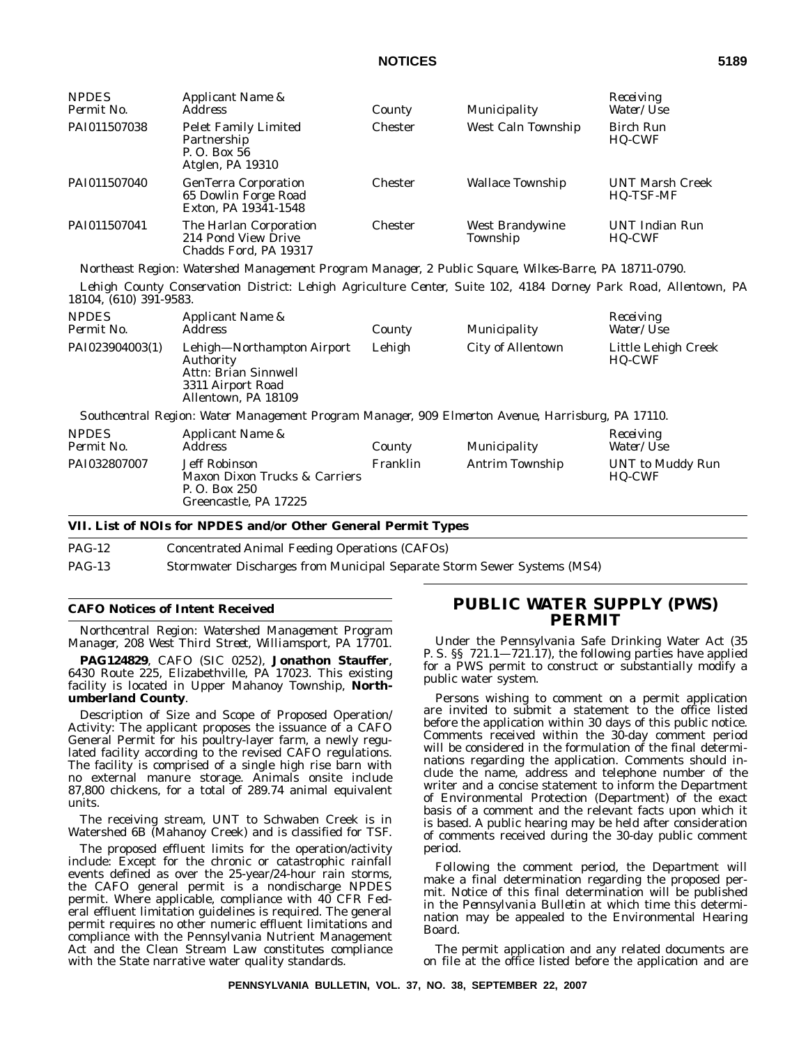| NPDES Permit No. | Applicant Name & Address | County | Municipality | Receiving Water/Use |
|---|---|---|---|---|
| PAI011507038 | Pelet Family Limited Partnership P. O. Box 56 Atglen, PA 19310 | Chester | West Caln Township | Birch Run HQ-CWF |
| PAI011507040 | GenTerra Corporation 65 Dowlin Forge Road Exton, PA 19341-1548 | Chester | Wallace Township | UNT Marsh Creek HQ-TSF-MF |
| PAI011507041 | The Harlan Corporation 214 Pond View Drive Chadds Ford, PA 19317 | Chester | West Brandywine Township | UNT Indian Run HQ-CWF |

*Northeast Region: Watershed Management Program Manager, 2 Public Square, Wilkes-Barre, PA 18711-0790.*

*Lehigh County Conservation District: Lehigh Agriculture Center, Suite 102, 4184 Dorney Park Road, Allentown, PA 18104, (610) 391-9583.*

| NPDES Permit No. | Applicant Name & Address | County | Municipality | Receiving Water/Use |
|---|---|---|---|---|
| PAI023904003(1) | Lehigh—Northampton Airport Authority Attn: Brian Sinnwell 3311 Airport Road Allentown, PA 18109 | Lehigh | City of Allentown | Little Lehigh Creek HQ-CWF |

*Southcentral Region: Water Management Program Manager, 909 Elmerton Avenue, Harrisburg, PA 17110.*

| NPDES Permit No. | Applicant Name & Address | County | Municipality | Receiving Water/Use |
|---|---|---|---|---|
| PAI032807007 | Jeff Robinson Maxon Dixon Trucks & Carriers P. O. Box 250 Greencastle, PA 17225 | Franklin | Antrim Township | UNT to Muddy Run HQ-CWF |

## VII. List of NOIs for NPDES and/or Other General Permit Types

| | |
|---|---|
| PAG-12 | Concentrated Animal Feeding Operations (CAFOs) |
| PAG-13 | Stormwater Discharges from Municipal Separate Storm Sewer Systems (MS4) |

### CAFO Notices of Intent Received

*Northcentral Region: Watershed Management Program Manager, 208 West Third Street, Williamsport, PA 17701.*

**PAG124829**, CAFO (SIC 0252), **Jonathon Stauffer**, 6430 Route 225, Elizabethville, PA 17023. This existing facility is located in Upper Mahanoy Township, **Northumberland County**.

Description of Size and Scope of Proposed Operation/Activity: The applicant proposes the issuance of a CAFO General Permit for his poultry-layer farm, a newly regulated facility according to the revised CAFO regulations. The facility is comprised of a single high rise barn with no external manure storage. Animals onsite include 87,800 chickens, for a total of 289.74 animal equivalent units.

The receiving stream, UNT to Schwaben Creek is in Watershed 6B (Mahanoy Creek) and is classified for TSF.

The proposed effluent limits for the operation/activity include: Except for the chronic or catastrophic rainfall events defined as over the 25-year/24-hour rain storms, the CAFO general permit is a nondischarge NPDES permit. Where applicable, compliance with 40 CFR Federal effluent limitation guidelines is required. The general permit requires no other numeric effluent limitations and compliance with the Pennsylvania Nutrient Management Act and the Clean Stream Law constitutes compliance with the State narrative water quality standards.

# PUBLIC WATER SUPPLY (PWS) PERMIT

Under the Pennsylvania Safe Drinking Water Act (35 P. S. §§ 721.1—721.17), the following parties have applied for a PWS permit to construct or substantially modify a public water system.

Persons wishing to comment on a permit application are invited to submit a statement to the office listed before the application within 30 days of this public notice. Comments received within the 30-day comment period will be considered in the formulation of the final determinations regarding the application. Comments should include the name, address and telephone number of the writer and a concise statement to inform the Department of Environmental Protection (Department) of the exact basis of a comment and the relevant facts upon which it is based. A public hearing may be held after consideration of comments received during the 30-day public comment period.

Following the comment period, the Department will make a final determination regarding the proposed permit. Notice of this final determination will be published in the *Pennsylvania Bulletin* at which time this determination may be appealed to the Environmental Hearing Board.

The permit application and any related documents are on file at the office listed before the application and are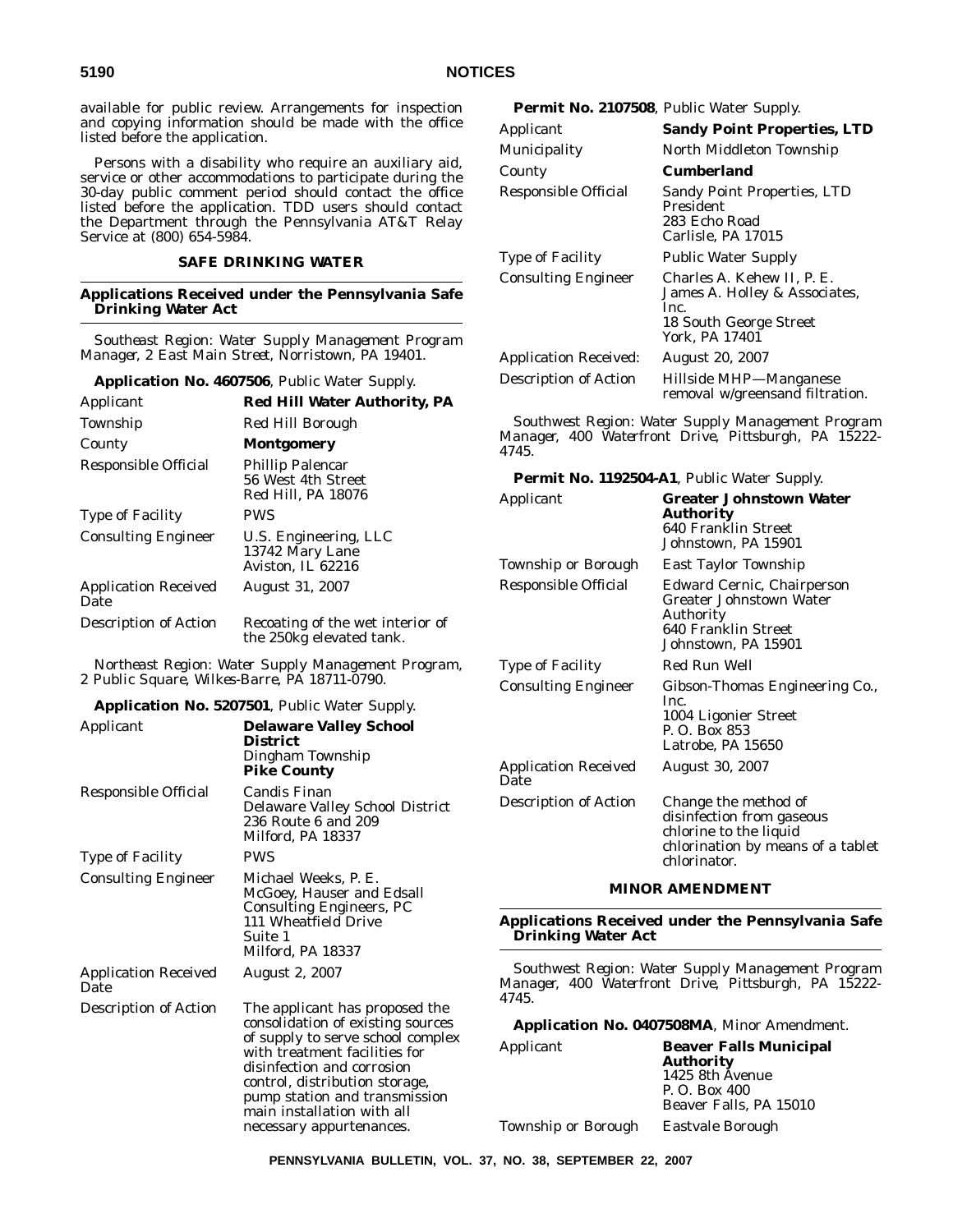available for public review. Arrangements for inspection and copying information should be made with the office listed before the application.

Persons with a disability who require an auxiliary aid, service or other accommodations to participate during the 30-day public comment period should contact the office listed before the application. TDD users should contact the Department through the Pennsylvania AT&T Relay Service at (800) 654-5984.

## SAFE DRINKING WATER

### Applications Received under the Pennsylvania Safe Drinking Water Act

*Southeast Region: Water Supply Management Program Manager, 2 East Main Street, Norristown, PA 19401.*

**Application No. 4607506**, Public Water Supply.

| | |
|---|---|
| Applicant | **Red Hill Water Authority, PA** |
| Township | Red Hill Borough |
| County | **Montgomery** |
| Responsible Official | Phillip Palencar<br>56 West 4th Street<br>Red Hill, PA 18076 |
| Type of Facility | PWS |
| Consulting Engineer | U.S. Engineering, LLC<br>13742 Mary Lane<br>Aviston, IL 62216 |
| Application Received Date | August 31, 2007 |
| Description of Action | Recoating of the wet interior of the 250kg elevated tank. |

*Northeast Region: Water Supply Management Program, 2 Public Square, Wilkes-Barre, PA 18711-0790.*

**Application No. 5207501**, Public Water Supply.

| | |
|---|---|
| Applicant | **Delaware Valley School District**<br>Dingham Township<br>**Pike County** |
| Responsible Official | Candis Finan<br>Delaware Valley School District<br>236 Route 6 and 209<br>Milford, PA 18337 |
| Type of Facility | PWS |
| Consulting Engineer | Michael Weeks, P. E.<br>McGoey, Hauser and Edsall Consulting Engineers, PC<br>111 Wheatfield Drive<br>Suite 1<br>Milford, PA 18337 |
| Application Received Date | August 2, 2007 |
| Description of Action | The applicant has proposed the consolidation of existing sources of supply to serve school complex with treatment facilities for disinfection and corrosion control, distribution storage, pump station and transmission main installation with all necessary appurtenances. |

**Permit No. 2107508**, Public Water Supply.

| | |
|---|---|
| Applicant | **Sandy Point Properties, LTD** |
| Municipality | North Middleton Township |
| County | **Cumberland** |
| Responsible Official | Sandy Point Properties, LTD<br>President<br>283 Echo Road<br>Carlisle, PA 17015 |
| Type of Facility | Public Water Supply |
| Consulting Engineer | Charles A. Kehew II, P. E.<br>James A. Holley & Associates, Inc.<br>18 South George Street<br>York, PA 17401 |
| Application Received: | August 20, 2007 |
| Description of Action | Hillside MHP—Manganese removal w/greensand filtration. |

*Southwest Region: Water Supply Management Program Manager, 400 Waterfront Drive, Pittsburgh, PA 15222-4745.*

**Permit No. 1192504-A1**, Public Water Supply.

| | |
|---|---|
| Applicant | **Greater Johnstown Water Authority**<br>640 Franklin Street<br>Johnstown, PA 15901 |
| Township or Borough | East Taylor Township |
| Responsible Official | Edward Cernic, Chairperson<br>Greater Johnstown Water Authority<br>640 Franklin Street<br>Johnstown, PA 15901 |
| Type of Facility | Red Run Well |
| Consulting Engineer | Gibson-Thomas Engineering Co., Inc.<br>1004 Ligonier Street<br>P. O. Box 853<br>Latrobe, PA 15650 |
| Application Received Date | August 30, 2007 |
| Description of Action | Change the method of disinfection from gaseous chlorine to the liquid chlorination by means of a tablet chlorinator. |

## MINOR AMENDMENT

### Applications Received under the Pennsylvania Safe Drinking Water Act

*Southwest Region: Water Supply Management Program Manager, 400 Waterfront Drive, Pittsburgh, PA 15222-4745.*

**Application No. 0407508MA**, Minor Amendment.

| | |
|---|---|
| Applicant | **Beaver Falls Municipal Authority**<br>1425 8th Avenue<br>P. O. Box 400<br>Beaver Falls, PA 15010 |
| Township or Borough | Eastvale Borough |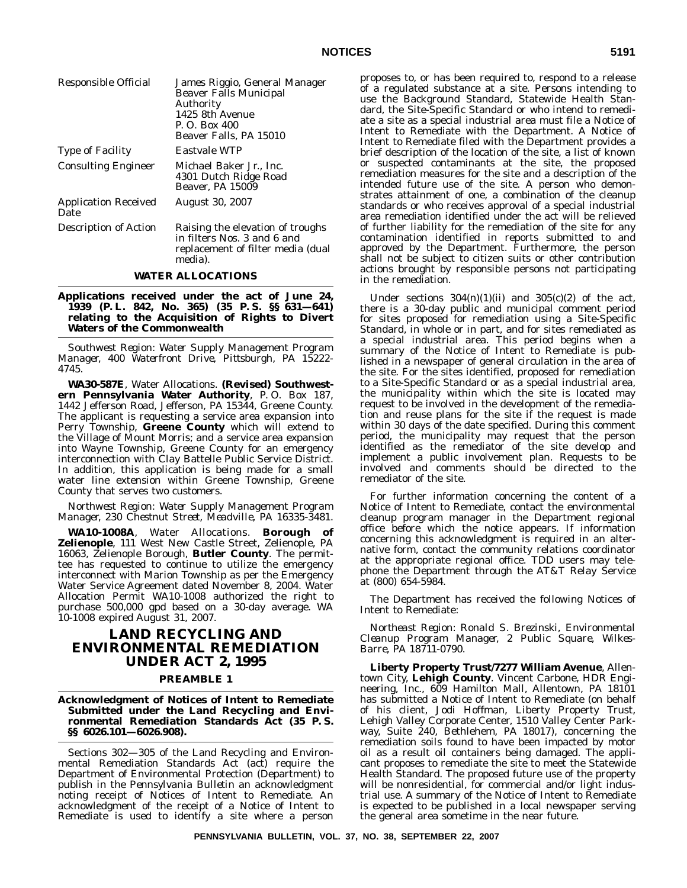| | |
|---|---|
| Responsible Official | James Riggio, General Manager<br>Beaver Falls Municipal Authority<br>1425 8th Avenue<br>P. O. Box 400<br>Beaver Falls, PA 15010 |
| Type of Facility | Eastvale WTP |
| Consulting Engineer | Michael Baker Jr., Inc.<br>4301 Dutch Ridge Road<br>Beaver, PA 15009 |
| Application Received Date | August 30, 2007 |
| Description of Action | Raising the elevation of troughs in filters Nos. 3 and 6 and replacement of filter media (dual media). |

### WATER ALLOCATIONS

**Applications received under the act of June 24, 1939 (P. L. 842, No. 365) (35 P. S. §§ 631—641) relating to the Acquisition of Rights to Divert Waters of the Commonwealth**

*Southwest Region: Water Supply Management Program Manager, 400 Waterfront Drive, Pittsburgh, PA 15222-4745.*

**WA30-587E**, Water Allocations. **(Revised) Southwestern Pennsylvania Water Authority**, P. O. Box 187, 1442 Jefferson Road, Jefferson, PA 15344, Greene County. The applicant is requesting a service area expansion into Perry Township, **Greene County** which will extend to the Village of Mount Morris; and a service area expansion into Wayne Township, Greene County for an emergency interconnection with Clay Battelle Public Service District. In addition, this application is being made for a small water line extension within Greene Township, Greene County that serves two customers.

*Northwest Region: Water Supply Management Program Manager, 230 Chestnut Street, Meadville, PA 16335-3481.*

**WA10-1008A**, *Water Allocations*. **Borough of Zelienople**, 111 West New Castle Street, Zelienople, PA 16063, Zelienople Borough, **Butler County**. The permittee has requested to continue to utilize the emergency interconnect with Marion Township as per the Emergency Water Service Agreement dated November 8, 2004. Water Allocation Permit WA10-1008 authorized the right to purchase 500,000 gpd based on a 30-day average. WA 10-1008 expired August 31, 2007.

# LAND RECYCLING AND ENVIRONMENTAL REMEDIATION UNDER ACT 2, 1995

### PREAMBLE 1

**Acknowledgment of Notices of Intent to Remediate Submitted under the Land Recycling and Environmental Remediation Standards Act (35 P. S. §§ 6026.101—6026.908).**

Sections 302—305 of the Land Recycling and Environmental Remediation Standards Act (act) require the Department of Environmental Protection (Department) to publish in the *Pennsylvania Bulletin* an acknowledgment noting receipt of Notices of Intent to Remediate. An acknowledgment of the receipt of a Notice of Intent to Remediate is used to identify a site where a person proposes to, or has been required to, respond to a release of a regulated substance at a site. Persons intending to use the Background Standard, Statewide Health Standard, the Site-Specific Standard or who intend to remediate a site as a special industrial area must file a Notice of Intent to Remediate with the Department. A Notice of Intent to Remediate filed with the Department provides a brief description of the location of the site, a list of known or suspected contaminants at the site, the proposed remediation measures for the site and a description of the intended future use of the site. A person who demonstrates attainment of one, a combination of the cleanup standards or who receives approval of a special industrial area remediation identified under the act will be relieved of further liability for the remediation of the site for any contamination identified in reports submitted to and approved by the Department. Furthermore, the person shall not be subject to citizen suits or other contribution actions brought by responsible persons not participating in the remediation.

Under sections 304(n)(1)(ii) and 305(c)(2) of the act, there is a 30-day public and municipal comment period for sites proposed for remediation using a Site-Specific Standard, in whole or in part, and for sites remediated as a special industrial area. This period begins when a summary of the Notice of Intent to Remediate is published in a newspaper of general circulation in the area of the site. For the sites identified, proposed for remediation to a Site-Specific Standard or as a special industrial area, the municipality within which the site is located may request to be involved in the development of the remediation and reuse plans for the site if the request is made within 30 days of the date specified. During this comment period, the municipality may request that the person identified as the remediator of the site develop and implement a public involvement plan. Requests to be involved and comments should be directed to the remediator of the site.

For further information concerning the content of a Notice of Intent to Remediate, contact the environmental cleanup program manager in the Department regional office before which the notice appears. If information concerning this acknowledgment is required in an alternative form, contact the community relations coordinator at the appropriate regional office. TDD users may telephone the Department through the AT&T Relay Service at (800) 654-5984.

The Department has received the following Notices of Intent to Remediate:

*Northeast Region: Ronald S. Brezinski, Environmental Cleanup Program Manager, 2 Public Square, Wilkes-Barre, PA 18711-0790.*

**Liberty Property Trust/7277 William Avenue**, Allentown City, **Lehigh County**. Vincent Carbone, HDR Engineering, Inc., 609 Hamilton Mall, Allentown, PA 18101 has submitted a Notice of Intent to Remediate (on behalf of his client, Jodi Hoffman, Liberty Property Trust, Lehigh Valley Corporate Center, 1510 Valley Center Parkway, Suite 240, Bethlehem, PA 18017), concerning the remediation soils found to have been impacted by motor oil as a result oil containers being damaged. The applicant proposes to remediate the site to meet the Statewide Health Standard. The proposed future use of the property will be nonresidential, for commercial and/or light industrial use. A summary of the Notice of Intent to Remediate is expected to be published in a local newspaper serving the general area sometime in the near future.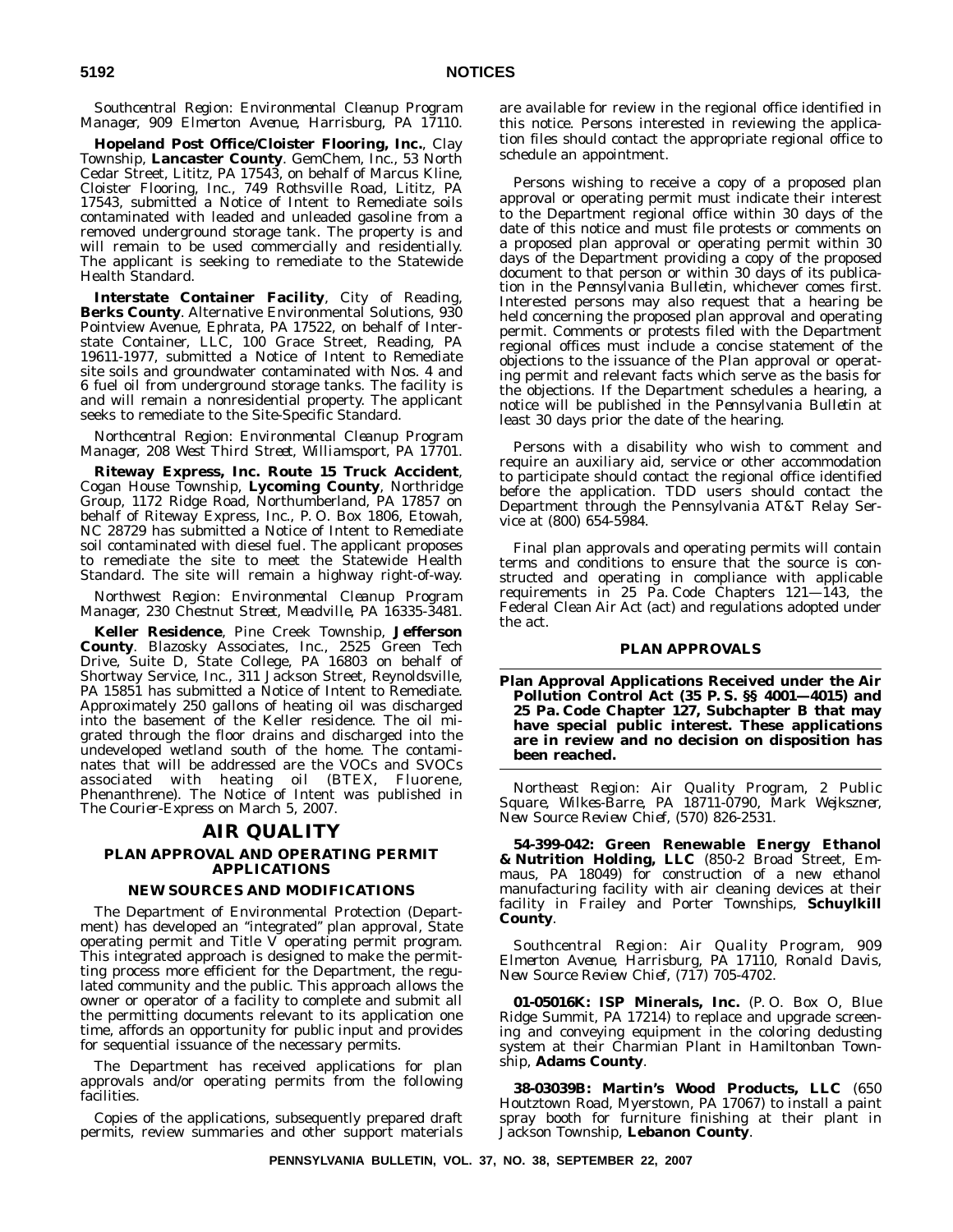*Southcentral Region: Environmental Cleanup Program Manager, 909 Elmerton Avenue, Harrisburg, PA 17110.*

**Hopeland Post Office/Cloister Flooring, Inc.**, Clay Township, **Lancaster County**. GemChem, Inc., 53 North Cedar Street, Lititz, PA 17543, on behalf of Marcus Kline, Cloister Flooring, Inc., 749 Rothsville Road, Lititz, PA 17543, submitted a Notice of Intent to Remediate soils contaminated with leaded and unleaded gasoline from a removed underground storage tank. The property is and will remain to be used commercially and residentially. The applicant is seeking to remediate to the Statewide Health Standard.

**Interstate Container Facility**, City of Reading, **Berks County**. Alternative Environmental Solutions, 930 Pointview Avenue, Ephrata, PA 17522, on behalf of Interstate Container, LLC, 100 Grace Street, Reading, PA 19611-1977, submitted a Notice of Intent to Remediate site soils and groundwater contaminated with Nos. 4 and 6 fuel oil from underground storage tanks. The facility is and will remain a nonresidential property. The applicant seeks to remediate to the Site-Specific Standard.

*Northcentral Region: Environmental Cleanup Program Manager, 208 West Third Street, Williamsport, PA 17701.*

**Riteway Express, Inc. Route 15 Truck Accident**, Cogan House Township, **Lycoming County**, Northridge Group, 1172 Ridge Road, Northumberland, PA 17857 on behalf of Riteway Express, Inc., P. O. Box 1806, Etowah, NC 28729 has submitted a Notice of Intent to Remediate soil contaminated with diesel fuel. The applicant proposes to remediate the site to meet the Statewide Health Standard. The site will remain a highway right-of-way.

*Northwest Region: Environmental Cleanup Program Manager, 230 Chestnut Street, Meadville, PA 16335-3481.*

**Keller Residence**, Pine Creek Township, **Jefferson County**. Blazosky Associates, Inc., 2525 Green Tech Drive, Suite D, State College, PA 16803 on behalf of Shortway Service, Inc., 311 Jackson Street, Reynoldsville, PA 15851 has submitted a Notice of Intent to Remediate. Approximately 250 gallons of heating oil was discharged into the basement of the Keller residence. The oil migrated through the floor drains and discharged into the undeveloped wetland south of the home. The contaminates that will be addressed are the VOCs and SVOCs associated with heating oil (BTEX, Fluorene, Phenanthrene). The Notice of Intent was published in *The Courier-Express* on March 5, 2007.

# AIR QUALITY

## PLAN APPROVAL AND OPERATING PERMIT APPLICATIONS

### NEW SOURCES AND MODIFICATIONS

The Department of Environmental Protection (Department) has developed an "integrated" plan approval, State operating permit and Title V operating permit program. This integrated approach is designed to make the permitting process more efficient for the Department, the regulated community and the public. This approach allows the owner or operator of a facility to complete and submit all the permitting documents relevant to its application one time, affords an opportunity for public input and provides for sequential issuance of the necessary permits.

The Department has received applications for plan approvals and/or operating permits from the following facilities.

Copies of the applications, subsequently prepared draft permits, review summaries and other support materials are available for review in the regional office identified in this notice. Persons interested in reviewing the application files should contact the appropriate regional office to schedule an appointment.

Persons wishing to receive a copy of a proposed plan approval or operating permit must indicate their interest to the Department regional office within 30 days of the date of this notice and must file protests or comments on a proposed plan approval or operating permit within 30 days of the Department providing a copy of the proposed document to that person or within 30 days of its publication in the *Pennsylvania Bulletin*, whichever comes first. Interested persons may also request that a hearing be held concerning the proposed plan approval and operating permit. Comments or protests filed with the Department regional offices must include a concise statement of the objections to the issuance of the Plan approval or operating permit and relevant facts which serve as the basis for the objections. If the Department schedules a hearing, a notice will be published in the *Pennsylvania Bulletin* at least 30 days prior the date of the hearing.

Persons with a disability who wish to comment and require an auxiliary aid, service or other accommodation to participate should contact the regional office identified before the application. TDD users should contact the Department through the Pennsylvania AT&T Relay Service at (800) 654-5984.

Final plan approvals and operating permits will contain terms and conditions to ensure that the source is constructed and operating in compliance with applicable requirements in 25 Pa. Code Chapters 121—143, the Federal Clean Air Act (act) and regulations adopted under the act.

### PLAN APPROVALS

**Plan Approval Applications Received under the Air Pollution Control Act (35 P. S. §§ 4001—4015) and 25 Pa. Code Chapter 127, Subchapter B that may have special public interest. These applications are in review and no decision on disposition has been reached.**

*Northeast Region: Air Quality Program, 2 Public Square, Wilkes-Barre, PA 18711-0790, Mark Wejkszner, New Source Review Chief, (570) 826-2531.*

**54-399-042: Green Renewable Energy Ethanol & Nutrition Holding, LLC** (850-2 Broad Street, Emmaus, PA 18049) for construction of a new ethanol manufacturing facility with air cleaning devices at their facility in Frailey and Porter Townships, **Schuylkill County**.

*Southcentral Region: Air Quality Program, 909 Elmerton Avenue, Harrisburg, PA 17110, Ronald Davis, New Source Review Chief, (717) 705-4702.*

**01-05016K: ISP Minerals, Inc.** (P. O. Box O, Blue Ridge Summit, PA 17214) to replace and upgrade screening and conveying equipment in the coloring dedusting system at their Charmian Plant in Hamiltonban Township, **Adams County**.

**38-03039B: Martin's Wood Products, LLC** (650 Houtztown Road, Myerstown, PA 17067) to install a paint spray booth for furniture finishing at their plant in Jackson Township, **Lebanon County**.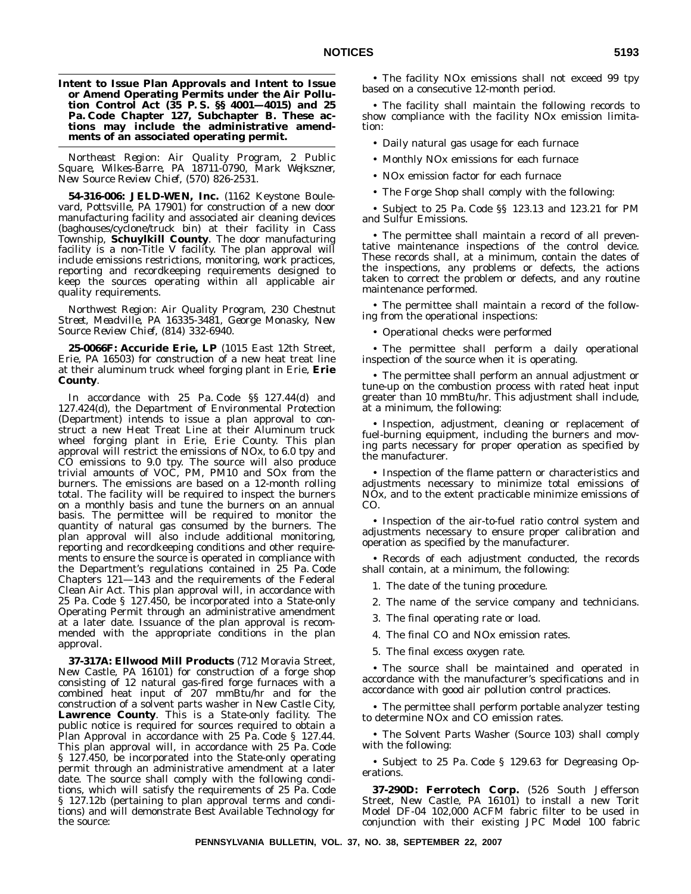## Intent to Issue Plan Approvals and Intent to Issue or Amend Operating Permits under the Air Pollution Control Act (35 P. S. §§ 4001—4015) and 25 Pa. Code Chapter 127, Subchapter B. These actions may include the administrative amendments of an associated operating permit.

*Northeast Region: Air Quality Program, 2 Public Square, Wilkes-Barre, PA 18711-0790, Mark Wejkszner, New Source Review Chief, (570) 826-2531.*

**54-316-006: JELD-WEN, Inc.** (1162 Keystone Boulevard, Pottsville, PA 17901) for construction of a new door manufacturing facility and associated air cleaning devices (baghouses/cyclone/truck bin) at their facility in Cass Township, **Schuylkill County**. The door manufacturing facility is a non-Title V facility. The plan approval will include emissions restrictions, monitoring, work practices, reporting and recordkeeping requirements designed to keep the sources operating within all applicable air quality requirements.

*Northwest Region: Air Quality Program, 230 Chestnut Street, Meadville, PA 16335-3481, George Monasky, New Source Review Chief, (814) 332-6940.*

**25-0066F: Accuride Erie, LP** (1015 East 12th Street, Erie, PA 16503) for construction of a new heat treat line at their aluminum truck wheel forging plant in Erie, **Erie County**.

In accordance with 25 Pa. Code §§ 127.44(d) and 127.424(d), the Department of Environmental Protection (Department) intends to issue a plan approval to construct a new Heat Treat Line at their Aluminum truck wheel forging plant in Erie, Erie County. This plan approval will restrict the emissions of NOx, to 6.0 tpy and CO emissions to 9.0 tpy. The source will also produce trivial amounts of VOC, PM, PM10 and SOx from the burners. The emissions are based on a 12-month rolling total. The facility will be required to inspect the burners on a monthly basis and tune the burners on an annual basis. The permittee will be required to monitor the quantity of natural gas consumed by the burners. The plan approval will also include additional monitoring, reporting and recordkeeping conditions and other requirements to ensure the source is operated in compliance with the Department's regulations contained in 25 Pa. Code Chapters 121—143 and the requirements of the Federal Clean Air Act. This plan approval will, in accordance with 25 Pa. Code § 127.450, be incorporated into a State-only Operating Permit through an administrative amendment at a later date. Issuance of the plan approval is recommended with the appropriate conditions in the plan approval.

**37-317A: Ellwood Mill Products** (712 Moravia Street, New Castle, PA 16101) for construction of a forge shop consisting of 12 natural gas-fired forge furnaces with a combined heat input of 207 mmBtu/hr and for the construction of a solvent parts washer in New Castle City, **Lawrence County**. This is a State-only facility. The public notice is required for sources required to obtain a Plan Approval in accordance with 25 Pa. Code § 127.44. This plan approval will, in accordance with 25 Pa. Code § 127.450, be incorporated into the State-only operating permit through an administrative amendment at a later date. The source shall comply with the following conditions, which will satisfy the requirements of 25 Pa. Code § 127.12b (pertaining to plan approval terms and conditions) and will demonstrate Best Available Technology for the source:

• The facility NOx emissions shall not exceed 99 tpy based on a consecutive 12-month period.

• The facility shall maintain the following records to show compliance with the facility NOx emission limitation:

• Daily natural gas usage for each furnace

• Monthly NOx emissions for each furnace

• NOx emission factor for each furnace

• The Forge Shop shall comply with the following:

• Subject to 25 Pa. Code §§ 123.13 and 123.21 for PM and Sulfur Emissions.

• The permittee shall maintain a record of all preventative maintenance inspections of the control device. These records shall, at a minimum, contain the dates of the inspections, any problems or defects, the actions taken to correct the problem or defects, and any routine maintenance performed.

• The permittee shall maintain a record of the following from the operational inspections:

• Operational checks were performed

• The permittee shall perform a daily operational inspection of the source when it is operating.

• The permittee shall perform an annual adjustment or tune-up on the combustion process with rated heat input greater than 10 mmBtu/hr. This adjustment shall include, at a minimum, the following:

• Inspection, adjustment, cleaning or replacement of fuel-burning equipment, including the burners and moving parts necessary for proper operation as specified by the manufacturer.

• Inspection of the flame pattern or characteristics and adjustments necessary to minimize total emissions of NOx, and to the extent practicable minimize emissions of CO.

• Inspection of the air-to-fuel ratio control system and adjustments necessary to ensure proper calibration and operation as specified by the manufacturer.

• Records of each adjustment conducted, the records shall contain, at a minimum, the following:

1. The date of the tuning procedure.

2. The name of the service company and technicians.

3. The final operating rate or load.

4. The final CO and NOx emission rates.

5. The final excess oxygen rate.

• The source shall be maintained and operated in accordance with the manufacturer's specifications and in accordance with good air pollution control practices.

• The permittee shall perform portable analyzer testing to determine NOx and CO emission rates.

• The Solvent Parts Washer (Source 103) shall comply with the following:

• Subject to 25 Pa. Code § 129.63 for Degreasing Operations.

**37-290D: Ferrotech Corp.** (526 South Jefferson Street, New Castle, PA 16101) to install a new Torit Model DF-04 102,000 ACFM fabric filter to be used in conjunction with their existing JPC Model 100 fabric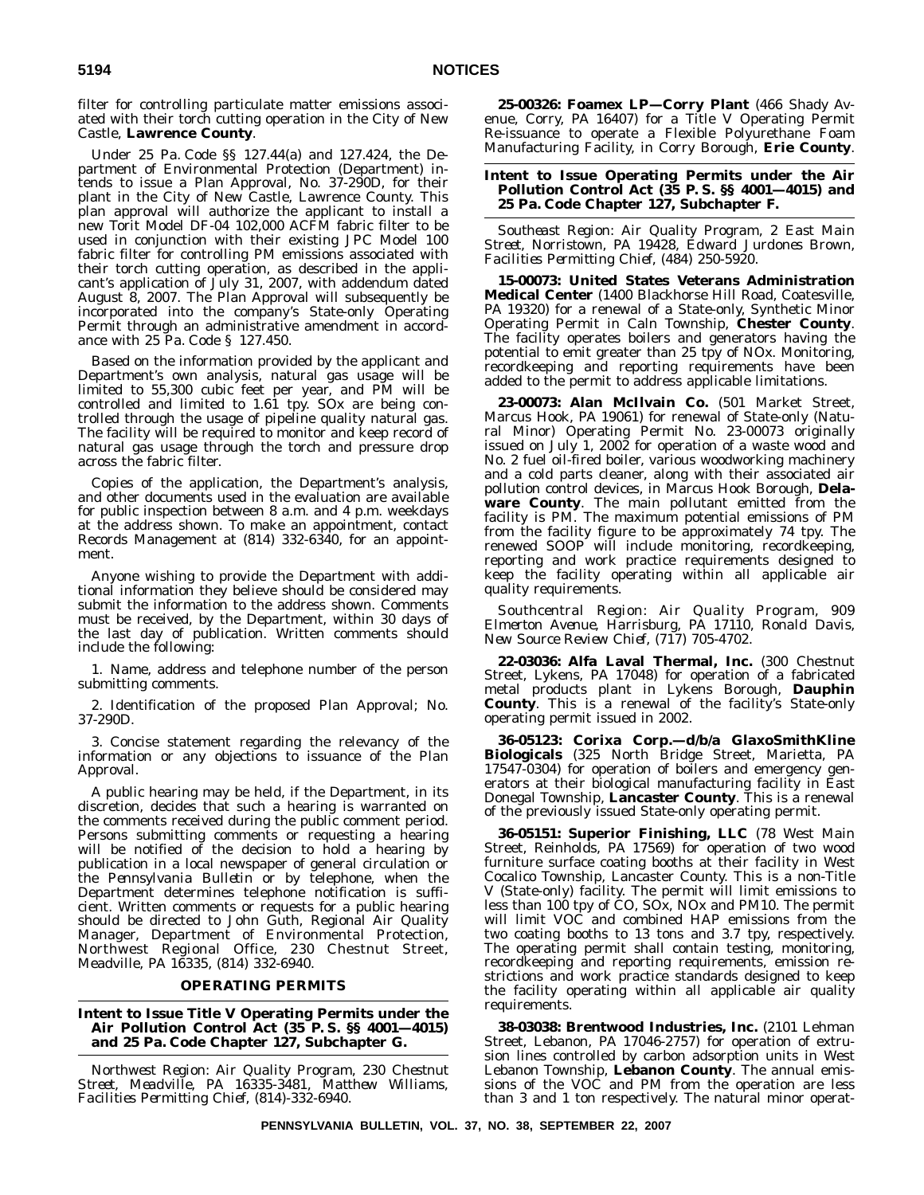filter for controlling particulate matter emissions associated with their torch cutting operation in the City of New Castle, **Lawrence County**.

Under 25 Pa. Code §§ 127.44(a) and 127.424, the Department of Environmental Protection (Department) intends to issue a Plan Approval, No. 37-290D, for their plant in the City of New Castle, Lawrence County. This plan approval will authorize the applicant to install a new Torit Model DF-04 102,000 ACFM fabric filter to be used in conjunction with their existing JPC Model 100 fabric filter for controlling PM emissions associated with their torch cutting operation, as described in the applicant's application of July 31, 2007, with addendum dated August 8, 2007. The Plan Approval will subsequently be incorporated into the company's State-only Operating Permit through an administrative amendment in accordance with 25 Pa. Code § 127.450.

Based on the information provided by the applicant and Department's own analysis, natural gas usage will be limited to 55,300 cubic feet per year, and PM will be controlled and limited to 1.61 tpy. SOx are being controlled through the usage of pipeline quality natural gas. The facility will be required to monitor and keep record of natural gas usage through the torch and pressure drop across the fabric filter.

Copies of the application, the Department's analysis, and other documents used in the evaluation are available for public inspection between 8 a.m. and 4 p.m. weekdays at the address shown. To make an appointment, contact Records Management at (814) 332-6340, for an appointment.

Anyone wishing to provide the Department with additional information they believe should be considered may submit the information to the address shown. Comments must be received, by the Department, within 30 days of the last day of publication. Written comments should include the following:

1. Name, address and telephone number of the person submitting comments.

2. Identification of the proposed Plan Approval; No. 37-290D.

3. Concise statement regarding the relevancy of the information or any objections to issuance of the Plan Approval.

A public hearing may be held, if the Department, in its discretion, decides that such a hearing is warranted on the comments received during the public comment period. Persons submitting comments or requesting a hearing will be notified of the decision to hold a hearing by publication in a local newspaper of general circulation or the *Pennsylvania Bulletin* or by telephone, when the Department determines telephone notification is sufficient. Written comments or requests for a public hearing should be directed to John Guth, Regional Air Quality Manager, Department of Environmental Protection, Northwest Regional Office, 230 Chestnut Street, Meadville, PA 16335, (814) 332-6940.

## OPERATING PERMITS

### Intent to Issue Title V Operating Permits under the Air Pollution Control Act (35 P. S. §§ 4001—4015) and 25 Pa. Code Chapter 127, Subchapter G.

*Northwest Region: Air Quality Program, 230 Chestnut Street, Meadville, PA 16335-3481, Matthew Williams, Facilities Permitting Chief, (814)-332-6940.*

**25-00326: Foamex LP—Corry Plant** (466 Shady Avenue, Corry, PA 16407) for a Title V Operating Permit Re-issuance to operate a Flexible Polyurethane Foam Manufacturing Facility, in Corry Borough, **Erie County**.

### Intent to Issue Operating Permits under the Air Pollution Control Act (35 P. S. §§ 4001—4015) and 25 Pa. Code Chapter 127, Subchapter F.

*Southeast Region: Air Quality Program, 2 East Main Street, Norristown, PA 19428, Edward Jurdones Brown, Facilities Permitting Chief, (484) 250-5920.*

**15-00073: United States Veterans Administration Medical Center** (1400 Blackhorse Hill Road, Coatesville, PA 19320) for a renewal of a State-only, Synthetic Minor Operating Permit in Caln Township, **Chester County**. The facility operates boilers and generators having the potential to emit greater than 25 tpy of NOx. Monitoring, recordkeeping and reporting requirements have been added to the permit to address applicable limitations.

**23-00073: Alan McIlvain Co.** (501 Market Street, Marcus Hook, PA 19061) for renewal of State-only (Natural Minor) Operating Permit No. 23-00073 originally issued on July 1, 2002 for operation of a waste wood and No. 2 fuel oil-fired boiler, various woodworking machinery and a cold parts cleaner, along with their associated air pollution control devices, in Marcus Hook Borough, **Delaware County**. The main pollutant emitted from the facility is PM. The maximum potential emissions of PM from the facility figure to be approximately 74 tpy. The renewed SOOP will include monitoring, recordkeeping, reporting and work practice requirements designed to keep the facility operating within all applicable air quality requirements.

*Southcentral Region: Air Quality Program, 909 Elmerton Avenue, Harrisburg, PA 17110, Ronald Davis, New Source Review Chief, (717) 705-4702.*

**22-03036: Alfa Laval Thermal, Inc.** (300 Chestnut Street, Lykens, PA 17048) for operation of a fabricated metal products plant in Lykens Borough, **Dauphin County**. This is a renewal of the facility's State-only operating permit issued in 2002.

**36-05123: Corixa Corp.—d/b/a GlaxoSmithKline Biologicals** (325 North Bridge Street, Marietta, PA 17547-0304) for operation of boilers and emergency generators at their biological manufacturing facility in East Donegal Township, **Lancaster County**. This is a renewal of the previously issued State-only operating permit.

**36-05151: Superior Finishing, LLC** (78 West Main Street, Reinholds, PA 17569) for operation of two wood furniture surface coating booths at their facility in West Cocalico Township, Lancaster County. This is a non-Title V (State-only) facility. The permit will limit emissions to less than 100 tpy of CO, SOx, NOx and PM10. The permit will limit VOC and combined HAP emissions from the two coating booths to 13 tons and 3.7 tpy, respectively. The operating permit shall contain testing, monitoring, recordkeeping and reporting requirements, emission restrictions and work practice standards designed to keep the facility operating within all applicable air quality requirements.

**38-03038: Brentwood Industries, Inc.** (2101 Lehman Street, Lebanon, PA 17046-2757) for operation of extrusion lines controlled by carbon adsorption units in West Lebanon Township, **Lebanon County**. The annual emissions of the VOC and PM from the operation are less than 3 and 1 ton respectively. The natural minor operat-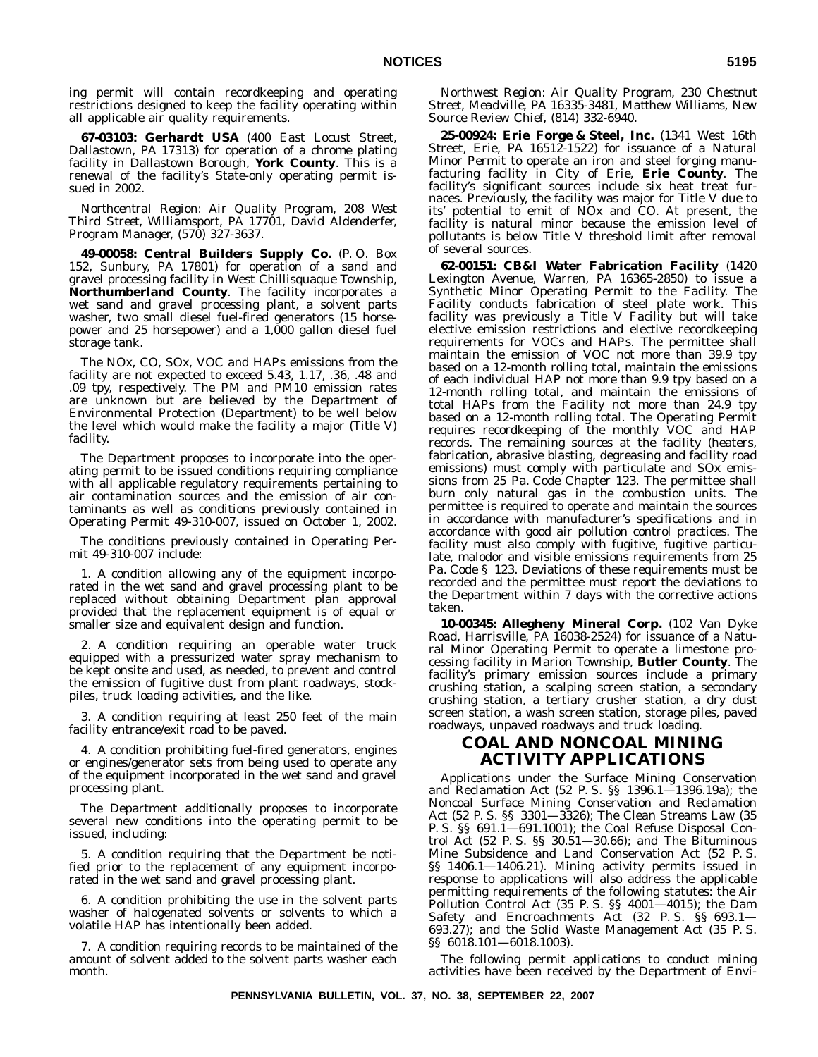ing permit will contain recordkeeping and operating restrictions designed to keep the facility operating within all applicable air quality requirements.

**67-03103: Gerhardt USA** (400 East Locust Street, Dallastown, PA 17313) for operation of a chrome plating facility in Dallastown Borough, **York County**. This is a renewal of the facility's State-only operating permit issued in 2002.

*Northcentral Region: Air Quality Program, 208 West Third Street, Williamsport, PA 17701, David Aldenderfer, Program Manager, (570) 327-3637.*

**49-00058: Central Builders Supply Co.** (P. O. Box 152, Sunbury, PA 17801) for operation of a sand and gravel processing facility in West Chillisquaque Township, **Northumberland County**. The facility incorporates a wet sand and gravel processing plant, a solvent parts washer, two small diesel fuel-fired generators (15 horsepower and 25 horsepower) and a 1,000 gallon diesel fuel storage tank.

The NOx, CO, SOx, VOC and HAPs emissions from the facility are not expected to exceed 5.43, 1.17, .36, .48 and .09 tpy, respectively. The PM and PM10 emission rates are unknown but are believed by the Department of Environmental Protection (Department) to be well below the level which would make the facility a major (Title V) facility.

The Department proposes to incorporate into the operating permit to be issued conditions requiring compliance with all applicable regulatory requirements pertaining to air contamination sources and the emission of air contaminants as well as conditions previously contained in Operating Permit 49-310-007, issued on October 1, 2002.

The conditions previously contained in Operating Permit 49-310-007 include:

1. A condition allowing any of the equipment incorporated in the wet sand and gravel processing plant to be replaced without obtaining Department plan approval provided that the replacement equipment is of equal or smaller size and equivalent design and function.

2. A condition requiring an operable water truck equipped with a pressurized water spray mechanism to be kept onsite and used, as needed, to prevent and control the emission of fugitive dust from plant roadways, stockpiles, truck loading activities, and the like.

3. A condition requiring at least 250 feet of the main facility entrance/exit road to be paved.

4. A condition prohibiting fuel-fired generators, engines or engines/generator sets from being used to operate any of the equipment incorporated in the wet sand and gravel processing plant.

The Department additionally proposes to incorporate several new conditions into the operating permit to be issued, including:

5. A condition requiring that the Department be notified prior to the replacement of any equipment incorporated in the wet sand and gravel processing plant.

6. A condition prohibiting the use in the solvent parts washer of halogenated solvents or solvents to which a volatile HAP has intentionally been added.

7. A condition requiring records to be maintained of the amount of solvent added to the solvent parts washer each month.

*Northwest Region: Air Quality Program, 230 Chestnut Street, Meadville, PA 16335-3481, Matthew Williams, New Source Review Chief, (814) 332-6940.*

**25-00924: Erie Forge & Steel, Inc.** (1341 West 16th Street, Erie, PA 16512-1522) for issuance of a Natural Minor Permit to operate an iron and steel forging manufacturing facility in City of Erie, **Erie County**. The facility's significant sources include six heat treat furnaces. Previously, the facility was major for Title V due to its' potential to emit of NOx and CO. At present, the facility is natural minor because the emission level of pollutants is below Title V threshold limit after removal of several sources.

**62-00151: CB&I Water Fabrication Facility** (1420 Lexington Avenue, Warren, PA 16365-2850) to issue a Synthetic Minor Operating Permit to the Facility. The Facility conducts fabrication of steel plate work. This facility was previously a Title V Facility but will take elective emission restrictions and elective recordkeeping requirements for VOCs and HAPs. The permittee shall maintain the emission of VOC not more than 39.9 tpy based on a 12-month rolling total, maintain the emissions of each individual HAP not more than 9.9 tpy based on a 12-month rolling total, and maintain the emissions of total HAPs from the Facility not more than 24.9 tpy based on a 12-month rolling total. The Operating Permit requires recordkeeping of the monthly VOC and HAP records. The remaining sources at the facility (heaters, fabrication, abrasive blasting, degreasing and facility road emissions) must comply with particulate and SOx emissions from 25 Pa. Code Chapter 123. The permittee shall burn only natural gas in the combustion units. The permittee is required to operate and maintain the sources in accordance with manufacturer's specifications and in accordance with good air pollution control practices. The facility must also comply with fugitive, fugitive particulate, malodor and visible emissions requirements from 25 Pa. Code § 123. Deviations of these requirements must be recorded and the permittee must report the deviations to the Department within 7 days with the corrective actions taken.

**10-00345: Allegheny Mineral Corp.** (102 Van Dyke Road, Harrisville, PA 16038-2524) for issuance of a Natural Minor Operating Permit to operate a limestone processing facility in Marion Township, **Butler County**. The facility's primary emission sources include a primary crushing station, a scalping screen station, a secondary crushing station, a tertiary crusher station, a dry dust screen station, a wash screen station, storage piles, paved roadways, unpaved roadways and truck loading.

# COAL AND NONCOAL MINING ACTIVITY APPLICATIONS

Applications under the Surface Mining Conservation and Reclamation Act (52 P. S. §§ 1396.1—1396.19a); the Noncoal Surface Mining Conservation and Reclamation Act (52 P. S. §§ 3301—3326); The Clean Streams Law (35 P. S. §§ 691.1—691.1001); the Coal Refuse Disposal Control Act (52 P. S. §§ 30.51—30.66); and The Bituminous Mine Subsidence and Land Conservation Act (52 P. S. §§ 1406.1—1406.21). Mining activity permits issued in response to applications will also address the applicable permitting requirements of the following statutes: the Air Pollution Control Act (35 P. S. §§ 4001—4015); the Dam Safety and Encroachments Act (32 P. S. §§ 693.1—693.27); and the Solid Waste Management Act (35 P. S. §§ 6018.101—6018.1003).

The following permit applications to conduct mining activities have been received by the Department of Envi-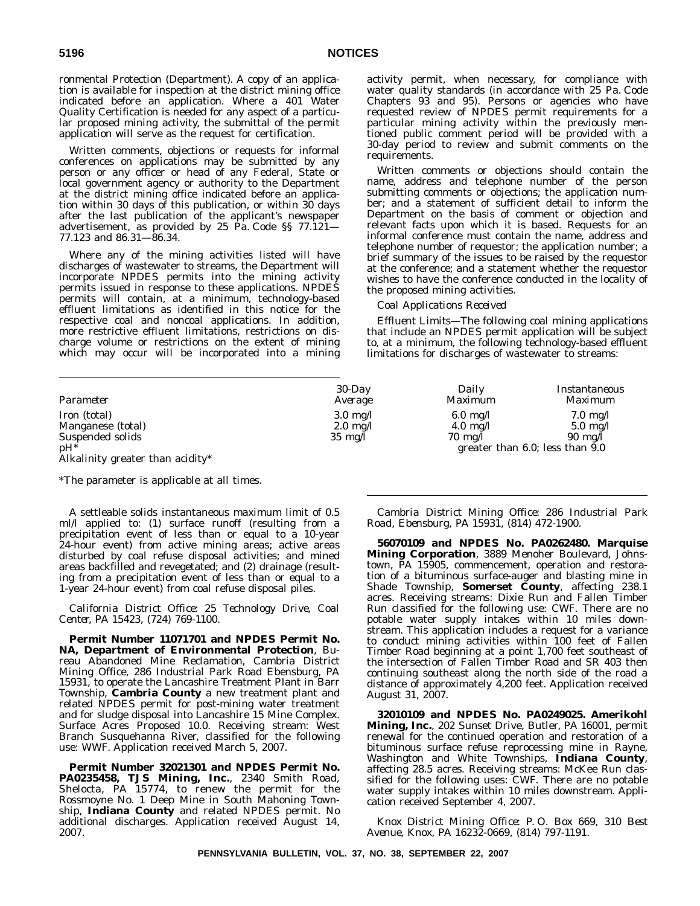ronmental Protection (Department). A copy of an application is available for inspection at the district mining office indicated before an application. Where a 401 Water Quality Certification is needed for any aspect of a particular proposed mining activity, the submittal of the permit application will serve as the request for certification.

Written comments, objections or requests for informal conferences on applications may be submitted by any person or any officer or head of any Federal, State or local government agency or authority to the Department at the district mining office indicated before an application within 30 days of this publication, or within 30 days after the last publication of the applicant's newspaper advertisement, as provided by 25 Pa. Code §§ 77.121—77.123 and 86.31—86.34.

Where any of the mining activities listed will have discharges of wastewater to streams, the Department will incorporate NPDES permits into the mining activity permits issued in response to these applications. NPDES permits will contain, at a minimum, technology-based effluent limitations as identified in this notice for the respective coal and noncoal applications. In addition, more restrictive effluent limitations, restrictions on discharge volume or restrictions on the extent of mining which may occur will be incorporated into a mining activity permit, when necessary, for compliance with water quality standards (in accordance with 25 Pa. Code Chapters 93 and 95). Persons or agencies who have requested review of NPDES permit requirements for a particular mining activity within the previously mentioned public comment period will be provided with a 30-day period to review and submit comments on the requirements.

Written comments or objections should contain the name, address and telephone number of the person submitting comments or objections; the application number; and a statement of sufficient detail to inform the Department on the basis of comment or objection and relevant facts upon which it is based. Requests for an informal conference must contain the name, address and telephone number of requestor; the application number; a brief summary of the issues to be raised by the requestor at the conference; and a statement whether the requestor wishes to have the conference conducted in the locality of the proposed mining activities.

*Coal Applications Received*

*Effluent Limits*—The following coal mining applications that include an NPDES permit application will be subject to, at a minimum, the following technology-based effluent limitations for discharges of wastewater to streams:

| *Parameter* | *30-Day Average* | *Daily Maximum* | *Instantaneous Maximum* |
|---|---|---|---|
| Iron (total) | 3.0 mg/l | 6.0 mg/l | 7.0 mg/l |
| Manganese (total) | 2.0 mg/l | 4.0 mg/l | 5.0 mg/l |
| Suspended solids | 35 mg/l | 70 mg/l | 90 mg/l |
| pH* | | greater than 6.0; less than 9.0 | |
| Alkalinity greater than acidity* | | | |

*The parameter is applicable at all times.

A settleable solids instantaneous maximum limit of 0.5 ml/l applied to: (1) surface runoff (resulting from a precipitation event of less than or equal to a 10-year 24-hour event) from active mining areas; active areas disturbed by coal refuse disposal activities; and mined areas backfilled and revegetated; and (2) drainage (resulting from a precipitation event of less than or equal to a 1-year 24-hour event) from coal refuse disposal piles.

*California District Office: 25 Technology Drive, Coal Center, PA 15423, (724) 769-1100.*

**Permit Number 11071701 and NPDES Permit No. NA, Department of Environmental Protection**, Bureau Abandoned Mine Reclamation, Cambria District Mining Office, 286 Industrial Park Road Ebensburg, PA 15931, to operate the Lancashire Treatment Plant in Barr Township, **Cambria County** a new treatment plant and related NPDES permit for post-mining water treatment and for sludge disposal into Lancashire 15 Mine Complex. Surface Acres Proposed 10.0. Receiving stream: West Branch Susquehanna River, classified for the following use: WWF. Application received March 5, 2007.

**Permit Number 32021301 and NPDES Permit No. PA0235458, TJS Mining, Inc.**, 2340 Smith Road, Shelocta, PA 15774, to renew the permit for the Rossmoyne No. 1 Deep Mine in South Mahoning Township, **Indiana County** and related NPDES permit. No additional discharges. Application received August 14, 2007.

*Cambria District Mining Office: 286 Industrial Park Road, Ebensburg, PA 15931, (814) 472-1900.*

**56070109 and NPDES No. PA0262480. Marquise Mining Corporation**, 3889 Menoher Boulevard, Johnstown, PA 15905, commencement, operation and restoration of a bituminous surface-auger and blasting mine in Shade Township, **Somerset County**, affecting 238.1 acres. Receiving streams: Dixie Run and Fallen Timber Run classified for the following use: CWF. There are no potable water supply intakes within 10 miles downstream. This application includes a request for a variance to conduct mining activities within 100 feet of Fallen Timber Road beginning at a point 1,700 feet southeast of the intersection of Fallen Timber Road and SR 403 then continuing southeast along the north side of the road a distance of approximately 4,200 feet. Application received August 31, 2007.

**32010109 and NPDES No. PA0249025. Amerikohl Mining, Inc.**, 202 Sunset Drive, Butler, PA 16001, permit renewal for the continued operation and restoration of a bituminous surface refuse reprocessing mine in Rayne, Washington and White Townships, **Indiana County**, affecting 28.5 acres. Receiving streams: McKee Run classified for the following uses: CWF. There are no potable water supply intakes within 10 miles downstream. Application received September 4, 2007.

*Knox District Mining Office: P. O. Box 669, 310 Best Avenue, Knox, PA 16232-0669, (814) 797-1191.*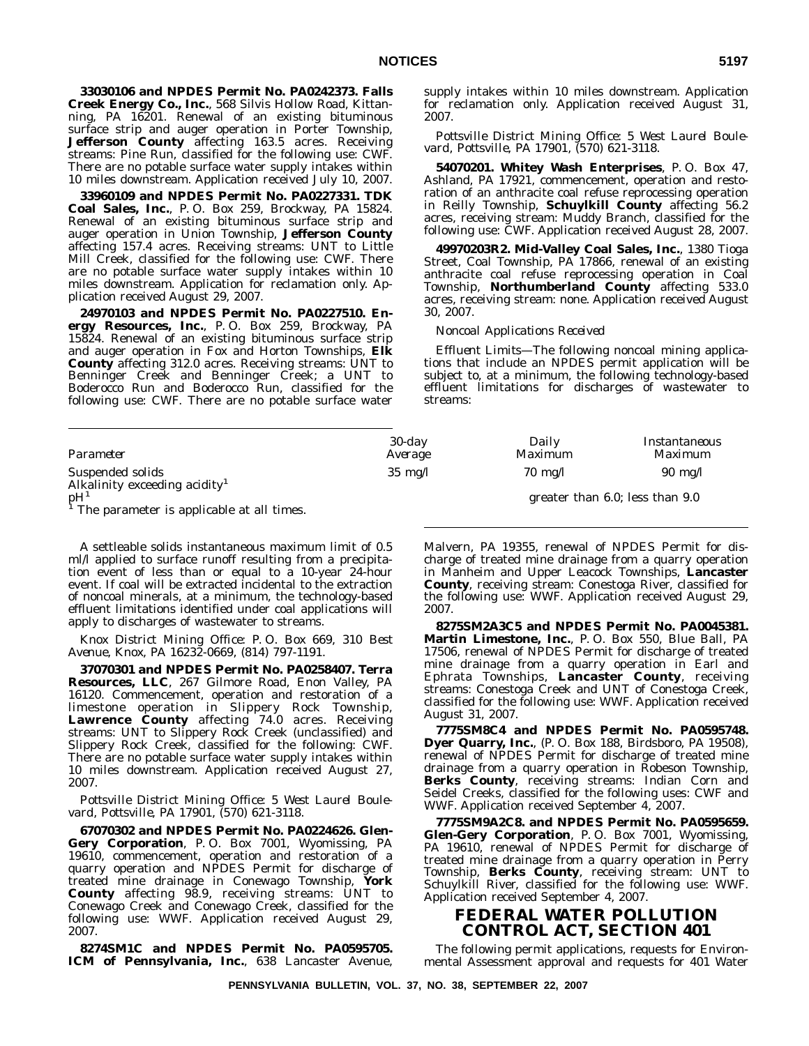**33030106 and NPDES Permit No. PA0242373. Falls Creek Energy Co., Inc.**, 568 Silvis Hollow Road, Kittanning, PA 16201. Renewal of an existing bituminous surface strip and auger operation in Porter Township, **Jefferson County** affecting 163.5 acres. Receiving streams: Pine Run, classified for the following use: CWF. There are no potable surface water supply intakes within 10 miles downstream. Application received July 10, 2007.

**33960109 and NPDES Permit No. PA0227331. TDK Coal Sales, Inc.**, P. O. Box 259, Brockway, PA 15824. Renewal of an existing bituminous surface strip and auger operation in Union Township, **Jefferson County** affecting 157.4 acres. Receiving streams: UNT to Little Mill Creek, classified for the following use: CWF. There are no potable surface water supply intakes within 10 miles downstream. Application for reclamation only. Application received August 29, 2007.

**24970103 and NPDES Permit No. PA0227510. Energy Resources, Inc.**, P. O. Box 259, Brockway, PA 15824. Renewal of an existing bituminous surface strip and auger operation in Fox and Horton Townships, **Elk County** affecting 312.0 acres. Receiving streams: UNT to Benninger Creek and Benninger Creek; a UNT to Boderocco Run and Boderocco Run, classified for the following use: CWF. There are no potable surface water supply intakes within 10 miles downstream. Application for reclamation only. Application received August 31, 2007.

*Pottsville District Mining Office: 5 West Laurel Boulevard, Pottsville, PA 17901, (570) 621-3118.*

**54070201. Whitey Wash Enterprises**, P. O. Box 47, Ashland, PA 17921, commencement, operation and restoration of an anthracite coal refuse reprocessing operation in Reilly Township, **Schuylkill County** affecting 56.2 acres, receiving stream: Muddy Branch, classified for the following use: CWF. Application received August 28, 2007.

**49970203R2. Mid-Valley Coal Sales, Inc.**, 1380 Tioga Street, Coal Township, PA 17866, renewal of an existing anthracite coal refuse reprocessing operation in Coal Township, **Northumberland County** affecting 533.0 acres, receiving stream: none. Application received August 30, 2007.

*Noncoal Applications Received*

*Effluent Limits*—The following noncoal mining applications that include an NPDES permit application will be subject to, at a minimum, the following technology-based effluent limitations for discharges of wastewater to streams:

| *Parameter* | *30-day Average* | *Daily Maximum* | *Instantaneous Maximum* |
|---|---|---|---|
| Suspended solids | 35 mg/l | 70 mg/l | 90 mg/l |
| Alkalinity exceeding acidity[1] | | | |
| pH[1] | | greater than 6.0; less than 9.0 | |

[1] The parameter is applicable at all times.

A settleable solids instantaneous maximum limit of 0.5 ml/l applied to surface runoff resulting from a precipitation event of less than or equal to a 10-year 24-hour event. If coal will be extracted incidental to the extraction of noncoal minerals, at a minimum, the technology-based effluent limitations identified under coal applications will apply to discharges of wastewater to streams.

*Knox District Mining Office: P. O. Box 669, 310 Best Avenue, Knox, PA 16232-0669, (814) 797-1191.*

**37070301 and NPDES Permit No. PA0258407. Terra Resources, LLC**, 267 Gilmore Road, Enon Valley, PA 16120. Commencement, operation and restoration of a limestone operation in Slippery Rock Township, **Lawrence County** affecting 74.0 acres. Receiving streams: UNT to Slippery Rock Creek (unclassified) and Slippery Rock Creek, classified for the following: CWF. There are no potable surface water supply intakes within 10 miles downstream. Application received August 27, 2007.

*Pottsville District Mining Office: 5 West Laurel Boulevard, Pottsville, PA 17901, (570) 621-3118.*

**67070302 and NPDES Permit No. PA0224626. Glen-Gery Corporation**, P. O. Box 7001, Wyomissing, PA 19610, commencement, operation and restoration of a quarry operation and NPDES Permit for discharge of treated mine drainage in Conewago Township, **York County** affecting 98.9, receiving streams: UNT to Conewago Creek and Conewago Creek, classified for the following use: WWF. Application received August 29, 2007.

**8274SM1C and NPDES Permit No. PA0595705. ICM of Pennsylvania, Inc.**, 638 Lancaster Avenue, Malvern, PA 19355, renewal of NPDES Permit for discharge of treated mine drainage from a quarry operation in Manheim and Upper Leacock Townships, **Lancaster County**, receiving stream: Conestoga River, classified for the following use: WWF. Application received August 29, 2007.

**8275SM2A3C5 and NPDES Permit No. PA0045381. Martin Limestone, Inc.**, P. O. Box 550, Blue Ball, PA 17506, renewal of NPDES Permit for discharge of treated mine drainage from a quarry operation in Earl and Ephrata Townships, **Lancaster County**, receiving streams: Conestoga Creek and UNT of Conestoga Creek, classified for the following use: WWF. Application received August 31, 2007.

**7775SM8C4 and NPDES Permit No. PA0595748. Dyer Quarry, Inc.**, (P. O. Box 188, Birdsboro, PA 19508), renewal of NPDES Permit for discharge of treated mine drainage from a quarry operation in Robeson Township, **Berks County**, receiving streams: Indian Corn and Seidel Creeks, classified for the following uses: CWF and WWF. Application received September 4, 2007.

**7775SM9A2C8. and NPDES Permit No. PA0595659. Glen-Gery Corporation**, P. O. Box 7001, Wyomissing, PA 19610, renewal of NPDES Permit for discharge of treated mine drainage from a quarry operation in Perry Township, **Berks County**, receiving stream: UNT to Schuylkill River, classified for the following use: WWF. Application received September 4, 2007.

## FEDERAL WATER POLLUTION CONTROL ACT, SECTION 401

The following permit applications, requests for Environmental Assessment approval and requests for 401 Water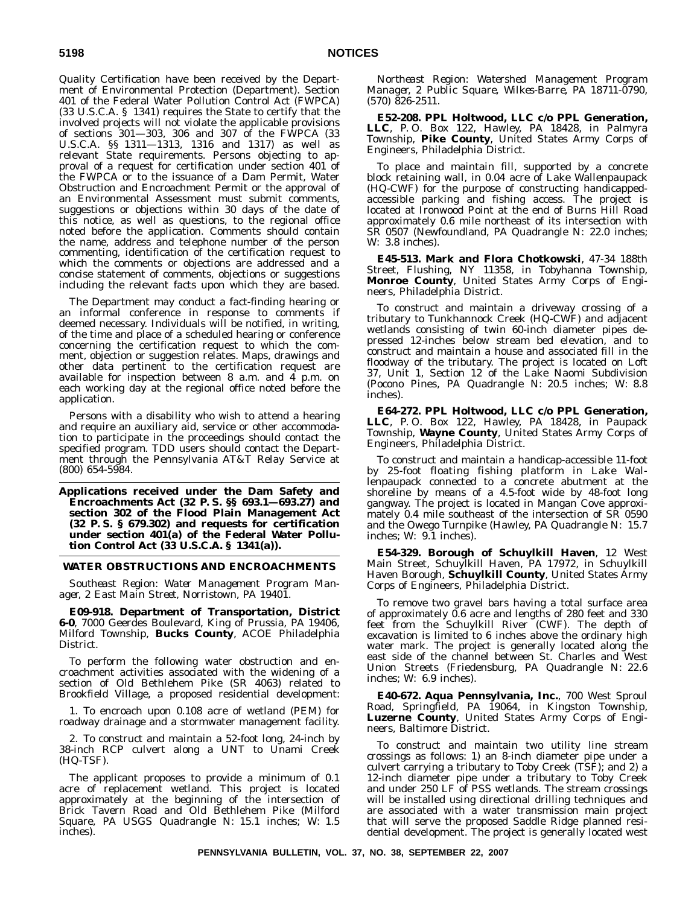Quality Certification have been received by the Department of Environmental Protection (Department). Section 401 of the Federal Water Pollution Control Act (FWPCA) (33 U.S.C.A. § 1341) requires the State to certify that the involved projects will not violate the applicable provisions of sections 301—303, 306 and 307 of the FWPCA (33 U.S.C.A. §§ 1311—1313, 1316 and 1317) as well as relevant State requirements. Persons objecting to approval of a request for certification under section 401 of the FWPCA or to the issuance of a Dam Permit, Water Obstruction and Encroachment Permit or the approval of an Environmental Assessment must submit comments, suggestions or objections within 30 days of the date of this notice, as well as questions, to the regional office noted before the application. Comments should contain the name, address and telephone number of the person commenting, identification of the certification request to which the comments or objections are addressed and a concise statement of comments, objections or suggestions including the relevant facts upon which they are based.

The Department may conduct a fact-finding hearing or an informal conference in response to comments if deemed necessary. Individuals will be notified, in writing, of the time and place of a scheduled hearing or conference concerning the certification request to which the comment, objection or suggestion relates. Maps, drawings and other data pertinent to the certification request are available for inspection between 8 a.m. and 4 p.m. on each working day at the regional office noted before the application.

Persons with a disability who wish to attend a hearing and require an auxiliary aid, service or other accommodation to participate in the proceedings should contact the specified program. TDD users should contact the Department through the Pennsylvania AT&T Relay Service at (800) 654-5984.

## Applications received under the Dam Safety and Encroachments Act (32 P. S. §§ 693.1—693.27) and section 302 of the Flood Plain Management Act (32 P. S. § 679.302) and requests for certification under section 401(a) of the Federal Water Pollution Control Act (33 U.S.C.A. § 1341(a)).

### WATER OBSTRUCTIONS AND ENCROACHMENTS

*Southeast Region: Water Management Program Manager, 2 East Main Street, Norristown, PA 19401.*

**E09-918. Department of Transportation, District 6-0**, 7000 Geerdes Boulevard, King of Prussia, PA 19406, Milford Township, **Bucks County**, ACOE Philadelphia District.

To perform the following water obstruction and encroachment activities associated with the widening of a section of Old Bethlehem Pike (SR 4063) related to Brookfield Village, a proposed residential development:

1. To encroach upon 0.108 acre of wetland (PEM) for roadway drainage and a stormwater management facility.

2. To construct and maintain a 52-foot long, 24-inch by 38-inch RCP culvert along a UNT to Unami Creek (HQ-TSF).

The applicant proposes to provide a minimum of 0.1 acre of replacement wetland. This project is located approximately at the beginning of the intersection of Brick Tavern Road and Old Bethlehem Pike (Milford Square, PA USGS Quadrangle N: 15.1 inches; W: 1.5 inches).

*Northeast Region: Watershed Management Program Manager, 2 Public Square, Wilkes-Barre, PA 18711-0790, (570) 826-2511.*

**E52-208. PPL Holtwood, LLC c/o PPL Generation, LLC**, P. O. Box 122, Hawley, PA 18428, in Palmyra Township, **Pike County**, United States Army Corps of Engineers, Philadelphia District.

To place and maintain fill, supported by a concrete block retaining wall, in 0.04 acre of Lake Wallenpaupack (HQ-CWF) for the purpose of constructing handicapped-accessible parking and fishing access. The project is located at Ironwood Point at the end of Burns Hill Road approximately 0.6 mile northeast of its intersection with SR 0507 (Newfoundland, PA Quadrangle N: 22.0 inches; W: 3.8 inches).

**E45-513. Mark and Flora Chotkowski**, 47-34 188th Street, Flushing, NY 11358, in Tobyhanna Township, **Monroe County**, United States Army Corps of Engineers, Philadelphia District.

To construct and maintain a driveway crossing of a tributary to Tunkhannock Creek (HQ-CWF) and adjacent wetlands consisting of twin 60-inch diameter pipes depressed 12-inches below stream bed elevation, and to construct and maintain a house and associated fill in the floodway of the tributary. The project is located on Loft 37, Unit 1, Section 12 of the Lake Naomi Subdivision (Pocono Pines, PA Quadrangle N: 20.5 inches; W: 8.8 inches).

**E64-272. PPL Holtwood, LLC c/o PPL Generation, LLC**, P. O. Box 122, Hawley, PA 18428, in Paupack Township, **Wayne County**, United States Army Corps of Engineers, Philadelphia District.

To construct and maintain a handicap-accessible 11-foot by 25-foot floating fishing platform in Lake Wallenpaupack connected to a concrete abutment at the shoreline by means of a 4.5-foot wide by 48-foot long gangway. The project is located in Mangan Cove approximately 0.4 mile southeast of the intersection of SR 0590 and the Owego Turnpike (Hawley, PA Quadrangle N: 15.7 inches; W: 9.1 inches).

**E54-329. Borough of Schuylkill Haven**, 12 West Main Street, Schuylkill Haven, PA 17972, in Schuylkill Haven Borough, **Schuylkill County**, United States Army Corps of Engineers, Philadelphia District.

To remove two gravel bars having a total surface area of approximately 0.6 acre and lengths of 280 feet and 330 feet from the Schuylkill River (CWF). The depth of excavation is limited to 6 inches above the ordinary high water mark. The project is generally located along the east side of the channel between St. Charles and West Union Streets (Friedensburg, PA Quadrangle N: 22.6 inches; W: 6.9 inches).

**E40-672. Aqua Pennsylvania, Inc.**, 700 West Sproul Road, Springfield, PA 19064, in Kingston Township, **Luzerne County**, United States Army Corps of Engineers, Baltimore District.

To construct and maintain two utility line stream crossings as follows: 1) an 8-inch diameter pipe under a culvert carrying a tributary to Toby Creek (TSF); and 2) a 12-inch diameter pipe under a tributary to Toby Creek and under 250 LF of PSS wetlands. The stream crossings will be installed using directional drilling techniques and are associated with a water transmission main project that will serve the proposed Saddle Ridge planned residential development. The project is generally located west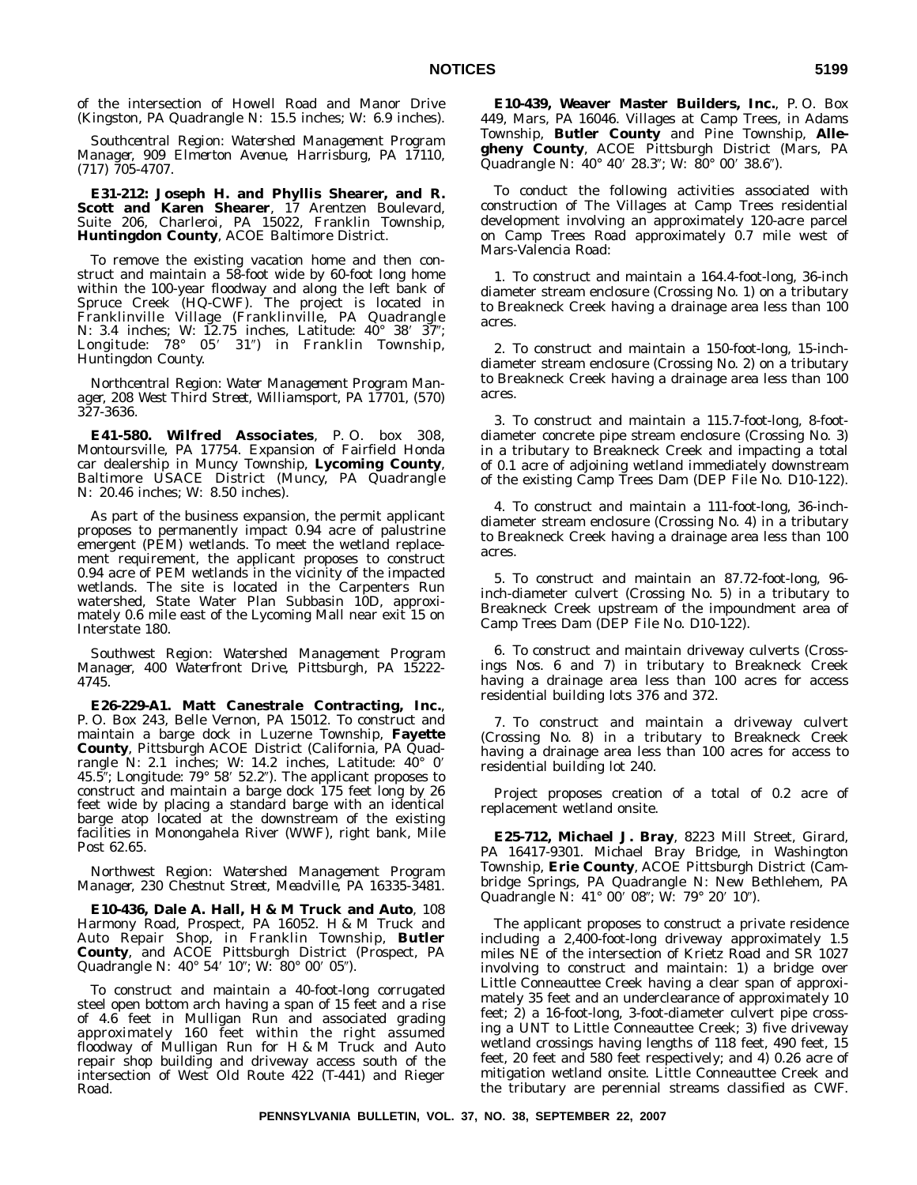of the intersection of Howell Road and Manor Drive (Kingston, PA Quadrangle N: 15.5 inches; W: 6.9 inches).

*Southcentral Region: Watershed Management Program Manager, 909 Elmerton Avenue, Harrisburg, PA 17110, (717) 705-4707.*

**E31-212: Joseph H. and Phyllis Shearer, and R. Scott and Karen Shearer**, 17 Arentzen Boulevard, Suite 206, Charleroi, PA 15022, Franklin Township, **Huntingdon County**, ACOE Baltimore District.

To remove the existing vacation home and then construct and maintain a 58-foot wide by 60-foot long home within the 100-year floodway and along the left bank of Spruce Creek (HQ-CWF). The project is located in Franklinville Village (Franklinville, PA Quadrangle N: 3.4 inches; W: 12.75 inches, Latitude: 40° 38′ 37″; Longitude: 78° 05′ 31″) in Franklin Township, Huntingdon County.

*Northcentral Region: Water Management Program Manager, 208 West Third Street, Williamsport, PA 17701, (570) 327-3636.*

**E41-580. Wilfred Associates**, P. O. box 308, Montoursville, PA 17754. Expansion of Fairfield Honda car dealership in Muncy Township, **Lycoming County**, Baltimore USACE District (Muncy, PA Quadrangle N: 20.46 inches; W: 8.50 inches).

As part of the business expansion, the permit applicant proposes to permanently impact 0.94 acre of palustrine emergent (PEM) wetlands. To meet the wetland replacement requirement, the applicant proposes to construct 0.94 acre of PEM wetlands in the vicinity of the impacted wetlands. The site is located in the Carpenters Run watershed, State Water Plan Subbasin 10D, approximately 0.6 mile east of the Lycoming Mall near exit 15 on Interstate 180.

*Southwest Region: Watershed Management Program Manager, 400 Waterfront Drive, Pittsburgh, PA 15222-4745.*

**E26-229-A1. Matt Canestrale Contracting, Inc.**, P. O. Box 243, Belle Vernon, PA 15012. To construct and maintain a barge dock in Luzerne Township, **Fayette County**, Pittsburgh ACOE District (California, PA Quadrangle N: 2.1 inches; W: 14.2 inches, Latitude: 40° 0′ 45.5″; Longitude: 79° 58′ 52.2″). The applicant proposes to construct and maintain a barge dock 175 feet long by 26 feet wide by placing a standard barge with an identical barge atop located at the downstream of the existing facilities in Monongahela River (WWF), right bank, Mile Post 62.65.

*Northwest Region: Watershed Management Program Manager, 230 Chestnut Street, Meadville, PA 16335-3481.*

**E10-436, Dale A. Hall, H & M Truck and Auto**, 108 Harmony Road, Prospect, PA 16052. H & M Truck and Auto Repair Shop, in Franklin Township, **Butler County**, and ACOE Pittsburgh District (Prospect, PA Quadrangle N: 40° 54′ 10″; W: 80° 00′ 05″).

To construct and maintain a 40-foot-long corrugated steel open bottom arch having a span of 15 feet and a rise of 4.6 feet in Mulligan Run and associated grading approximately 160 feet within the right assumed floodway of Mulligan Run for H & M Truck and Auto repair shop building and driveway access south of the intersection of West Old Route 422 (T-441) and Rieger Road.

**E10-439, Weaver Master Builders, Inc.**, P. O. Box 449, Mars, PA 16046. Villages at Camp Trees, in Adams Township, **Butler County** and Pine Township, **Allegheny County**, ACOE Pittsburgh District (Mars, PA Quadrangle N: 40° 40′ 28.3″; W: 80° 00′ 38.6″).

To conduct the following activities associated with construction of The Villages at Camp Trees residential development involving an approximately 120-acre parcel on Camp Trees Road approximately 0.7 mile west of Mars-Valencia Road:

1. To construct and maintain a 164.4-foot-long, 36-inch diameter stream enclosure (Crossing No. 1) on a tributary to Breakneck Creek having a drainage area less than 100 acres.

2. To construct and maintain a 150-foot-long, 15-inch-diameter stream enclosure (Crossing No. 2) on a tributary to Breakneck Creek having a drainage area less than 100 acres.

3. To construct and maintain a 115.7-foot-long, 8-foot-diameter concrete pipe stream enclosure (Crossing No. 3) in a tributary to Breakneck Creek and impacting a total of 0.1 acre of adjoining wetland immediately downstream of the existing Camp Trees Dam (DEP File No. D10-122).

4. To construct and maintain a 111-foot-long, 36-inch-diameter stream enclosure (Crossing No. 4) in a tributary to Breakneck Creek having a drainage area less than 100 acres.

5. To construct and maintain an 87.72-foot-long, 96-inch-diameter culvert (Crossing No. 5) in a tributary to Breakneck Creek upstream of the impoundment area of Camp Trees Dam (DEP File No. D10-122).

6. To construct and maintain driveway culverts (Crossings Nos. 6 and 7) in tributary to Breakneck Creek having a drainage area less than 100 acres for access residential building lots 376 and 372.

7. To construct and maintain a driveway culvert (Crossing No. 8) in a tributary to Breakneck Creek having a drainage area less than 100 acres for access to residential building lot 240.

Project proposes creation of a total of 0.2 acre of replacement wetland onsite.

**E25-712, Michael J. Bray**, 8223 Mill Street, Girard, PA 16417-9301. Michael Bray Bridge, in Washington Township, **Erie County**, ACOE Pittsburgh District (Cambridge Springs, PA Quadrangle N: New Bethlehem, PA Quadrangle N: 41° 00′ 08″; W: 79° 20′ 10″).

The applicant proposes to construct a private residence including a 2,400-foot-long driveway approximately 1.5 miles NE of the intersection of Krietz Road and SR 1027 involving to construct and maintain: 1) a bridge over Little Conneauttee Creek having a clear span of approximately 35 feet and an underclearance of approximately 10 feet; 2) a 16-foot-long, 3-foot-diameter culvert pipe crossing a UNT to Little Conneauttee Creek; 3) five driveway wetland crossings having lengths of 118 feet, 490 feet, 15 feet, 20 feet and 580 feet respectively; and 4) 0.26 acre of mitigation wetland onsite. Little Conneauttee Creek and the tributary are perennial streams classified as CWF.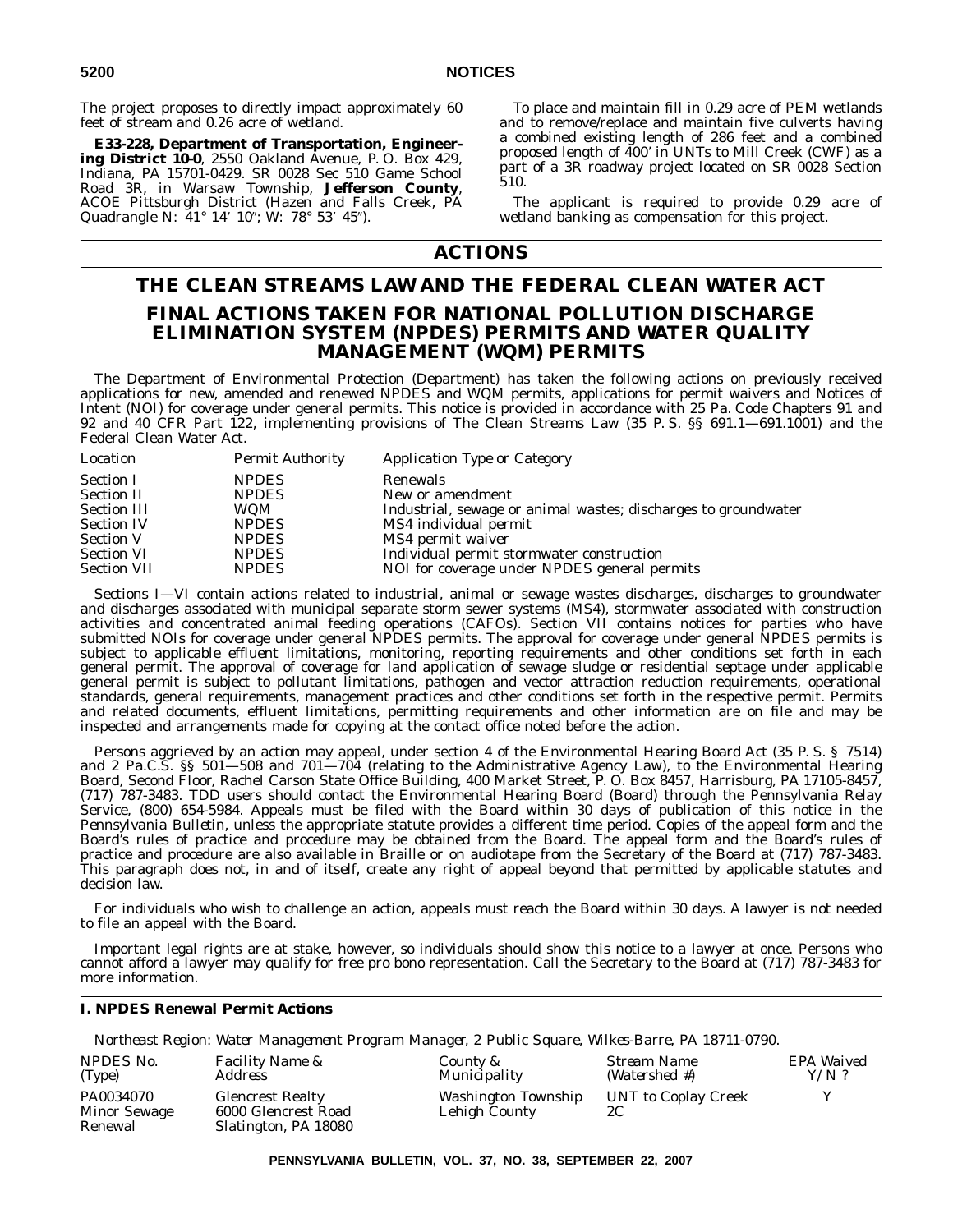The project proposes to directly impact approximately 60 feet of stream and 0.26 acre of wetland.

**E33-228, Department of Transportation, Engineering District 10-0**, 2550 Oakland Avenue, P. O. Box 429, Indiana, PA 15701-0429. SR 0028 Sec 510 Game School Road 3R, in Warsaw Township, **Jefferson County**, ACOE Pittsburgh District (Hazen and Falls Creek, PA Quadrangle N: 41° 14′ 10″; W: 78° 53′ 45″).

To place and maintain fill in 0.29 acre of PEM wetlands and to remove/replace and maintain five culverts having a combined existing length of 286 feet and a combined proposed length of 400′ in UNTs to Mill Creek (CWF) as a part of a 3R roadway project located on SR 0028 Section 510.

The applicant is required to provide 0.29 acre of wetland banking as compensation for this project.

# ACTIONS

## THE CLEAN STREAMS LAW AND THE FEDERAL CLEAN WATER ACT

## FINAL ACTIONS TAKEN FOR NATIONAL POLLUTION DISCHARGE ELIMINATION SYSTEM (NPDES) PERMITS AND WATER QUALITY MANAGEMENT (WQM) PERMITS

The Department of Environmental Protection (Department) has taken the following actions on previously received applications for new, amended and renewed NPDES and WQM permits, applications for permit waivers and Notices of Intent (NOI) for coverage under general permits. This notice is provided in accordance with 25 Pa. Code Chapters 91 and 92 and 40 CFR Part 122, implementing provisions of The Clean Streams Law (35 P. S. §§ 691.1—691.1001) and the Federal Clean Water Act.

| *Location* | *Permit Authority* | *Application Type or Category* |
|---|---|---|
| Section I | NPDES | Renewals |
| Section II | NPDES | New or amendment |
| Section III | WQM | Industrial, sewage or animal wastes; discharges to groundwater |
| Section IV | NPDES | MS4 individual permit |
| Section V | NPDES | MS4 permit waiver |
| Section VI | NPDES | Individual permit stormwater construction |
| Section VII | NPDES | NOI for coverage under NPDES general permits |

Sections I—VI contain actions related to industrial, animal or sewage wastes discharges, discharges to groundwater and discharges associated with municipal separate storm sewer systems (MS4), stormwater associated with construction activities and concentrated animal feeding operations (CAFOs). Section VII contains notices for parties who have submitted NOIs for coverage under general NPDES permits. The approval for coverage under general NPDES permits is subject to applicable effluent limitations, monitoring, reporting requirements and other conditions set forth in each general permit. The approval of coverage for land application of sewage sludge or residential septage under applicable general permit is subject to pollutant limitations, pathogen and vector attraction reduction requirements, operational standards, general requirements, management practices and other conditions set forth in the respective permit. Permits and related documents, effluent limitations, permitting requirements and other information are on file and may be inspected and arrangements made for copying at the contact office noted before the action.

Persons aggrieved by an action may appeal, under section 4 of the Environmental Hearing Board Act (35 P. S. § 7514) and 2 Pa.C.S. §§ 501—508 and 701—704 (relating to the Administrative Agency Law), to the Environmental Hearing Board, Second Floor, Rachel Carson State Office Building, 400 Market Street, P. O. Box 8457, Harrisburg, PA 17105-8457, (717) 787-3483. TDD users should contact the Environmental Hearing Board (Board) through the Pennsylvania Relay Service, (800) 654-5984. Appeals must be filed with the Board within 30 days of publication of this notice in the *Pennsylvania Bulletin*, unless the appropriate statute provides a different time period. Copies of the appeal form and the Board's rules of practice and procedure may be obtained from the Board. The appeal form and the Board's rules of practice and procedure are also available in Braille or on audiotape from the Secretary of the Board at (717) 787-3483. This paragraph does not, in and of itself, create any right of appeal beyond that permitted by applicable statutes and decision law.

For individuals who wish to challenge an action, appeals must reach the Board within 30 days. A lawyer is not needed to file an appeal with the Board.

Important legal rights are at stake, however, so individuals should show this notice to a lawyer at once. Persons who cannot afford a lawyer may qualify for free pro bono representation. Call the Secretary to the Board at (717) 787-3483 for more information.

### I. NPDES Renewal Permit Actions

*Northeast Region: Water Management Program Manager, 2 Public Square, Wilkes-Barre, PA 18711-0790.*

| *NPDES No. (Type)* | *Facility Name & Address* | *County & Municipality* | *Stream Name (Watershed #)* | *EPA Waived Y/N ?* |
|---|---|---|---|---|
| PA0034070 Minor Sewage Renewal | Glencrest Realty 6000 Glencrest Road Slatington, PA 18080 | Washington Township Lehigh County | UNT to Coplay Creek 2C | Y |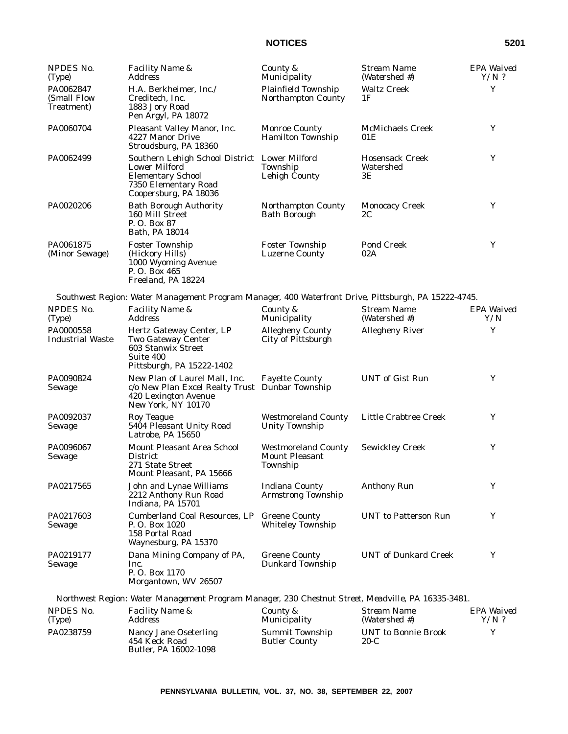| NPDES No. (Type) | Facility Name & Address | County & Municipality | Stream Name (Watershed #) | EPA Waived Y/N ? |
|---|---|---|---|---|
| PA0062847 (Small Flow Treatment) | H.A. Berkheimer, Inc./ Creditech, Inc. 1883 Jory Road Pen Argyl, PA 18072 | Plainfield Township Northampton County | Waltz Creek 1F | Y |
| PA0060704 | Pleasant Valley Manor, Inc. 4227 Manor Drive Stroudsburg, PA 18360 | Monroe County Hamilton Township | McMichaels Creek 01E | Y |
| PA0062499 | Southern Lehigh School District Lower Milford Elementary School 7350 Elementary Road Coopersburg, PA 18036 | Lower Milford Township Lehigh County | Hosensack Creek Watershed 3E | Y |
| PA0020206 | Bath Borough Authority 160 Mill Street P. O. Box 87 Bath, PA 18014 | Northampton County Bath Borough | Monocacy Creek 2C | Y |
| PA0061875 (Minor Sewage) | Foster Township (Hickory Hills) 1000 Wyoming Avenue P. O. Box 465 Freeland, PA 18224 | Foster Township Luzerne County | Pond Creek 02A | Y |

*Southwest Region: Water Management Program Manager, 400 Waterfront Drive, Pittsburgh, PA 15222-4745.*

| NPDES No. (Type) | Facility Name & Address | County & Municipality | Stream Name (Watershed #) | EPA Waived Y/N |
|---|---|---|---|---|
| PA0000558 Industrial Waste | Hertz Gateway Center, LP Two Gateway Center 603 Stanwix Street Suite 400 Pittsburgh, PA 15222-1402 | Allegheny County City of Pittsburgh | Allegheny River | Y |
| PA0090824 Sewage | New Plan of Laurel Mall, Inc. c/o New Plan Excel Realty Trust 420 Lexington Avenue New York, NY 10170 | Fayette County Dunbar Township | UNT of Gist Run | Y |
| PA0092037 Sewage | Roy Teague 5404 Pleasant Unity Road Latrobe, PA 15650 | Westmoreland County Unity Township | Little Crabtree Creek | Y |
| PA0096067 Sewage | Mount Pleasant Area School District 271 State Street Mount Pleasant, PA 15666 | Westmoreland County Mount Pleasant Township | Sewickley Creek | Y |
| PA0217565 | John and Lynae Williams 2212 Anthony Run Road Indiana, PA 15701 | Indiana County Armstrong Township | Anthony Run | Y |
| PA0217603 Sewage | Cumberland Coal Resources, LP P. O. Box 1020 158 Portal Road Waynesburg, PA 15370 | Greene County Whiteley Township | UNT to Patterson Run | Y |
| PA0219177 Sewage | Dana Mining Company of PA, Inc. P. O. Box 1170 Morgantown, WV 26507 | Greene County Dunkard Township | UNT of Dunkard Creek | Y |

*Northwest Region: Water Management Program Manager, 230 Chestnut Street, Meadville, PA 16335-3481.*

| NPDES No. (Type) | Facility Name & Address | County & Municipality | Stream Name (Watershed #) | EPA Waived Y/N ? |
|---|---|---|---|---|
| PA0238759 | Nancy Jane Oseterling 454 Keck Road Butler, PA 16002-1098 | Summit Township Butler County | UNT to Bonnie Brook 20-C | Y |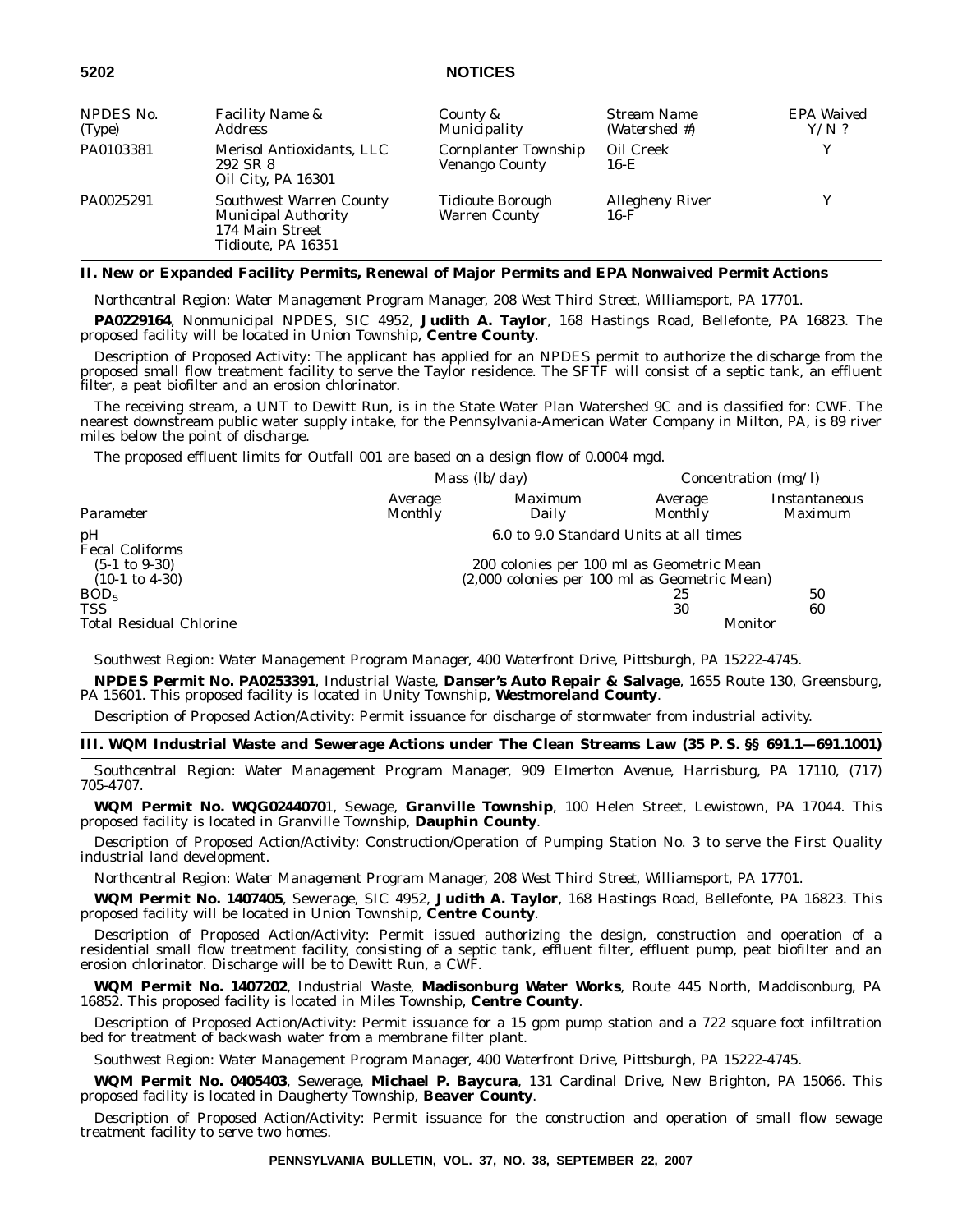| NPDES No. (Type) | Facility Name & Address | County & Municipality | Stream Name (Watershed #) | EPA Waived Y/N ? |
|---|---|---|---|---|
| PA0103381 | Merisol Antioxidants, LLC 292 SR 8 Oil City, PA 16301 | Cornplanter Township Venango County | Oil Creek 16-E | Y |
| PA0025291 | Southwest Warren County Municipal Authority 174 Main Street Tidioute, PA 16351 | Tidioute Borough Warren County | Allegheny River 16-F | Y |

## II. New or Expanded Facility Permits, Renewal of Major Permits and EPA Nonwaived Permit Actions

*Northcentral Region: Water Management Program Manager, 208 West Third Street, Williamsport, PA 17701.*

**PA0229164**, Nonmunicipal NPDES, SIC 4952, **Judith A. Taylor**, 168 Hastings Road, Bellefonte, PA 16823. The proposed facility will be located in Union Township, **Centre County**.

Description of Proposed Activity: The applicant has applied for an NPDES permit to authorize the discharge from the proposed small flow treatment facility to serve the Taylor residence. The SFTF will consist of a septic tank, an effluent filter, a peat biofilter and an erosion chlorinator.

The receiving stream, a UNT to Dewitt Run, is in the State Water Plan Watershed 9C and is classified for: CWF. The nearest downstream public water supply intake, for the Pennsylvania-American Water Company in Milton, PA, is 89 river miles below the point of discharge.

The proposed effluent limits for Outfall 001 are based on a design flow of 0.0004 mgd.

| | Mass (lb/day) | | Concentration (mg/l) | |
|---|---|---|---|---|
| *Parameter* | *Average Monthly* | *Maximum Daily* | *Average Monthly* | *Instantaneous Maximum* |
| pH | 6.0 to 9.0 Standard Units at all times | | | |
| Fecal Coliforms | | | | |
| (5-1 to 9-30) | 200 colonies per 100 ml as Geometric Mean | | | |
| (10-1 to 4-30) | (2,000 colonies per 100 ml as Geometric Mean) | | | |
| $BOD_5$ | | | 25 | 50 |
| TSS | | | 30 | 60 |
| Total Residual Chlorine | | | Monitor | |

*Southwest Region: Water Management Program Manager, 400 Waterfront Drive, Pittsburgh, PA 15222-4745.*

**NPDES Permit No. PA0253391**, Industrial Waste, **Danser's Auto Repair & Salvage**, 1655 Route 130, Greensburg, PA 15601. This proposed facility is located in Unity Township, **Westmoreland County**.

Description of Proposed Action/Activity: Permit issuance for discharge of stormwater from industrial activity.

## III. WQM Industrial Waste and Sewerage Actions under The Clean Streams Law (35 P. S. §§ 691.1—691.1001)

*Southcentral Region: Water Management Program Manager, 909 Elmerton Avenue, Harrisburg, PA 17110, (717) 705-4707.*

**WQM Permit No. WQG0244070**1, Sewage, **Granville Township**, 100 Helen Street, Lewistown, PA 17044. This proposed facility is located in Granville Township, **Dauphin County**.

Description of Proposed Action/Activity: Construction/Operation of Pumping Station No. 3 to serve the First Quality industrial land development.

*Northcentral Region: Water Management Program Manager, 208 West Third Street, Williamsport, PA 17701.*

**WQM Permit No. 1407405**, Sewerage, SIC 4952, **Judith A. Taylor**, 168 Hastings Road, Bellefonte, PA 16823. This proposed facility will be located in Union Township, **Centre County**.

Description of Proposed Action/Activity: Permit issued authorizing the design, construction and operation of a residential small flow treatment facility, consisting of a septic tank, effluent filter, effluent pump, peat biofilter and an erosion chlorinator. Discharge will be to Dewitt Run, a CWF.

**WQM Permit No. 1407202**, Industrial Waste, **Madisonburg Water Works**, Route 445 North, Maddisonburg, PA 16852. This proposed facility is located in Miles Township, **Centre County**.

Description of Proposed Action/Activity: Permit issuance for a 15 gpm pump station and a 722 square foot infiltration bed for treatment of backwash water from a membrane filter plant.

*Southwest Region: Water Management Program Manager, 400 Waterfront Drive, Pittsburgh, PA 15222-4745.*

**WQM Permit No. 0405403**, Sewerage, **Michael P. Baycura**, 131 Cardinal Drive, New Brighton, PA 15066. This proposed facility is located in Daugherty Township, **Beaver County**.

Description of Proposed Action/Activity: Permit issuance for the construction and operation of small flow sewage treatment facility to serve two homes.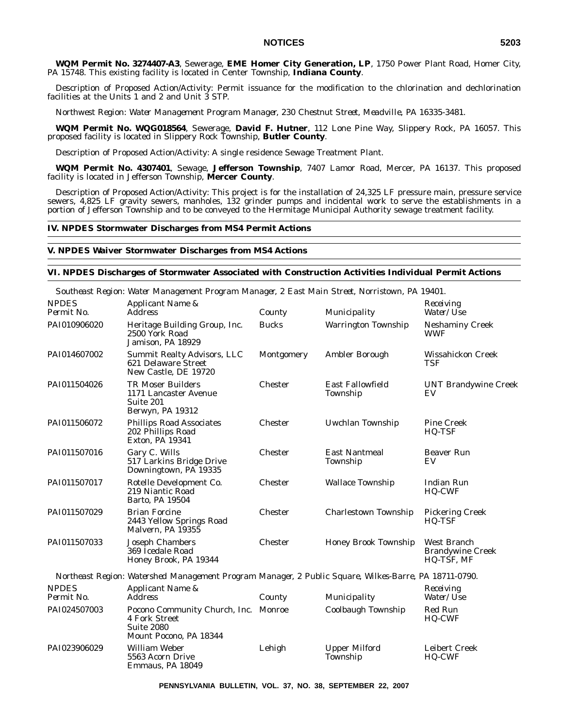**WQM Permit No. 3274407-A3**, Sewerage, **EME Homer City Generation, LP**, 1750 Power Plant Road, Homer City, PA 15748. This existing facility is located in Center Township, **Indiana County**.

Description of Proposed Action/Activity: Permit issuance for the modification to the chlorination and dechlorination facilities at the Units 1 and 2 and Unit 3 STP.

*Northwest Region: Water Management Program Manager, 230 Chestnut Street, Meadville, PA 16335-3481.*

**WQM Permit No. WQG018564**, Sewerage, **David F. Hutner**, 112 Lone Pine Way, Slippery Rock, PA 16057. This proposed facility is located in Slippery Rock Township, **Butler County**.

Description of Proposed Action/Activity: A single residence Sewage Treatment Plant.

**WQM Permit No. 4307401**, Sewage, **Jefferson Township**, 7407 Lamor Road, Mercer, PA 16137. This proposed facility is located in Jefferson Township, **Mercer County**.

Description of Proposed Action/Activity: This project is for the installation of 24,325 LF pressure main, pressure service sewers, 4,825 LF gravity sewers, manholes, 132 grinder pumps and incidental work to serve the establishments in a portion of Jefferson Township and to be conveyed to the Hermitage Municipal Authority sewage treatment facility.

## IV. NPDES Stormwater Discharges from MS4 Permit Actions

## V. NPDES Waiver Stormwater Discharges from MS4 Actions

## VI. NPDES Discharges of Stormwater Associated with Construction Activities Individual Permit Actions

*Southeast Region: Water Management Program Manager, 2 East Main Street, Norristown, PA 19401.*

| NPDES Permit No. | Applicant Name & Address | County | Municipality | Receiving Water/Use |
|---|---|---|---|---|
| PAI010906020 | Heritage Building Group, Inc. 2500 York Road Jamison, PA 18929 | Bucks | Warrington Township | Neshaminy Creek WWF |
| PAI014607002 | Summit Realty Advisors, LLC 621 Delaware Street New Castle, DE 19720 | Montgomery | Ambler Borough | Wissahickon Creek TSF |
| PAI011504026 | TR Moser Builders 1171 Lancaster Avenue Suite 201 Berwyn, PA 19312 | Chester | East Fallowfield Township | UNT Brandywine Creek EV |
| PAI011506072 | Phillips Road Associates 202 Phillips Road Exton, PA 19341 | Chester | Uwchlan Township | Pine Creek HQ-TSF |
| PAI011507016 | Gary C. Wills 517 Larkins Bridge Drive Downingtown, PA 19335 | Chester | East Nantmeal Township | Beaver Run EV |
| PAI011507017 | Rotelle Development Co. 219 Niantic Road Barto, PA 19504 | Chester | Wallace Township | Indian Run HQ-CWF |
| PAI011507029 | Brian Forcine 2443 Yellow Springs Road Malvern, PA 19355 | Chester | Charlestown Township | Pickering Creek HQ-TSF |
| PAI011507033 | Joseph Chambers 369 Icedale Road Honey Brook, PA 19344 | Chester | Honey Brook Township | West Branch Brandywine Creek HQ-TSF, MF |

*Northeast Region: Watershed Management Program Manager, 2 Public Square, Wilkes-Barre, PA 18711-0790.*

| NPDES Permit No. | Applicant Name & Address | County | Municipality | Receiving Water/Use |
|---|---|---|---|---|
| PAI024507003 | Pocono Community Church, Inc. 4 Fork Street Suite 2080 Mount Pocono, PA 18344 | Monroe | Coolbaugh Township | Red Run HQ-CWF |
| PAI023906029 | William Weber 5563 Acorn Drive Emmaus, PA 18049 | Lehigh | Upper Milford Township | Leibert Creek HQ-CWF |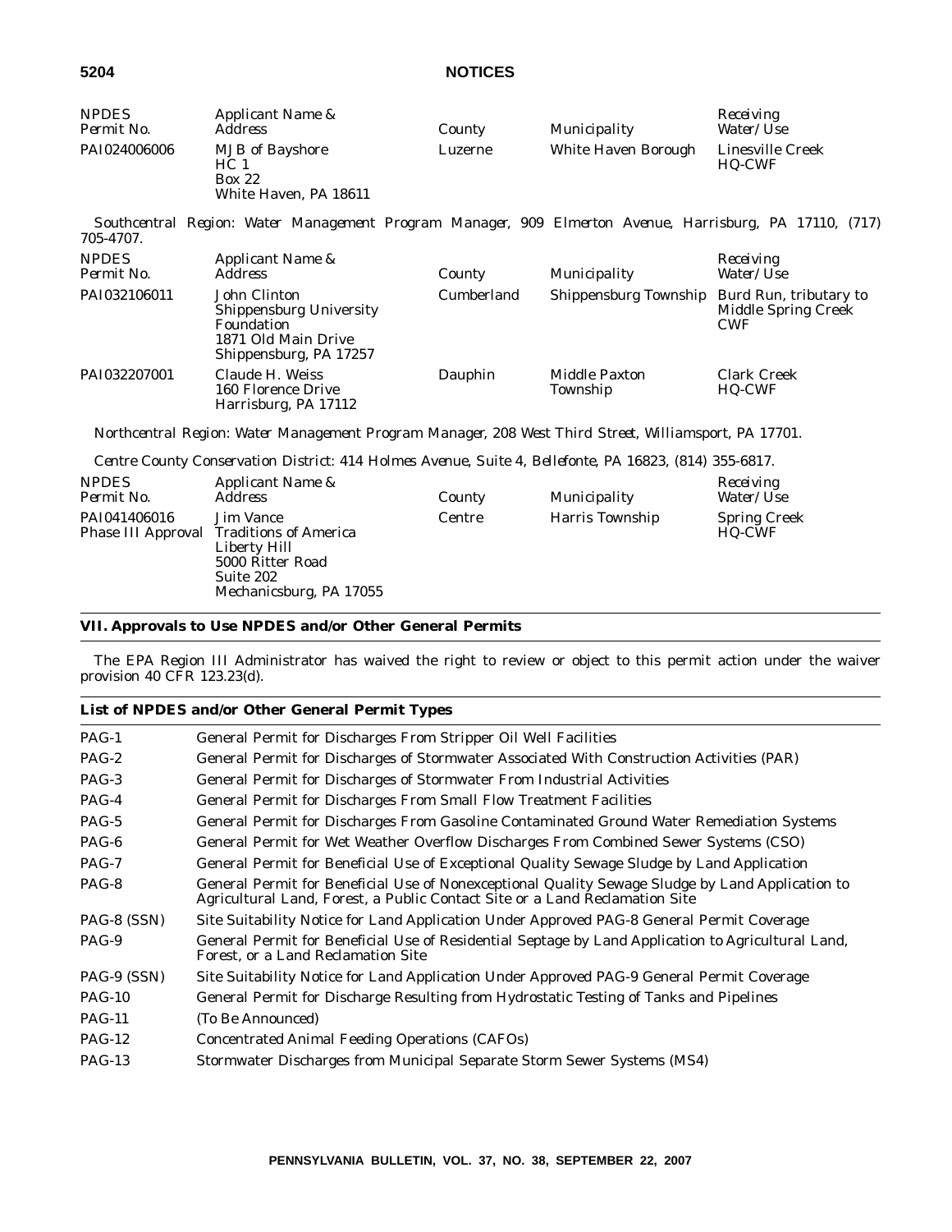| NPDES Permit No. | Applicant Name & Address | County | Municipality | Receiving Water/Use |
|---|---|---|---|---|
| PAI024006006 | MJB of Bayshore<br>HC 1<br>Box 22<br>White Haven, PA 18611 | Luzerne | White Haven Borough | Linesville Creek<br>HQ-CWF |

*Southcentral Region: Water Management Program Manager, 909 Elmerton Avenue, Harrisburg, PA 17110, (717) 705-4707.*

| NPDES Permit No. | Applicant Name & Address | County | Municipality | Receiving Water/Use |
|---|---|---|---|---|
| PAI032106011 | John Clinton<br>Shippensburg University Foundation<br>1871 Old Main Drive<br>Shippensburg, PA 17257 | Cumberland | Shippensburg Township | Burd Run, tributary to Middle Spring Creek<br>CWF |
| PAI032207001 | Claude H. Weiss<br>160 Florence Drive<br>Harrisburg, PA 17112 | Dauphin | Middle Paxton Township | Clark Creek<br>HQ-CWF |

*Northcentral Region: Water Management Program Manager, 208 West Third Street, Williamsport, PA 17701.*

*Centre County Conservation District: 414 Holmes Avenue, Suite 4, Bellefonte, PA 16823, (814) 355-6817.*

| NPDES Permit No. | Applicant Name & Address | County | Municipality | Receiving Water/Use |
|---|---|---|---|---|
| PAI041406016<br>Phase III Approval | Jim Vance<br>Traditions of America<br>Liberty Hill<br>5000 Ritter Road<br>Suite 202<br>Mechanicsburg, PA 17055 | Centre | Harris Township | Spring Creek<br>HQ-CWF |

## VII. Approvals to Use NPDES and/or Other General Permits

The EPA Region III Administrator has waived the right to review or object to this permit action under the waiver provision 40 CFR 123.23(d).

### List of NPDES and/or Other General Permit Types

| | |
|---|---|
| PAG-1 | General Permit for Discharges From Stripper Oil Well Facilities |
| PAG-2 | General Permit for Discharges of Stormwater Associated With Construction Activities (PAR) |
| PAG-3 | General Permit for Discharges of Stormwater From Industrial Activities |
| PAG-4 | General Permit for Discharges From Small Flow Treatment Facilities |
| PAG-5 | General Permit for Discharges From Gasoline Contaminated Ground Water Remediation Systems |
| PAG-6 | General Permit for Wet Weather Overflow Discharges From Combined Sewer Systems (CSO) |
| PAG-7 | General Permit for Beneficial Use of Exceptional Quality Sewage Sludge by Land Application |
| PAG-8 | General Permit for Beneficial Use of Nonexceptional Quality Sewage Sludge by Land Application to Agricultural Land, Forest, a Public Contact Site or a Land Reclamation Site |
| PAG-8 (SSN) | Site Suitability Notice for Land Application Under Approved PAG-8 General Permit Coverage |
| PAG-9 | General Permit for Beneficial Use of Residential Septage by Land Application to Agricultural Land, Forest, or a Land Reclamation Site |
| PAG-9 (SSN) | Site Suitability Notice for Land Application Under Approved PAG-9 General Permit Coverage |
| PAG-10 | General Permit for Discharge Resulting from Hydrostatic Testing of Tanks and Pipelines |
| PAG-11 | (To Be Announced) |
| PAG-12 | Concentrated Animal Feeding Operations (CAFOs) |
| PAG-13 | Stormwater Discharges from Municipal Separate Storm Sewer Systems (MS4) |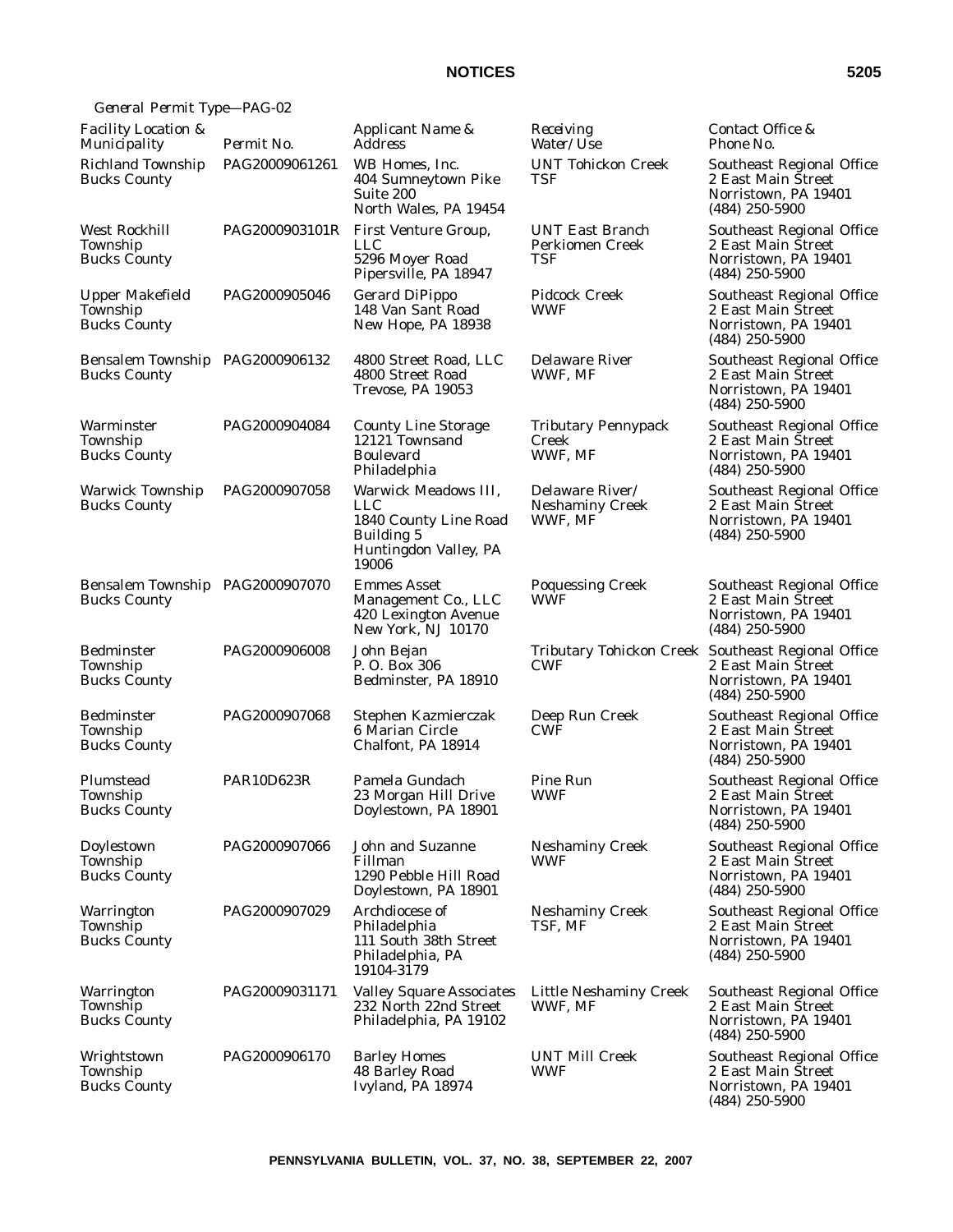*General Permit Type—PAG-02*

| *Facility Location & Municipality* | *Permit No.* | *Applicant Name & Address* | *Receiving Water/Use* | *Contact Office & Phone No.* |
|---|---|---|---|---|
| Richland Township Bucks County | PAG20009061261 | WB Homes, Inc. 404 Sumneytown Pike Suite 200 North Wales, PA 19454 | UNT Tohickon Creek TSF | Southeast Regional Office 2 East Main Street Norristown, PA 19401 (484) 250-5900 |
| West Rockhill Township Bucks County | PAG2000903101R | First Venture Group, LLC 5296 Moyer Road Pipersville, PA 18947 | UNT East Branch Perkiomen Creek TSF | Southeast Regional Office 2 East Main Street Norristown, PA 19401 (484) 250-5900 |
| Upper Makefield Township Bucks County | PAG2000905046 | Gerard DiPippo 148 Van Sant Road New Hope, PA 18938 | Pidcock Creek WWF | Southeast Regional Office 2 East Main Street Norristown, PA 19401 (484) 250-5900 |
| Bensalem Township Bucks County | PAG2000906132 | 4800 Street Road, LLC 4800 Street Road Trevose, PA 19053 | Delaware River WWF, MF | Southeast Regional Office 2 East Main Street Norristown, PA 19401 (484) 250-5900 |
| Warminster Township Bucks County | PAG2000904084 | County Line Storage 12121 Townsand Boulevard Philadelphia | Tributary Pennypack Creek WWF, MF | Southeast Regional Office 2 East Main Street Norristown, PA 19401 (484) 250-5900 |
| Warwick Township Bucks County | PAG2000907058 | Warwick Meadows III, LLC 1840 County Line Road Building 5 Huntingdon Valley, PA 19006 | Delaware River/ Neshaminy Creek WWF, MF | Southeast Regional Office 2 East Main Street Norristown, PA 19401 (484) 250-5900 |
| Bensalem Township Bucks County | PAG2000907070 | Emmes Asset Management Co., LLC 420 Lexington Avenue New York, NJ 10170 | Poquessing Creek WWF | Southeast Regional Office 2 East Main Street Norristown, PA 19401 (484) 250-5900 |
| Bedminster Township Bucks County | PAG2000906008 | John Bejan P. O. Box 306 Bedminster, PA 18910 | Tributary Tohickon Creek CWF | Southeast Regional Office 2 East Main Street Norristown, PA 19401 (484) 250-5900 |
| Bedminster Township Bucks County | PAG2000907068 | Stephen Kazmierczak 6 Marian Circle Chalfont, PA 18914 | Deep Run Creek CWF | Southeast Regional Office 2 East Main Street Norristown, PA 19401 (484) 250-5900 |
| Plumstead Township Bucks County | PAR10D623R | Pamela Gundach 23 Morgan Hill Drive Doylestown, PA 18901 | Pine Run WWF | Southeast Regional Office 2 East Main Street Norristown, PA 19401 (484) 250-5900 |
| Doylestown Township Bucks County | PAG2000907066 | John and Suzanne Fillman 1290 Pebble Hill Road Doylestown, PA 18901 | Neshaminy Creek WWF | Southeast Regional Office 2 East Main Street Norristown, PA 19401 (484) 250-5900 |
| Warrington Township Bucks County | PAG2000907029 | Archdiocese of Philadelphia 111 South 38th Street Philadelphia, PA 19104-3179 | Neshaminy Creek TSF, MF | Southeast Regional Office 2 East Main Street Norristown, PA 19401 (484) 250-5900 |
| Warrington Township Bucks County | PAG20009031171 | Valley Square Associates 232 North 22nd Street Philadelphia, PA 19102 | Little Neshaminy Creek WWF, MF | Southeast Regional Office 2 East Main Street Norristown, PA 19401 (484) 250-5900 |
| Wrightstown Township Bucks County | PAG2000906170 | Barley Homes 48 Barley Road Ivyland, PA 18974 | UNT Mill Creek WWF | Southeast Regional Office 2 East Main Street Norristown, PA 19401 (484) 250-5900 |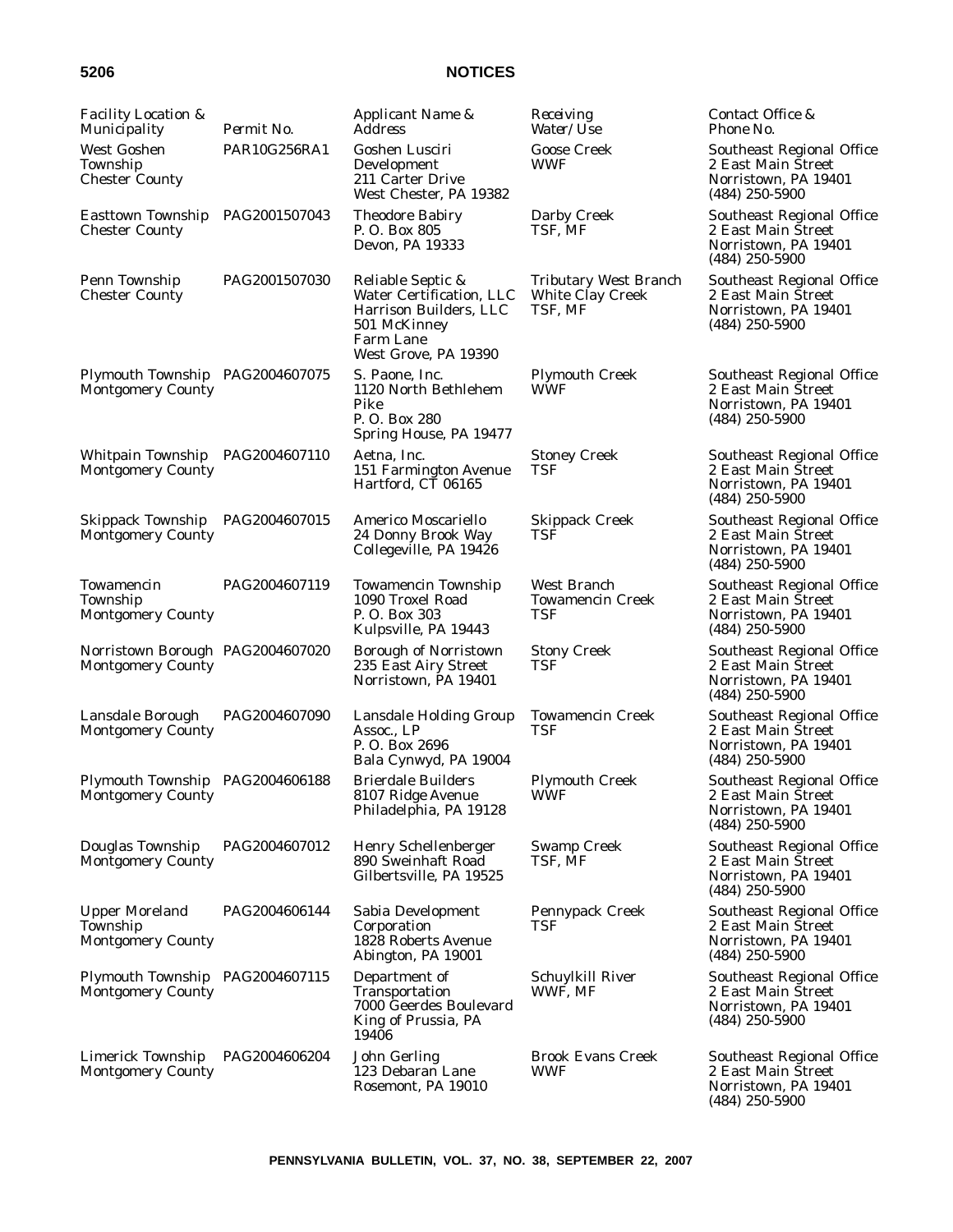| Facility Location & Municipality | Permit No. | Applicant Name & Address | Receiving Water/Use | Contact Office & Phone No. |
|---|---|---|---|---|
| West Goshen Township Chester County | PAR10G256RA1 | Goshen Lusciri Development 211 Carter Drive West Chester, PA 19382 | Goose Creek WWF | Southeast Regional Office 2 East Main Street Norristown, PA 19401 (484) 250-5900 |
| Easttown Township Chester County | PAG2001507043 | Theodore Babiry P. O. Box 805 Devon, PA 19333 | Darby Creek TSF, MF | Southeast Regional Office 2 East Main Street Norristown, PA 19401 (484) 250-5900 |
| Penn Township Chester County | PAG2001507030 | Reliable Septic & Water Certification, LLC Harrison Builders, LLC 501 McKinney Farm Lane West Grove, PA 19390 | Tributary West Branch White Clay Creek TSF, MF | Southeast Regional Office 2 East Main Street Norristown, PA 19401 (484) 250-5900 |
| Plymouth Township Montgomery County | PAG2004607075 | S. Paone, Inc. 1120 North Bethlehem Pike P. O. Box 280 Spring House, PA 19477 | Plymouth Creek WWF | Southeast Regional Office 2 East Main Street Norristown, PA 19401 (484) 250-5900 |
| Whitpain Township Montgomery County | PAG2004607110 | Aetna, Inc. 151 Farmington Avenue Hartford, CT 06165 | Stoney Creek TSF | Southeast Regional Office 2 East Main Street Norristown, PA 19401 (484) 250-5900 |
| Skippack Township Montgomery County | PAG2004607015 | Americo Moscariello 24 Donny Brook Way Collegeville, PA 19426 | Skippack Creek TSF | Southeast Regional Office 2 East Main Street Norristown, PA 19401 (484) 250-5900 |
| Towamencin Township Montgomery County | PAG2004607119 | Towamencin Township 1090 Troxel Road P. O. Box 303 Kulpsville, PA 19443 | West Branch Towamencin Creek TSF | Southeast Regional Office 2 East Main Street Norristown, PA 19401 (484) 250-5900 |
| Norristown Borough Montgomery County | PAG2004607020 | Borough of Norristown 235 East Airy Street Norristown, PA 19401 | Stony Creek TSF | Southeast Regional Office 2 East Main Street Norristown, PA 19401 (484) 250-5900 |
| Lansdale Borough Montgomery County | PAG2004607090 | Lansdale Holding Group Assoc., LP P. O. Box 2696 Bala Cynwyd, PA 19004 | Towamencin Creek TSF | Southeast Regional Office 2 East Main Street Norristown, PA 19401 (484) 250-5900 |
| Plymouth Township Montgomery County | PAG2004606188 | Brierdale Builders 8107 Ridge Avenue Philadelphia, PA 19128 | Plymouth Creek WWF | Southeast Regional Office 2 East Main Street Norristown, PA 19401 (484) 250-5900 |
| Douglas Township Montgomery County | PAG2004607012 | Henry Schellenberger 890 Sweinhaft Road Gilbertsville, PA 19525 | Swamp Creek TSF, MF | Southeast Regional Office 2 East Main Street Norristown, PA 19401 (484) 250-5900 |
| Upper Moreland Township Montgomery County | PAG2004606144 | Sabia Development Corporation 1828 Roberts Avenue Abington, PA 19001 | Pennypack Creek TSF | Southeast Regional Office 2 East Main Street Norristown, PA 19401 (484) 250-5900 |
| Plymouth Township Montgomery County | PAG2004607115 | Department of Transportation 7000 Geerdes Boulevard King of Prussia, PA 19406 | Schuylkill River WWF, MF | Southeast Regional Office 2 East Main Street Norristown, PA 19401 (484) 250-5900 |
| Limerick Township Montgomery County | PAG2004606204 | John Gerling 123 Debaran Lane Rosemont, PA 19010 | Brook Evans Creek WWF | Southeast Regional Office 2 East Main Street Norristown, PA 19401 (484) 250-5900 |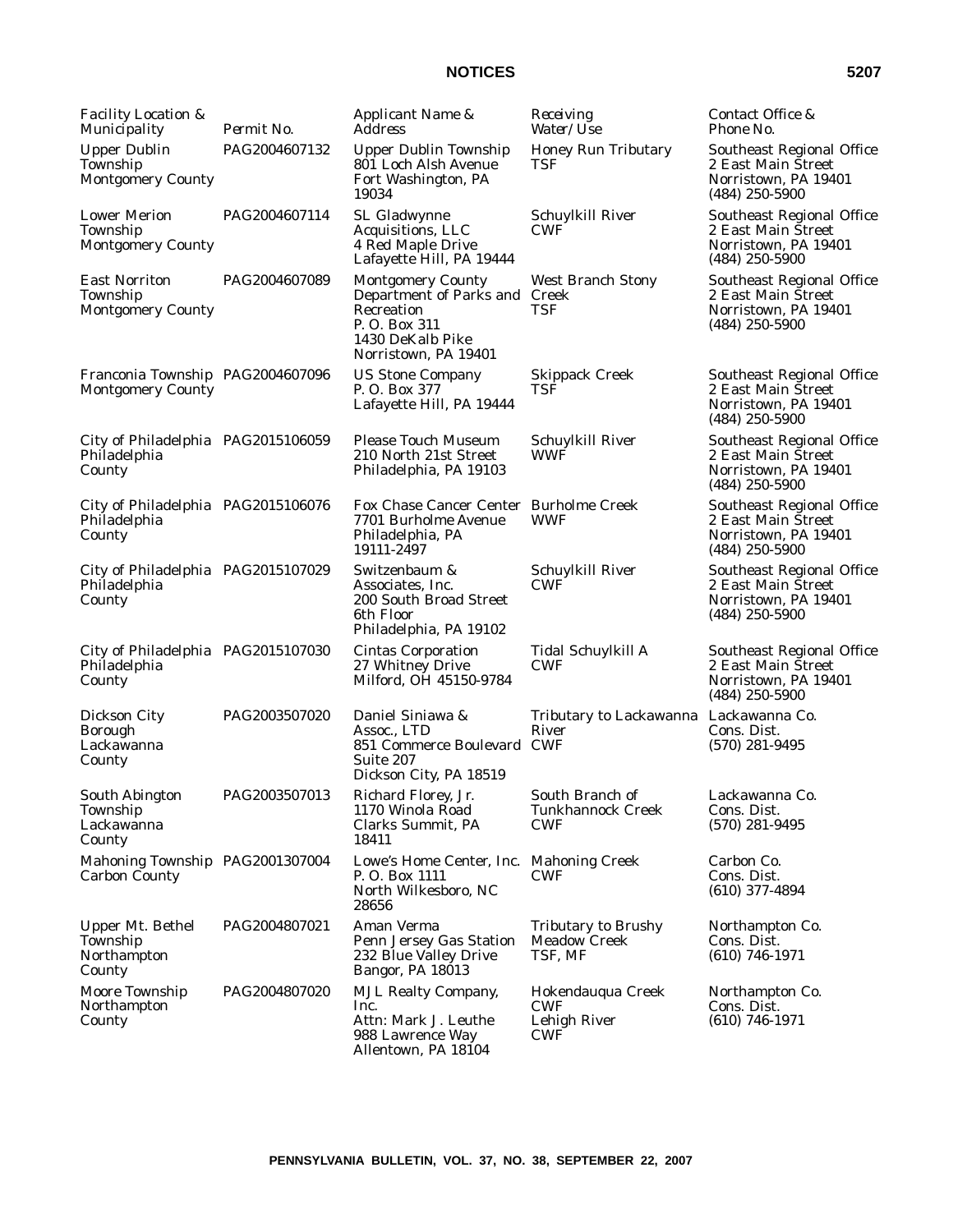| Facility Location & Municipality | Permit No. | Applicant Name & Address | Receiving Water/Use | Contact Office & Phone No. |
|---|---|---|---|---|
| Upper Dublin Township Montgomery County | PAG2004607132 | Upper Dublin Township 801 Loch Alsh Avenue Fort Washington, PA 19034 | Honey Run Tributary TSF | Southeast Regional Office 2 East Main Street Norristown, PA 19401 (484) 250-5900 |
| Lower Merion Township Montgomery County | PAG2004607114 | SL Gladwynne Acquisitions, LLC 4 Red Maple Drive Lafayette Hill, PA 19444 | Schuylkill River CWF | Southeast Regional Office 2 East Main Street Norristown, PA 19401 (484) 250-5900 |
| East Norriton Township Montgomery County | PAG2004607089 | Montgomery County Department of Parks and Recreation P. O. Box 311 1430 DeKalb Pike Norristown, PA 19401 | West Branch Stony Creek TSF | Southeast Regional Office 2 East Main Street Norristown, PA 19401 (484) 250-5900 |
| Franconia Township Montgomery County | PAG2004607096 | US Stone Company P. O. Box 377 Lafayette Hill, PA 19444 | Skippack Creek TSF | Southeast Regional Office 2 East Main Street Norristown, PA 19401 (484) 250-5900 |
| City of Philadelphia Philadelphia County | PAG2015106059 | Please Touch Museum 210 North 21st Street Philadelphia, PA 19103 | Schuylkill River WWF | Southeast Regional Office 2 East Main Street Norristown, PA 19401 (484) 250-5900 |
| City of Philadelphia Philadelphia County | PAG2015106076 | Fox Chase Cancer Center 7701 Burholme Avenue Philadelphia, PA 19111-2497 | Burholme Creek WWF | Southeast Regional Office 2 East Main Street Norristown, PA 19401 (484) 250-5900 |
| City of Philadelphia Philadelphia County | PAG2015107029 | Switzenbaum & Associates, Inc. 200 South Broad Street 6th Floor Philadelphia, PA 19102 | Schuylkill River CWF | Southeast Regional Office 2 East Main Street Norristown, PA 19401 (484) 250-5900 |
| City of Philadelphia Philadelphia County | PAG2015107030 | Cintas Corporation 27 Whitney Drive Milford, OH 45150-9784 | Tidal Schuylkill A CWF | Southeast Regional Office 2 East Main Street Norristown, PA 19401 (484) 250-5900 |
| Dickson City Borough Lackawanna County | PAG2003507020 | Daniel Siniawa & Assoc., LTD 851 Commerce Boulevard Suite 207 Dickson City, PA 18519 | Tributary to Lackawanna River CWF | Lackawanna Co. Cons. Dist. (570) 281-9495 |
| South Abington Township Lackawanna County | PAG2003507013 | Richard Florey, Jr. 1170 Winola Road Clarks Summit, PA 18411 | South Branch of Tunkhannock Creek CWF | Lackawanna Co. Cons. Dist. (570) 281-9495 |
| Mahoning Township Carbon County | PAG2001307004 | Lowe's Home Center, Inc. P. O. Box 1111 North Wilkesboro, NC 28656 | Mahoning Creek CWF | Carbon Co. Cons. Dist. (610) 377-4894 |
| Upper Mt. Bethel Township Northampton County | PAG2004807021 | Aman Verma Penn Jersey Gas Station 232 Blue Valley Drive Bangor, PA 18013 | Tributary to Brushy Meadow Creek TSF, MF | Northampton Co. Cons. Dist. (610) 746-1971 |
| Moore Township Northampton County | PAG2004807020 | MJL Realty Company, Inc. Attn: Mark J. Leuthe 988 Lawrence Way Allentown, PA 18104 | Hokendauqua Creek CWF Lehigh River CWF | Northampton Co. Cons. Dist. (610) 746-1971 |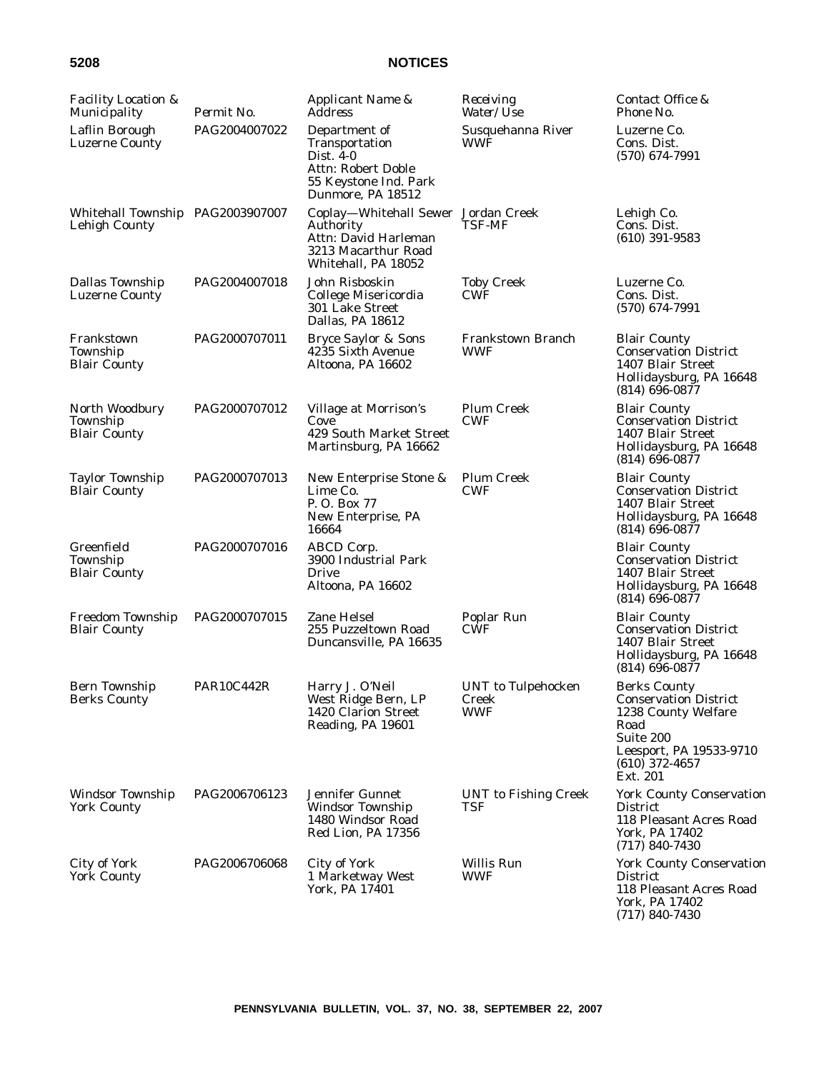| Facility Location & Municipality | Permit No. | Applicant Name & Address | Receiving Water/Use | Contact Office & Phone No. |
|---|---|---|---|---|
| Laflin Borough Luzerne County | PAG2004007022 | Department of Transportation Dist. 4-0 Attn: Robert Doble 55 Keystone Ind. Park Dunmore, PA 18512 | Susquehanna River WWF | Luzerne Co. Cons. Dist. (570) 674-7991 |
| Whitehall Township Lehigh County | PAG2003907007 | Coplay—Whitehall Sewer Authority Attn: David Harleman 3213 Macarthur Road Whitehall, PA 18052 | Jordan Creek TSF-MF | Lehigh Co. Cons. Dist. (610) 391-9583 |
| Dallas Township Luzerne County | PAG2004007018 | John Risboskin College Misericordia 301 Lake Street Dallas, PA 18612 | Toby Creek CWF | Luzerne Co. Cons. Dist. (570) 674-7991 |
| Frankstown Township Blair County | PAG2000707011 | Bryce Saylor & Sons 4235 Sixth Avenue Altoona, PA 16602 | Frankstown Branch WWF | Blair County Conservation District 1407 Blair Street Hollidaysburg, PA 16648 (814) 696-0877 |
| North Woodbury Township Blair County | PAG2000707012 | Village at Morrison's Cove 429 South Market Street Martinsburg, PA 16662 | Plum Creek CWF | Blair County Conservation District 1407 Blair Street Hollidaysburg, PA 16648 (814) 696-0877 |
| Taylor Township Blair County | PAG2000707013 | New Enterprise Stone & Lime Co. P. O. Box 77 New Enterprise, PA 16664 | Plum Creek CWF | Blair County Conservation District 1407 Blair Street Hollidaysburg, PA 16648 (814) 696-0877 |
| Greenfield Township Blair County | PAG2000707016 | ABCD Corp. 3900 Industrial Park Drive Altoona, PA 16602 | | Blair County Conservation District 1407 Blair Street Hollidaysburg, PA 16648 (814) 696-0877 |
| Freedom Township Blair County | PAG2000707015 | Zane Helsel 255 Puzzeltown Road Duncansville, PA 16635 | Poplar Run CWF | Blair County Conservation District 1407 Blair Street Hollidaysburg, PA 16648 (814) 696-0877 |
| Bern Township Berks County | PAR10C442R | Harry J. O'Neil West Ridge Bern, LP 1420 Clarion Street Reading, PA 19601 | UNT to Tulpehocken Creek WWF | Berks County Conservation District 1238 County Welfare Road Suite 200 Leesport, PA 19533-9710 (610) 372-4657 Ext. 201 |
| Windsor Township York County | PAG2006706123 | Jennifer Gunnet Windsor Township 1480 Windsor Road Red Lion, PA 17356 | UNT to Fishing Creek TSF | York County Conservation District 118 Pleasant Acres Road York, PA 17402 (717) 840-7430 |
| City of York York County | PAG2006706068 | City of York 1 Marketway West York, PA 17401 | Willis Run WWF | York County Conservation District 118 Pleasant Acres Road York, PA 17402 (717) 840-7430 |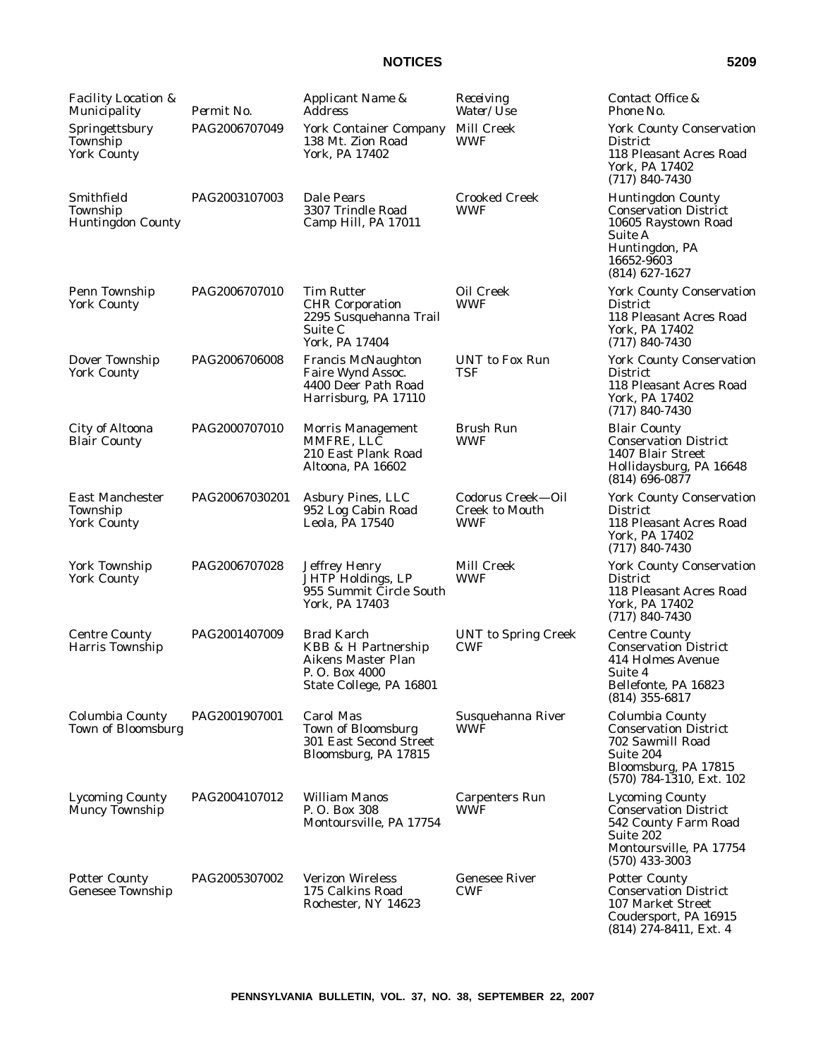| Facility Location & Municipality | Permit No. | Applicant Name & Address | Receiving Water/Use | Contact Office & Phone No. |
|---|---|---|---|---|
| Springettsbury Township York County | PAG2006707049 | York Container Company 138 Mt. Zion Road York, PA 17402 | Mill Creek WWF | York County Conservation District 118 Pleasant Acres Road York, PA 17402 (717) 840-7430 |
| Smithfield Township Huntingdon County | PAG2003107003 | Dale Pears 3307 Trindle Road Camp Hill, PA 17011 | Crooked Creek WWF | Huntingdon County Conservation District 10605 Raystown Road Suite A Huntingdon, PA 16652-9603 (814) 627-1627 |
| Penn Township York County | PAG2006707010 | Tim Rutter CHR Corporation 2295 Susquehanna Trail Suite C York, PA 17404 | Oil Creek WWF | York County Conservation District 118 Pleasant Acres Road York, PA 17402 (717) 840-7430 |
| Dover Township York County | PAG2006706008 | Francis McNaughton Faire Wynd Assoc. 4400 Deer Path Road Harrisburg, PA 17110 | UNT to Fox Run TSF | York County Conservation District 118 Pleasant Acres Road York, PA 17402 (717) 840-7430 |
| City of Altoona Blair County | PAG2000707010 | Morris Management MMFRE, LLC 210 East Plank Road Altoona, PA 16602 | Brush Run WWF | Blair County Conservation District 1407 Blair Street Hollidaysburg, PA 16648 (814) 696-0877 |
| East Manchester Township York County | PAG20067030201 | Asbury Pines, LLC 952 Log Cabin Road Leola, PA 17540 | Codorus Creek—Oil Creek to Mouth WWF | York County Conservation District 118 Pleasant Acres Road York, PA 17402 (717) 840-7430 |
| York Township York County | PAG2006707028 | Jeffrey Henry JHTP Holdings, LP 955 Summit Circle South York, PA 17403 | Mill Creek WWF | York County Conservation District 118 Pleasant Acres Road York, PA 17402 (717) 840-7430 |
| Centre County Harris Township | PAG2001407009 | Brad Karch KBB & H Partnership Aikens Master Plan P. O. Box 4000 State College, PA 16801 | UNT to Spring Creek CWF | Centre County Conservation District 414 Holmes Avenue Suite 4 Bellefonte, PA 16823 (814) 355-6817 |
| Columbia County Town of Bloomsburg | PAG2001907001 | Carol Mas Town of Bloomsburg 301 East Second Street Bloomsburg, PA 17815 | Susquehanna River WWF | Columbia County Conservation District 702 Sawmill Road Suite 204 Bloomsburg, PA 17815 (570) 784-1310, Ext. 102 |
| Lycoming County Muncy Township | PAG2004107012 | William Manos P. O. Box 308 Montoursville, PA 17754 | Carpenters Run WWF | Lycoming County Conservation District 542 County Farm Road Suite 202 Montoursville, PA 17754 (570) 433-3003 |
| Potter County Genesee Township | PAG2005307002 | Verizon Wireless 175 Calkins Road Rochester, NY 14623 | Genesee River CWF | Potter County Conservation District 107 Market Street Coudersport, PA 16915 (814) 274-8411, Ext. 4 |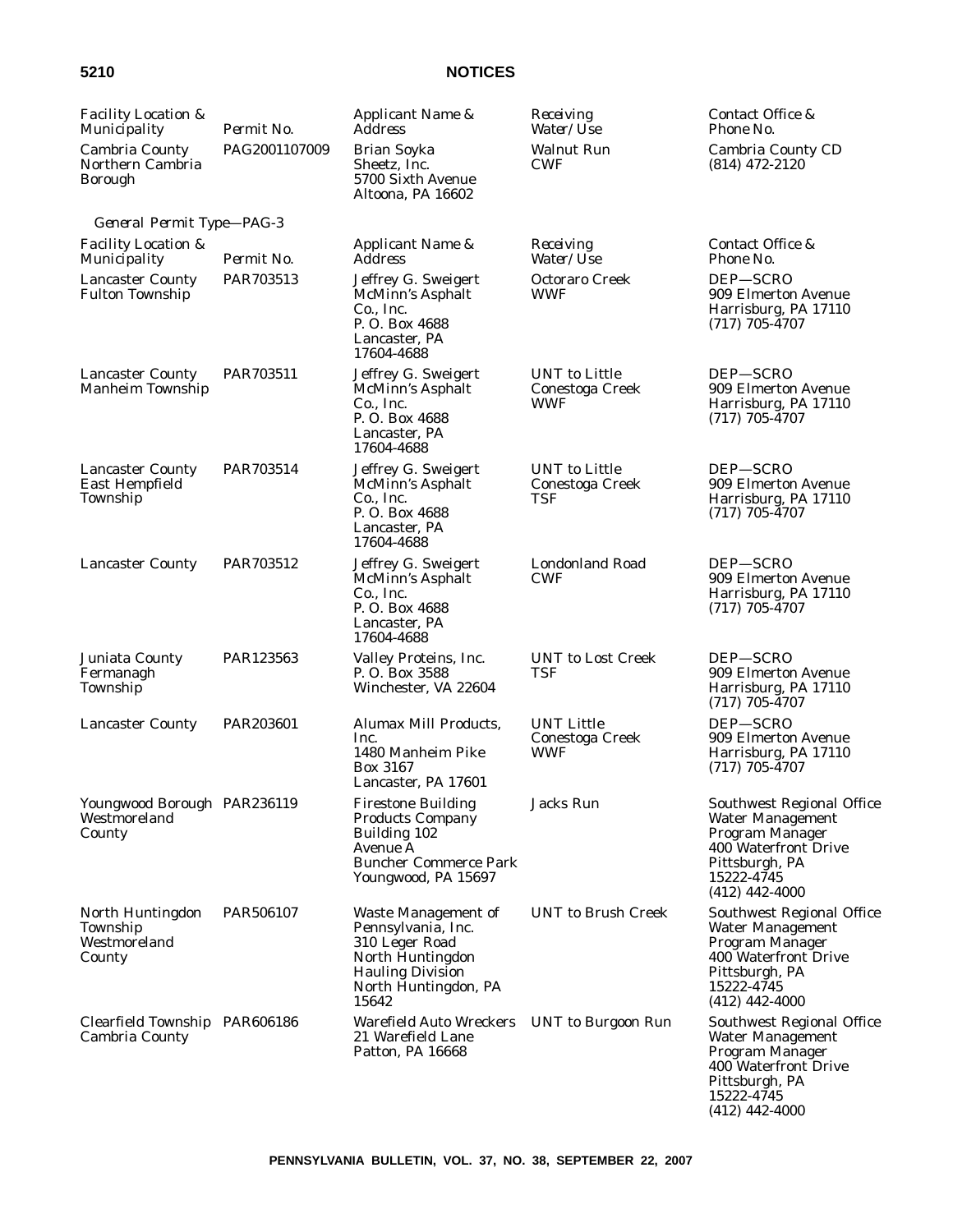| Facility Location & Municipality | Permit No. | Applicant Name & Address | Receiving Water/Use | Contact Office & Phone No. |
|---|---|---|---|---|
| Cambria County Northern Cambria Borough | PAG2001107009 | Brian Soyka Sheetz, Inc. 5700 Sixth Avenue Altoona, PA 16602 | Walnut Run CWF | Cambria County CD (814) 472-2120 |

*General Permit Type—PAG-3*

| Facility Location & Municipality | Permit No. | Applicant Name & Address | Receiving Water/Use | Contact Office & Phone No. |
|---|---|---|---|---|
| Lancaster County Fulton Township | PAR703513 | Jeffrey G. Sweigert McMinn's Asphalt Co., Inc. P. O. Box 4688 Lancaster, PA 17604-4688 | Octoraro Creek WWF | DEP—SCRO 909 Elmerton Avenue Harrisburg, PA 17110 (717) 705-4707 |
| Lancaster County Manheim Township | PAR703511 | Jeffrey G. Sweigert McMinn's Asphalt Co., Inc. P. O. Box 4688 Lancaster, PA 17604-4688 | UNT to Little Conestoga Creek WWF | DEP—SCRO 909 Elmerton Avenue Harrisburg, PA 17110 (717) 705-4707 |
| Lancaster County East Hempfield Township | PAR703514 | Jeffrey G. Sweigert McMinn's Asphalt Co., Inc. P. O. Box 4688 Lancaster, PA 17604-4688 | UNT to Little Conestoga Creek TSF | DEP—SCRO 909 Elmerton Avenue Harrisburg, PA 17110 (717) 705-4707 |
| Lancaster County | PAR703512 | Jeffrey G. Sweigert McMinn's Asphalt Co., Inc. P. O. Box 4688 Lancaster, PA 17604-4688 | Londonland Road CWF | DEP—SCRO 909 Elmerton Avenue Harrisburg, PA 17110 (717) 705-4707 |
| Juniata County Fermanagh Township | PAR123563 | Valley Proteins, Inc. P. O. Box 3588 Winchester, VA 22604 | UNT to Lost Creek TSF | DEP—SCRO 909 Elmerton Avenue Harrisburg, PA 17110 (717) 705-4707 |
| Lancaster County | PAR203601 | Alumax Mill Products, Inc. 1480 Manheim Pike Box 3167 Lancaster, PA 17601 | UNT Little Conestoga Creek WWF | DEP—SCRO 909 Elmerton Avenue Harrisburg, PA 17110 (717) 705-4707 |
| Youngwood Borough Westmoreland County | PAR236119 | Firestone Building Products Company Building 102 Avenue A Buncher Commerce Park Youngwood, PA 15697 | Jacks Run | Southwest Regional Office Water Management Program Manager 400 Waterfront Drive Pittsburgh, PA 15222-4745 (412) 442-4000 |
| North Huntingdon Township Westmoreland County | PAR506107 | Waste Management of Pennsylvania, Inc. 310 Leger Road North Huntingdon Hauling Division North Huntingdon, PA 15642 | UNT to Brush Creek | Southwest Regional Office Water Management Program Manager 400 Waterfront Drive Pittsburgh, PA 15222-4745 (412) 442-4000 |
| Clearfield Township Cambria County | PAR606186 | Warefield Auto Wreckers 21 Warefield Lane Patton, PA 16668 | UNT to Burgoon Run | Southwest Regional Office Water Management Program Manager 400 Waterfront Drive Pittsburgh, PA 15222-4745 (412) 442-4000 |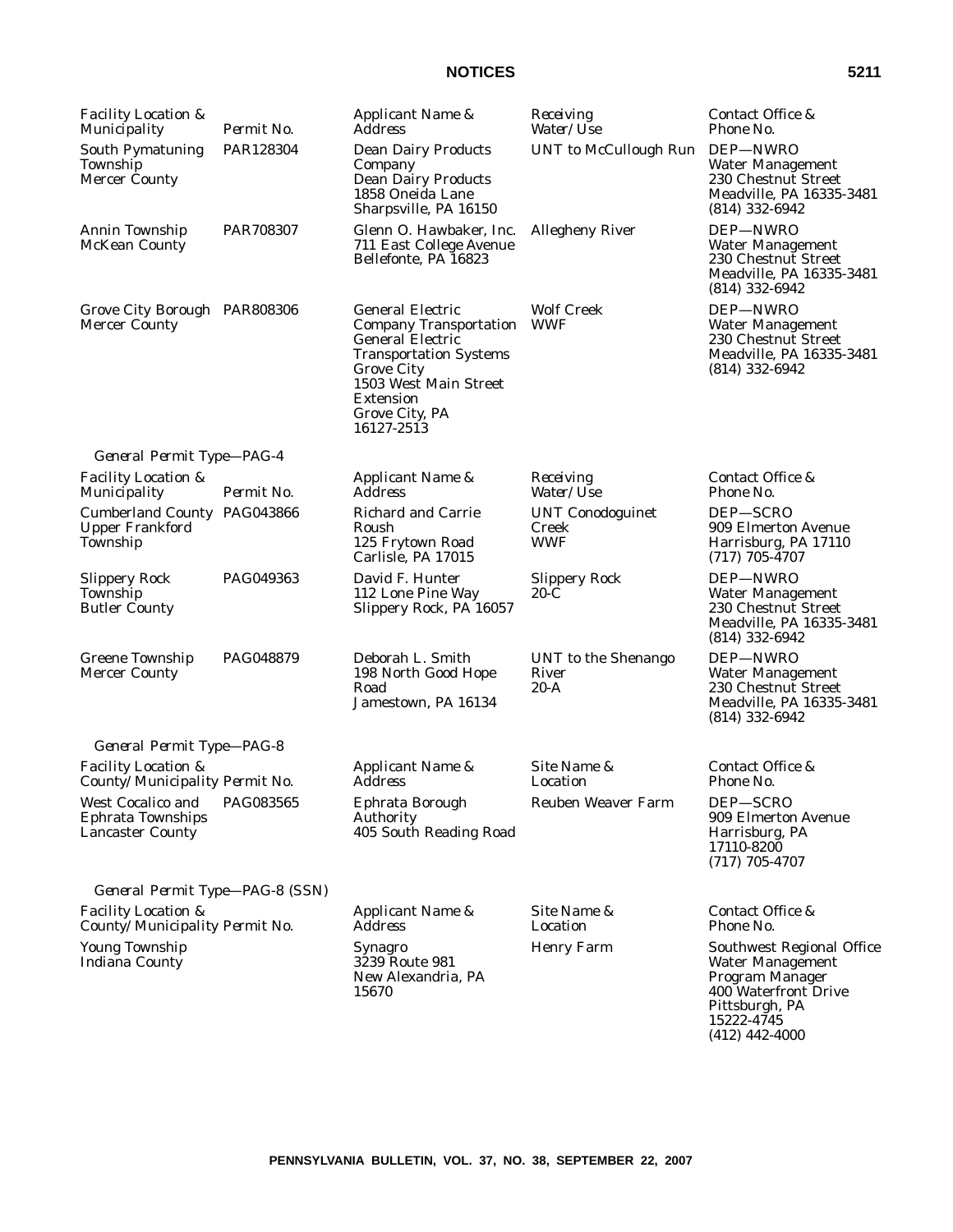| Facility Location & Municipality | Permit No. | Applicant Name & Address | Receiving Water/Use | Contact Office & Phone No. |
|---|---|---|---|---|
| South Pymatuning Township Mercer County | PAR128304 | Dean Dairy Products Company Dean Dairy Products 1858 Oneida Lane Sharpsville, PA 16150 | UNT to McCullough Run | DEP—NWRO Water Management 230 Chestnut Street Meadville, PA 16335-3481 (814) 332-6942 |
| Annin Township McKean County | PAR708307 | Glenn O. Hawbaker, Inc. 711 East College Avenue Bellefonte, PA 16823 | Allegheny River | DEP—NWRO Water Management 230 Chestnut Street Meadville, PA 16335-3481 (814) 332-6942 |
| Grove City Borough Mercer County | PAR808306 | General Electric Company Transportation General Electric Transportation Systems Grove City 1503 West Main Street Extension Grove City, PA 16127-2513 | Wolf Creek WWF | DEP—NWRO Water Management 230 Chestnut Street Meadville, PA 16335-3481 (814) 332-6942 |

*General Permit Type—PAG-4*

| Facility Location & Municipality | Permit No. | Applicant Name & Address | Receiving Water/Use | Contact Office & Phone No. |
|---|---|---|---|---|
| Cumberland County Upper Frankford Township | PAG043866 | Richard and Carrie Roush 125 Frytown Road Carlisle, PA 17015 | UNT Conodoguinet Creek WWF | DEP—SCRO 909 Elmerton Avenue Harrisburg, PA 17110 (717) 705-4707 |
| Slippery Rock Township Butler County | PAG049363 | David F. Hunter 112 Lone Pine Way Slippery Rock, PA 16057 | Slippery Rock 20-C | DEP—NWRO Water Management 230 Chestnut Street Meadville, PA 16335-3481 (814) 332-6942 |
| Greene Township Mercer County | PAG048879 | Deborah L. Smith 198 North Good Hope Road Jamestown, PA 16134 | UNT to the Shenango River 20-A | DEP—NWRO Water Management 230 Chestnut Street Meadville, PA 16335-3481 (814) 332-6942 |

*General Permit Type—PAG-8*

| Facility Location & County/Municipality | Permit No. | Applicant Name & Address | Site Name & Location | Contact Office & Phone No. |
|---|---|---|---|---|
| West Cocalico and Ephrata Townships Lancaster County | PAG083565 | Ephrata Borough Authority 405 South Reading Road | Reuben Weaver Farm | DEP—SCRO 909 Elmerton Avenue Harrisburg, PA 17110-8200 (717) 705-4707 |

*General Permit Type—PAG-8 (SSN)*

| Facility Location & County/Municipality | Permit No. | Applicant Name & Address | Site Name & Location | Contact Office & Phone No. |
|---|---|---|---|---|
| Young Township Indiana County | | Synagro 3239 Route 981 New Alexandria, PA 15670 | Henry Farm | Southwest Regional Office Water Management Program Manager 400 Waterfront Drive Pittsburgh, PA 15222-4745 (412) 442-4000 |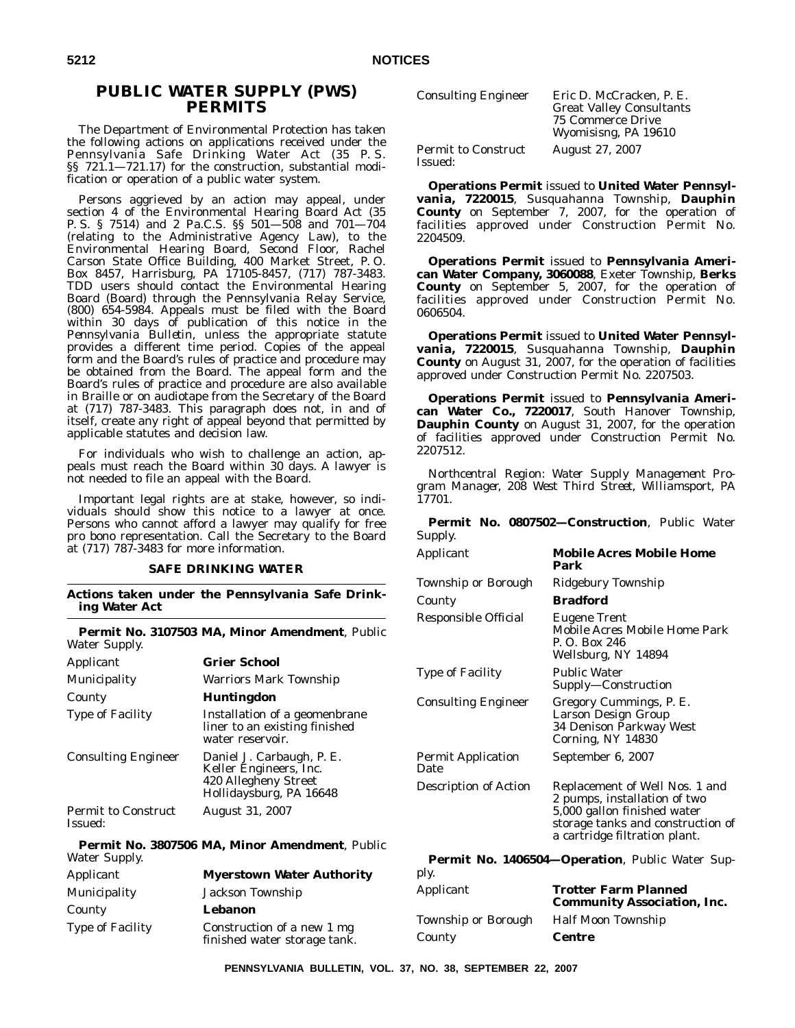# PUBLIC WATER SUPPLY (PWS) PERMITS

The Department of Environmental Protection has taken the following actions on applications received under the Pennsylvania Safe Drinking Water Act (35 P. S. §§ 721.1—721.17) for the construction, substantial modification or operation of a public water system.

Persons aggrieved by an action may appeal, under section 4 of the Environmental Hearing Board Act (35 P. S. § 7514) and 2 Pa.C.S. §§ 501—508 and 701—704 (relating to the Administrative Agency Law), to the Environmental Hearing Board, Second Floor, Rachel Carson State Office Building, 400 Market Street, P. O. Box 8457, Harrisburg, PA 17105-8457, (717) 787-3483. TDD users should contact the Environmental Hearing Board (Board) through the Pennsylvania Relay Service, (800) 654-5984. Appeals must be filed with the Board within 30 days of publication of this notice in the *Pennsylvania Bulletin*, unless the appropriate statute provides a different time period. Copies of the appeal form and the Board's rules of practice and procedure may be obtained from the Board. The appeal form and the Board's rules of practice and procedure are also available in Braille or on audiotape from the Secretary of the Board at (717) 787-3483. This paragraph does not, in and of itself, create any right of appeal beyond that permitted by applicable statutes and decision law.

For individuals who wish to challenge an action, appeals must reach the Board within 30 days. A lawyer is not needed to file an appeal with the Board.

Important legal rights are at stake, however, so individuals should show this notice to a lawyer at once. Persons who cannot afford a lawyer may qualify for free pro bono representation. Call the Secretary to the Board at (717) 787-3483 for more information.

## SAFE DRINKING WATER

### Actions taken under the Pennsylvania Safe Drinking Water Act

**Permit No. 3107503 MA, Minor Amendment**, Public Water Supply.

| | |
|---|---|
| Applicant | **Grier School** |
| Municipality | Warriors Mark Township |
| County | **Huntingdon** |
| Type of Facility | Installation of a geomenbrane liner to an existing finished water reservoir. |
| Consulting Engineer | Daniel J. Carbaugh, P. E.<br>Keller Engineers, Inc.<br>420 Allegheny Street<br>Hollidaysburg, PA 16648 |
| Permit to Construct Issued: | August 31, 2007 |

**Permit No. 3807506 MA, Minor Amendment**, Public Water Supply.

| | |
|---|---|
| Applicant | **Myerstown Water Authority** |
| Municipality | Jackson Township |
| County | **Lebanon** |
| Type of Facility | Construction of a new 1 mg finished water storage tank. |
| Consulting Engineer | Eric D. McCracken, P. E.<br>Great Valley Consultants<br>75 Commerce Drive<br>Wyomisisng, PA 19610 |
| Permit to Construct Issued: | August 27, 2007 |

**Operations Permit** issued to **United Water Pennsylvania, 7220015**, Susquahanna Township, **Dauphin County** on September 7, 2007, for the operation of facilities approved under Construction Permit No. 2204509.

**Operations Permit** issued to **Pennsylvania American Water Company, 3060088**, Exeter Township, **Berks County** on September 5, 2007, for the operation of facilities approved under Construction Permit No. 0606504.

**Operations Permit** issued to **United Water Pennsylvania, 7220015**, Susquahanna Township, **Dauphin County** on August 31, 2007, for the operation of facilities approved under Construction Permit No. 2207503.

**Operations Permit** issued to **Pennsylvania American Water Co., 7220017**, South Hanover Township, **Dauphin County** on August 31, 2007, for the operation of facilities approved under Construction Permit No. 2207512.

*Northcentral Region: Water Supply Management Program Manager, 208 West Third Street, Williamsport, PA 17701.*

**Permit No. 0807502—Construction**, Public Water Supply.

| | |
|---|---|
| Applicant | **Mobile Acres Mobile Home Park** |
| Township or Borough | Ridgebury Township |
| County | **Bradford** |
| Responsible Official | Eugene Trent<br>Mobile Acres Mobile Home Park<br>P. O. Box 246<br>Wellsburg, NY 14894 |
| Type of Facility | Public Water Supply—Construction |
| Consulting Engineer | Gregory Cummings, P. E.<br>Larson Design Group<br>34 Denison Parkway West<br>Corning, NY 14830 |
| Permit Application Date | September 6, 2007 |
| Description of Action | Replacement of Well Nos. 1 and 2 pumps, installation of two 5,000 gallon finished water storage tanks and construction of a cartridge filtration plant. |

**Permit No. 1406504—Operation**, Public Water Supply.

| | |
|---|---|
| Applicant | **Trotter Farm Planned Community Association, Inc.** |
| Township or Borough | Half Moon Township |
| County | **Centre** |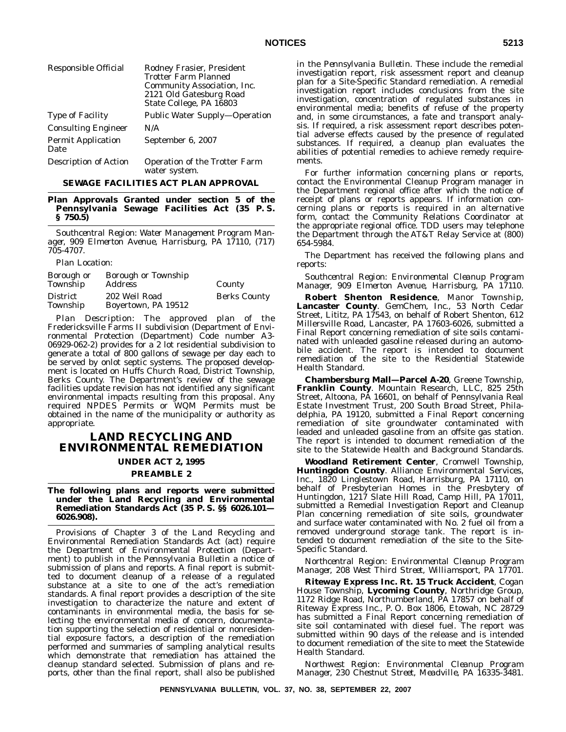| | |
|---|---|
| Responsible Official | Rodney Frasier, President Trotter Farm Planned Community Association, Inc. 2121 Old Gatesburg Road State College, PA 16803 |
| Type of Facility | Public Water Supply—Operation |
| Consulting Engineer | N/A |
| Permit Application Date | September 6, 2007 |
| Description of Action | Operation of the Trotter Farm water system. |

**SEWAGE FACILITIES ACT PLAN APPROVAL**

**Plan Approvals Granted under section 5 of the Pennsylvania Sewage Facilities Act (35 P. S. § 750.5)**

*Southcentral Region: Water Management Program Manager, 909 Elmerton Avenue, Harrisburg, PA 17110, (717) 705-4707.*

*Plan Location:*

| Borough or Township | Borough or Township Address | County |
|---|---|---|
| District Township | 202 Weil Road Boyertown, PA 19512 | Berks County |

*Plan Description:* The approved plan of the Fredericksville Farms II subdivision (Department of Environmental Protection (Department) Code number A3-06929-062-2) provides for a 2 lot residential subdivision to generate a total of 800 gallons of sewage per day each to be served by onlot septic systems. The proposed development is located on Huffs Church Road, District Township, Berks County. The Department's review of the sewage facilities update revision has not identified any significant environmental impacts resulting from this proposal. Any required NPDES Permits or WQM Permits must be obtained in the name of the municipality or authority as appropriate.

# LAND RECYCLING AND ENVIRONMENTAL REMEDIATION

## UNDER ACT 2, 1995

## PREAMBLE 2

**The following plans and reports were submitted under the Land Recycling and Environmental Remediation Standards Act (35 P. S. §§ 6026.101—6026.908).**

Provisions of Chapter 3 of the Land Recycling and Environmental Remediation Standards Act (act) require the Department of Environmental Protection (Department) to publish in the *Pennsylvania Bulletin* a notice of submission of plans and reports. A final report is submitted to document cleanup of a release of a regulated substance at a site to one of the act's remediation standards. A final report provides a description of the site investigation to characterize the nature and extent of contaminants in environmental media, the basis for selecting the environmental media of concern, documentation supporting the selection of residential or nonresidential exposure factors, a description of the remediation performed and summaries of sampling analytical results which demonstrate that remediation has attained the cleanup standard selected. Submission of plans and reports, other than the final report, shall also be published in the *Pennsylvania Bulletin*. These include the remedial investigation report, risk assessment report and cleanup plan for a Site-Specific Standard remediation. A remedial investigation report includes conclusions from the site investigation, concentration of regulated substances in environmental media; benefits of refuse of the property and, in some circumstances, a fate and transport analysis. If required, a risk assessment report describes potential adverse effects caused by the presence of regulated substances. If required, a cleanup plan evaluates the abilities of potential remedies to achieve remedy requirements.

For further information concerning plans or reports, contact the Environmental Cleanup Program manager in the Department regional office after which the notice of receipt of plans or reports appears. If information concerning plans or reports is required in an alternative form, contact the Community Relations Coordinator at the appropriate regional office. TDD users may telephone the Department through the AT&T Relay Service at (800) 654-5984.

The Department has received the following plans and reports:

*Southcentral Region: Environmental Cleanup Program Manager, 909 Elmerton Avenue, Harrisburg, PA 17110.*

**Robert Shenton Residence**, Manor Township, **Lancaster County**. GemChem, Inc., 53 North Cedar Street, Lititz, PA 17543, on behalf of Robert Shenton, 612 Millersville Road, Lancaster, PA 17603-6026, submitted a Final Report concerning remediation of site soils contaminated with unleaded gasoline released during an automobile accident. The report is intended to document remediation of the site to the Residential Statewide Health Standard.

**Chambersburg Mall—Parcel A-20**, Greene Township, **Franklin County**. Mountain Research, LLC, 825 25th Street, Altoona, PA 16601, on behalf of Pennsylvania Real Estate Investment Trust, 200 South Broad Street, Philadelphia, PA 19120, submitted a Final Report concerning remediation of site groundwater contaminated with leaded and unleaded gasoline from an offsite gas station. The report is intended to document remediation of the site to the Statewide Health and Background Standards.

**Woodland Retirement Center**, Cromwell Township, **Huntingdon County**. Alliance Environmental Services, Inc., 1820 Linglestown Road, Harrisburg, PA 17110, on behalf of Presbyterian Homes in the Presbytery of Huntingdon, 1217 Slate Hill Road, Camp Hill, PA 17011, submitted a Remedial Investigation Report and Cleanup Plan concerning remediation of site soils, groundwater and surface water contaminated with No. 2 fuel oil from a removed underground storage tank. The report is intended to document remediation of the site to the Site-Specific Standard.

*Northcentral Region: Environmental Cleanup Program Manager, 208 West Third Street, Williamsport, PA 17701.*

**Riteway Express Inc. Rt. 15 Truck Accident**, Cogan House Township, **Lycoming County**, Northridge Group, 1172 Ridge Road, Northumberland, PA 17857 on behalf of Riteway Express Inc., P. O. Box 1806, Etowah, NC 28729 has submitted a Final Report concerning remediation of site soil contaminated with diesel fuel. The report was submitted within 90 days of the release and is intended to document remediation of the site to meet the Statewide Health Standard.

*Northwest Region: Environmental Cleanup Program Manager, 230 Chestnut Street, Meadville, PA 16335-3481.*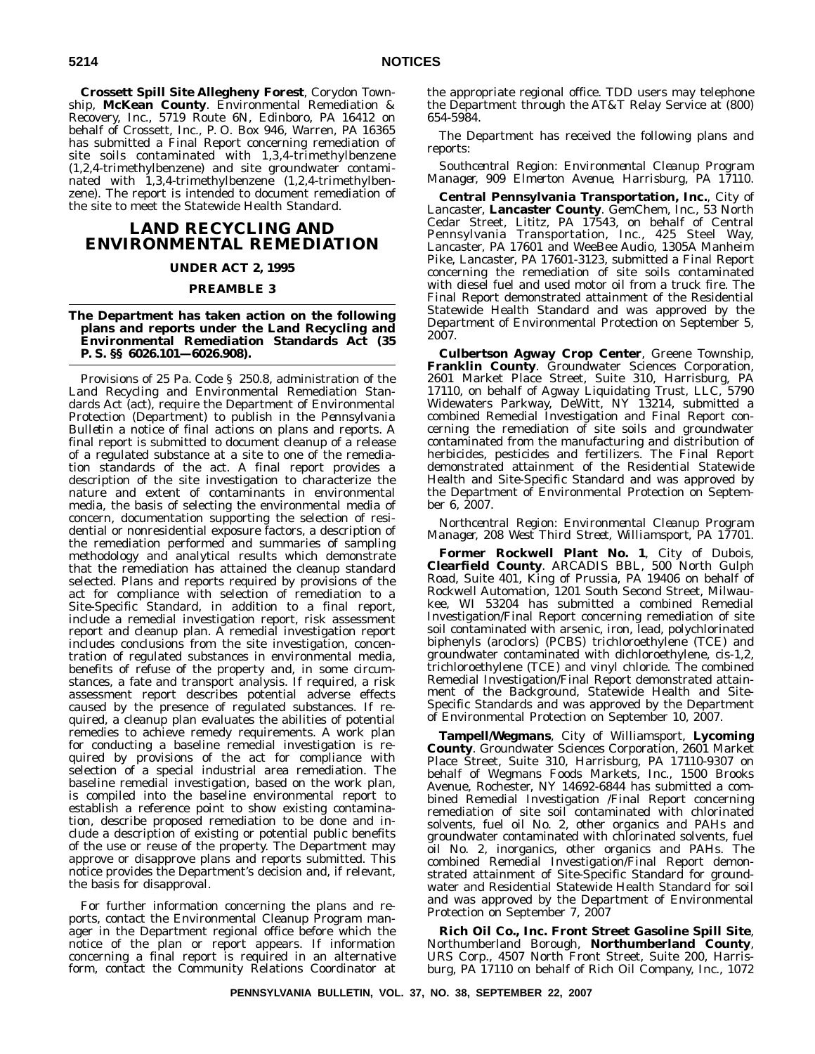**Crossett Spill Site Allegheny Forest**, Corydon Township, **McKean County**. Environmental Remediation & Recovery, Inc., 5719 Route 6N, Edinboro, PA 16412 on behalf of Crossett, Inc., P. O. Box 946, Warren, PA 16365 has submitted a Final Report concerning remediation of site soils contaminated with 1,3,4-trimethylbenzene (1,2,4-trimethylbenzene) and site groundwater contaminated with 1,3,4-trimethylbenzene (1,2,4-trimethylbenzene). The report is intended to document remediation of the site to meet the Statewide Health Standard.

# LAND RECYCLING AND ENVIRONMENTAL REMEDIATION

### UNDER ACT 2, 1995

### PREAMBLE 3

**The Department has taken action on the following plans and reports under the Land Recycling and Environmental Remediation Standards Act (35 P. S. §§ 6026.101—6026.908).**

Provisions of 25 Pa. Code § 250.8, administration of the Land Recycling and Environmental Remediation Standards Act (act), require the Department of Environmental Protection (Department) to publish in the *Pennsylvania Bulletin* a notice of final actions on plans and reports. A final report is submitted to document cleanup of a release of a regulated substance at a site to one of the remediation standards of the act. A final report provides a description of the site investigation to characterize the nature and extent of contaminants in environmental media, the basis of selecting the environmental media of concern, documentation supporting the selection of residential or nonresidential exposure factors, a description of the remediation performed and summaries of sampling methodology and analytical results which demonstrate that the remediation has attained the cleanup standard selected. Plans and reports required by provisions of the act for compliance with selection of remediation to a Site-Specific Standard, in addition to a final report, include a remedial investigation report, risk assessment report and cleanup plan. A remedial investigation report includes conclusions from the site investigation, concentration of regulated substances in environmental media, benefits of refuse of the property and, in some circumstances, a fate and transport analysis. If required, a risk assessment report describes potential adverse effects caused by the presence of regulated substances. If required, a cleanup plan evaluates the abilities of potential remedies to achieve remedy requirements. A work plan for conducting a baseline remedial investigation is required by provisions of the act for compliance with selection of a special industrial area remediation. The baseline remedial investigation, based on the work plan, is compiled into the baseline environmental report to establish a reference point to show existing contamination, describe proposed remediation to be done and include a description of existing or potential public benefits of the use or reuse of the property. The Department may approve or disapprove plans and reports submitted. This notice provides the Department's decision and, if relevant, the basis for disapproval.

For further information concerning the plans and reports, contact the Environmental Cleanup Program manager in the Department regional office before which the notice of the plan or report appears. If information concerning a final report is required in an alternative form, contact the Community Relations Coordinator at the appropriate regional office. TDD users may telephone the Department through the AT&T Relay Service at (800) 654-5984.

The Department has received the following plans and reports:

*Southcentral Region: Environmental Cleanup Program Manager, 909 Elmerton Avenue, Harrisburg, PA 17110.*

**Central Pennsylvania Transportation, Inc.**, City of Lancaster, **Lancaster County**. GemChem, Inc., 53 North Cedar Street, Lititz, PA 17543, on behalf of Central Pennsylvania Transportation, Inc., 425 Steel Way, Lancaster, PA 17601 and WeeBee Audio, 1305A Manheim Pike, Lancaster, PA 17601-3123, submitted a Final Report concerning the remediation of site soils contaminated with diesel fuel and used motor oil from a truck fire. The Final Report demonstrated attainment of the Residential Statewide Health Standard and was approved by the Department of Environmental Protection on September 5, 2007.

**Culbertson Agway Crop Center**, Greene Township, **Franklin County**. Groundwater Sciences Corporation, 2601 Market Place Street, Suite 310, Harrisburg, PA 17110, on behalf of Agway Liquidating Trust, LLC, 5790 Widewaters Parkway, DeWitt, NY 13214, submitted a combined Remedial Investigation and Final Report concerning the remediation of site soils and groundwater contaminated from the manufacturing and distribution of herbicides, pesticides and fertilizers. The Final Report demonstrated attainment of the Residential Statewide Health and Site-Specific Standard and was approved by the Department of Environmental Protection on September 6, 2007.

*Northcentral Region: Environmental Cleanup Program Manager, 208 West Third Street, Williamsport, PA 17701.*

**Former Rockwell Plant No. 1**, City of Dubois, **Clearfield County**. ARCADIS BBL, 500 North Gulph Road, Suite 401, King of Prussia, PA 19406 on behalf of Rockwell Automation, 1201 South Second Street, Milwaukee, WI 53204 has submitted a combined Remedial Investigation/Final Report concerning remediation of site soil contaminated with arsenic, iron, lead, polychlorinated biphenyls (aroclors) (PCBS) trichloroethylene (TCE) and groundwater contaminated with dichloroethylene, cis-1,2, trichloroethylene (TCE) and vinyl chloride. The combined Remedial Investigation/Final Report demonstrated attainment of the Background, Statewide Health and Site-Specific Standards and was approved by the Department of Environmental Protection on September 10, 2007.

**Tampell/Wegmans**, City of Williamsport, **Lycoming County**. Groundwater Sciences Corporation, 2601 Market Place Street, Suite 310, Harrisburg, PA 17110-9307 on behalf of Wegmans Foods Markets, Inc., 1500 Brooks Avenue, Rochester, NY 14692-6844 has submitted a combined Remedial Investigation /Final Report concerning remediation of site soil contaminated with chlorinated solvents, fuel oil No. 2, other organics and PAHs and groundwater contaminated with chlorinated solvents, fuel oil No. 2, inorganics, other organics and PAHs. The combined Remedial Investigation/Final Report demonstrated attainment of Site-Specific Standard for groundwater and Residential Statewide Health Standard for soil and was approved by the Department of Environmental Protection on September 7, 2007

**Rich Oil Co., Inc. Front Street Gasoline Spill Site**, Northumberland Borough, **Northumberland County**, URS Corp., 4507 North Front Street, Suite 200, Harrisburg, PA 17110 on behalf of Rich Oil Company, Inc., 1072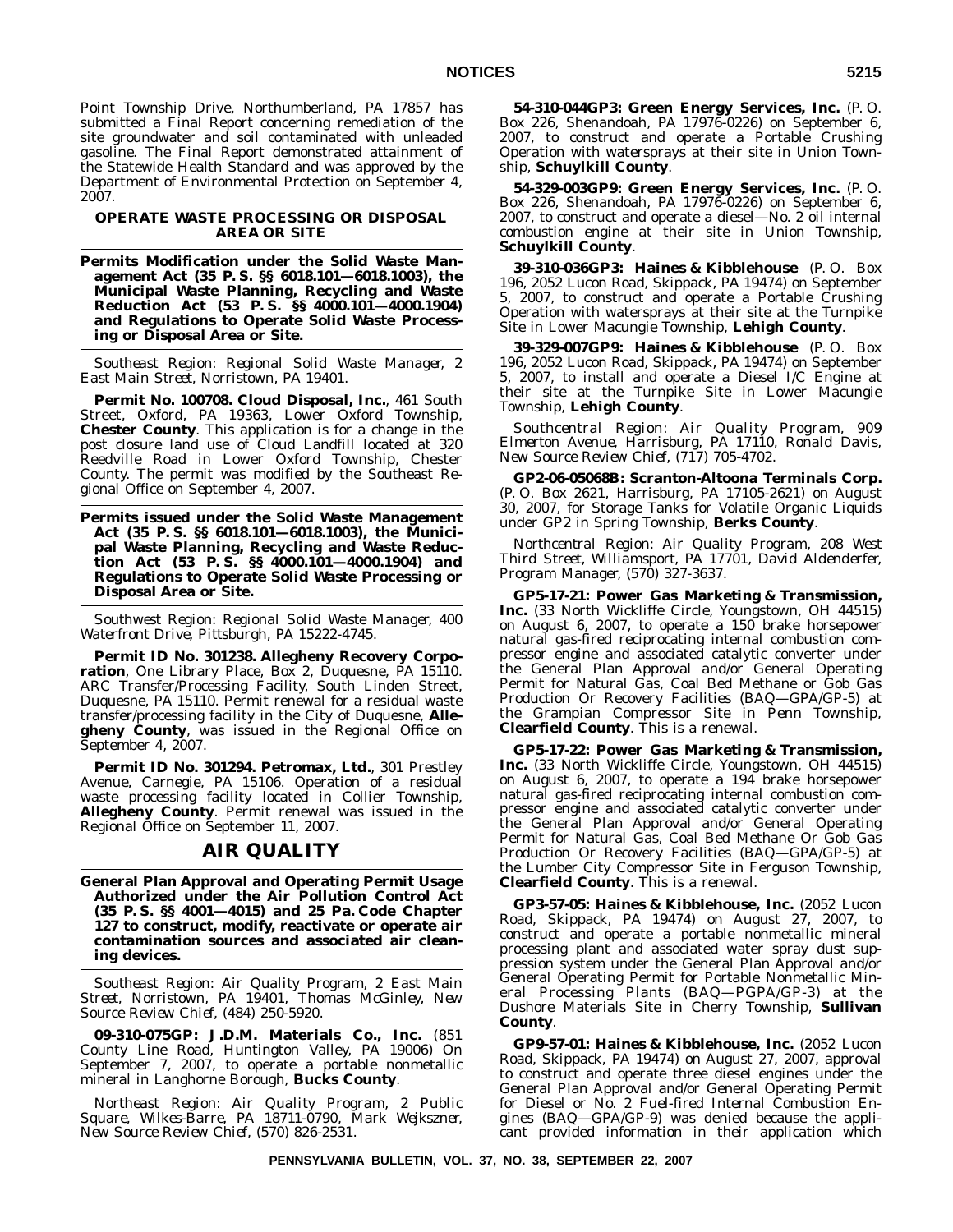Point Township Drive, Northumberland, PA 17857 has submitted a Final Report concerning remediation of the site groundwater and soil contaminated with unleaded gasoline. The Final Report demonstrated attainment of the Statewide Health Standard and was approved by the Department of Environmental Protection on September 4, 2007.

### OPERATE WASTE PROCESSING OR DISPOSAL AREA OR SITE

**Permits Modification under the Solid Waste Management Act (35 P. S. §§ 6018.101—6018.1003), the Municipal Waste Planning, Recycling and Waste Reduction Act (53 P. S. §§ 4000.101—4000.1904) and Regulations to Operate Solid Waste Processing or Disposal Area or Site.**

*Southeast Region: Regional Solid Waste Manager, 2 East Main Street, Norristown, PA 19401.*

**Permit No. 100708. Cloud Disposal, Inc.**, 461 South Street, Oxford, PA 19363, Lower Oxford Township, **Chester County**. This application is for a change in the post closure land use of Cloud Landfill located at 320 Reedville Road in Lower Oxford Township, Chester County. The permit was modified by the Southeast Regional Office on September 4, 2007.

**Permits issued under the Solid Waste Management Act (35 P. S. §§ 6018.101—6018.1003), the Municipal Waste Planning, Recycling and Waste Reduction Act (53 P. S. §§ 4000.101—4000.1904) and Regulations to Operate Solid Waste Processing or Disposal Area or Site.**

*Southwest Region: Regional Solid Waste Manager, 400 Waterfront Drive, Pittsburgh, PA 15222-4745.*

**Permit ID No. 301238. Allegheny Recovery Corporation**, One Library Place, Box 2, Duquesne, PA 15110. ARC Transfer/Processing Facility, South Linden Street, Duquesne, PA 15110. Permit renewal for a residual waste transfer/processing facility in the City of Duquesne, **Allegheny County**, was issued in the Regional Office on September 4, 2007.

**Permit ID No. 301294. Petromax, Ltd.**, 301 Prestley Avenue, Carnegie, PA 15106. Operation of a residual waste processing facility located in Collier Township, **Allegheny County**. Permit renewal was issued in the Regional Office on September 11, 2007.

## AIR QUALITY

**General Plan Approval and Operating Permit Usage Authorized under the Air Pollution Control Act (35 P. S. §§ 4001—4015) and 25 Pa. Code Chapter 127 to construct, modify, reactivate or operate air contamination sources and associated air cleaning devices.**

*Southeast Region: Air Quality Program, 2 East Main Street, Norristown, PA 19401, Thomas McGinley, New Source Review Chief, (484) 250-5920.*

**09-310-075GP: J.D.M. Materials Co., Inc.** (851 County Line Road, Huntington Valley, PA 19006) On September 7, 2007, to operate a portable nonmetallic mineral in Langhorne Borough, **Bucks County**.

*Northeast Region: Air Quality Program, 2 Public Square, Wilkes-Barre, PA 18711-0790, Mark Wejkszner, New Source Review Chief, (570) 826-2531.*

**54-310-044GP3: Green Energy Services, Inc.** (P. O. Box 226, Shenandoah, PA 17976-0226) on September 6, 2007, to construct and operate a Portable Crushing Operation with watersprays at their site in Union Township, **Schuylkill County**.

**54-329-003GP9: Green Energy Services, Inc.** (P. O. Box 226, Shenandoah, PA 17976-0226) on September 6, 2007, to construct and operate a diesel—No. 2 oil internal combustion engine at their site in Union Township, **Schuylkill County**.

**39-310-036GP3: Haines & Kibblehouse** (P. O. Box 196, 2052 Lucon Road, Skippack, PA 19474) on September 5, 2007, to construct and operate a Portable Crushing Operation with watersprays at their site at the Turnpike Site in Lower Macungie Township, **Lehigh County**.

**39-329-007GP9: Haines & Kibblehouse** (P. O. Box 196, 2052 Lucon Road, Skippack, PA 19474) on September 5, 2007, to install and operate a Diesel I/C Engine at their site at the Turnpike Site in Lower Macungie Township, **Lehigh County**.

*Southcentral Region: Air Quality Program, 909 Elmerton Avenue, Harrisburg, PA 17110, Ronald Davis, New Source Review Chief, (717) 705-4702.*

**GP2-06-05068B: Scranton-Altoona Terminals Corp.** (P. O. Box 2621, Harrisburg, PA 17105-2621) on August 30, 2007, for Storage Tanks for Volatile Organic Liquids under GP2 in Spring Township, **Berks County**.

*Northcentral Region: Air Quality Program, 208 West Third Street, Williamsport, PA 17701, David Aldenderfer, Program Manager, (570) 327-3637.*

**GP5-17-21: Power Gas Marketing & Transmission, Inc.** (33 North Wickliffe Circle, Youngstown, OH 44515) on August 6, 2007, to operate a 150 brake horsepower natural gas-fired reciprocating internal combustion compressor engine and associated catalytic converter under the General Plan Approval and/or General Operating Permit for Natural Gas, Coal Bed Methane or Gob Gas Production Or Recovery Facilities (BAQ—GPA/GP-5) at the Grampian Compressor Site in Penn Township, **Clearfield County**. This is a renewal.

**GP5-17-22: Power Gas Marketing & Transmission, Inc.** (33 North Wickliffe Circle, Youngstown, OH 44515) on August 6, 2007, to operate a 194 brake horsepower natural gas-fired reciprocating internal combustion compressor engine and associated catalytic converter under the General Plan Approval and/or General Operating Permit for Natural Gas, Coal Bed Methane Or Gob Gas Production Or Recovery Facilities (BAQ—GPA/GP-5) at the Lumber City Compressor Site in Ferguson Township, **Clearfield County**. This is a renewal.

**GP3-57-05: Haines & Kibblehouse, Inc.** (2052 Lucon Road, Skippack, PA 19474) on August 27, 2007, to construct and operate a portable nonmetallic mineral processing plant and associated water spray dust suppression system under the General Plan Approval and/or General Operating Permit for Portable Nonmetallic Mineral Processing Plants (BAQ—PGPA/GP-3) at the Dushore Materials Site in Cherry Township, **Sullivan County**.

**GP9-57-01: Haines & Kibblehouse, Inc.** (2052 Lucon Road, Skippack, PA 19474) on August 27, 2007, approval to construct and operate three diesel engines under the General Plan Approval and/or General Operating Permit for Diesel or No. 2 Fuel-fired Internal Combustion Engines (BAQ—GPA/GP-9) was denied because the applicant provided information in their application which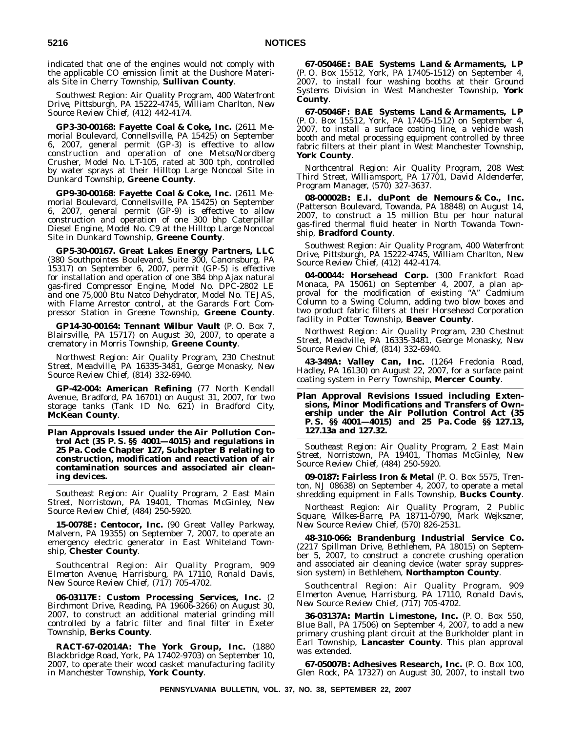indicated that one of the engines would not comply with the applicable CO emission limit at the Dushore Materials Site in Cherry Township, **Sullivan County**.

*Southwest Region: Air Quality Program, 400 Waterfront Drive, Pittsburgh, PA 15222-4745, William Charlton, New Source Review Chief, (412) 442-4174.*

**GP3-30-00168: Fayette Coal & Coke, Inc.** (2611 Memorial Boulevard, Connellsville, PA 15425) on September 6, 2007, general permit (GP-3) is effective to allow construction and operation of one Metso/Nordberg Crusher, Model No. LT-105, rated at 300 tph, controlled by water sprays at their Hilltop Large Noncoal Site in Dunkard Township, **Greene County**.

**GP9-30-00168: Fayette Coal & Coke, Inc.** (2611 Memorial Boulevard, Connellsville, PA 15425) on September 6, 2007, general permit (GP-9) is effective to allow construction and operation of one 300 bhp Caterpillar Diesel Engine, Model No. C9 at the Hilltop Large Noncoal Site in Dunkard Township, **Greene County**.

**GP5-30-00167. Great Lakes Energy Partners, LLC** (380 Southpointes Boulevard, Suite 300, Canonsburg, PA 15317) on September 6, 2007, permit (GP-5) is effective for installation and operation of one 384 bhp Ajax natural gas-fired Compressor Engine, Model No. DPC-2802 LE and one 75,000 Btu Natco Dehydrator, Model No. TEJAS, with Flame Arrestor control, at the Garards Fort Compressor Station in Greene Township, **Greene County**.

**GP14-30-00164: Tennant Wilbur Vault** (P. O. Box 7, Blairsville, PA 15717) on August 30, 2007, to operate a crematory in Morris Township, **Greene County**.

*Northwest Region: Air Quality Program, 230 Chestnut Street, Meadville, PA 16335-3481, George Monasky, New Source Review Chief, (814) 332-6940.*

**GP-42-004: American Refining** (77 North Kendall Avenue, Bradford, PA 16701) on August 31, 2007, for two storage tanks (Tank ID No. 621) in Bradford City, **McKean County**.

**Plan Approvals Issued under the Air Pollution Control Act (35 P. S. §§ 4001—4015) and regulations in 25 Pa. Code Chapter 127, Subchapter B relating to construction, modification and reactivation of air contamination sources and associated air cleaning devices.**

*Southeast Region: Air Quality Program, 2 East Main Street, Norristown, PA 19401, Thomas McGinley, New Source Review Chief, (484) 250-5920.*

**15-0078E: Centocor, Inc.** (90 Great Valley Parkway, Malvern, PA 19355) on September 7, 2007, to operate an emergency electric generator in East Whiteland Township, **Chester County**.

*Southcentral Region: Air Quality Program, 909 Elmerton Avenue, Harrisburg, PA 17110, Ronald Davis, New Source Review Chief, (717) 705-4702.*

**06-03117E: Custom Processing Services, Inc.** (2 Birchmont Drive, Reading, PA 19606-3266) on August 30, 2007, to construct an additional material grinding mill controlled by a fabric filter and final filter in Exeter Township, **Berks County**.

**RACT-67-02014A: The York Group, Inc.** (1880 Blackbridge Road, York, PA 17402-9703) on September 10, 2007, to operate their wood casket manufacturing facility in Manchester Township, **York County**.

**67-05046E: BAE Systems Land & Armaments, LP** (P. O. Box 15512, York, PA 17405-1512) on September 4, 2007, to install four washing booths at their Ground Systems Division in West Manchester Township, **York County**.

**67-05046F: BAE Systems Land & Armaments, LP** (P. O. Box 15512, York, PA 17405-1512) on September 4, 2007, to install a surface coating line, a vehicle wash booth and metal processing equipment controlled by three fabric filters at their plant in West Manchester Township, **York County**.

*Northcentral Region: Air Quality Program, 208 West Third Street, Williamsport, PA 17701, David Aldenderfer, Program Manager, (570) 327-3637.*

**08-00002B: E.I. duPont de Nemours & Co., Inc.** (Patterson Boulevard, Towanda, PA 18848) on August 14, 2007, to construct a 15 million Btu per hour natural gas-fired thermal fluid heater in North Towanda Township, **Bradford County**.

*Southwest Region: Air Quality Program, 400 Waterfront Drive, Pittsburgh, PA 15222-4745, William Charlton, New Source Review Chief, (412) 442-4174.*

**04-00044: Horsehead Corp.** (300 Frankfort Road Monaca, PA 15061) on September 4, 2007, a plan approval for the modification of existing "A" Cadmium Column to a Swing Column, adding two blow boxes and two product fabric filters at their Horsehead Corporation facility in Potter Township, **Beaver County**.

*Northwest Region: Air Quality Program, 230 Chestnut Street, Meadville, PA 16335-3481, George Monasky, New Source Review Chief, (814) 332-6940.*

**43-349A: Valley Can, Inc.** (1264 Fredonia Road, Hadley, PA 16130) on August 22, 2007, for a surface paint coating system in Perry Township, **Mercer County**.

**Plan Approval Revisions Issued including Extensions, Minor Modifications and Transfers of Ownership under the Air Pollution Control Act (35 P. S. §§ 4001—4015) and 25 Pa. Code §§ 127.13, 127.13a and 127.32.**

*Southeast Region: Air Quality Program, 2 East Main Street, Norristown, PA 19401, Thomas McGinley, New Source Review Chief, (484) 250-5920.*

**09-0187: Fairless Iron & Metal** (P. O. Box 5575, Trenton, NJ 08638) on September 4, 2007, to operate a metal shredding equipment in Falls Township, **Bucks County**.

*Northeast Region: Air Quality Program, 2 Public Square, Wilkes-Barre, PA 18711-0790, Mark Wejkszner, New Source Review Chief, (570) 826-2531.*

**48-310-066: Brandenburg Industrial Service Co.** (2217 Spillman Drive, Bethlehem, PA 18015) on September 5, 2007, to construct a concrete crushing operation and associated air cleaning device (water spray suppression system) in Bethlehem, **Northampton County**.

*Southcentral Region: Air Quality Program, 909 Elmerton Avenue, Harrisburg, PA 17110, Ronald Davis, New Source Review Chief, (717) 705-4702.*

**36-03137A: Martin Limestone, Inc.** (P. O. Box 550, Blue Ball, PA 17506) on September 4, 2007, to add a new primary crushing plant circuit at the Burkholder plant in Earl Township, **Lancaster County**. This plan approval was extended.

**67-05007B: Adhesives Research, Inc.** (P. O. Box 100, Glen Rock, PA 17327) on August 30, 2007, to install two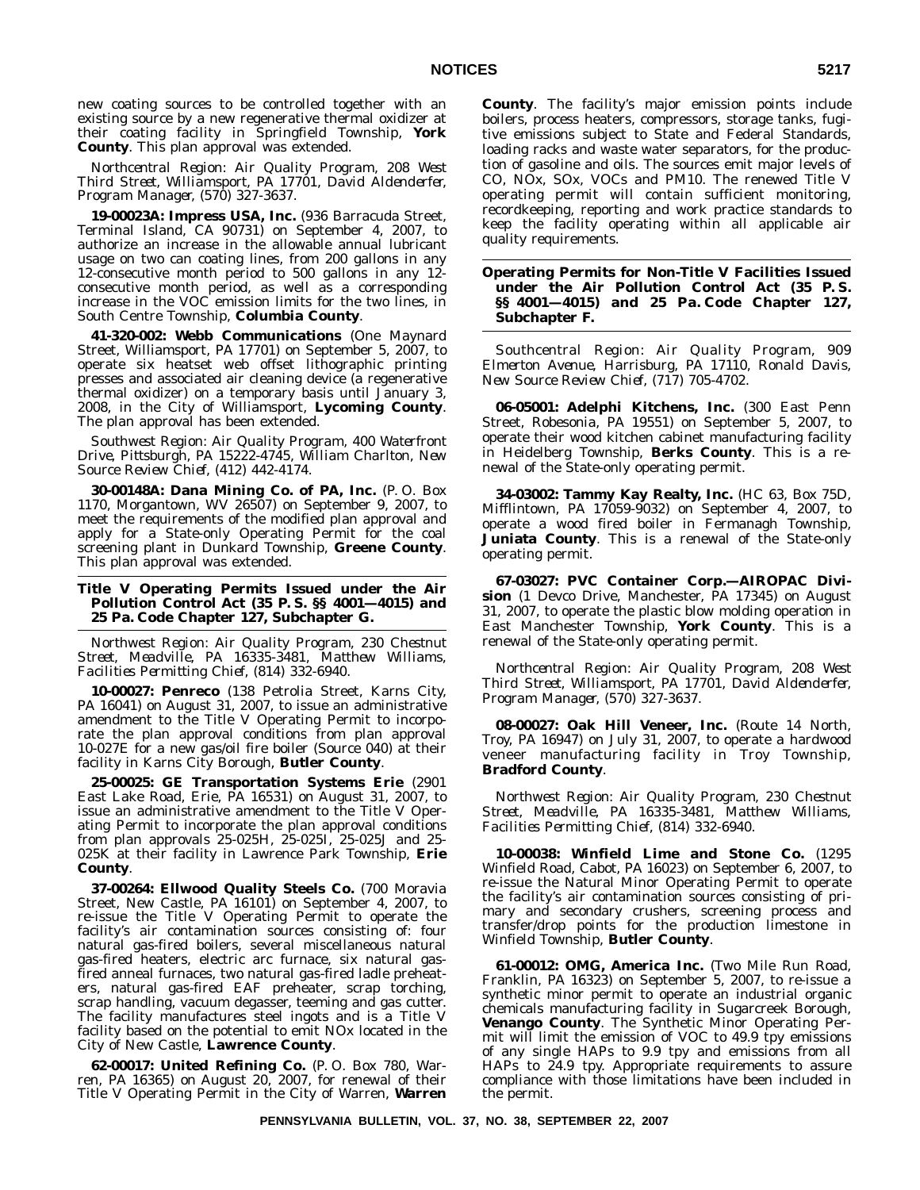new coating sources to be controlled together with an existing source by a new regenerative thermal oxidizer at their coating facility in Springfield Township, **York County**. This plan approval was extended.

*Northcentral Region: Air Quality Program, 208 West Third Street, Williamsport, PA 17701, David Aldenderfer, Program Manager, (570) 327-3637.*

**19-00023A: Impress USA, Inc.** (936 Barracuda Street, Terminal Island, CA 90731) on September 4, 2007, to authorize an increase in the allowable annual lubricant usage on two can coating lines, from 200 gallons in any 12-consecutive month period to 500 gallons in any 12-consecutive month period, as well as a corresponding increase in the VOC emission limits for the two lines, in South Centre Township, **Columbia County**.

**41-320-002: Webb Communications** (One Maynard Street, Williamsport, PA 17701) on September 5, 2007, to operate six heatset web offset lithographic printing presses and associated air cleaning device (a regenerative thermal oxidizer) on a temporary basis until January 3, 2008, in the City of Williamsport, **Lycoming County**. The plan approval has been extended.

*Southwest Region: Air Quality Program, 400 Waterfront Drive, Pittsburgh, PA 15222-4745, William Charlton, New Source Review Chief, (412) 442-4174.*

**30-00148A: Dana Mining Co. of PA, Inc.** (P. O. Box 1170, Morgantown, WV 26507) on September 9, 2007, to meet the requirements of the modified plan approval and apply for a State-only Operating Permit for the coal screening plant in Dunkard Township, **Greene County**. This plan approval was extended.

## Title V Operating Permits Issued under the Air Pollution Control Act (35 P. S. §§ 4001—4015) and 25 Pa. Code Chapter 127, Subchapter G.

*Northwest Region: Air Quality Program, 230 Chestnut Street, Meadville, PA 16335-3481, Matthew Williams, Facilities Permitting Chief, (814) 332-6940.*

**10-00027: Penreco** (138 Petrolia Street, Karns City, PA 16041) on August 31, 2007, to issue an administrative amendment to the Title V Operating Permit to incorporate the plan approval conditions from plan approval 10-027E for a new gas/oil fire boiler (Source 040) at their facility in Karns City Borough, **Butler County**.

**25-00025: GE Transportation Systems Erie** (2901 East Lake Road, Erie, PA 16531) on August 31, 2007, to issue an administrative amendment to the Title V Operating Permit to incorporate the plan approval conditions from plan approvals 25-025H, 25-025I, 25-025J and 25-025K at their facility in Lawrence Park Township, **Erie County**.

**37-00264: Ellwood Quality Steels Co.** (700 Moravia Street, New Castle, PA 16101) on September 4, 2007, to re-issue the Title V Operating Permit to operate the facility's air contamination sources consisting of: four natural gas-fired boilers, several miscellaneous natural gas-fired heaters, electric arc furnace, six natural gas-fired anneal furnaces, two natural gas-fired ladle preheaters, natural gas-fired EAF preheater, scrap torching, scrap handling, vacuum degasser, teeming and gas cutter. The facility manufactures steel ingots and is a Title V facility based on the potential to emit NOx located in the City of New Castle, **Lawrence County**.

**62-00017: United Refining Co.** (P. O. Box 780, Warren, PA 16365) on August 20, 2007, for renewal of their Title V Operating Permit in the City of Warren, **Warren County**. The facility's major emission points include boilers, process heaters, compressors, storage tanks, fugitive emissions subject to State and Federal Standards, loading racks and waste water separators, for the production of gasoline and oils. The sources emit major levels of CO, NOx, SOx, VOCs and PM10. The renewed Title V operating permit will contain sufficient monitoring, recordkeeping, reporting and work practice standards to keep the facility operating within all applicable air quality requirements.

## Operating Permits for Non-Title V Facilities Issued under the Air Pollution Control Act (35 P. S. §§ 4001—4015) and 25 Pa. Code Chapter 127, Subchapter F.

*Southcentral Region: Air Quality Program, 909 Elmerton Avenue, Harrisburg, PA 17110, Ronald Davis, New Source Review Chief, (717) 705-4702.*

**06-05001: Adelphi Kitchens, Inc.** (300 East Penn Street, Robesonia, PA 19551) on September 5, 2007, to operate their wood kitchen cabinet manufacturing facility in Heidelberg Township, **Berks County**. This is a renewal of the State-only operating permit.

**34-03002: Tammy Kay Realty, Inc.** (HC 63, Box 75D, Mifflintown, PA 17059-9032) on September 4, 2007, to operate a wood fired boiler in Fermanagh Township, **Juniata County**. This is a renewal of the State-only operating permit.

**67-03027: PVC Container Corp.—AIROPAC Division** (1 Devco Drive, Manchester, PA 17345) on August 31, 2007, to operate the plastic blow molding operation in East Manchester Township, **York County**. This is a renewal of the State-only operating permit.

*Northcentral Region: Air Quality Program, 208 West Third Street, Williamsport, PA 17701, David Aldenderfer, Program Manager, (570) 327-3637.*

**08-00027: Oak Hill Veneer, Inc.** (Route 14 North, Troy, PA 16947) on July 31, 2007, to operate a hardwood veneer manufacturing facility in Troy Township, **Bradford County**.

*Northwest Region: Air Quality Program, 230 Chestnut Street, Meadville, PA 16335-3481, Matthew Williams, Facilities Permitting Chief, (814) 332-6940.*

**10-00038: Winfield Lime and Stone Co.** (1295 Winfield Road, Cabot, PA 16023) on September 6, 2007, to re-issue the Natural Minor Operating Permit to operate the facility's air contamination sources consisting of primary and secondary crushers, screening process and transfer/drop points for the production limestone in Winfield Township, **Butler County**.

**61-00012: OMG, America Inc.** (Two Mile Run Road, Franklin, PA 16323) on September 5, 2007, to re-issue a synthetic minor permit to operate an industrial organic chemicals manufacturing facility in Sugarcreek Borough, **Venango County**. The Synthetic Minor Operating Permit will limit the emission of VOC to 49.9 tpy emissions of any single HAPs to 9.9 tpy and emissions from all HAPs to 24.9 tpy. Appropriate requirements to assure compliance with those limitations have been included in the permit.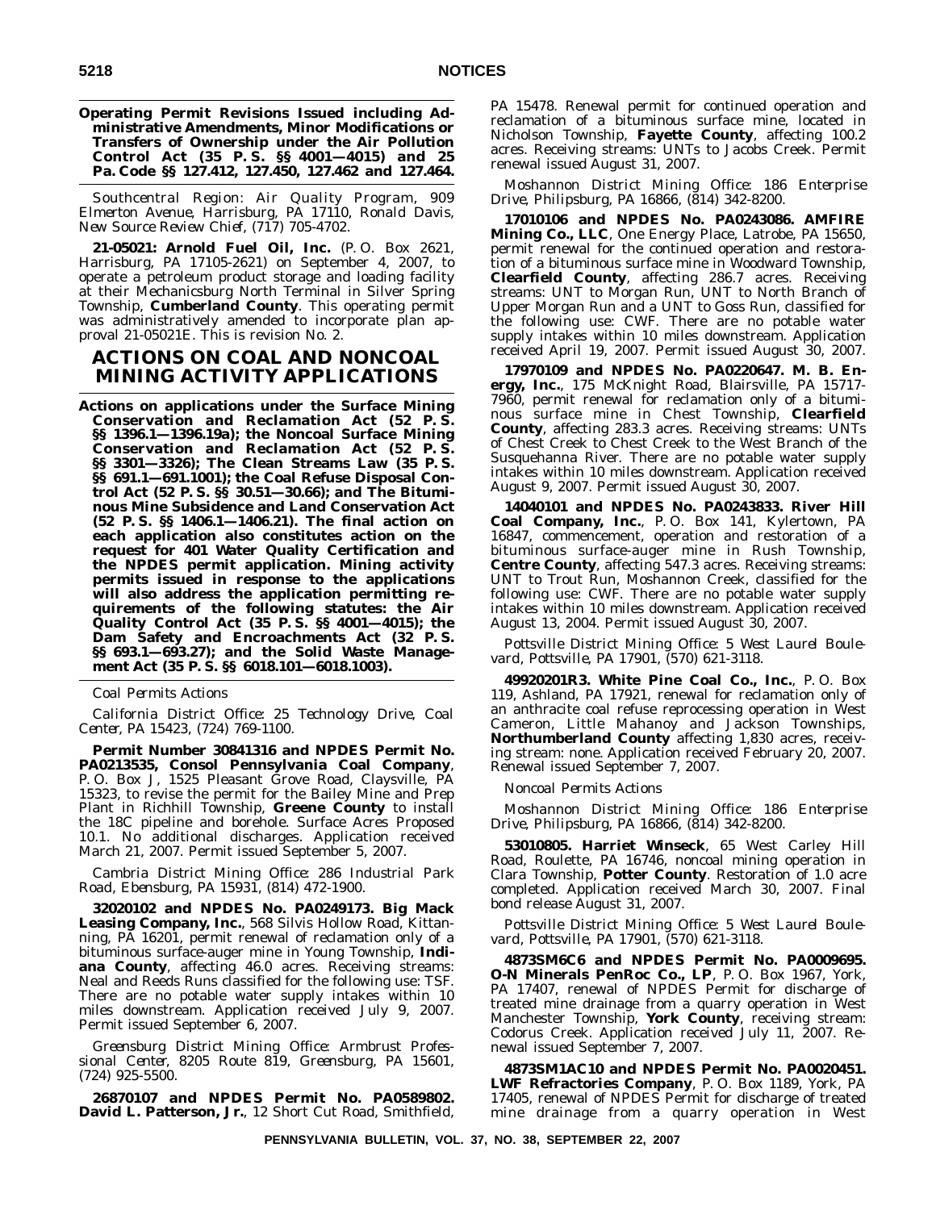**Operating Permit Revisions Issued including Administrative Amendments, Minor Modifications or Transfers of Ownership under the Air Pollution Control Act (35 P. S. §§ 4001—4015) and 25 Pa. Code §§ 127.412, 127.450, 127.462 and 127.464.**

*Southcentral Region: Air Quality Program, 909 Elmerton Avenue, Harrisburg, PA 17110, Ronald Davis, New Source Review Chief, (717) 705-4702.*

**21-05021: Arnold Fuel Oil, Inc.** (P. O. Box 2621, Harrisburg, PA 17105-2621) on September 4, 2007, to operate a petroleum product storage and loading facility at their Mechanicsburg North Terminal in Silver Spring Township, **Cumberland County**. This operating permit was administratively amended to incorporate plan approval 21-05021E. This is revision No. 2.

# ACTIONS ON COAL AND NONCOAL MINING ACTIVITY APPLICATIONS

**Actions on applications under the Surface Mining Conservation and Reclamation Act (52 P. S. §§ 1396.1—1396.19a); the Noncoal Surface Mining Conservation and Reclamation Act (52 P. S. §§ 3301—3326); The Clean Streams Law (35 P. S. §§ 691.1—691.1001); the Coal Refuse Disposal Control Act (52 P. S. §§ 30.51—30.66); and The Bituminous Mine Subsidence and Land Conservation Act (52 P. S. §§ 1406.1—1406.21). The final action on each application also constitutes action on the request for 401 Water Quality Certification and the NPDES permit application. Mining activity permits issued in response to the applications will also address the application permitting requirements of the following statutes: the Air Quality Control Act (35 P. S. §§ 4001—4015); the Dam Safety and Encroachments Act (32 P. S. §§ 693.1—693.27); and the Solid Waste Management Act (35 P. S. §§ 6018.101—6018.1003).**

*Coal Permits Actions*

*California District Office: 25 Technology Drive, Coal Center, PA 15423, (724) 769-1100.*

**Permit Number 30841316 and NPDES Permit No. PA0213535, Consol Pennsylvania Coal Company**, P. O. Box J, 1525 Pleasant Grove Road, Claysville, PA 15323, to revise the permit for the Bailey Mine and Prep Plant in Richhill Township, **Greene County** to install the 18C pipeline and borehole. Surface Acres Proposed 10.1. No additional discharges. Application received March 21, 2007. Permit issued September 5, 2007.

*Cambria District Mining Office: 286 Industrial Park Road, Ebensburg, PA 15931, (814) 472-1900.*

**32020102 and NPDES No. PA0249173. Big Mack Leasing Company, Inc.**, 568 Silvis Hollow Road, Kittanning, PA 16201, permit renewal of reclamation only of a bituminous surface-auger mine in Young Township, **Indiana County**, affecting 46.0 acres. Receiving streams: Neal and Reeds Runs classified for the following use: TSF. There are no potable water supply intakes within 10 miles downstream. Application received July 9, 2007. Permit issued September 6, 2007.

*Greensburg District Mining Office: Armbrust Professional Center, 8205 Route 819, Greensburg, PA 15601, (724) 925-5500.*

**26870107 and NPDES Permit No. PA0589802. David L. Patterson, Jr.**, 12 Short Cut Road, Smithfield, PA 15478. Renewal permit for continued operation and reclamation of a bituminous surface mine, located in Nicholson Township, **Fayette County**, affecting 100.2 acres. Receiving streams: UNTs to Jacobs Creek. Permit renewal issued August 31, 2007.

*Moshannon District Mining Office: 186 Enterprise Drive, Philipsburg, PA 16866, (814) 342-8200.*

**17010106 and NPDES No. PA0243086. AMFIRE Mining Co., LLC**, One Energy Place, Latrobe, PA 15650, permit renewal for the continued operation and restoration of a bituminous surface mine in Woodward Township, **Clearfield County**, affecting 286.7 acres. Receiving streams: UNT to Morgan Run, UNT to North Branch of Upper Morgan Run and a UNT to Goss Run, classified for the following use: CWF. There are no potable water supply intakes within 10 miles downstream. Application received April 19, 2007. Permit issued August 30, 2007.

**17970109 and NPDES No. PA0220647. M. B. Energy, Inc.**, 175 McKnight Road, Blairsville, PA 15717-7960, permit renewal for reclamation only of a bituminous surface mine in Chest Township, **Clearfield County**, affecting 283.3 acres. Receiving streams: UNTs of Chest Creek to Chest Creek to the West Branch of the Susquehanna River. There are no potable water supply intakes within 10 miles downstream. Application received August 9, 2007. Permit issued August 30, 2007.

**14040101 and NPDES No. PA0243833. River Hill Coal Company, Inc.**, P. O. Box 141, Kylertown, PA 16847, commencement, operation and restoration of a bituminous surface-auger mine in Rush Township, **Centre County**, affecting 547.3 acres. Receiving streams: UNT to Trout Run, Moshannon Creek, classified for the following use: CWF. There are no potable water supply intakes within 10 miles downstream. Application received August 13, 2004. Permit issued August 30, 2007.

*Pottsville District Mining Office: 5 West Laurel Boulevard, Pottsville, PA 17901, (570) 621-3118.*

**49920201R3. White Pine Coal Co., Inc.**, P. O. Box 119, Ashland, PA 17921, renewal for reclamation only of an anthracite coal refuse reprocessing operation in West Cameron, Little Mahanoy and Jackson Townships, **Northumberland County** affecting 1,830 acres, receiving stream: none. Application received February 20, 2007. Renewal issued September 7, 2007.

*Noncoal Permits Actions*

*Moshannon District Mining Office: 186 Enterprise Drive, Philipsburg, PA 16866, (814) 342-8200.*

**53010805. Harriet Winseck**, 65 West Carley Hill Road, Roulette, PA 16746, noncoal mining operation in Clara Township, **Potter County**. Restoration of 1.0 acre completed. Application received March 30, 2007. Final bond release August 31, 2007.

*Pottsville District Mining Office: 5 West Laurel Boulevard, Pottsville, PA 17901, (570) 621-3118.*

**4873SM6C6 and NPDES Permit No. PA0009695. O-N Minerals PenRoc Co., LP**, P. O. Box 1967, York, PA 17407, renewal of NPDES Permit for discharge of treated mine drainage from a quarry operation in West Manchester Township, **York County**, receiving stream: Codorus Creek. Application received July 11, 2007. Renewal issued September 7, 2007.

**4873SM1AC10 and NPDES Permit No. PA0020451. LWF Refractories Company**, P. O. Box 1189, York, PA 17405, renewal of NPDES Permit for discharge of treated mine drainage from a quarry operation in West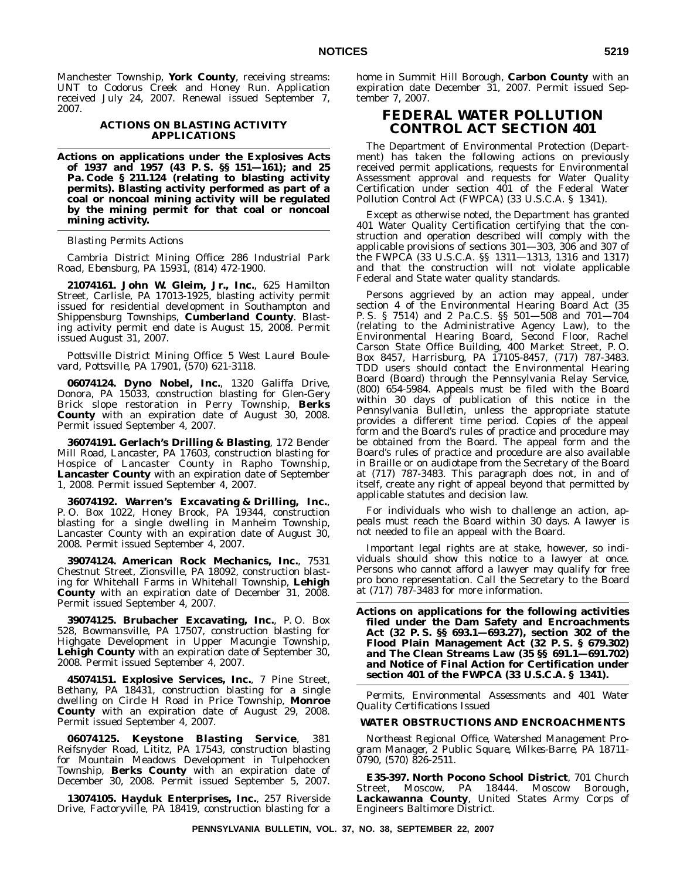Manchester Township, **York County**, receiving streams: UNT to Codorus Creek and Honey Run. Application received July 24, 2007. Renewal issued September 7, 2007.

### ACTIONS ON BLASTING ACTIVITY APPLICATIONS

**Actions on applications under the Explosives Acts of 1937 and 1957 (43 P. S. §§ 151—161); and 25 Pa. Code § 211.124 (relating to blasting activity permits). Blasting activity performed as part of a coal or noncoal mining activity will be regulated by the mining permit for that coal or noncoal mining activity.**

*Blasting Permits Actions*

*Cambria District Mining Office: 286 Industrial Park Road, Ebensburg, PA 15931, (814) 472-1900.*

**21074161. John W. Gleim, Jr., Inc.**, 625 Hamilton Street, Carlisle, PA 17013-1925, blasting activity permit issued for residential development in Southampton and Shippensburg Townships, **Cumberland County**. Blasting activity permit end date is August 15, 2008. Permit issued August 31, 2007.

*Pottsville District Mining Office: 5 West Laurel Boulevard, Pottsville, PA 17901, (570) 621-3118.*

**06074124. Dyno Nobel, Inc.**, 1320 Galiffa Drive, Donora, PA 15033, construction blasting for Glen-Gery Brick slope restoration in Perry Township, **Berks County** with an expiration date of August 30, 2008. Permit issued September 4, 2007.

**36074191. Gerlach's Drilling & Blasting**, 172 Bender Mill Road, Lancaster, PA 17603, construction blasting for Hospice of Lancaster County in Rapho Township, **Lancaster County** with an expiration date of September 1, 2008. Permit issued September 4, 2007.

**36074192. Warren's Excavating & Drilling, Inc.**, P. O. Box 1022, Honey Brook, PA 19344, construction blasting for a single dwelling in Manheim Township, Lancaster County with an expiration date of August 30, 2008. Permit issued September 4, 2007.

**39074124. American Rock Mechanics, Inc.**, 7531 Chestnut Street, Zionsville, PA 18092, construction blasting for Whitehall Farms in Whitehall Township, **Lehigh County** with an expiration date of December 31, 2008. Permit issued September 4, 2007.

**39074125. Brubacher Excavating, Inc.**, P. O. Box 528, Bowmansville, PA 17507, construction blasting for Highgate Development in Upper Macungie Township, **Lehigh County** with an expiration date of September 30, 2008. Permit issued September 4, 2007.

**45074151. Explosive Services, Inc.**, 7 Pine Street, Bethany, PA 18431, construction blasting for a single dwelling on Circle H Road in Price Township, **Monroe County** with an expiration date of August 29, 2008. Permit issued September 4, 2007.

**06074125. Keystone Blasting Service**, 381 Reifsnyder Road, Lititz, PA 17543, construction blasting for Mountain Meadows Development in Tulpehocken Township, **Berks County** with an expiration date of December 30, 2008. Permit issued September 5, 2007.

**13074105. Hayduk Enterprises, Inc.**, 257 Riverside Drive, Factoryville, PA 18419, construction blasting for a home in Summit Hill Borough, **Carbon County** with an expiration date December 31, 2007. Permit issued September 7, 2007.

## FEDERAL WATER POLLUTION CONTROL ACT SECTION 401

The Department of Environmental Protection (Department) has taken the following actions on previously received permit applications, requests for Environmental Assessment approval and requests for Water Quality Certification under section 401 of the Federal Water Pollution Control Act (FWPCA) (33 U.S.C.A. § 1341).

Except as otherwise noted, the Department has granted 401 Water Quality Certification certifying that the construction and operation described will comply with the applicable provisions of sections 301—303, 306 and 307 of the FWPCA (33 U.S.C.A. §§ 1311—1313, 1316 and 1317) and that the construction will not violate applicable Federal and State water quality standards.

Persons aggrieved by an action may appeal, under section 4 of the Environmental Hearing Board Act (35 P. S. § 7514) and 2 Pa.C.S. §§ 501—508 and 701—704 (relating to the Administrative Agency Law), to the Environmental Hearing Board, Second Floor, Rachel Carson State Office Building, 400 Market Street, P. O. Box 8457, Harrisburg, PA 17105-8457, (717) 787-3483. TDD users should contact the Environmental Hearing Board (Board) through the Pennsylvania Relay Service, (800) 654-5984. Appeals must be filed with the Board within 30 days of publication of this notice in the *Pennsylvania Bulletin*, unless the appropriate statute provides a different time period. Copies of the appeal form and the Board's rules of practice and procedure may be obtained from the Board. The appeal form and the Board's rules of practice and procedure are also available in Braille or on audiotape from the Secretary of the Board at (717) 787-3483. This paragraph does not, in and of itself, create any right of appeal beyond that permitted by applicable statutes and decision law.

For individuals who wish to challenge an action, appeals must reach the Board within 30 days. A lawyer is not needed to file an appeal with the Board.

Important legal rights are at stake, however, so individuals should show this notice to a lawyer at once. Persons who cannot afford a lawyer may qualify for free pro bono representation. Call the Secretary to the Board at (717) 787-3483 for more information.

**Actions on applications for the following activities filed under the Dam Safety and Encroachments Act (32 P. S. §§ 693.1—693.27), section 302 of the Flood Plain Management Act (32 P. S. § 679.302) and The Clean Streams Law (35 §§ 691.1—691.702) and Notice of Final Action for Certification under section 401 of the FWPCA (33 U.S.C.A. § 1341).**

*Permits, Environmental Assessments and 401 Water Quality Certifications Issued*

### WATER OBSTRUCTIONS AND ENCROACHMENTS

*Northeast Regional Office, Watershed Management Program Manager, 2 Public Square, Wilkes-Barre, PA 18711-0790, (570) 826-2511.*

**E35-397. North Pocono School District**, 701 Church Street, Moscow, PA 18444. Moscow Borough, **Lackawanna County**, United States Army Corps of Engineers Baltimore District.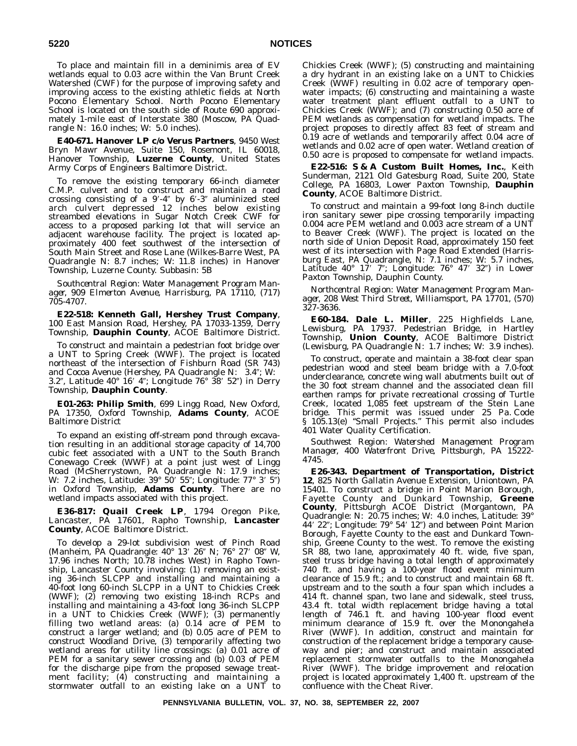To place and maintain fill in a deminimis area of EV wetlands equal to 0.03 acre within the Van Brunt Creek Watershed (CWF) for the purpose of improving safety and improving access to the existing athletic fields at North Pocono Elementary School. North Pocono Elementary School is located on the south side of Route 690 approximately 1-mile east of Interstate 380 (Moscow, PA Quadrangle N: 16.0 inches; W: 5.0 inches).

**E40-671. Hanover LP c/o Verus Partners**, 9450 West Bryn Mawr Avenue, Suite 150, Rosemont, IL 60018, Hanover Township, **Luzerne County**, United States Army Corps of Engineers Baltimore District.

To remove the existing temporary 66-inch diameter C.M.P. culvert and to construct and maintain a road crossing consisting of a 9′-4″ by 6′-3″ aluminized steel arch culvert depressed 12 inches below existing streambed elevations in Sugar Notch Creek CWF for access to a proposed parking lot that will service an adjacent warehouse facility. The project is located approximately 400 feet southwest of the intersection of South Main Street and Rose Lane (Wilkes-Barre West, PA Quadrangle N: 8.7 inches; W: 11.8 inches) in Hanover Township, Luzerne County. Subbasin: 5B

*Southcentral Region: Water Management Program Manager, 909 Elmerton Avenue, Harrisburg, PA 17110, (717) 705-4707.*

**E22-518: Kenneth Gall, Hershey Trust Company**, 100 East Mansion Road, Hershey, PA 17033-1359, Derry Township, **Dauphin County**, ACOE Baltimore District.

To construct and maintain a pedestrian foot bridge over a UNT to Spring Creek (WWF). The project is located northeast of the intersection of Fishburn Road (SR 743) and Cocoa Avenue (Hershey, PA Quadrangle N: 3.4″; W: 3.2″, Latitude 40° 16′ 4″; Longitude 76° 38′ 52″) in Derry Township, **Dauphin County**.

**E01-263: Philip Smith**, 699 Lingg Road, New Oxford, PA 17350, Oxford Township, **Adams County**, ACOE Baltimore District

To expand an existing off-stream pond through excavation resulting in an additional storage capacity of 14,700 cubic feet associated with a UNT to the South Branch Conewago Creek (WWF) at a point just west of Lingg Road (McSherrystown, PA Quadrangle N: 17.9 inches; W: 7.2 inches, Latitude: 39° 50′ 55″; Longitude: 77° 3′ 5″) in Oxford Township, **Adams County**. There are no wetland impacts associated with this project.

**E36-817: Quail Creek LP**, 1794 Oregon Pike, Lancaster, PA 17601, Rapho Township, **Lancaster County**, ACOE Baltimore District.

To develop a 29-lot subdivision west of Pinch Road (Manheim, PA Quadrangle: 40° 13′ 26″ N; 76° 27′ 08″ W, 17.96 inches North; 10.78 inches West) in Rapho Township, Lancaster County involving: (1) removing an existing 36-inch SLCPP and installing and maintaining a 40-foot long 60-inch SLCPP in a UNT to Chickies Creek (WWF); (2) removing two existing 18-inch RCPs and installing and maintaining a 43-foot long 36-inch SLCPP in a UNT to Chickies Creek (WWF); (3) permanently filling two wetland areas: (a) 0.14 acre of PEM to construct a larger wetland; and (b) 0.05 acre of PEM to construct Woodland Drive, (3) temporarily affecting two wetland areas for utility line crossings: (a) 0.01 acre of PEM for a sanitary sewer crossing and (b) 0.03 of PEM for the discharge pipe from the proposed sewage treatment facility; (4) constructing and maintaining a stormwater outfall to an existing lake on a UNT to Chickies Creek (WWF); (5) constructing and maintaining a dry hydrant in an existing lake on a UNT to Chickies Creek (WWF) resulting in 0.02 acre of temporary open-water impacts; (6) constructing and maintaining a waste water treatment plant effluent outfall to a UNT to Chickies Creek (WWF); and (7) constructing 0.50 acre of PEM wetlands as compensation for wetland impacts. The project proposes to directly affect 83 feet of stream and 0.19 acre of wetlands and temporarily affect 0.04 acre of wetlands and 0.02 acre of open water. Wetland creation of 0.50 acre is proposed to compensate for wetland impacts.

**E22-516: S & A Custom Built Homes, Inc.**, Keith Sunderman, 2121 Old Gatesburg Road, Suite 200, State College, PA 16803, Lower Paxton Township, **Dauphin County**, ACOE Baltimore District.

To construct and maintain a 99-foot long 8-inch ductile iron sanitary sewer pipe crossing temporarily impacting 0.004 acre PEM wetland and 0.003 acre stream of a UNT to Beaver Creek (WWF). The project is located on the north side of Union Deposit Road, approximately 150 feet west of its intersection with Page Road Extended (Harrisburg East, PA Quadrangle, N: 7.1 inches; W: 5.7 inches, Latitude 40° 17′ 7″; Longitude: 76° 47′ 32″) in Lower Paxton Township, Dauphin County.

*Northcentral Region: Water Management Program Manager, 208 West Third Street, Williamsport, PA 17701, (570) 327-3636.*

**E60-184. Dale L. Miller**, 225 Highfields Lane, Lewisburg, PA 17937. Pedestrian Bridge, in Hartley Township, **Union County**, ACOE Baltimore District (Lewisburg, PA Quadrangle N: 1.7 inches; W: 3.9 inches).

To construct, operate and maintain a 38-foot clear span pedestrian wood and steel beam bridge with a 7.0-foot underclearance, concrete wing wall abutments built out of the 30 foot stream channel and the associated clean fill earthen ramps for private recreational crossing of Turtle Creek, located 1,085 feet upstream of the Stein Lane bridge. This permit was issued under 25 Pa. Code § 105.13(e) "Small Projects." This permit also includes 401 Water Quality Certification.

*Southwest Region: Watershed Management Program Manager, 400 Waterfront Drive, Pittsburgh, PA 15222-4745.*

**E26-343. Department of Transportation, District 12**, 825 North Gallatin Avenue Extension, Uniontown, PA 15401. To construct a bridge in Point Marion Borough, Fayette County and Dunkard Township, **Greene County**, Pittsburgh ACOE District (Morgantown, PA Quadrangle: N: 20.75 inches; W: 4.0 inches, Latitude: 39° 44′ 22″; Longitude: 79° 54′ 12″) and between Point Marion Borough, Fayette County to the east and Dunkard Township, Greene County to the west. To remove the existing SR 88, two lane, approximately 40 ft. wide, five span, steel truss bridge having a total length of approximately 740 ft. and having a 100-year flood event minimum clearance of 15.9 ft.; and to construct and maintain 68 ft. upstream and to the south a four span which includes a 414 ft. channel span, two lane and sidewalk, steel truss, 43.4 ft. total width replacement bridge having a total length of 746.1 ft. and having 100-year flood event minimum clearance of 15.9 ft. over the Monongahela River (WWF). In addition, construct and maintain for construction of the replacement bridge a temporary causeway and pier; and construct and maintain associated replacement stormwater outfalls to the Monongahela River (WWF). The bridge improvement and relocation project is located approximately 1,400 ft. upstream of the confluence with the Cheat River.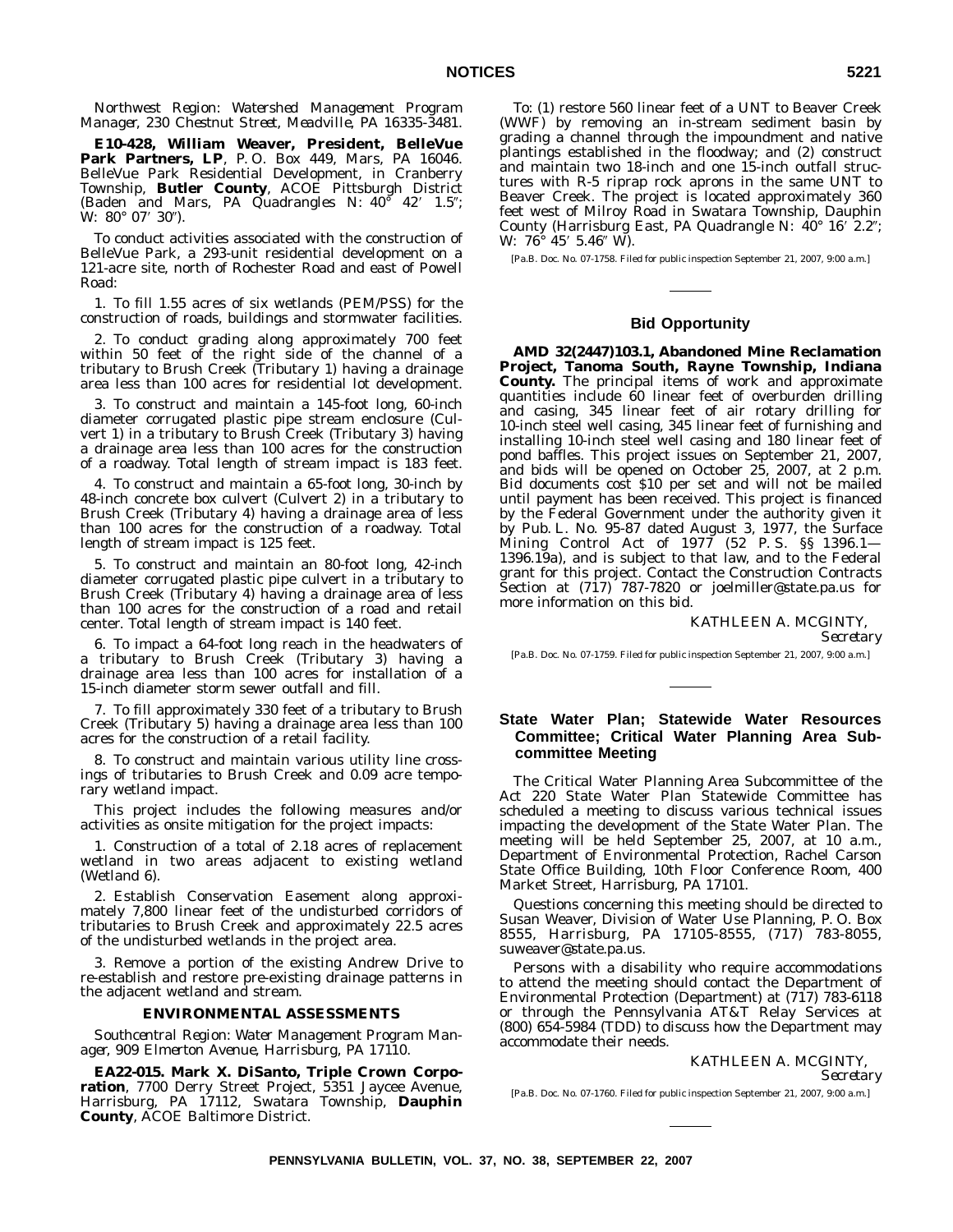*Northwest Region: Watershed Management Program Manager, 230 Chestnut Street, Meadville, PA 16335-3481.*

**E10-428, William Weaver, President, BelleVue Park Partners, LP**, P. O. Box 449, Mars, PA 16046. BelleVue Park Residential Development, in Cranberry Township, **Butler County**, ACOE Pittsburgh District (Baden and Mars, PA Quadrangles N: 40° 42′ 1.5″; W: 80° 07′ 30″).

To conduct activities associated with the construction of BelleVue Park, a 293-unit residential development on a 121-acre site, north of Rochester Road and east of Powell Road:

1. To fill 1.55 acres of six wetlands (PEM/PSS) for the construction of roads, buildings and stormwater facilities.

2. To conduct grading along approximately 700 feet within 50 feet of the right side of the channel of a tributary to Brush Creek (Tributary 1) having a drainage area less than 100 acres for residential lot development.

3. To construct and maintain a 145-foot long, 60-inch diameter corrugated plastic pipe stream enclosure (Culvert 1) in a tributary to Brush Creek (Tributary 3) having a drainage area less than 100 acres for the construction of a roadway. Total length of stream impact is 183 feet.

4. To construct and maintain a 65-foot long, 30-inch by 48-inch concrete box culvert (Culvert 2) in a tributary to Brush Creek (Tributary 4) having a drainage area of less than 100 acres for the construction of a roadway. Total length of stream impact is 125 feet.

5. To construct and maintain an 80-foot long, 42-inch diameter corrugated plastic pipe culvert in a tributary to Brush Creek (Tributary 4) having a drainage area of less than 100 acres for the construction of a road and retail center. Total length of stream impact is 140 feet.

6. To impact a 64-foot long reach in the headwaters of a tributary to Brush Creek (Tributary 3) having a drainage area less than 100 acres for installation of a 15-inch diameter storm sewer outfall and fill.

7. To fill approximately 330 feet of a tributary to Brush Creek (Tributary 5) having a drainage area less than 100 acres for the construction of a retail facility.

8. To construct and maintain various utility line crossings of tributaries to Brush Creek and 0.09 acre temporary wetland impact.

This project includes the following measures and/or activities as onsite mitigation for the project impacts:

1. Construction of a total of 2.18 acres of replacement wetland in two areas adjacent to existing wetland (Wetland 6).

2. Establish Conservation Easement along approximately 7,800 linear feet of the undisturbed corridors of tributaries to Brush Creek and approximately 22.5 acres of the undisturbed wetlands in the project area.

3. Remove a portion of the existing Andrew Drive to re-establish and restore pre-existing drainage patterns in the adjacent wetland and stream.

### ENVIRONMENTAL ASSESSMENTS

*Southcentral Region: Water Management Program Manager, 909 Elmerton Avenue, Harrisburg, PA 17110.*

**EA22-015. Mark X. DiSanto, Triple Crown Corporation**, 7700 Derry Street Project, 5351 Jaycee Avenue, Harrisburg, PA 17112, Swatara Township, **Dauphin County**, ACOE Baltimore District.

To: (1) restore 560 linear feet of a UNT to Beaver Creek (WWF) by removing an in-stream sediment basin by grading a channel through the impoundment and native plantings established in the floodway; and (2) construct and maintain two 18-inch and one 15-inch outfall structures with R-5 riprap rock aprons in the same UNT to Beaver Creek. The project is located approximately 360 feet west of Milroy Road in Swatara Township, Dauphin County (Harrisburg East, PA Quadrangle N: 40° 16′ 2.2″; W: 76° 45′ 5.46″ W).

[Pa.B. Doc. No. 07-1758. Filed for public inspection September 21, 2007, 9:00 a.m.]

## Bid Opportunity

**AMD 32(2447)103.1, Abandoned Mine Reclamation Project, Tanoma South, Rayne Township, Indiana County.** The principal items of work and approximate quantities include 60 linear feet of overburden drilling and casing, 345 linear feet of air rotary drilling for 10-inch steel well casing, 345 linear feet of furnishing and installing 10-inch steel well casing and 180 linear feet of pond baffles. This project issues on September 21, 2007, and bids will be opened on October 25, 2007, at 2 p.m. Bid documents cost $10 per set and will not be mailed until payment has been received. This project is financed by the Federal Government under the authority given it by Pub. L. No. 95-87 dated August 3, 1977, the Surface Mining Control Act of 1977 (52 P. S. §§ 1396.1—1396.19a), and is subject to that law, and to the Federal grant for this project. Contact the Construction Contracts Section at (717) 787-7820 or joelmiller@state.pa.us for more information on this bid.

KATHLEEN A. MCGINTY,
*Secretary*

[Pa.B. Doc. No. 07-1759. Filed for public inspection September 21, 2007, 9:00 a.m.]

## State Water Plan; Statewide Water Resources Committee; Critical Water Planning Area Subcommittee Meeting

The Critical Water Planning Area Subcommittee of the Act 220 State Water Plan Statewide Committee has scheduled a meeting to discuss various technical issues impacting the development of the State Water Plan. The meeting will be held September 25, 2007, at 10 a.m., Department of Environmental Protection, Rachel Carson State Office Building, 10th Floor Conference Room, 400 Market Street, Harrisburg, PA 17101.

Questions concerning this meeting should be directed to Susan Weaver, Division of Water Use Planning, P. O. Box 8555, Harrisburg, PA 17105-8555, (717) 783-8055, suweaver@state.pa.us.

Persons with a disability who require accommodations to attend the meeting should contact the Department of Environmental Protection (Department) at (717) 783-6118 or through the Pennsylvania AT&T Relay Services at (800) 654-5984 (TDD) to discuss how the Department may accommodate their needs.

KATHLEEN A. MCGINTY,
*Secretary*

[Pa.B. Doc. No. 07-1760. Filed for public inspection September 21, 2007, 9:00 a.m.]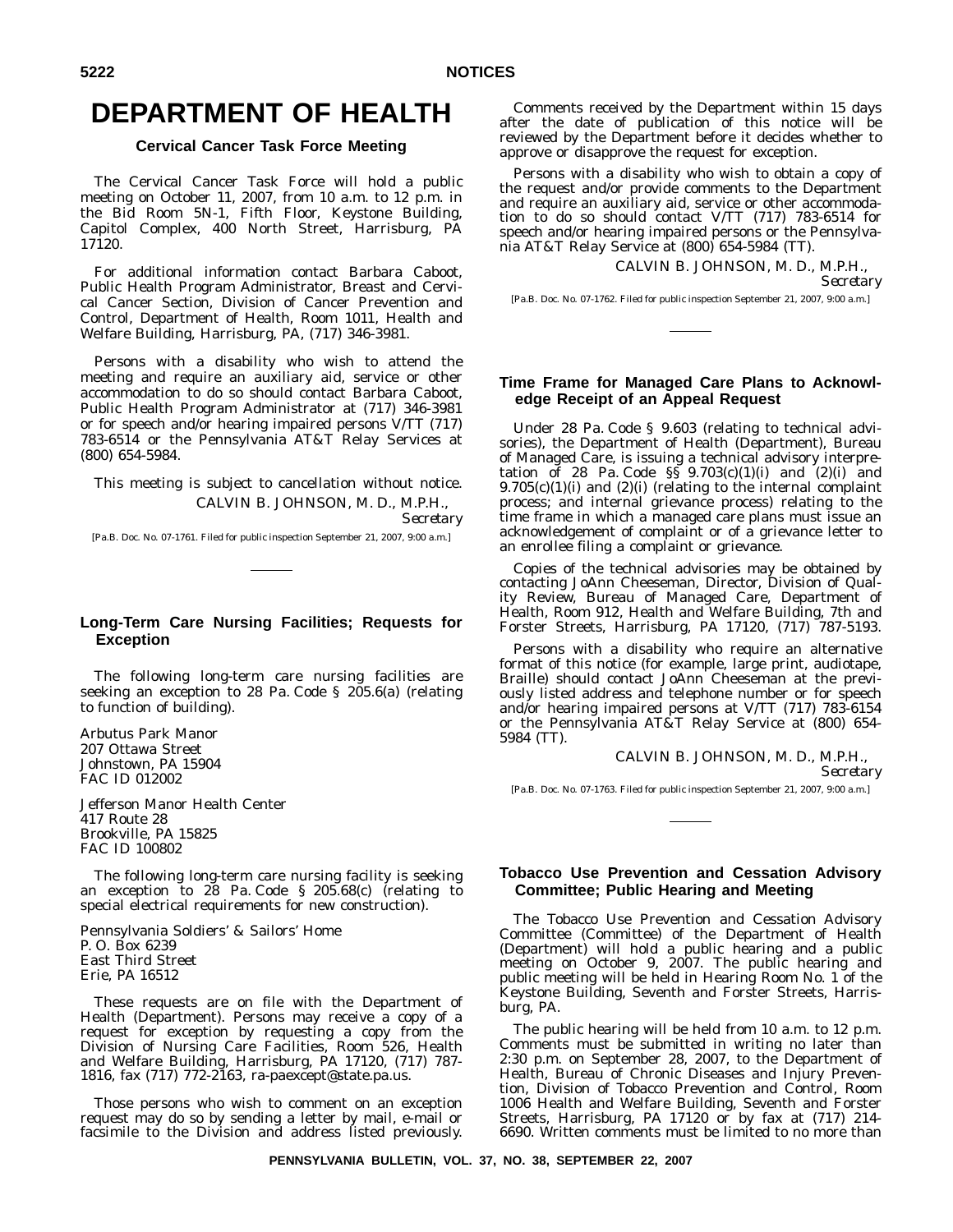# DEPARTMENT OF HEALTH

### Cervical Cancer Task Force Meeting

The Cervical Cancer Task Force will hold a public meeting on October 11, 2007, from 10 a.m. to 12 p.m. in the Bid Room 5N-1, Fifth Floor, Keystone Building, Capitol Complex, 400 North Street, Harrisburg, PA 17120.

For additional information contact Barbara Caboot, Public Health Program Administrator, Breast and Cervical Cancer Section, Division of Cancer Prevention and Control, Department of Health, Room 1011, Health and Welfare Building, Harrisburg, PA, (717) 346-3981.

Persons with a disability who wish to attend the meeting and require an auxiliary aid, service or other accommodation to do so should contact Barbara Caboot, Public Health Program Administrator at (717) 346-3981 or for speech and/or hearing impaired persons V/TT (717) 783-6514 or the Pennsylvania AT&T Relay Services at (800) 654-5984.

This meeting is subject to cancellation without notice.

CALVIN B. JOHNSON, M. D., M.P.H.,
*Secretary*

[Pa.B. Doc. No. 07-1761. Filed for public inspection September 21, 2007, 9:00 a.m.]

### Long-Term Care Nursing Facilities; Requests for Exception

The following long-term care nursing facilities are seeking an exception to 28 Pa. Code § 205.6(a) (relating to function of building).

Arbutus Park Manor
207 Ottawa Street
Johnstown, PA 15904
FAC ID 012002

Jefferson Manor Health Center
417 Route 28
Brookville, PA 15825
FAC ID 100802

The following long-term care nursing facility is seeking an exception to 28 Pa. Code § 205.68(c) (relating to special electrical requirements for new construction).

Pennsylvania Soldiers' & Sailors' Home
P. O. Box 6239
East Third Street
Erie, PA 16512

These requests are on file with the Department of Health (Department). Persons may receive a copy of a request for exception by requesting a copy from the Division of Nursing Care Facilities, Room 526, Health and Welfare Building, Harrisburg, PA 17120, (717) 787-1816, fax (717) 772-2163, ra-paexcept@state.pa.us.

Those persons who wish to comment on an exception request may do so by sending a letter by mail, e-mail or facsimile to the Division and address listed previously.

Comments received by the Department within 15 days after the date of publication of this notice will be reviewed by the Department before it decides whether to approve or disapprove the request for exception.

Persons with a disability who wish to obtain a copy of the request and/or provide comments to the Department and require an auxiliary aid, service or other accommodation to do so should contact V/TT (717) 783-6514 for speech and/or hearing impaired persons or the Pennsylvania AT&T Relay Service at (800) 654-5984 (TT).

CALVIN B. JOHNSON, M. D., M.P.H.,
*Secretary*

[Pa.B. Doc. No. 07-1762. Filed for public inspection September 21, 2007, 9:00 a.m.]

### Time Frame for Managed Care Plans to Acknowledge Receipt of an Appeal Request

Under 28 Pa. Code § 9.603 (relating to technical advisories), the Department of Health (Department), Bureau of Managed Care, is issuing a technical advisory interpretation of 28 Pa. Code §§ 9.703(c)(1)(i) and (2)(i) and 9.705(c)(1)(i) and (2)(i) (relating to the internal complaint process; and internal grievance process) relating to the time frame in which a managed care plans must issue an acknowledgement of complaint or of a grievance letter to an enrollee filing a complaint or grievance.

Copies of the technical advisories may be obtained by contacting JoAnn Cheeseman, Director, Division of Quality Review, Bureau of Managed Care, Department of Health, Room 912, Health and Welfare Building, 7th and Forster Streets, Harrisburg, PA 17120, (717) 787-5193.

Persons with a disability who require an alternative format of this notice (for example, large print, audiotape, Braille) should contact JoAnn Cheeseman at the previously listed address and telephone number or for speech and/or hearing impaired persons at V/TT (717) 783-6154 or the Pennsylvania AT&T Relay Service at (800) 654-5984 (TT).

CALVIN B. JOHNSON, M. D., M.P.H.,
*Secretary*

[Pa.B. Doc. No. 07-1763. Filed for public inspection September 21, 2007, 9:00 a.m.]

### Tobacco Use Prevention and Cessation Advisory Committee; Public Hearing and Meeting

The Tobacco Use Prevention and Cessation Advisory Committee (Committee) of the Department of Health (Department) will hold a public hearing and a public meeting on October 9, 2007. The public hearing and public meeting will be held in Hearing Room No. 1 of the Keystone Building, Seventh and Forster Streets, Harrisburg, PA.

The public hearing will be held from 10 a.m. to 12 p.m. Comments must be submitted in writing no later than 2:30 p.m. on September 28, 2007, to the Department of Health, Bureau of Chronic Diseases and Injury Prevention, Division of Tobacco Prevention and Control, Room 1006 Health and Welfare Building, Seventh and Forster Streets, Harrisburg, PA 17120 or by fax at (717) 214-6690. Written comments must be limited to no more than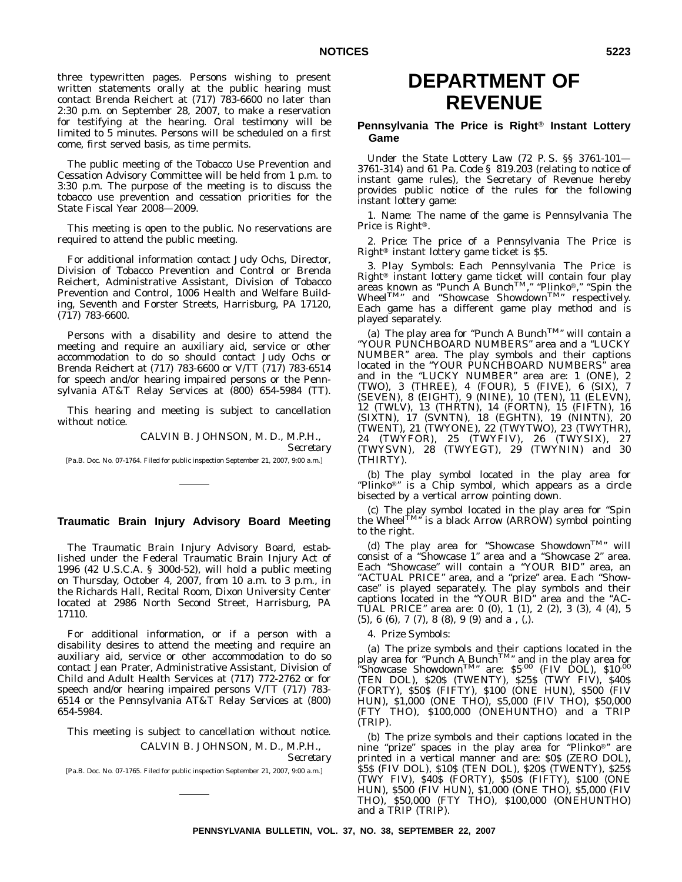three typewritten pages. Persons wishing to present written statements orally at the public hearing must contact Brenda Reichert at (717) 783-6600 no later than 2:30 p.m. on September 28, 2007, to make a reservation for testifying at the hearing. Oral testimony will be limited to 5 minutes. Persons will be scheduled on a first come, first served basis, as time permits.

The public meeting of the Tobacco Use Prevention and Cessation Advisory Committee will be held from 1 p.m. to 3:30 p.m. The purpose of the meeting is to discuss the tobacco use prevention and cessation priorities for the State Fiscal Year 2008—2009.

This meeting is open to the public. No reservations are required to attend the public meeting.

For additional information contact Judy Ochs, Director, Division of Tobacco Prevention and Control or Brenda Reichert, Administrative Assistant, Division of Tobacco Prevention and Control, 1006 Health and Welfare Building, Seventh and Forster Streets, Harrisburg, PA 17120, (717) 783-6600.

Persons with a disability and desire to attend the meeting and require an auxiliary aid, service or other accommodation to do so should contact Judy Ochs or Brenda Reichert at (717) 783-6600 or V/TT (717) 783-6514 for speech and/or hearing impaired persons or the Pennsylvania AT&T Relay Services at (800) 654-5984 (TT).

This hearing and meeting is subject to cancellation without notice.

CALVIN B. JOHNSON, M. D., M.P.H.,
*Secretary*

[Pa.B. Doc. No. 07-1764. Filed for public inspection September 21, 2007, 9:00 a.m.]

## Traumatic Brain Injury Advisory Board Meeting

The Traumatic Brain Injury Advisory Board, established under the Federal Traumatic Brain Injury Act of 1996 (42 U.S.C.A. § 300d-52), will hold a public meeting on Thursday, October 4, 2007, from 10 a.m. to 3 p.m., in the Richards Hall, Recital Room, Dixon University Center located at 2986 North Second Street, Harrisburg, PA 17110.

For additional information, or if a person with a disability desires to attend the meeting and require an auxiliary aid, service or other accommodation to do so contact Jean Prater, Administrative Assistant, Division of Child and Adult Health Services at (717) 772-2762 or for speech and/or hearing impaired persons V/TT (717) 783-6514 or the Pennsylvania AT&T Relay Services at (800) 654-5984.

This meeting is subject to cancellation without notice.

CALVIN B. JOHNSON, M. D., M.P.H.,
*Secretary*

[Pa.B. Doc. No. 07-1765. Filed for public inspection September 21, 2007, 9:00 a.m.]

# DEPARTMENT OF REVENUE

## Pennsylvania The Price is Right® Instant Lottery Game

Under the State Lottery Law (72 P. S. §§ 3761-101—3761-314) and 61 Pa. Code § 819.203 (relating to notice of instant game rules), the Secretary of Revenue hereby provides public notice of the rules for the following instant lottery game:

1. *Name*: The name of the game is Pennsylvania The Price is Right®.

2. *Price*: The price of a Pennsylvania The Price is Right® instant lottery game ticket is $5.

3. *Play Symbols*: Each Pennsylvania The Price is Right® instant lottery game ticket will contain four play areas known as "Punch A Bunch™," "Plinko®," "Spin the Wheel™" and "Showcase Showdown™" respectively. Each game has a different game play method and is played separately.

(a) The play area for "Punch A Bunch™" will contain a "YOUR PUNCHBOARD NUMBERS" area and a "LUCKY NUMBER" area. The play symbols and their captions located in the "YOUR PUNCHBOARD NUMBERS" area and in the "LUCKY NUMBER" area are: 1 (ONE), 2 (TWO), 3 (THREE), 4 (FOUR), 5 (FIVE), 6 (SIX), 7 (SEVEN), 8 (EIGHT), 9 (NINE), 10 (TEN), 11 (ELEVN), 12 (TWLV), 13 (THRTN), 14 (FORTN), 15 (FIFTN), 16 (SIXTN), 17 (SVNTN), 18 (EGHTN), 19 (NINTN), 20 (TWENT), 21 (TWYONE), 22 (TWYTWO), 23 (TWYTHR), 24 (TWYFOR), 25 (TWYFIV), 26 (TWYSIX), 27 (TWYSVN), 28 (TWYEGT), 29 (TWYNIN) and 30 (THIRTY).

(b) The play symbol located in the play area for "Plinko®" is a Chip symbol, which appears as a circle bisected by a vertical arrow pointing down.

(c) The play symbol located in the play area for "Spin the Wheel™" is a black Arrow (ARROW) symbol pointing to the right.

(d) The play area for "Showcase Showdown™" will consist of a "Showcase 1" area and a "Showcase 2" area. Each "Showcase" will contain a "YOUR BID" area, an "ACTUAL PRICE" area, and a "prize" area. Each "Showcase" is played separately. The play symbols and their captions located in the "YOUR BID" area and the "ACTUAL PRICE" area are: 0 (0), 1 (1), 2 (2), 3 (3), 4 (4), 5 (5), 6 (6), 7 (7), 8 (8), 9 (9) and a , (,).

4. *Prize Symbols*:

(a) The prize symbols and their captions located in the play area for "Punch A Bunch™" and in the play area for "Showcase Showdown™" are: $5.00 (FIV DOL), $10.00 (TEN DOL), $20$ (TWENTY), $25$ (TWY FIV), $40$ (FORTY), $50$ (FIFTY), $100 (ONE HUN), $500 (FIV HUN), $1,000 (ONE THO), $5,000 (FIV THO), $50,000 (FTY THO), $100,000 (ONEHUNTHO) and a TRIP (TRIP).

(b) The prize symbols and their captions located in the nine "prize" spaces in the play area for "Plinko®" are printed in a vertical manner and are: $0$ (ZERO DOL), $5$ (FIV DOL), $10$ (TEN DOL), $20$ (TWENTY), $25$ (TWY FIV), $40$ (FORTY), $50$ (FIFTY), $100 (ONE HUN), $500 (FIV HUN), $1,000 (ONE THO), $5,000 (FIV THO), $50,000 (FTY THO), $100,000 (ONEHUNTHO) and a TRIP (TRIP).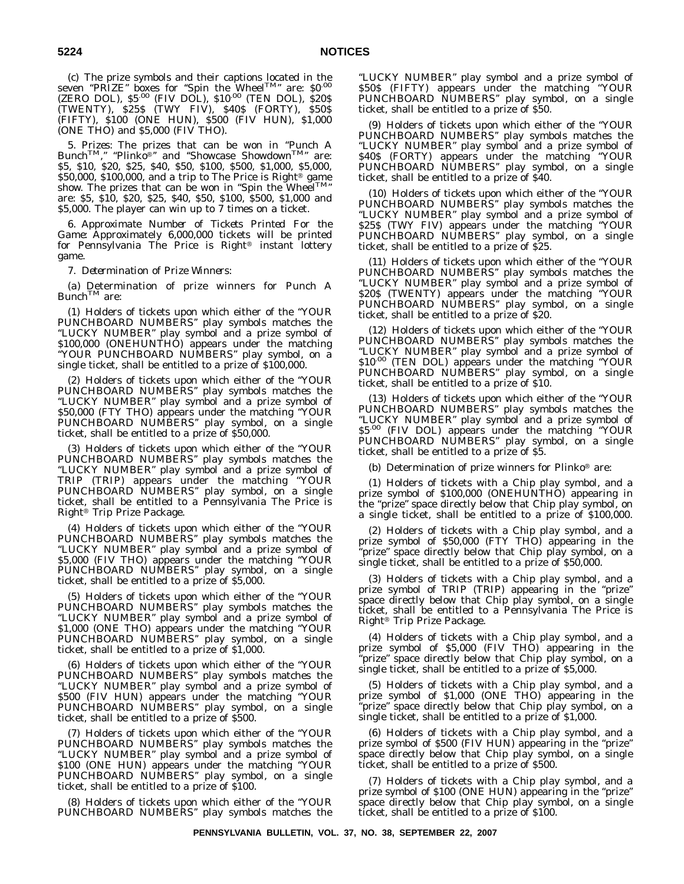(c) The prize symbols and their captions located in the seven "PRIZE" boxes for "Spin the Wheel™" are: $0.00 (ZERO DOL), $5.00 (FIV DOL), $10.00 (TEN DOL), $20$ (TWENTY), $25$ (TWY FIV), $40$ (FORTY), $50$ (FIFTY), $100 (ONE HUN), $500 (FIV HUN), $1,000 (ONE THO) and $5,000 (FIV THO).

5. *Prizes*: The prizes that can be won in "Punch A Bunch™," "Plinko®" and "Showcase Showdown™" are: $5, $10, $20, $25, $40, $50, $100, $500, $1,000, $5,000, $50,000, $100,000, and a trip to The Price is Right® game show. The prizes that can be won in "Spin the Wheel™" are: $5, $10, $20, $25, $40, $50, $100, $500, $1,000 and $5,000. The player can win up to 7 times on a ticket.

6. *Approximate Number of Tickets Printed For the Game*: Approximately 6,000,000 tickets will be printed for Pennsylvania The Price is Right® instant lottery game.

7. *Determination of Prize Winners*:

(a) Determination of prize winners for Punch A Bunch™ are:

(1) Holders of tickets upon which either of the "YOUR PUNCHBOARD NUMBERS" play symbols matches the "LUCKY NUMBER" play symbol and a prize symbol of $100,000 (ONEHUNTHO) appears under the matching "YOUR PUNCHBOARD NUMBERS" play symbol, on a single ticket, shall be entitled to a prize of $100,000.

(2) Holders of tickets upon which either of the "YOUR PUNCHBOARD NUMBERS" play symbols matches the "LUCKY NUMBER" play symbol and a prize symbol of $50,000 (FTY THO) appears under the matching "YOUR PUNCHBOARD NUMBERS" play symbol, on a single ticket, shall be entitled to a prize of $50,000.

(3) Holders of tickets upon which either of the "YOUR PUNCHBOARD NUMBERS" play symbols matches the "LUCKY NUMBER" play symbol and a prize symbol of TRIP (TRIP) appears under the matching "YOUR PUNCHBOARD NUMBERS" play symbol, on a single ticket, shall be entitled to a Pennsylvania The Price is Right® Trip Prize Package.

(4) Holders of tickets upon which either of the "YOUR PUNCHBOARD NUMBERS" play symbols matches the "LUCKY NUMBER" play symbol and a prize symbol of $5,000 (FIV THO) appears under the matching "YOUR PUNCHBOARD NUMBERS" play symbol, on a single ticket, shall be entitled to a prize of $5,000.

(5) Holders of tickets upon which either of the "YOUR PUNCHBOARD NUMBERS" play symbols matches the "LUCKY NUMBER" play symbol and a prize symbol of $1,000 (ONE THO) appears under the matching "YOUR PUNCHBOARD NUMBERS" play symbol, on a single ticket, shall be entitled to a prize of $1,000.

(6) Holders of tickets upon which either of the "YOUR PUNCHBOARD NUMBERS" play symbols matches the "LUCKY NUMBER" play symbol and a prize symbol of $500 (FIV HUN) appears under the matching "YOUR PUNCHBOARD NUMBERS" play symbol, on a single ticket, shall be entitled to a prize of $500.

(7) Holders of tickets upon which either of the "YOUR PUNCHBOARD NUMBERS" play symbols matches the "LUCKY NUMBER" play symbol and a prize symbol of $100 (ONE HUN) appears under the matching "YOUR PUNCHBOARD NUMBERS" play symbol, on a single ticket, shall be entitled to a prize of $100.

(8) Holders of tickets upon which either of the "YOUR PUNCHBOARD NUMBERS" play symbols matches the "LUCKY NUMBER" play symbol and a prize symbol of $50$ (FIFTY) appears under the matching "YOUR PUNCHBOARD NUMBERS" play symbol, on a single ticket, shall be entitled to a prize of $50.

(9) Holders of tickets upon which either of the "YOUR PUNCHBOARD NUMBERS" play symbols matches the "LUCKY NUMBER" play symbol and a prize symbol of $40$ (FORTY) appears under the matching "YOUR PUNCHBOARD NUMBERS" play symbol, on a single ticket, shall be entitled to a prize of $40.

(10) Holders of tickets upon which either of the "YOUR PUNCHBOARD NUMBERS" play symbols matches the "LUCKY NUMBER" play symbol and a prize symbol of $25$ (TWY FIV) appears under the matching "YOUR PUNCHBOARD NUMBERS" play symbol, on a single ticket, shall be entitled to a prize of $25.

(11) Holders of tickets upon which either of the "YOUR PUNCHBOARD NUMBERS" play symbols matches the "LUCKY NUMBER" play symbol and a prize symbol of $20$ (TWENTY) appears under the matching "YOUR PUNCHBOARD NUMBERS" play symbol, on a single ticket, shall be entitled to a prize of $20.

(12) Holders of tickets upon which either of the "YOUR PUNCHBOARD NUMBERS" play symbols matches the "LUCKY NUMBER" play symbol and a prize symbol of $10.00 (TEN DOL) appears under the matching "YOUR PUNCHBOARD NUMBERS" play symbol, on a single ticket, shall be entitled to a prize of $10.

(13) Holders of tickets upon which either of the "YOUR PUNCHBOARD NUMBERS" play symbols matches the "LUCKY NUMBER" play symbol and a prize symbol of $5.00 (FIV DOL) appears under the matching "YOUR PUNCHBOARD NUMBERS" play symbol, on a single ticket, shall be entitled to a prize of $5.

(b) Determination of prize winners for Plinko® are:

(1) Holders of tickets with a Chip play symbol, and a prize symbol of $100,000 (ONEHUNTHO) appearing in the "prize" space directly below that Chip play symbol, on a single ticket, shall be entitled to a prize of $100,000.

(2) Holders of tickets with a Chip play symbol, and a prize symbol of $50,000 (FTY THO) appearing in the "prize" space directly below that Chip play symbol, on a single ticket, shall be entitled to a prize of $50,000.

(3) Holders of tickets with a Chip play symbol, and a prize symbol of TRIP (TRIP) appearing in the "prize" space directly below that Chip play symbol, on a single ticket, shall be entitled to a Pennsylvania The Price is Right® Trip Prize Package.

(4) Holders of tickets with a Chip play symbol, and a prize symbol of $5,000 (FIV THO) appearing in the "prize" space directly below that Chip play symbol, on a single ticket, shall be entitled to a prize of $5,000.

(5) Holders of tickets with a Chip play symbol, and a prize symbol of $1,000 (ONE THO) appearing in the "prize" space directly below that Chip play symbol, on a single ticket, shall be entitled to a prize of $1,000.

(6) Holders of tickets with a Chip play symbol, and a prize symbol of $500 (FIV HUN) appearing in the "prize" space directly below that Chip play symbol, on a single ticket, shall be entitled to a prize of $500.

(7) Holders of tickets with a Chip play symbol, and a prize symbol of $100 (ONE HUN) appearing in the "prize" space directly below that Chip play symbol, on a single ticket, shall be entitled to a prize of $100.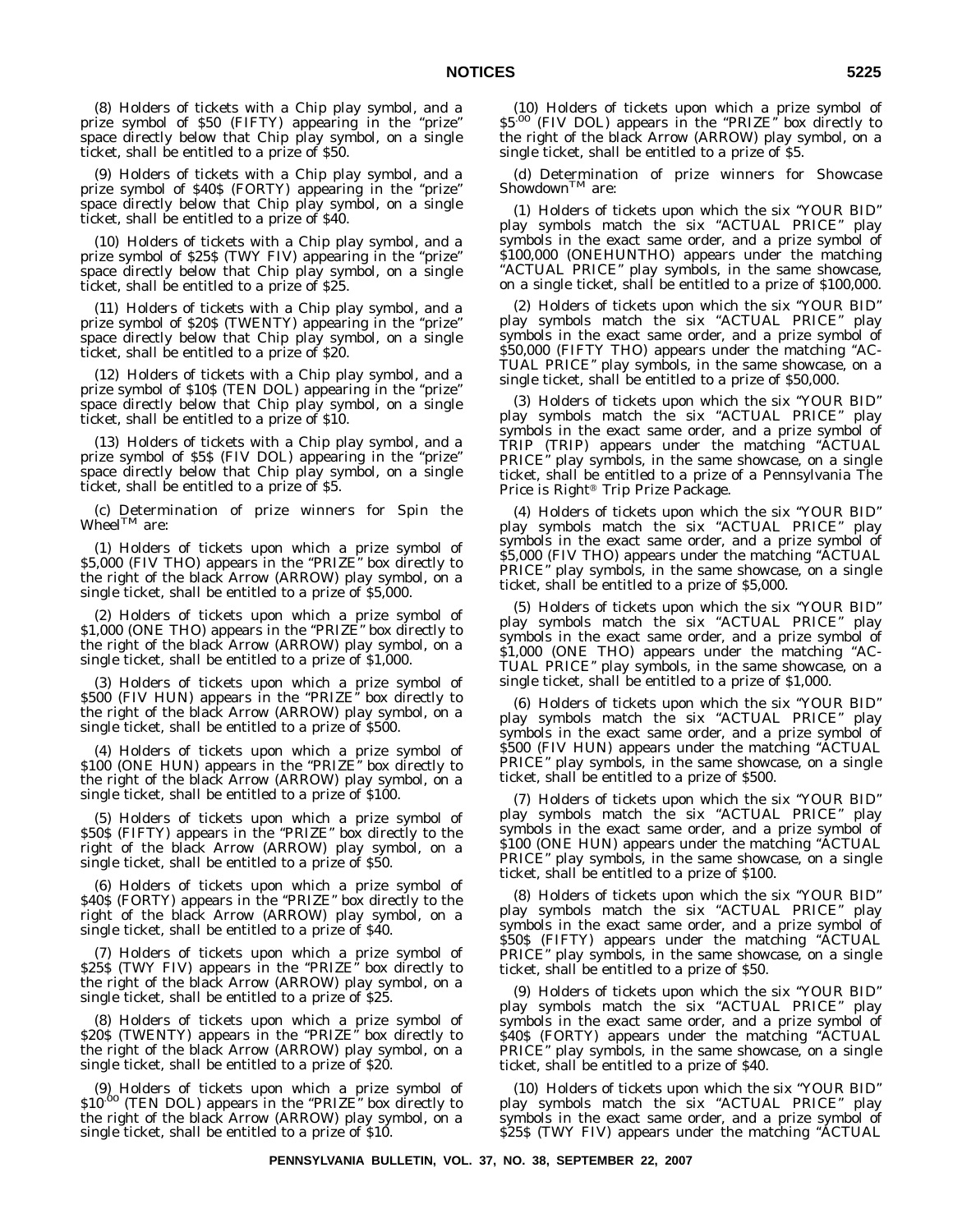(8) Holders of tickets with a Chip play symbol, and a prize symbol of $50 (FIFTY) appearing in the "prize" space directly below that Chip play symbol, on a single ticket, shall be entitled to a prize of $50.

(9) Holders of tickets with a Chip play symbol, and a prize symbol of $40$ (FORTY) appearing in the "prize" space directly below that Chip play symbol, on a single ticket, shall be entitled to a prize of $40.

(10) Holders of tickets with a Chip play symbol, and a prize symbol of $25$ (TWY FIV) appearing in the "prize" space directly below that Chip play symbol, on a single ticket, shall be entitled to a prize of $25.

(11) Holders of tickets with a Chip play symbol, and a prize symbol of $20$ (TWENTY) appearing in the "prize" space directly below that Chip play symbol, on a single ticket, shall be entitled to a prize of $20.

(12) Holders of tickets with a Chip play symbol, and a prize symbol of $10$ (TEN DOL) appearing in the "prize" space directly below that Chip play symbol, on a single ticket, shall be entitled to a prize of $10.

(13) Holders of tickets with a Chip play symbol, and a prize symbol of $5$ (FIV DOL) appearing in the "prize" space directly below that Chip play symbol, on a single ticket, shall be entitled to a prize of $5.

(c) Determination of prize winners for Spin the Wheel™ are:

(1) Holders of tickets upon which a prize symbol of $5,000 (FIV THO) appears in the "PRIZE" box directly to the right of the black Arrow (ARROW) play symbol, on a single ticket, shall be entitled to a prize of $5,000.

(2) Holders of tickets upon which a prize symbol of $1,000 (ONE THO) appears in the "PRIZE" box directly to the right of the black Arrow (ARROW) play symbol, on a single ticket, shall be entitled to a prize of $1,000.

(3) Holders of tickets upon which a prize symbol of $500 (FIV HUN) appears in the "PRIZE" box directly to the right of the black Arrow (ARROW) play symbol, on a single ticket, shall be entitled to a prize of $500.

(4) Holders of tickets upon which a prize symbol of $100 (ONE HUN) appears in the "PRIZE" box directly to the right of the black Arrow (ARROW) play symbol, on a single ticket, shall be entitled to a prize of $100.

(5) Holders of tickets upon which a prize symbol of $50$ (FIFTY) appears in the "PRIZE" box directly to the right of the black Arrow (ARROW) play symbol, on a single ticket, shall be entitled to a prize of $50.

(6) Holders of tickets upon which a prize symbol of $40$ (FORTY) appears in the "PRIZE" box directly to the right of the black Arrow (ARROW) play symbol, on a single ticket, shall be entitled to a prize of $40.

(7) Holders of tickets upon which a prize symbol of $25$ (TWY FIV) appears in the "PRIZE" box directly to the right of the black Arrow (ARROW) play symbol, on a single ticket, shall be entitled to a prize of $25.

(8) Holders of tickets upon which a prize symbol of $20$ (TWENTY) appears in the "PRIZE" box directly to the right of the black Arrow (ARROW) play symbol, on a single ticket, shall be entitled to a prize of $20.

(9) Holders of tickets upon which a prize symbol of $10.00 (TEN DOL) appears in the "PRIZE" box directly to the right of the black Arrow (ARROW) play symbol, on a single ticket, shall be entitled to a prize of $10.

(10) Holders of tickets upon which a prize symbol of $5.00 (FIV DOL) appears in the "PRIZE" box directly to the right of the black Arrow (ARROW) play symbol, on a single ticket, shall be entitled to a prize of $5.

(d) Determination of prize winners for Showcase Showdown™ are:

(1) Holders of tickets upon which the six "YOUR BID" play symbols match the six "ACTUAL PRICE" play symbols in the exact same order, and a prize symbol of $100,000 (ONEHUNTHO) appears under the matching "ACTUAL PRICE" play symbols, in the same showcase, on a single ticket, shall be entitled to a prize of $100,000.

(2) Holders of tickets upon which the six "YOUR BID" play symbols match the six "ACTUAL PRICE" play symbols in the exact same order, and a prize symbol of $50,000 (FIFTY THO) appears under the matching "ACTUAL PRICE" play symbols, in the same showcase, on a single ticket, shall be entitled to a prize of $50,000.

(3) Holders of tickets upon which the six "YOUR BID" play symbols match the six "ACTUAL PRICE" play symbols in the exact same order, and a prize symbol of TRIP (TRIP) appears under the matching "ACTUAL PRICE" play symbols, in the same showcase, on a single ticket, shall be entitled to a prize of a Pennsylvania The Price is Right® Trip Prize Package.

(4) Holders of tickets upon which the six "YOUR BID" play symbols match the six "ACTUAL PRICE" play symbols in the exact same order, and a prize symbol of $5,000 (FIV THO) appears under the matching "ACTUAL PRICE" play symbols, in the same showcase, on a single ticket, shall be entitled to a prize of $5,000.

(5) Holders of tickets upon which the six "YOUR BID" play symbols match the six "ACTUAL PRICE" play symbols in the exact same order, and a prize symbol of $1,000 (ONE THO) appears under the matching "ACTUAL PRICE" play symbols, in the same showcase, on a single ticket, shall be entitled to a prize of $1,000.

(6) Holders of tickets upon which the six "YOUR BID" play symbols match the six "ACTUAL PRICE" play symbols in the exact same order, and a prize symbol of $500 (FIV HUN) appears under the matching "ACTUAL PRICE" play symbols, in the same showcase, on a single ticket, shall be entitled to a prize of $500.

(7) Holders of tickets upon which the six "YOUR BID" play symbols match the six "ACTUAL PRICE" play symbols in the exact same order, and a prize symbol of $100 (ONE HUN) appears under the matching "ACTUAL PRICE" play symbols, in the same showcase, on a single ticket, shall be entitled to a prize of $100.

(8) Holders of tickets upon which the six "YOUR BID" play symbols match the six "ACTUAL PRICE" play symbols in the exact same order, and a prize symbol of $50$ (FIFTY) appears under the matching "ACTUAL PRICE" play symbols, in the same showcase, on a single ticket, shall be entitled to a prize of $50.

(9) Holders of tickets upon which the six "YOUR BID" play symbols match the six "ACTUAL PRICE" play symbols in the exact same order, and a prize symbol of $40$ (FORTY) appears under the matching "ACTUAL PRICE" play symbols, in the same showcase, on a single ticket, shall be entitled to a prize of $40.

(10) Holders of tickets upon which the six "YOUR BID" play symbols match the six "ACTUAL PRICE" play symbols in the exact same order, and a prize symbol of $25$ (TWY FIV) appears under the matching "ACTUAL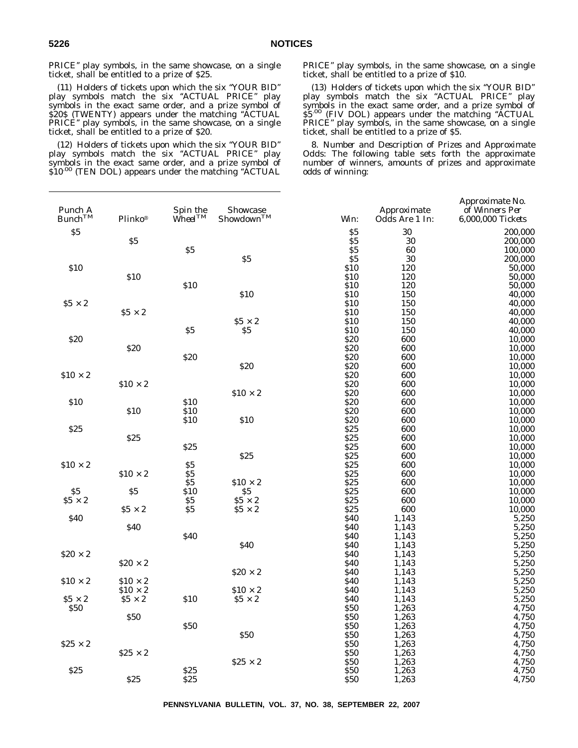PRICE" play symbols, in the same showcase, on a single ticket, shall be entitled to a prize of $25.

(11) Holders of tickets upon which the six "YOUR BID" play symbols match the six "ACTUAL PRICE" play symbols in the exact same order, and a prize symbol of $20$ (TWENTY) appears under the matching "ACTUAL PRICE" play symbols, in the same showcase, on a single ticket, shall be entitled to a prize of $20.

(12) Holders of tickets upon which the six "YOUR BID" play symbols match the six "ACTUAL PRICE" play symbols in the exact same order, and a prize symbol of $10.00 (TEN DOL) appears under the matching "ACTUAL PRICE" play symbols, in the same showcase, on a single ticket, shall be entitled to a prize of $10.

(13) Holders of tickets upon which the six "YOUR BID" play symbols match the six "ACTUAL PRICE" play symbols in the exact same order, and a prize symbol of $5.00 (FIV DOL) appears under the matching "ACTUAL PRICE" play symbols, in the same showcase, on a single ticket, shall be entitled to a prize of $5.

8. *Number and Description of Prizes and Approximate Odds*: The following table sets forth the approximate number of winners, amounts of prizes and approximate odds of winning:

| *Punch A Bunch™* | *Plinko®* | *Spin the Wheel™* | *Showcase Showdown™* | *Win:* | *Approximate Odds Are 1 In:* | *Approximate No. of Winners Per 6,000,000 Tickets* |
|---|---|---|---|---|---|---|
| $5 | | | | $5 | 30 | 200,000 |
| | $5 | | | $5 | 30 | 200,000 |
| | | $5 | | $5 | 60 | 100,000 |
| | | | $5 | $5 | 30 | 200,000 |
| $10 | | | | $10 | 120 | 50,000 |
| | $10 | | | $10 | 120 | 50,000 |
| | | $10 | | $10 | 120 | 50,000 |
| | | | $10 | $10 | 150 | 40,000 |
| $5 × 2 | | | | $10 | 150 | 40,000 |
| | $5 × 2 | | | $10 | 150 | 40,000 |
| | | | $5 × 2 | $10 | 150 | 40,000 |
| | | $5 | $5 | $10 | 150 | 40,000 |
| $20 | | | | $20 | 600 | 10,000 |
| | $20 | | | $20 | 600 | 10,000 |
| | | $20 | | $20 | 600 | 10,000 |
| | | | $20 | $20 | 600 | 10,000 |
| $10 × 2 | | | | $20 | 600 | 10,000 |
| | $10 × 2 | | | $20 | 600 | 10,000 |
| | | | $10 × 2 | $20 | 600 | 10,000 |
| $10 | | $10 | | $20 | 600 | 10,000 |
| | $10 | $10 | | $20 | 600 | 10,000 |
| | | $10 | $10 | $20 | 600 | 10,000 |
| $25 | | | | $25 | 600 | 10,000 |
| | $25 | | | $25 | 600 | 10,000 |
| | | $25 | | $25 | 600 | 10,000 |
| | | | $25 | $25 | 600 | 10,000 |
| $10 × 2 | | $5 | | $25 | 600 | 10,000 |
| | $10 × 2 | $5 | | $25 | 600 | 10,000 |
| | | $5 | $10 × 2 | $25 | 600 | 10,000 |
| $5 | $5 | $10 | $5 | $25 | 600 | 10,000 |
| $5 × 2 | | $5 | $5 × 2 | $25 | 600 | 10,000 |
| | $5 × 2 | $5 | $5 × 2 | $25 | 600 | 10,000 |
| $40 | | | | $40 | 1,143 | 5,250 |
| | $40 | | | $40 | 1,143 | 5,250 |
| | | $40 | | $40 | 1,143 | 5,250 |
| | | | $40 | $40 | 1,143 | 5,250 |
| $20 × 2 | | | | $40 | 1,143 | 5,250 |
| | $20 × 2 | | | $40 | 1,143 | 5,250 |
| | | | $20 × 2 | $40 | 1,143 | 5,250 |
| $10 × 2 | $10 × 2 | | | $40 | 1,143 | 5,250 |
| | $10 × 2 | | $10 × 2 | $40 | 1,143 | 5,250 |
| $5 × 2 | $5 × 2 | $10 | $5 × 2 | $40 | 1,143 | 5,250 |
| $50 | | | | $50 | 1,263 | 4,750 |
| | $50 | | | $50 | 1,263 | 4,750 |
| | | $50 | | $50 | 1,263 | 4,750 |
| | | | $50 | $50 | 1,263 | 4,750 |
| $25 × 2 | | | | $50 | 1,263 | 4,750 |
| | $25 × 2 | | | $50 | 1,263 | 4,750 |
| | | | $25 × 2 | $50 | 1,263 | 4,750 |
| $25 | | $25 | | $50 | 1,263 | 4,750 |
| | $25 | $25 | | $50 | 1,263 | 4,750 |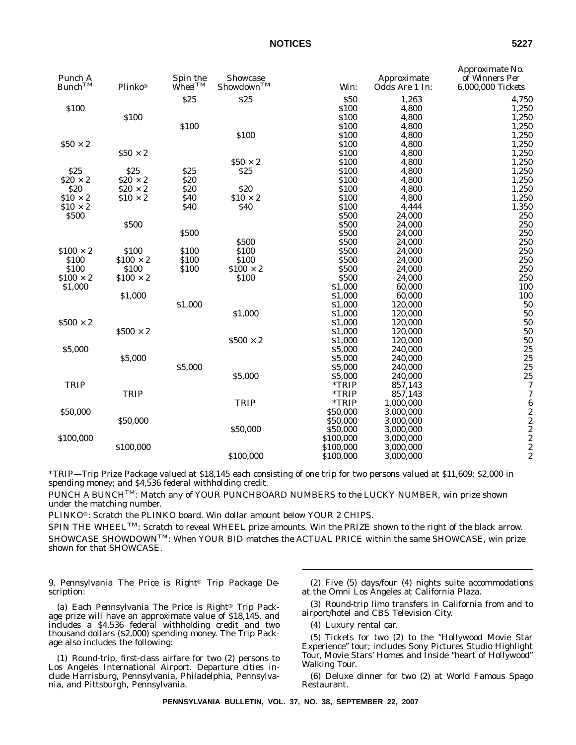| Punch A Bunch™ | Plinko® | Spin the Wheel™ | Showcase Showdown™ | Win: | Approximate Odds Are 1 In: | Approximate No. of Winners Per 6,000,000 Tickets |
|---|---|---|---|---|---|---|
| | | $25 | $25 | $50 | 1,263 | 4,750 |
| $100 | | | | $100 | 4,800 | 1,250 |
| | $100 | | | $100 | 4,800 | 1,250 |
| | | $100 | | $100 | 4,800 | 1,250 |
| | | | $100 | $100 | 4,800 | 1,250 |
| $50 × 2 | | | | $100 | 4,800 | 1,250 |
| | $50 × 2 | | | $100 | 4,800 | 1,250 |
| | | | $50 × 2 | $100 | 4,800 | 1,250 |
| $25 | $25 | $25 | $25 | $100 | 4,800 | 1,250 |
| $20 × 2 | $20 × 2 | $20 | | $100 | 4,800 | 1,250 |
| $20 | $20 × 2 | $20 | $20 | $100 | 4,800 | 1,250 |
| $10 × 2 | $10 × 2 | $40 | $10 × 2 | $100 | 4,800 | 1,250 |
| $10 × 2 | | $40 | $40 | $100 | 4,444 | 1,350 |
| $500 | | | | $500 | 24,000 | 250 |
| | $500 | | | $500 | 24,000 | 250 |
| | | $500 | | $500 | 24,000 | 250 |
| | | | $500 | $500 | 24,000 | 250 |
| $100 × 2 | $100 | $100 | $100 | $500 | 24,000 | 250 |
| $100 | $100 × 2 | $100 | $100 | $500 | 24,000 | 250 |
| $100 | $100 | $100 | $100 × 2 | $500 | 24,000 | 250 |
| $100 × 2 | $100 × 2 | | $100 | $500 | 24,000 | 250 |
| $1,000 | | | | $1,000 | 60,000 | 100 |
| | $1,000 | | | $1,000 | 60,000 | 100 |
| | | $1,000 | | $1,000 | 120,000 | 50 |
| | | | $1,000 | $1,000 | 120,000 | 50 |
| $500 × 2 | | | | $1,000 | 120,000 | 50 |
| | $500 × 2 | | | $1,000 | 120,000 | 50 |
| | | | $500 × 2 | $1,000 | 120,000 | 50 |
| $5,000 | | | | $5,000 | 240,000 | 25 |
| | $5,000 | | | $5,000 | 240,000 | 25 |
| | | $5,000 | | $5,000 | 240,000 | 25 |
| | | | $5,000 | $5,000 | 240,000 | 25 |
| TRIP | | | | *TRIP | 857,143 | 7 |
| | TRIP | | | *TRIP | 857,143 | 7 |
| | | | TRIP | *TRIP | 1,000,000 | 6 |
| $50,000 | | | | $50,000 | 3,000,000 | 2 |
| | $50,000 | | | $50,000 | 3,000,000 | 2 |
| | | | $50,000 | $50,000 | 3,000,000 | 2 |
| $100,000 | | | | $100,000 | 3,000,000 | 2 |
| | $100,000 | | | $100,000 | 3,000,000 | 2 |
| | | | $100,000 | $100,000 | 3,000,000 | 2 |

*TRIP—Trip Prize Package valued at $18,145 each consisting of one trip for two persons valued at $11,609; $2,000 in spending money; and $4,536 federal withholding credit.

PUNCH A BUNCH™: Match any of YOUR PUNCHBOARD NUMBERS to the LUCKY NUMBER, win prize shown under the matching number.

PLINKO®: Scratch the PLINKO board. Win dollar amount below YOUR 2 CHIPS.

SPIN THE WHEEL™: Scratch to reveal WHEEL prize amounts. Win the PRIZE shown to the right of the black arrow.

SHOWCASE SHOWDOWN™: When YOUR BID matches the ACTUAL PRICE within the same SHOWCASE, win prize shown for that SHOWCASE.

9. *Pennsylvania The Price is Right® Trip Package Description*:

(a) Each Pennsylvania The Price is Right® Trip Package prize will have an approximate value of $18,145, and includes a $4,536 federal withholding credit and two thousand dollars ($2,000) spending money. The Trip Package also includes the following:

(1) Round-trip, first-class airfare for two (2) persons to Los Angeles International Airport. Departure cities include Harrisburg, Pennsylvania, Philadelphia, Pennsylvania, and Pittsburgh, Pennsylvania.

(2) Five (5) days/four (4) nights suite accommodations at the Omni Los Angeles at California Plaza.

(3) Round-trip limo transfers in California from and to airport/hotel and CBS Television City.

(4) Luxury rental car.

(5) Tickets for two (2) to the "Hollywood Movie Star Experience" tour; includes Sony Pictures Studio Highlight Tour, Movie Stars' Homes and Inside "heart of Hollywood" Walking Tour.

(6) Deluxe dinner for two (2) at World Famous Spago Restaurant.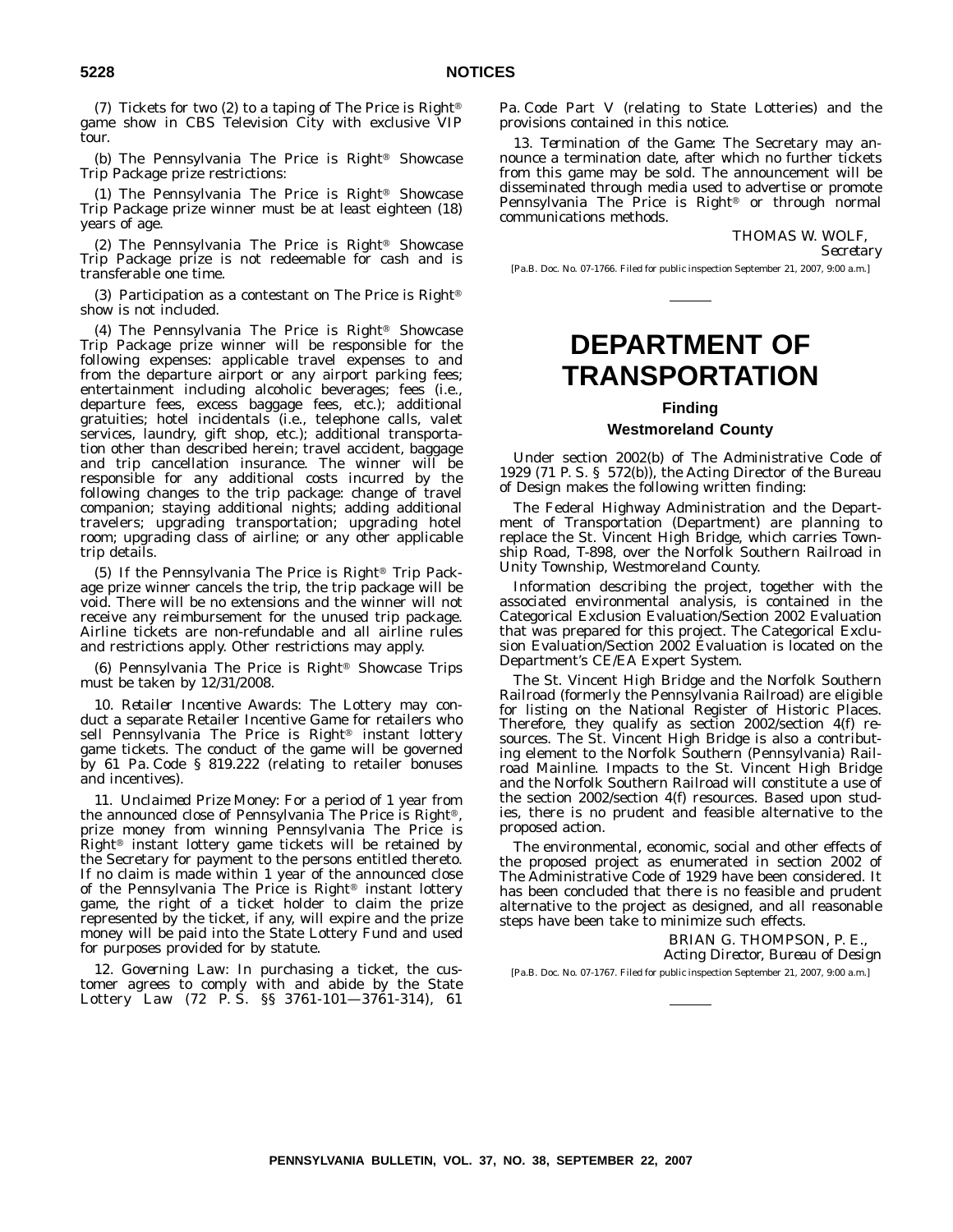(7) Tickets for two (2) to a taping of The Price is Right® game show in CBS Television City with exclusive VIP tour.

(b) The Pennsylvania The Price is Right® Showcase Trip Package prize restrictions:

(1) The Pennsylvania The Price is Right® Showcase Trip Package prize winner must be at least eighteen (18) years of age.

(2) The Pennsylvania The Price is Right® Showcase Trip Package prize is not redeemable for cash and is transferable one time.

(3) Participation as a contestant on The Price is Right® show is not included.

(4) The Pennsylvania The Price is Right® Showcase Trip Package prize winner will be responsible for the following expenses: applicable travel expenses to and from the departure airport or any airport parking fees; entertainment including alcoholic beverages; fees (i.e., departure fees, excess baggage fees, etc.); additional gratuities; hotel incidentals (i.e., telephone calls, valet services, laundry, gift shop, etc.); additional transportation other than described herein; travel accident, baggage and trip cancellation insurance. The winner will be responsible for any additional costs incurred by the following changes to the trip package: change of travel companion; staying additional nights; adding additional travelers; upgrading transportation; upgrading hotel room; upgrading class of airline; or any other applicable trip details.

(5) If the Pennsylvania The Price is Right® Trip Package prize winner cancels the trip, the trip package will be void. There will be no extensions and the winner will not receive any reimbursement for the unused trip package. Airline tickets are non-refundable and all airline rules and restrictions apply. Other restrictions may apply.

(6) Pennsylvania The Price is Right® Showcase Trips must be taken by 12/31/2008.

10. *Retailer Incentive Awards*: The Lottery may conduct a separate Retailer Incentive Game for retailers who sell Pennsylvania The Price is Right® instant lottery game tickets. The conduct of the game will be governed by 61 Pa. Code § 819.222 (relating to retailer bonuses and incentives).

11. *Unclaimed Prize Money*: For a period of 1 year from the announced close of Pennsylvania The Price is Right®, prize money from winning Pennsylvania The Price is Right® instant lottery game tickets will be retained by the Secretary for payment to the persons entitled thereto. If no claim is made within 1 year of the announced close of the Pennsylvania The Price is Right® instant lottery game, the right of a ticket holder to claim the prize represented by the ticket, if any, will expire and the prize money will be paid into the State Lottery Fund and used for purposes provided for by statute.

12. *Governing Law*: In purchasing a ticket, the customer agrees to comply with and abide by the State Lottery Law (72 P. S. §§ 3761-101—3761-314), 61 Pa. Code Part V (relating to State Lotteries) and the provisions contained in this notice.

13. *Termination of the Game*: The Secretary may announce a termination date, after which no further tickets from this game may be sold. The announcement will be disseminated through media used to advertise or promote Pennsylvania The Price is Right® or through normal communications methods.

THOMAS W. WOLF,
*Secretary*

[Pa.B. Doc. No. 07-1766. Filed for public inspection September 21, 2007, 9:00 a.m.]

# DEPARTMENT OF TRANSPORTATION

### Finding

### Westmoreland County

Under section 2002(b) of The Administrative Code of 1929 (71 P. S. § 572(b)), the Acting Director of the Bureau of Design makes the following written finding:

The Federal Highway Administration and the Department of Transportation (Department) are planning to replace the St. Vincent High Bridge, which carries Township Road, T-898, over the Norfolk Southern Railroad in Unity Township, Westmoreland County.

Information describing the project, together with the associated environmental analysis, is contained in the Categorical Exclusion Evaluation/Section 2002 Evaluation that was prepared for this project. The Categorical Exclusion Evaluation/Section 2002 Evaluation is located on the Department's CE/EA Expert System.

The St. Vincent High Bridge and the Norfolk Southern Railroad (formerly the Pennsylvania Railroad) are eligible for listing on the National Register of Historic Places. Therefore, they qualify as section 2002/section 4(f) resources. The St. Vincent High Bridge is also a contributing element to the Norfolk Southern (Pennsylvania) Railroad Mainline. Impacts to the St. Vincent High Bridge and the Norfolk Southern Railroad will constitute a use of the section 2002/section 4(f) resources. Based upon studies, there is no prudent and feasible alternative to the proposed action.

The environmental, economic, social and other effects of the proposed project as enumerated in section 2002 of The Administrative Code of 1929 have been considered. It has been concluded that there is no feasible and prudent alternative to the project as designed, and all reasonable steps have been take to minimize such effects.

BRIAN G. THOMPSON, P. E.,
*Acting Director, Bureau of Design*

[Pa.B. Doc. No. 07-1767. Filed for public inspection September 21, 2007, 9:00 a.m.]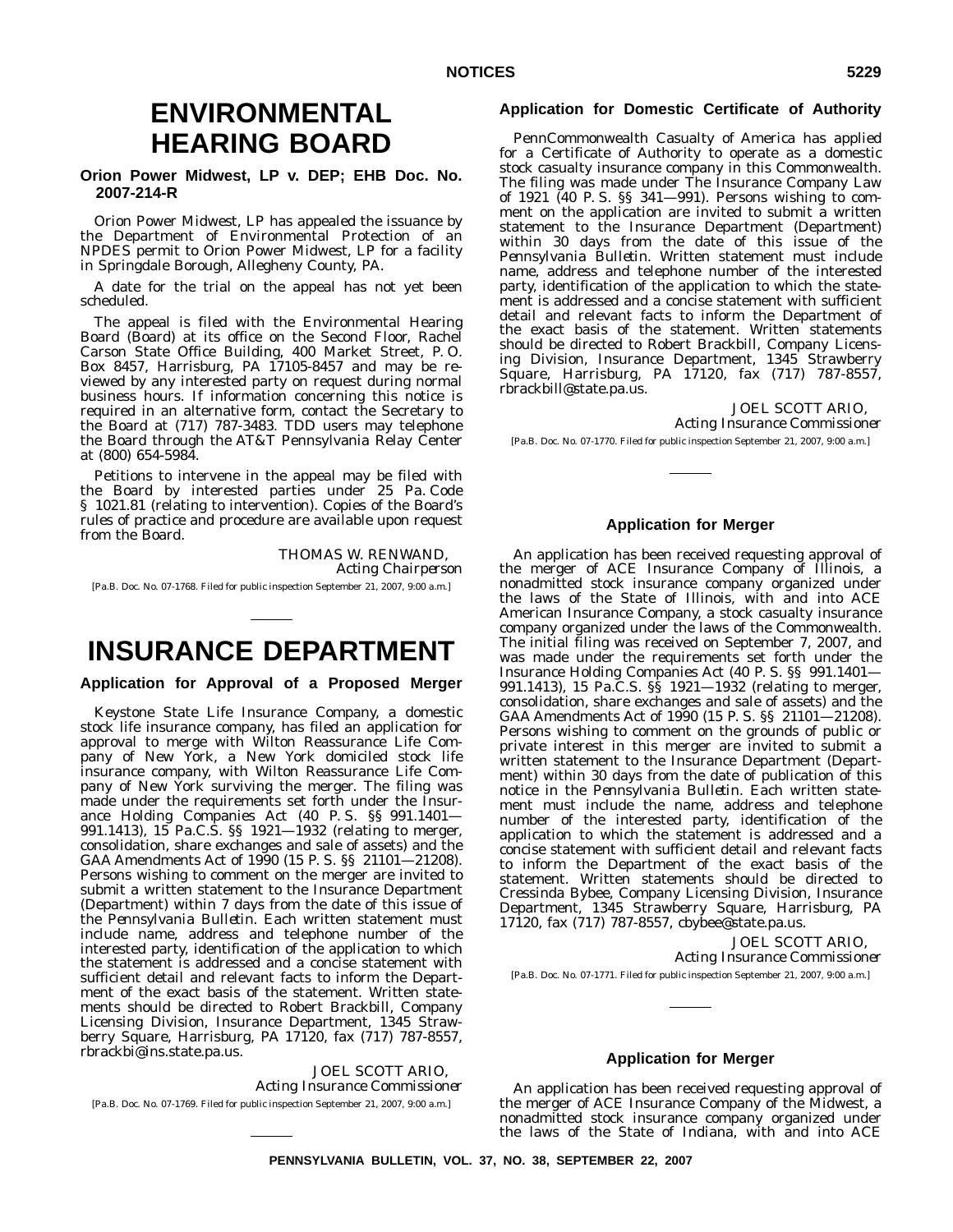# ENVIRONMENTAL HEARING BOARD

### Orion Power Midwest, LP v. DEP; EHB Doc. No. 2007-214-R

Orion Power Midwest, LP has appealed the issuance by the Department of Environmental Protection of an NPDES permit to Orion Power Midwest, LP for a facility in Springdale Borough, Allegheny County, PA.

A date for the trial on the appeal has not yet been scheduled.

The appeal is filed with the Environmental Hearing Board (Board) at its office on the Second Floor, Rachel Carson State Office Building, 400 Market Street, P. O. Box 8457, Harrisburg, PA 17105-8457 and may be reviewed by any interested party on request during normal business hours. If information concerning this notice is required in an alternative form, contact the Secretary to the Board at (717) 787-3483. TDD users may telephone the Board through the AT&T Pennsylvania Relay Center at (800) 654-5984.

Petitions to intervene in the appeal may be filed with the Board by interested parties under 25 Pa. Code § 1021.81 (relating to intervention). Copies of the Board's rules of practice and procedure are available upon request from the Board.

THOMAS W. RENWAND,
*Acting Chairperson*

[Pa.B. Doc. No. 07-1768. Filed for public inspection September 21, 2007, 9:00 a.m.]

# INSURANCE DEPARTMENT

### Application for Approval of a Proposed Merger

Keystone State Life Insurance Company, a domestic stock life insurance company, has filed an application for approval to merge with Wilton Reassurance Life Company of New York, a New York domiciled stock life insurance company, with Wilton Reassurance Life Company of New York surviving the merger. The filing was made under the requirements set forth under the Insurance Holding Companies Act (40 P. S. §§ 991.1401—991.1413), 15 Pa.C.S. §§ 1921—1932 (relating to merger, consolidation, share exchanges and sale of assets) and the GAA Amendments Act of 1990 (15 P. S. §§ 21101—21208). Persons wishing to comment on the merger are invited to submit a written statement to the Insurance Department (Department) within 7 days from the date of this issue of the *Pennsylvania Bulletin*. Each written statement must include name, address and telephone number of the interested party, identification of the application to which the statement is addressed and a concise statement with sufficient detail and relevant facts to inform the Department of the exact basis of the statement. Written statements should be directed to Robert Brackbill, Company Licensing Division, Insurance Department, 1345 Strawberry Square, Harrisburg, PA 17120, fax (717) 787-8557, rbrackbi@ins.state.pa.us.

JOEL SCOTT ARIO,
*Acting Insurance Commissioner*

[Pa.B. Doc. No. 07-1769. Filed for public inspection September 21, 2007, 9:00 a.m.]

### Application for Domestic Certificate of Authority

PennCommonwealth Casualty of America has applied for a Certificate of Authority to operate as a domestic stock casualty insurance company in this Commonwealth. The filing was made under The Insurance Company Law of 1921 (40 P. S. §§ 341—991). Persons wishing to comment on the application are invited to submit a written statement to the Insurance Department (Department) within 30 days from the date of this issue of the *Pennsylvania Bulletin*. Written statement must include name, address and telephone number of the interested party, identification of the application to which the statement is addressed and a concise statement with sufficient detail and relevant facts to inform the Department of the exact basis of the statement. Written statements should be directed to Robert Brackbill, Company Licensing Division, Insurance Department, 1345 Strawberry Square, Harrisburg, PA 17120, fax (717) 787-8557, rbrackbill@state.pa.us.

JOEL SCOTT ARIO,
*Acting Insurance Commissioner*

[Pa.B. Doc. No. 07-1770. Filed for public inspection September 21, 2007, 9:00 a.m.]

### Application for Merger

An application has been received requesting approval of the merger of ACE Insurance Company of Illinois, a nonadmitted stock insurance company organized under the laws of the State of Illinois, with and into ACE American Insurance Company, a stock casualty insurance company organized under the laws of the Commonwealth. The initial filing was received on September 7, 2007, and was made under the requirements set forth under the Insurance Holding Companies Act (40 P. S. §§ 991.1401—991.1413), 15 Pa.C.S. §§ 1921—1932 (relating to merger, consolidation, share exchanges and sale of assets) and the GAA Amendments Act of 1990 (15 P. S. §§ 21101—21208). Persons wishing to comment on the grounds of public or private interest in this merger are invited to submit a written statement to the Insurance Department (Department) within 30 days from the date of publication of this notice in the *Pennsylvania Bulletin*. Each written statement must include the name, address and telephone number of the interested party, identification of the application to which the statement is addressed and a concise statement with sufficient detail and relevant facts to inform the Department of the exact basis of the statement. Written statements should be directed to Cressinda Bybee, Company Licensing Division, Insurance Department, 1345 Strawberry Square, Harrisburg, PA 17120, fax (717) 787-8557, cbybee@state.pa.us.

JOEL SCOTT ARIO,
*Acting Insurance Commissioner*

[Pa.B. Doc. No. 07-1771. Filed for public inspection September 21, 2007, 9:00 a.m.]

### Application for Merger

An application has been received requesting approval of the merger of ACE Insurance Company of the Midwest, a nonadmitted stock insurance company organized under the laws of the State of Indiana, with and into ACE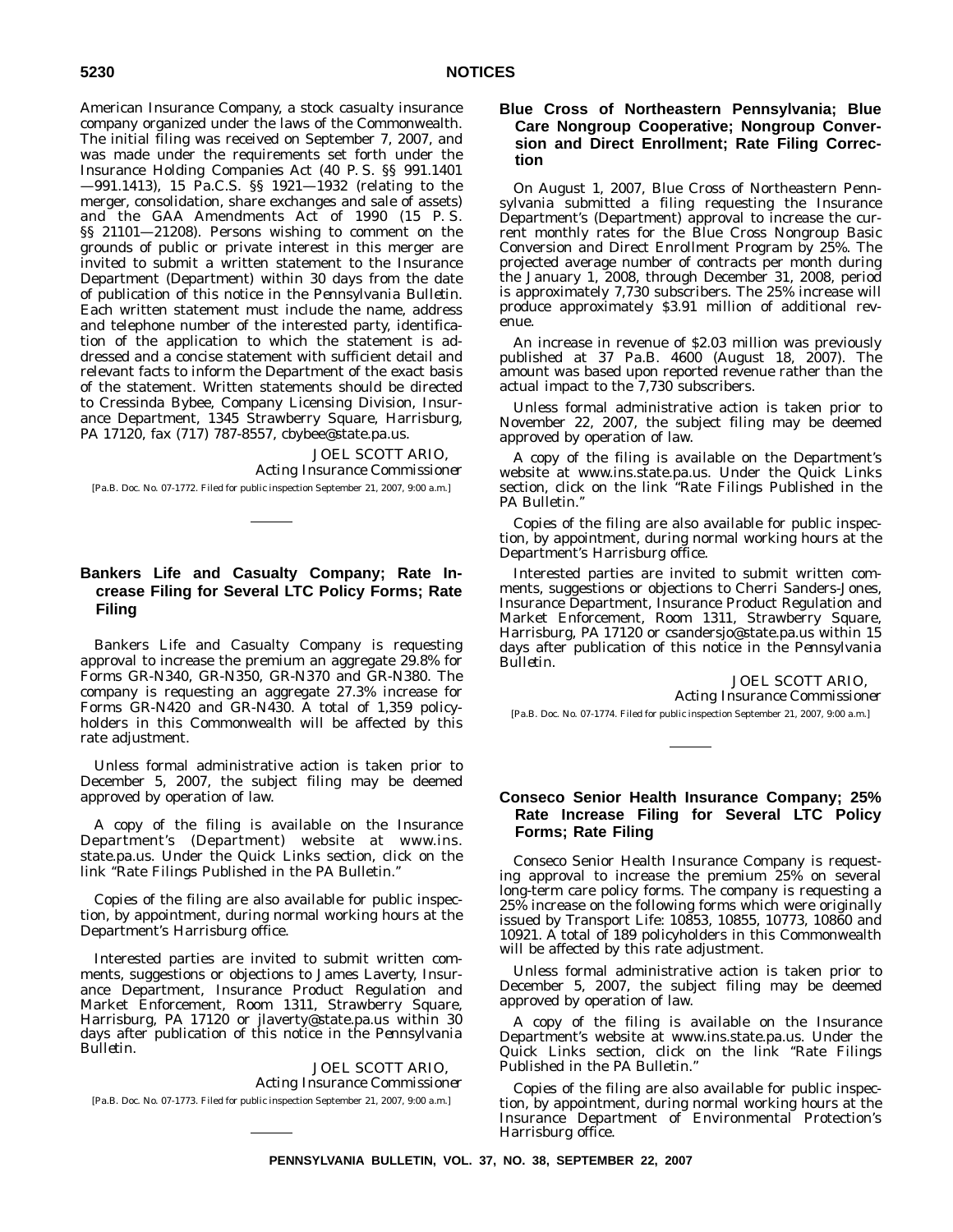American Insurance Company, a stock casualty insurance company organized under the laws of the Commonwealth. The initial filing was received on September 7, 2007, and was made under the requirements set forth under the Insurance Holding Companies Act (40 P. S. §§ 991.1401—991.1413), 15 Pa.C.S. §§ 1921—1932 (relating to the merger, consolidation, share exchanges and sale of assets) and the GAA Amendments Act of 1990 (15 P. S. §§ 21101—21208). Persons wishing to comment on the grounds of public or private interest in this merger are invited to submit a written statement to the Insurance Department (Department) within 30 days from the date of publication of this notice in the *Pennsylvania Bulletin*. Each written statement must include the name, address and telephone number of the interested party, identification of the application to which the statement is addressed and a concise statement with sufficient detail and relevant facts to inform the Department of the exact basis of the statement. Written statements should be directed to Cressinda Bybee, Company Licensing Division, Insurance Department, 1345 Strawberry Square, Harrisburg, PA 17120, fax (717) 787-8557, cbybee@state.pa.us.

JOEL SCOTT ARIO,
*Acting Insurance Commissioner*

[Pa.B. Doc. No. 07-1772. Filed for public inspection September 21, 2007, 9:00 a.m.]

## Bankers Life and Casualty Company; Rate Increase Filing for Several LTC Policy Forms; Rate Filing

Bankers Life and Casualty Company is requesting approval to increase the premium an aggregate 29.8% for Forms GR-N340, GR-N350, GR-N370 and GR-N380. The company is requesting an aggregate 27.3% increase for Forms GR-N420 and GR-N430. A total of 1,359 policyholders in this Commonwealth will be affected by this rate adjustment.

Unless formal administrative action is taken prior to December 5, 2007, the subject filing may be deemed approved by operation of law.

A copy of the filing is available on the Insurance Department's (Department) website at www.ins.state.pa.us. Under the Quick Links section, click on the link "Rate Filings Published in the PA Bulletin."

Copies of the filing are also available for public inspection, by appointment, during normal working hours at the Department's Harrisburg office.

Interested parties are invited to submit written comments, suggestions or objections to James Laverty, Insurance Department, Insurance Product Regulation and Market Enforcement, Room 1311, Strawberry Square, Harrisburg, PA 17120 or jlaverty@state.pa.us within 30 days after publication of this notice in the *Pennsylvania Bulletin*.

JOEL SCOTT ARIO,
*Acting Insurance Commissioner*

[Pa.B. Doc. No. 07-1773. Filed for public inspection September 21, 2007, 9:00 a.m.]

## Blue Cross of Northeastern Pennsylvania; Blue Care Nongroup Cooperative; Nongroup Conversion and Direct Enrollment; Rate Filing Correction

On August 1, 2007, Blue Cross of Northeastern Pennsylvania submitted a filing requesting the Insurance Department's (Department) approval to increase the current monthly rates for the Blue Cross Nongroup Basic Conversion and Direct Enrollment Program by 25%. The projected average number of contracts per month during the January 1, 2008, through December 31, 2008, period is approximately 7,730 subscribers. The 25% increase will produce approximately $3.91 million of additional revenue.

An increase in revenue of $2.03 million was previously published at 37 Pa.B. 4600 (August 18, 2007). The amount was based upon reported revenue rather than the actual impact to the 7,730 subscribers.

Unless formal administrative action is taken prior to November 22, 2007, the subject filing may be deemed approved by operation of law.

A copy of the filing is available on the Department's website at www.ins.state.pa.us. Under the Quick Links section, click on the link "Rate Filings Published in the PA Bulletin."

Copies of the filing are also available for public inspection, by appointment, during normal working hours at the Department's Harrisburg office.

Interested parties are invited to submit written comments, suggestions or objections to Cherri Sanders-Jones, Insurance Department, Insurance Product Regulation and Market Enforcement, Room 1311, Strawberry Square, Harrisburg, PA 17120 or csandersjo@state.pa.us within 15 days after publication of this notice in the *Pennsylvania Bulletin*.

JOEL SCOTT ARIO,
*Acting Insurance Commissioner*

[Pa.B. Doc. No. 07-1774. Filed for public inspection September 21, 2007, 9:00 a.m.]

## Conseco Senior Health Insurance Company; 25% Rate Increase Filing for Several LTC Policy Forms; Rate Filing

Conseco Senior Health Insurance Company is requesting approval to increase the premium 25% on several long-term care policy forms. The company is requesting a 25% increase on the following forms which were originally issued by Transport Life: 10853, 10855, 10773, 10860 and 10921. A total of 189 policyholders in this Commonwealth will be affected by this rate adjustment.

Unless formal administrative action is taken prior to December 5, 2007, the subject filing may be deemed approved by operation of law.

A copy of the filing is available on the Insurance Department's website at www.ins.state.pa.us. Under the Quick Links section, click on the link "Rate Filings Published in the PA Bulletin."

Copies of the filing are also available for public inspection, by appointment, during normal working hours at the Insurance Department of Environmental Protection's Harrisburg office.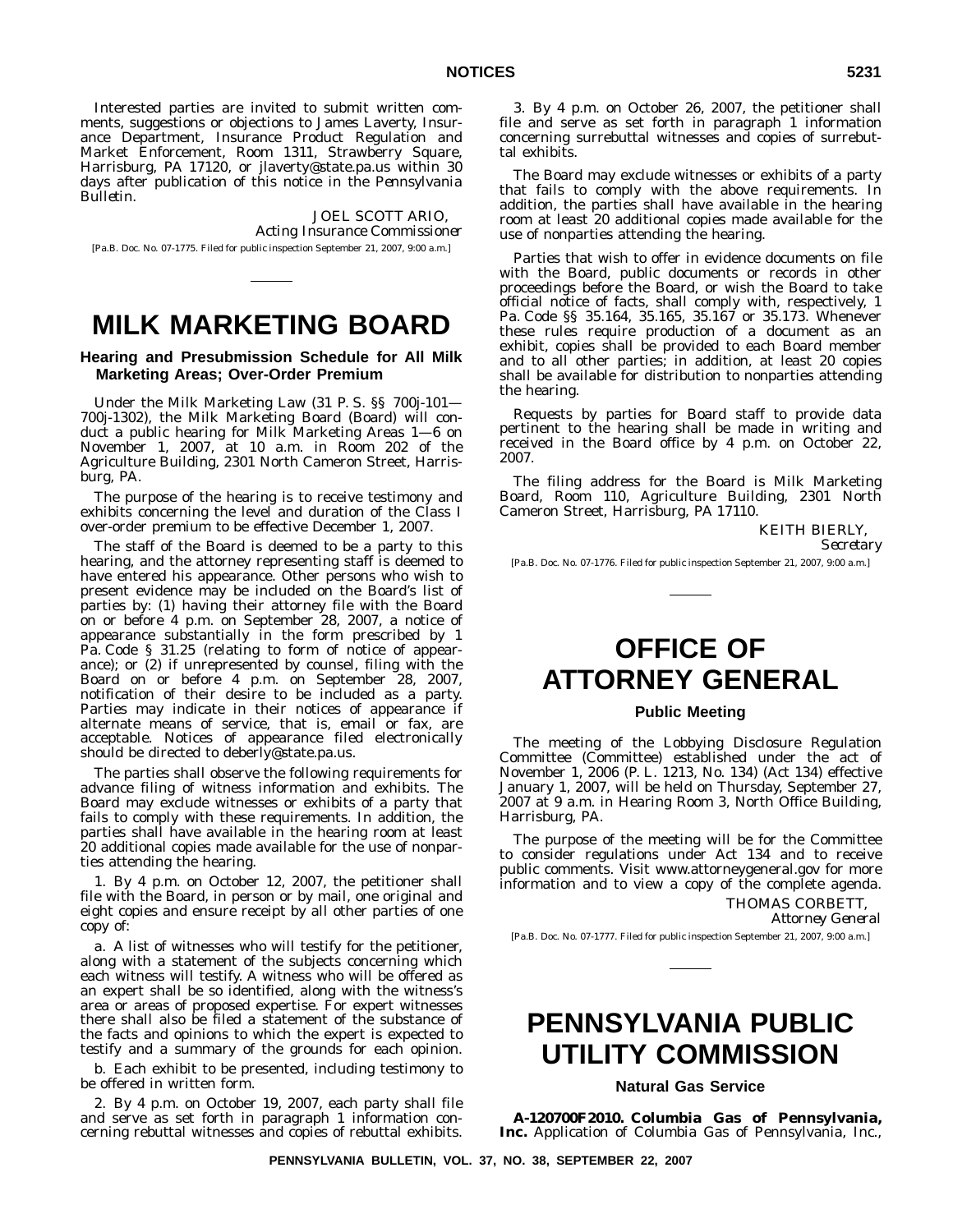Interested parties are invited to submit written comments, suggestions or objections to James Laverty, Insurance Department, Insurance Product Regulation and Market Enforcement, Room 1311, Strawberry Square, Harrisburg, PA 17120, or jlaverty@state.pa.us within 30 days after publication of this notice in the *Pennsylvania Bulletin*.

JOEL SCOTT ARIO,
*Acting Insurance Commissioner*

[Pa.B. Doc. No. 07-1775. Filed for public inspection September 21, 2007, 9:00 a.m.]

# MILK MARKETING BOARD

## Hearing and Presubmission Schedule for All Milk Marketing Areas; Over-Order Premium

Under the Milk Marketing Law (31 P. S. §§ 700j-101—700j-1302), the Milk Marketing Board (Board) will conduct a public hearing for Milk Marketing Areas 1—6 on November 1, 2007, at 10 a.m. in Room 202 of the Agriculture Building, 2301 North Cameron Street, Harrisburg, PA.

The purpose of the hearing is to receive testimony and exhibits concerning the level and duration of the Class I over-order premium to be effective December 1, 2007.

The staff of the Board is deemed to be a party to this hearing, and the attorney representing staff is deemed to have entered his appearance. Other persons who wish to present evidence may be included on the Board's list of parties by: (1) having their attorney file with the Board on or before 4 p.m. on September 28, 2007, a notice of appearance substantially in the form prescribed by 1 Pa. Code § 31.25 (relating to form of notice of appearance); or (2) if unrepresented by counsel, filing with the Board on or before 4 p.m. on September 28, 2007, notification of their desire to be included as a party. Parties may indicate in their notices of appearance if alternate means of service, that is, email or fax, are acceptable. Notices of appearance filed electronically should be directed to deberly@state.pa.us.

The parties shall observe the following requirements for advance filing of witness information and exhibits. The Board may exclude witnesses or exhibits of a party that fails to comply with these requirements. In addition, the parties shall have available in the hearing room at least 20 additional copies made available for the use of nonparties attending the hearing.

1. By 4 p.m. on October 12, 2007, the petitioner shall file with the Board, in person or by mail, one original and eight copies and ensure receipt by all other parties of one copy of:

a. A list of witnesses who will testify for the petitioner, along with a statement of the subjects concerning which each witness will testify. A witness who will be offered as an expert shall be so identified, along with the witness's area or areas of proposed expertise. For expert witnesses there shall also be filed a statement of the substance of the facts and opinions to which the expert is expected to testify and a summary of the grounds for each opinion.

b. Each exhibit to be presented, including testimony to be offered in written form.

2. By 4 p.m. on October 19, 2007, each party shall file and serve as set forth in paragraph 1 information concerning rebuttal witnesses and copies of rebuttal exhibits.

3. By 4 p.m. on October 26, 2007, the petitioner shall file and serve as set forth in paragraph 1 information concerning surrebuttal witnesses and copies of surrebuttal exhibits.

The Board may exclude witnesses or exhibits of a party that fails to comply with the above requirements. In addition, the parties shall have available in the hearing room at least 20 additional copies made available for the use of nonparties attending the hearing.

Parties that wish to offer in evidence documents on file with the Board, public documents or records in other proceedings before the Board, or wish the Board to take official notice of facts, shall comply with, respectively, 1 Pa. Code §§ 35.164, 35.165, 35.167 or 35.173. Whenever these rules require production of a document as an exhibit, copies shall be provided to each Board member and to all other parties; in addition, at least 20 copies shall be available for distribution to nonparties attending the hearing.

Requests by parties for Board staff to provide data pertinent to the hearing shall be made in writing and received in the Board office by 4 p.m. on October 22, 2007.

The filing address for the Board is Milk Marketing Board, Room 110, Agriculture Building, 2301 North Cameron Street, Harrisburg, PA 17110.

KEITH BIERLY,
*Secretary*

[Pa.B. Doc. No. 07-1776. Filed for public inspection September 21, 2007, 9:00 a.m.]

# OFFICE OF ATTORNEY GENERAL

## Public Meeting

The meeting of the Lobbying Disclosure Regulation Committee (Committee) established under the act of November 1, 2006 (P. L. 1213, No. 134) (Act 134) effective January 1, 2007, will be held on Thursday, September 27, 2007 at 9 a.m. in Hearing Room 3, North Office Building, Harrisburg, PA.

The purpose of the meeting will be for the Committee to consider regulations under Act 134 and to receive public comments. Visit www.attorneygeneral.gov for more information and to view a copy of the complete agenda.

THOMAS CORBETT,
*Attorney General*

[Pa.B. Doc. No. 07-1777. Filed for public inspection September 21, 2007, 9:00 a.m.]

# PENNSYLVANIA PUBLIC UTILITY COMMISSION

## Natural Gas Service

**A-120700F2010. Columbia Gas of Pennsylvania, Inc.** Application of Columbia Gas of Pennsylvania, Inc.,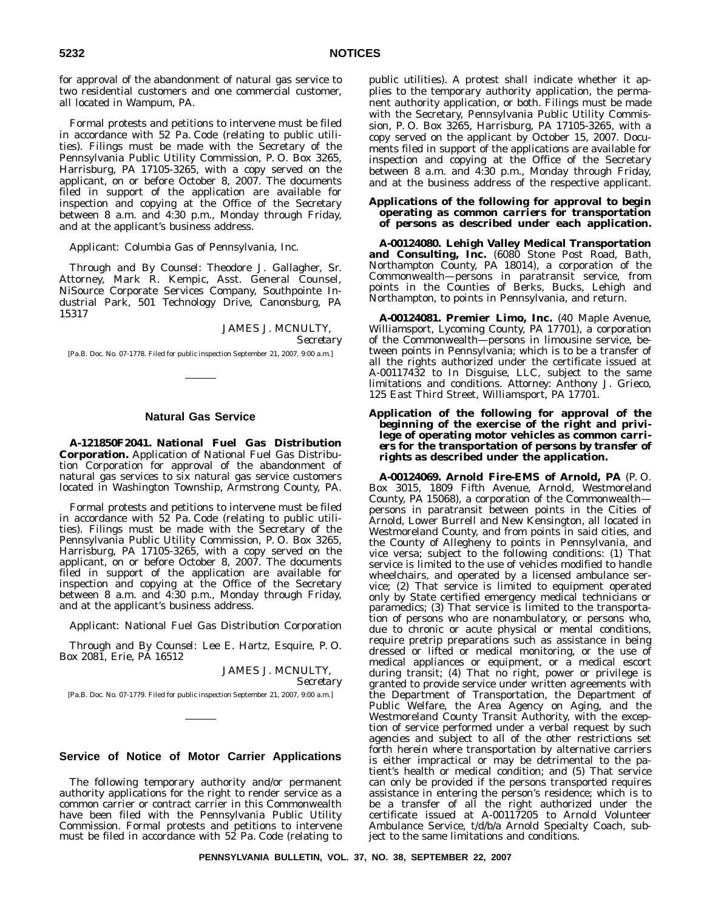for approval of the abandonment of natural gas service to two residential customers and one commercial customer, all located in Wampum, PA.

Formal protests and petitions to intervene must be filed in accordance with 52 Pa. Code (relating to public utilities). Filings must be made with the Secretary of the Pennsylvania Public Utility Commission, P. O. Box 3265, Harrisburg, PA 17105-3265, with a copy served on the applicant, on or before October 8, 2007. The documents filed in support of the application are available for inspection and copying at the Office of the Secretary between 8 a.m. and 4:30 p.m., Monday through Friday, and at the applicant's business address.

*Applicant*: Columbia Gas of Pennsylvania, Inc.

*Through and By Counsel*: Theodore J. Gallagher, Sr. Attorney, Mark R. Kempic, Asst. General Counsel, NiSource Corporate Services Company, Southpointe Industrial Park, 501 Technology Drive, Canonsburg, PA 15317

JAMES J. MCNULTY,
*Secretary*

[Pa.B. Doc. No. 07-1778. Filed for public inspection September 21, 2007, 9:00 a.m.]

## Natural Gas Service

**A-121850F2041. National Fuel Gas Distribution Corporation.** Application of National Fuel Gas Distribution Corporation for approval of the abandonment of natural gas services to six natural gas service customers located in Washington Township, Armstrong County, PA.

Formal protests and petitions to intervene must be filed in accordance with 52 Pa. Code (relating to public utilities). Filings must be made with the Secretary of the Pennsylvania Public Utility Commission, P. O. Box 3265, Harrisburg, PA 17105-3265, with a copy served on the applicant, on or before October 8, 2007. The documents filed in support of the application are available for inspection and copying at the Office of the Secretary between 8 a.m. and 4:30 p.m., Monday through Friday, and at the applicant's business address.

*Applicant*: National Fuel Gas Distribution Corporation

*Through and By Counsel*: Lee E. Hartz, Esquire, P. O. Box 2081, Erie, PA 16512

JAMES J. MCNULTY,
*Secretary*

[Pa.B. Doc. No. 07-1779. Filed for public inspection September 21, 2007, 9:00 a.m.]

## Service of Notice of Motor Carrier Applications

The following temporary authority and/or permanent authority applications for the right to render service as a common carrier or contract carrier in this Commonwealth have been filed with the Pennsylvania Public Utility Commission. Formal protests and petitions to intervene must be filed in accordance with 52 Pa. Code (relating to public utilities). A protest shall indicate whether it applies to the temporary authority application, the permanent authority application, or both. Filings must be made with the Secretary, Pennsylvania Public Utility Commission, P. O. Box 3265, Harrisburg, PA 17105-3265, with a copy served on the applicant by October 15, 2007. Documents filed in support of the applications are available for inspection and copying at the Office of the Secretary between 8 a.m. and 4:30 p.m., Monday through Friday, and at the business address of the respective applicant.

**Applications of the following for approval to begin operating as *common carriers* for transportation of *persons* as described under each application.**

**A-00124080. Lehigh Valley Medical Transportation and Consulting, Inc.** (6080 Stone Post Road, Bath, Northampton County, PA 18014), a corporation of the Commonwealth—persons in paratransit service, from points in the Counties of Berks, Bucks, Lehigh and Northampton, to points in Pennsylvania, and return.

**A-00124081. Premier Limo, Inc.** (40 Maple Avenue, Williamsport, Lycoming County, PA 17701), a corporation of the Commonwealth—persons in limousine service, between points in Pennsylvania; which is to be a transfer of all the rights authorized under the certificate issued at A-00117432 to In Disguise, LLC, subject to the same limitations and conditions. *Attorney*: Anthony J. Grieco, 125 East Third Street, Williamsport, PA 17701.

**Application of the following for approval of the *beginning* of the exercise of the right and privilege of operating motor vehicles as *common carriers* for the transportation of *persons* by *transfer of rights* as described under the application.**

**A-00124069. Arnold Fire-EMS of Arnold, PA** (P. O. Box 3015, 1809 Fifth Avenue, Arnold, Westmoreland County, PA 15068), a corporation of the Commonwealth—persons in paratransit between points in the Cities of Arnold, Lower Burrell and New Kensington, all located in Westmoreland County, and from points in said cities, and the County of Allegheny to points in Pennsylvania, and vice versa; subject to the following conditions: (1) That service is limited to the use of vehicles modified to handle wheelchairs, and operated by a licensed ambulance service; (2) That service is limited to equipment operated only by State certified emergency medical technicians or paramedics; (3) That service is limited to the transportation of persons who are nonambulatory, or persons who, due to chronic or acute physical or mental conditions, require pretrip preparations such as assistance in being dressed or lifted or medical monitoring, or the use of medical appliances or equipment, or a medical escort during transit; (4) That no right, power or privilege is granted to provide service under written agreements with the Department of Transportation, the Department of Public Welfare, the Area Agency on Aging, and the Westmoreland County Transit Authority, with the exception of service performed under a verbal request by such agencies and subject to all of the other restrictions set forth herein where transportation by alternative carriers is either impractical or may be detrimental to the patient's health or medical condition; and (5) That service can only be provided if the persons transported requires assistance in entering the person's residence; which is to be a transfer of all the right authorized under the certificate issued at A-00117205 to Arnold Volunteer Ambulance Service, t/d/b/a Arnold Specialty Coach, subject to the same limitations and conditions.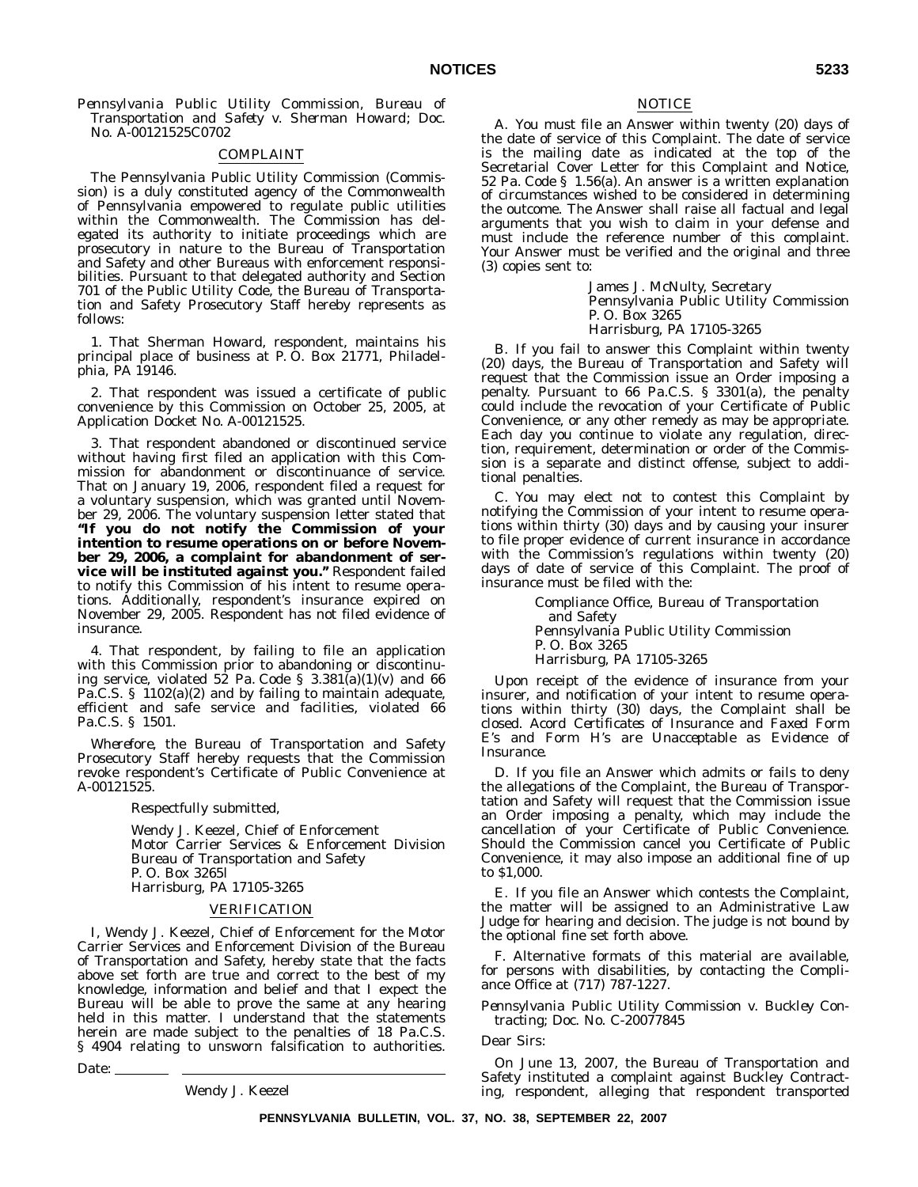*Pennsylvania Public Utility Commission, Bureau of Transportation and Safety v. Sherman Howard; Doc. No. A-00121525C0702*

COMPLAINT

The Pennsylvania Public Utility Commission (Commission) is a duly constituted agency of the Commonwealth of Pennsylvania empowered to regulate public utilities within the Commonwealth. The Commission has delegated its authority to initiate proceedings which are prosecutory in nature to the Bureau of Transportation and Safety and other Bureaus with enforcement responsibilities. Pursuant to that delegated authority and Section 701 of the Public Utility Code, the Bureau of Transportation and Safety Prosecutory Staff hereby represents as follows:

1. That Sherman Howard, respondent, maintains his principal place of business at P. O. Box 21771, Philadelphia, PA 19146.

2. That respondent was issued a certificate of public convenience by this Commission on October 25, 2005, at Application Docket No. A-00121525.

3. That respondent abandoned or discontinued service without having first filed an application with this Commission for abandonment or discontinuance of service. That on January 19, 2006, respondent filed a request for a voluntary suspension, which was granted until November 29, 2006. The voluntary suspension letter stated that **"If you do not notify the Commission of your intention to resume operations on or before November 29, 2006, a complaint for abandonment of service will be instituted against you."** Respondent failed to notify this Commission of his intent to resume operations. Additionally, respondent's insurance expired on November 29, 2005. Respondent has not filed evidence of insurance.

4. That respondent, by failing to file an application with this Commission prior to abandoning or discontinuing service, violated 52 Pa. Code § 3.381(a)(1)(v) and 66 Pa.C.S. § 1102(a)(2) and by failing to maintain adequate, efficient and safe service and facilities, violated 66 Pa.C.S. § 1501.

*Wherefore*, the Bureau of Transportation and Safety Prosecutory Staff hereby requests that the Commission revoke respondent's Certificate of Public Convenience at A-00121525.

Respectfully submitted,

Wendy J. Keezel, Chief of Enforcement
Motor Carrier Services & Enforcement Division
Bureau of Transportation and Safety
P. O. Box 3265l
Harrisburg, PA 17105-3265

VERIFICATION

I, Wendy J. Keezel, Chief of Enforcement for the Motor Carrier Services and Enforcement Division of the Bureau of Transportation and Safety, hereby state that the facts above set forth are true and correct to the best of my knowledge, information and belief and that I expect the Bureau will be able to prove the same at any hearing held in this matter. I understand that the statements herein are made subject to the penalties of 18 Pa.C.S. § 4904 relating to unsworn falsification to authorities.

Date: ________

________________________
Wendy J. Keezel

NOTICE

A. You must file an Answer within twenty (20) days of the date of service of this Complaint. The date of service is the mailing date as indicated at the top of the Secretarial Cover Letter for this Complaint and Notice, 52 Pa. Code § 1.56(a). An answer is a written explanation of circumstances wished to be considered in determining the outcome. The Answer shall raise all factual and legal arguments that you wish to claim in your defense and must include the reference number of this complaint. Your Answer must be verified and the original and three (3) copies sent to:

James J. McNulty, Secretary
Pennsylvania Public Utility Commission
P. O. Box 3265
Harrisburg, PA 17105-3265

B. If you fail to answer this Complaint within twenty (20) days, the Bureau of Transportation and Safety will request that the Commission issue an Order imposing a penalty. Pursuant to 66 Pa.C.S. § 3301(a), the penalty could include the revocation of your Certificate of Public Convenience, or any other remedy as may be appropriate. Each day you continue to violate any regulation, direction, requirement, determination or order of the Commission is a separate and distinct offense, subject to additional penalties.

C. You may elect not to contest this Complaint by notifying the Commission of your intent to resume operations within thirty (30) days and by causing your insurer to file proper evidence of current insurance in accordance with the Commission's regulations within twenty (20) days of date of service of this Complaint. The proof of insurance must be filed with the:

Compliance Office, Bureau of Transportation and Safety
Pennsylvania Public Utility Commission
P. O. Box 3265
Harrisburg, PA 17105-3265

Upon receipt of the evidence of insurance from your insurer, and notification of your intent to resume operations within thirty (30) days, the Complaint shall be closed. *Acord Certificates of Insurance and Faxed Form E's and Form H's are Unacceptable as Evidence of Insurance.*

D. If you file an Answer which admits or fails to deny the allegations of the Complaint, the Bureau of Transportation and Safety will request that the Commission issue an Order imposing a penalty, which may include the cancellation of your Certificate of Public Convenience. Should the Commission cancel you Certificate of Public Convenience, it may also impose an additional fine of up to $1,000.

E. If you file an Answer which contests the Complaint, the matter will be assigned to an Administrative Law Judge for hearing and decision. The judge is not bound by the optional fine set forth above.

F. Alternative formats of this material are available, for persons with disabilities, by contacting the Compliance Office at (717) 787-1227.

*Pennsylvania Public Utility Commission v. Buckley Contracting; Doc. No. C-20077845*

Dear Sirs:

On June 13, 2007, the Bureau of Transportation and Safety instituted a complaint against Buckley Contracting, respondent, alleging that respondent transported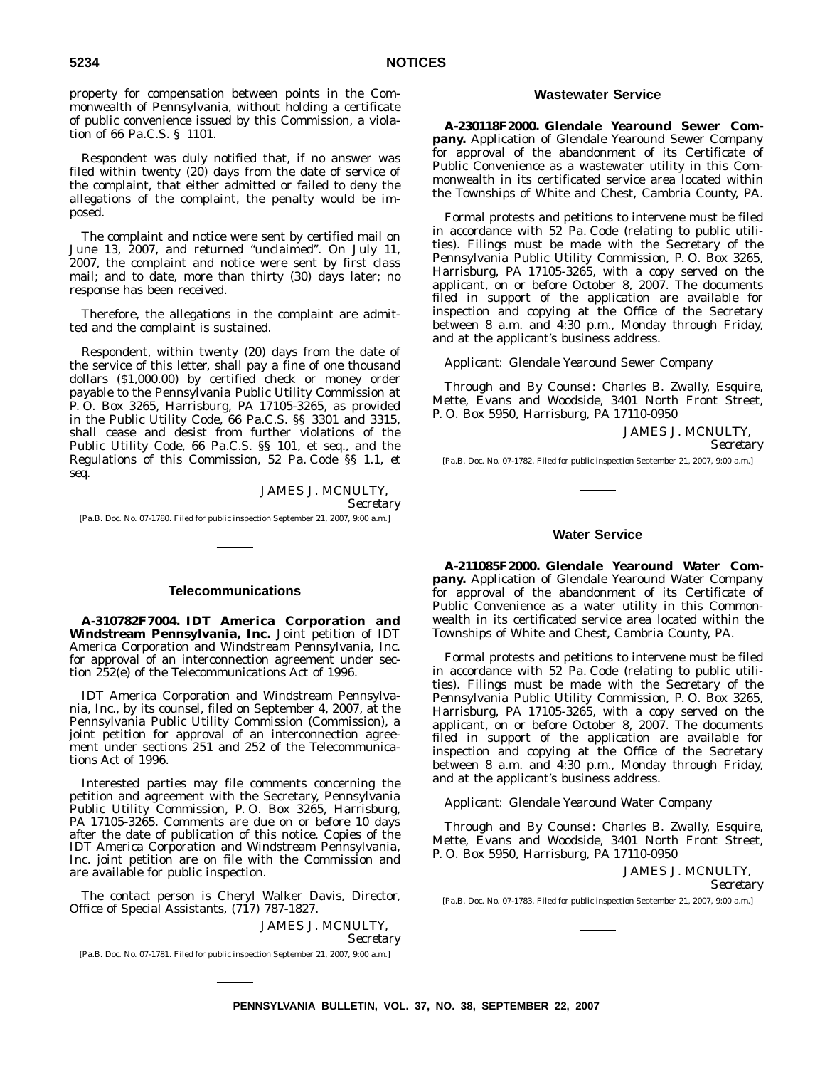property for compensation between points in the Commonwealth of Pennsylvania, without holding a certificate of public convenience issued by this Commission, a violation of 66 Pa.C.S. § 1101.

Respondent was duly notified that, if no answer was filed within twenty (20) days from the date of service of the complaint, that either admitted or failed to deny the allegations of the complaint, the penalty would be imposed.

The complaint and notice were sent by certified mail on June 13, 2007, and returned "unclaimed". On July 11, 2007, the complaint and notice were sent by first class mail; and to date, more than thirty (30) days later; no response has been received.

Therefore, the allegations in the complaint are admitted and the complaint is sustained.

Respondent, within twenty (20) days from the date of the service of this letter, shall pay a fine of one thousand dollars ($1,000.00) by certified check or money order payable to the Pennsylvania Public Utility Commission at P. O. Box 3265, Harrisburg, PA 17105-3265, as provided in the Public Utility Code, 66 Pa.C.S. §§ 3301 and 3315, shall cease and desist from further violations of the Public Utility Code, 66 Pa.C.S. §§ 101, et seq., and the Regulations of this Commission, 52 Pa. Code §§ 1.1, *et seq.*

JAMES J. MCNULTY,
*Secretary*

[Pa.B. Doc. No. 07-1780. Filed for public inspection September 21, 2007, 9:00 a.m.]

## Telecommunications

**A-310782F7004. IDT America Corporation and Windstream Pennsylvania, Inc.** Joint petition of IDT America Corporation and Windstream Pennsylvania, Inc. for approval of an interconnection agreement under section 252(e) of the Telecommunications Act of 1996.

IDT America Corporation and Windstream Pennsylvania, Inc., by its counsel, filed on September 4, 2007, at the Pennsylvania Public Utility Commission (Commission), a joint petition for approval of an interconnection agreement under sections 251 and 252 of the Telecommunications Act of 1996.

Interested parties may file comments concerning the petition and agreement with the Secretary, Pennsylvania Public Utility Commission, P. O. Box 3265, Harrisburg, PA 17105-3265. Comments are due on or before 10 days after the date of publication of this notice. Copies of the IDT America Corporation and Windstream Pennsylvania, Inc. joint petition are on file with the Commission and are available for public inspection.

The contact person is Cheryl Walker Davis, Director, Office of Special Assistants, (717) 787-1827.

JAMES J. MCNULTY,
*Secretary*

[Pa.B. Doc. No. 07-1781. Filed for public inspection September 21, 2007, 9:00 a.m.]

## Wastewater Service

**A-230118F2000. Glendale Yearound Sewer Company.** Application of Glendale Yearound Sewer Company for approval of the abandonment of its Certificate of Public Convenience as a wastewater utility in this Commonwealth in its certificated service area located within the Townships of White and Chest, Cambria County, PA.

Formal protests and petitions to intervene must be filed in accordance with 52 Pa. Code (relating to public utilities). Filings must be made with the Secretary of the Pennsylvania Public Utility Commission, P. O. Box 3265, Harrisburg, PA 17105-3265, with a copy served on the applicant, on or before October 8, 2007. The documents filed in support of the application are available for inspection and copying at the Office of the Secretary between 8 a.m. and 4:30 p.m., Monday through Friday, and at the applicant's business address.

*Applicant*: Glendale Yearound Sewer Company

*Through and By Counsel*: Charles B. Zwally, Esquire, Mette, Evans and Woodside, 3401 North Front Street, P. O. Box 5950, Harrisburg, PA 17110-0950

JAMES J. MCNULTY,
*Secretary*

[Pa.B. Doc. No. 07-1782. Filed for public inspection September 21, 2007, 9:00 a.m.]

## Water Service

**A-211085F2000. Glendale Yearound Water Company.** Application of Glendale Yearound Water Company for approval of the abandonment of its Certificate of Public Convenience as a water utility in this Commonwealth in its certificated service area located within the Townships of White and Chest, Cambria County, PA.

Formal protests and petitions to intervene must be filed in accordance with 52 Pa. Code (relating to public utilities). Filings must be made with the Secretary of the Pennsylvania Public Utility Commission, P. O. Box 3265, Harrisburg, PA 17105-3265, with a copy served on the applicant, on or before October 8, 2007. The documents filed in support of the application are available for inspection and copying at the Office of the Secretary between 8 a.m. and 4:30 p.m., Monday through Friday, and at the applicant's business address.

*Applicant*: Glendale Yearound Water Company

*Through and By Counsel*: Charles B. Zwally, Esquire, Mette, Evans and Woodside, 3401 North Front Street, P. O. Box 5950, Harrisburg, PA 17110-0950

JAMES J. MCNULTY,
*Secretary*

[Pa.B. Doc. No. 07-1783. Filed for public inspection September 21, 2007, 9:00 a.m.]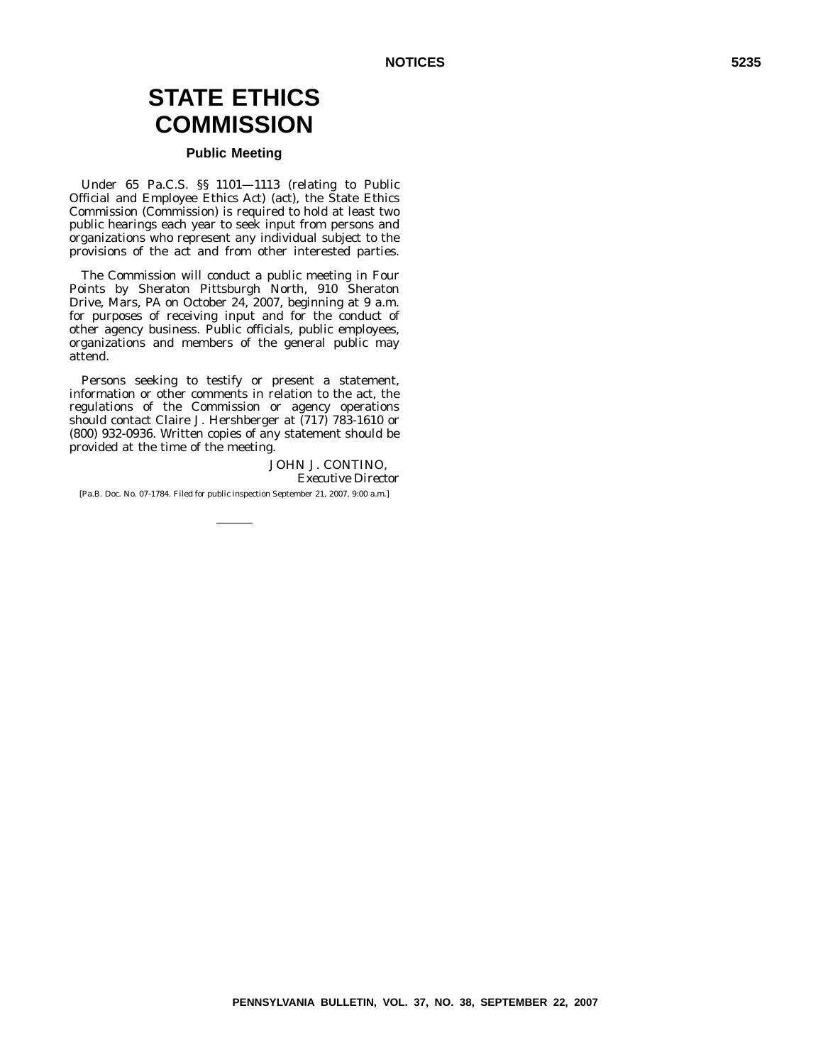# STATE ETHICS COMMISSION

## Public Meeting

Under 65 Pa.C.S. §§ 1101—1113 (relating to Public Official and Employee Ethics Act) (act), the State Ethics Commission (Commission) is required to hold at least two public hearings each year to seek input from persons and organizations who represent any individual subject to the provisions of the act and from other interested parties.

The Commission will conduct a public meeting in Four Points by Sheraton Pittsburgh North, 910 Sheraton Drive, Mars, PA on October 24, 2007, beginning at 9 a.m. for purposes of receiving input and for the conduct of other agency business. Public officials, public employees, organizations and members of the general public may attend.

Persons seeking to testify or present a statement, information or other comments in relation to the act, the regulations of the Commission or agency operations should contact Claire J. Hershberger at (717) 783-1610 or (800) 932-0936. Written copies of any statement should be provided at the time of the meeting.

JOHN J. CONTINO,
*Executive Director*

[Pa.B. Doc. No. 07-1784. Filed for public inspection September 21, 2007, 9:00 a.m.]